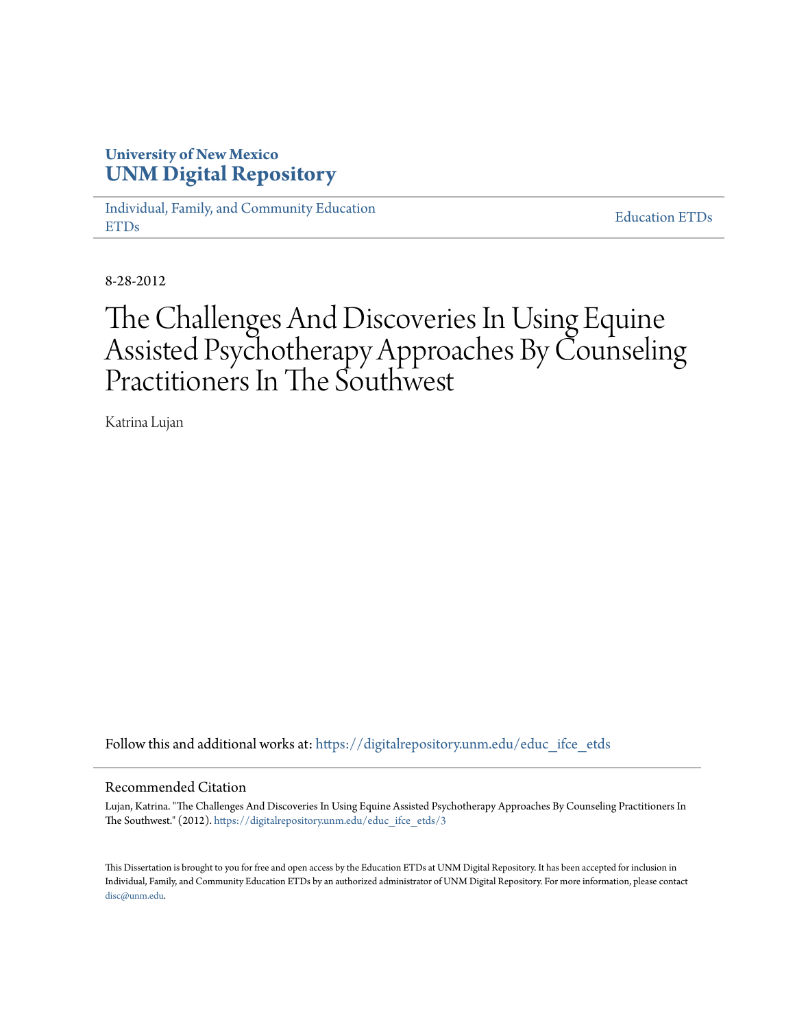**University of New Mexico**
**UNM Digital Repository**

Individual, Family, and Community Education ETDs | Education ETDs

8-28-2012

# The Challenges And Discoveries In Using Equine Assisted Psychotherapy Approaches By Counseling Practitioners In The Southwest

Katrina Lujan

Follow this and additional works at: https://digitalrepository.unm.edu/educ_ifce_etds

## Recommended Citation

Lujan, Katrina. "The Challenges And Discoveries In Using Equine Assisted Psychotherapy Approaches By Counseling Practitioners In The Southwest." (2012). https://digitalrepository.unm.edu/educ_ifce_etds/3

This Dissertation is brought to you for free and open access by the Education ETDs at UNM Digital Repository. It has been accepted for inclusion in Individual, Family, and Community Education ETDs by an authorized administrator of UNM Digital Repository. For more information, please contact disc@unm.edu.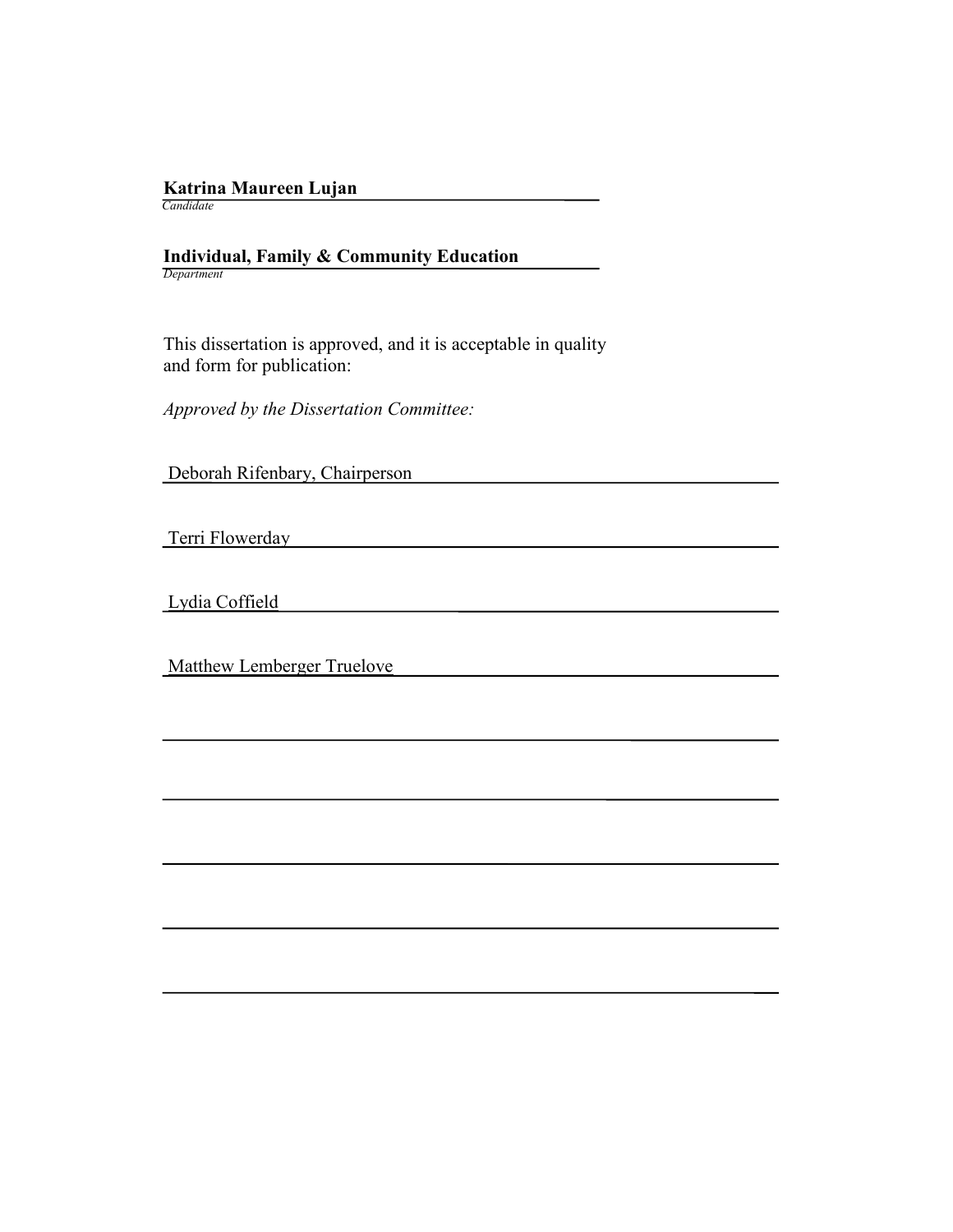**Katrina Maureen Lujan**
*Candidate*

**Individual, Family & Community Education**
*Department*

This dissertation is approved, and it is acceptable in quality and form for publication:

*Approved by the Dissertation Committee:*

Deborah Rifenbary, Chairperson

Terri Flowerday

Lydia Coffield

Matthew Lemberger Truelove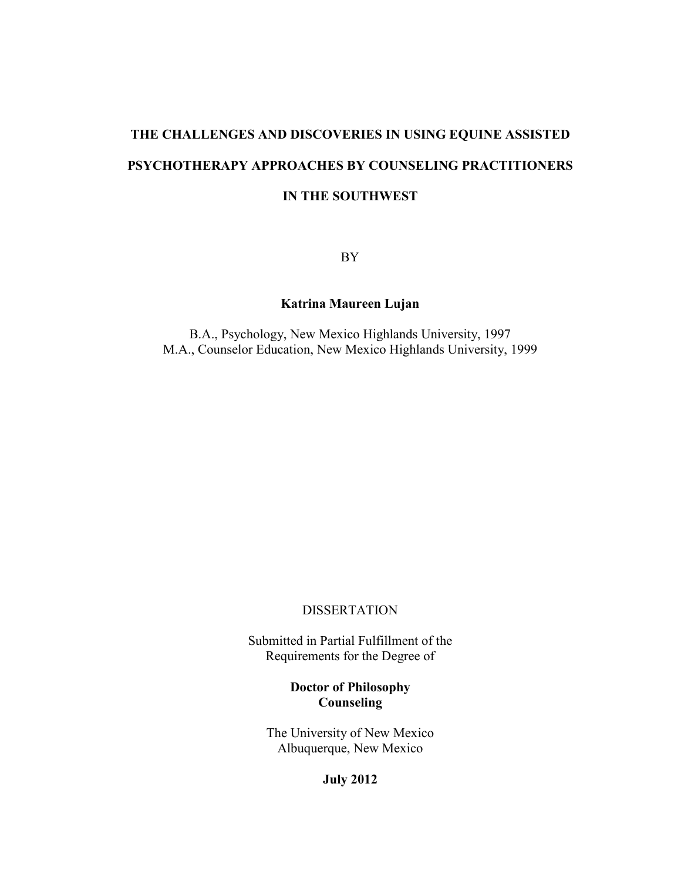# THE CHALLENGES AND DISCOVERIES IN USING EQUINE ASSISTED PSYCHOTHERAPY APPROACHES BY COUNSELING PRACTITIONERS IN THE SOUTHWEST

BY

**Katrina Maureen Lujan**

B.A., Psychology, New Mexico Highlands University, 1997
M.A., Counselor Education, New Mexico Highlands University, 1999

DISSERTATION

Submitted in Partial Fulfillment of the
Requirements for the Degree of

**Doctor of Philosophy**
**Counseling**

The University of New Mexico
Albuquerque, New Mexico

**July 2012**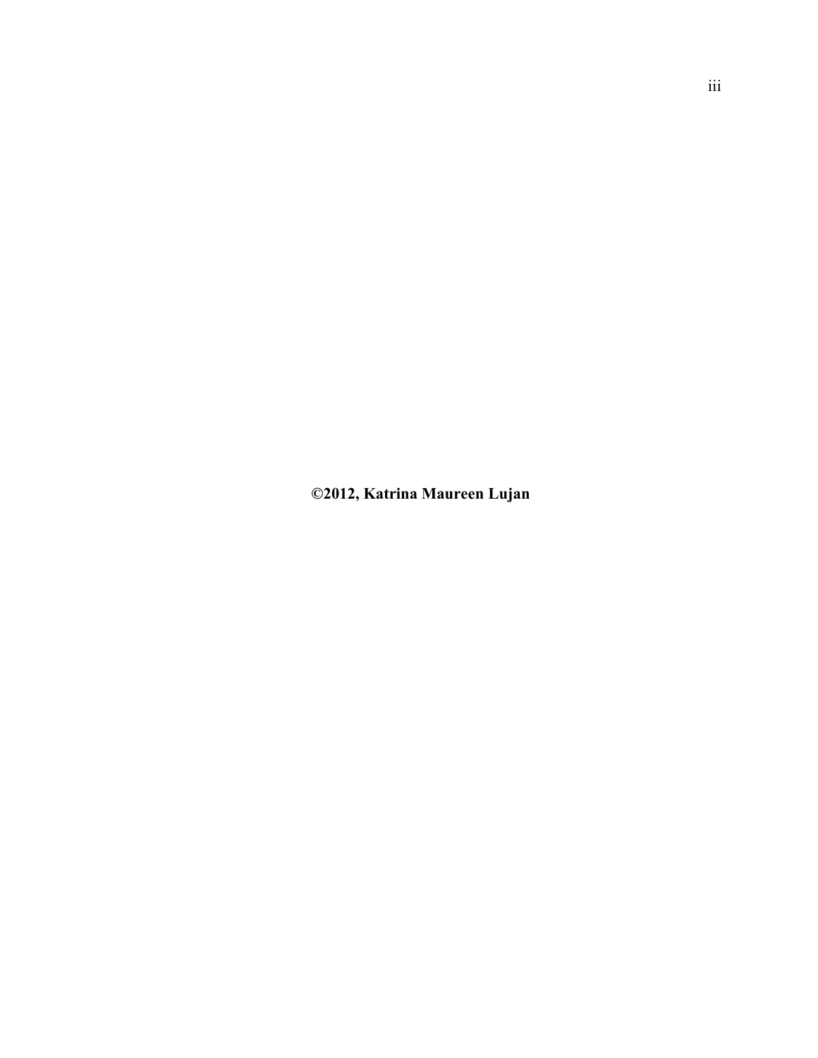**©2012, Katrina Maureen Lujan**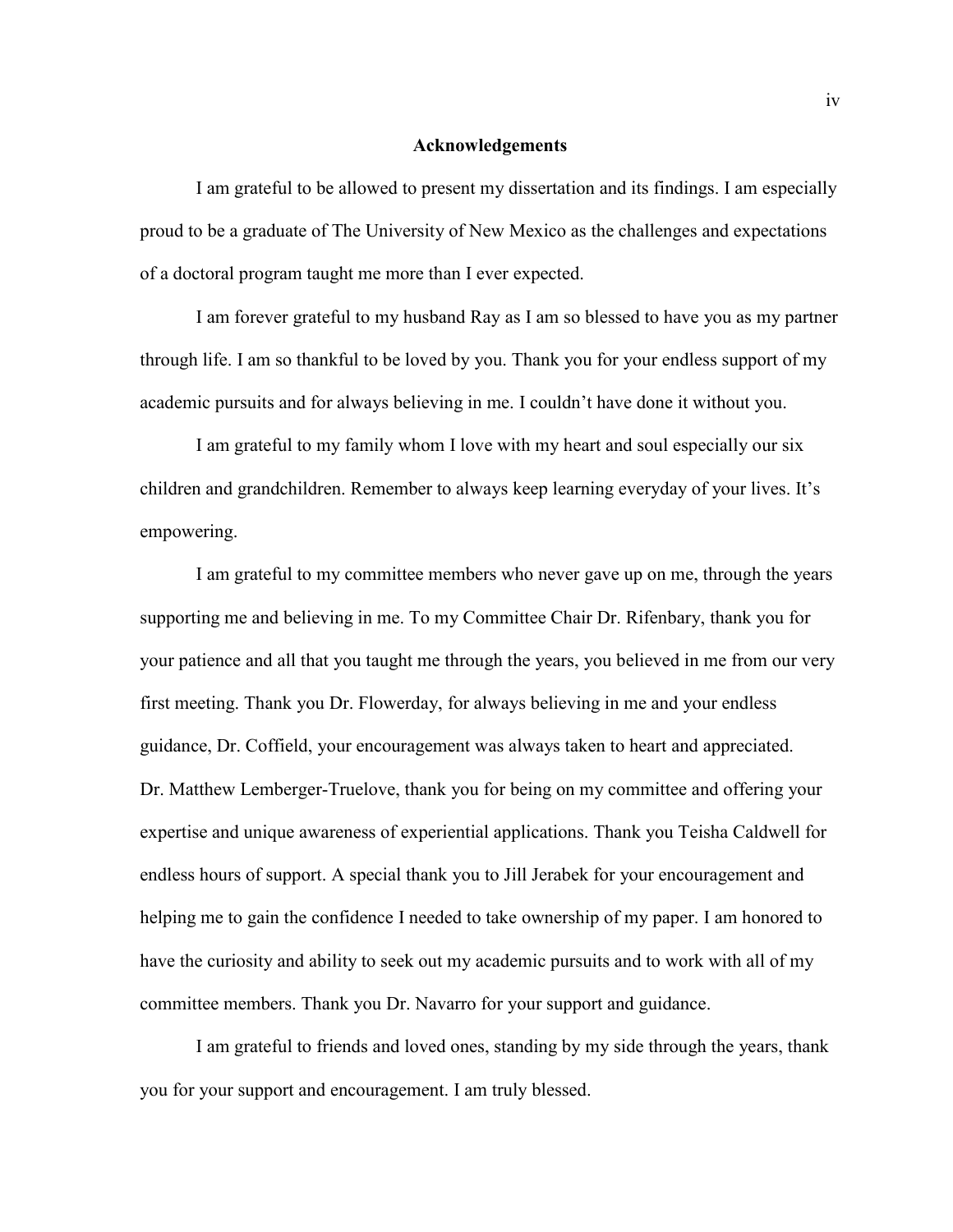## Acknowledgements

I am grateful to be allowed to present my dissertation and its findings. I am especially proud to be a graduate of The University of New Mexico as the challenges and expectations of a doctoral program taught me more than I ever expected.

I am forever grateful to my husband Ray as I am so blessed to have you as my partner through life. I am so thankful to be loved by you. Thank you for your endless support of my academic pursuits and for always believing in me. I couldn't have done it without you.

I am grateful to my family whom I love with my heart and soul especially our six children and grandchildren. Remember to always keep learning everyday of your lives. It's empowering.

I am grateful to my committee members who never gave up on me, through the years supporting me and believing in me. To my Committee Chair Dr. Rifenbary, thank you for your patience and all that you taught me through the years, you believed in me from our very first meeting. Thank you Dr. Flowerday, for always believing in me and your endless guidance, Dr. Coffield, your encouragement was always taken to heart and appreciated. Dr. Matthew Lemberger-Truelove, thank you for being on my committee and offering your expertise and unique awareness of experiential applications. Thank you Teisha Caldwell for endless hours of support. A special thank you to Jill Jerabek for your encouragement and helping me to gain the confidence I needed to take ownership of my paper. I am honored to have the curiosity and ability to seek out my academic pursuits and to work with all of my committee members. Thank you Dr. Navarro for your support and guidance.

I am grateful to friends and loved ones, standing by my side through the years, thank you for your support and encouragement. I am truly blessed.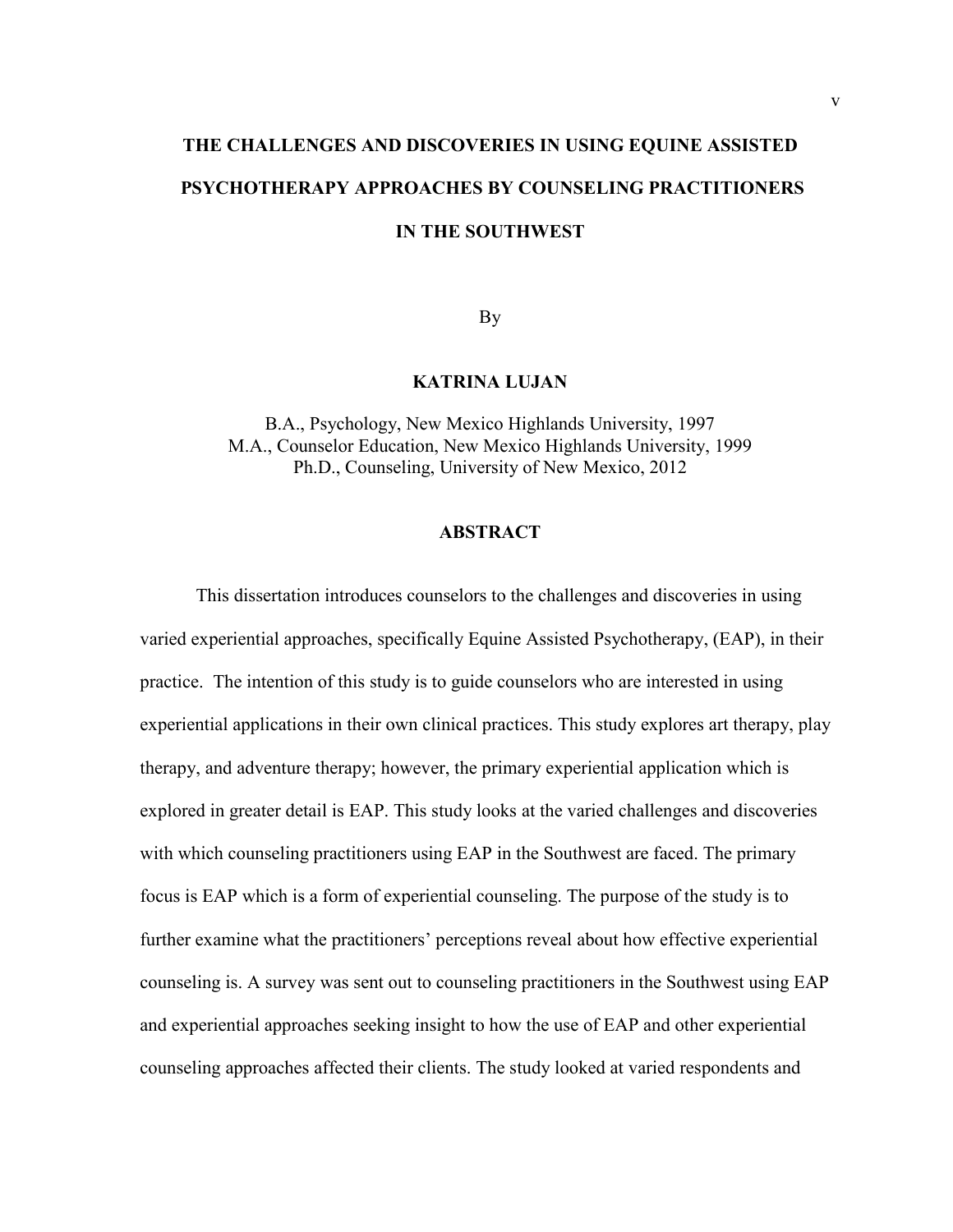# THE CHALLENGES AND DISCOVERIES IN USING EQUINE ASSISTED PSYCHOTHERAPY APPROACHES BY COUNSELING PRACTITIONERS IN THE SOUTHWEST

By

**KATRINA LUJAN**

B.A., Psychology, New Mexico Highlands University, 1997
M.A., Counselor Education, New Mexico Highlands University, 1999
Ph.D., Counseling, University of New Mexico, 2012

## ABSTRACT

This dissertation introduces counselors to the challenges and discoveries in using varied experiential approaches, specifically Equine Assisted Psychotherapy, (EAP), in their practice. The intention of this study is to guide counselors who are interested in using experiential applications in their own clinical practices. This study explores art therapy, play therapy, and adventure therapy; however, the primary experiential application which is explored in greater detail is EAP. This study looks at the varied challenges and discoveries with which counseling practitioners using EAP in the Southwest are faced. The primary focus is EAP which is a form of experiential counseling. The purpose of the study is to further examine what the practitioners' perceptions reveal about how effective experiential counseling is. A survey was sent out to counseling practitioners in the Southwest using EAP and experiential approaches seeking insight to how the use of EAP and other experiential counseling approaches affected their clients. The study looked at varied respondents and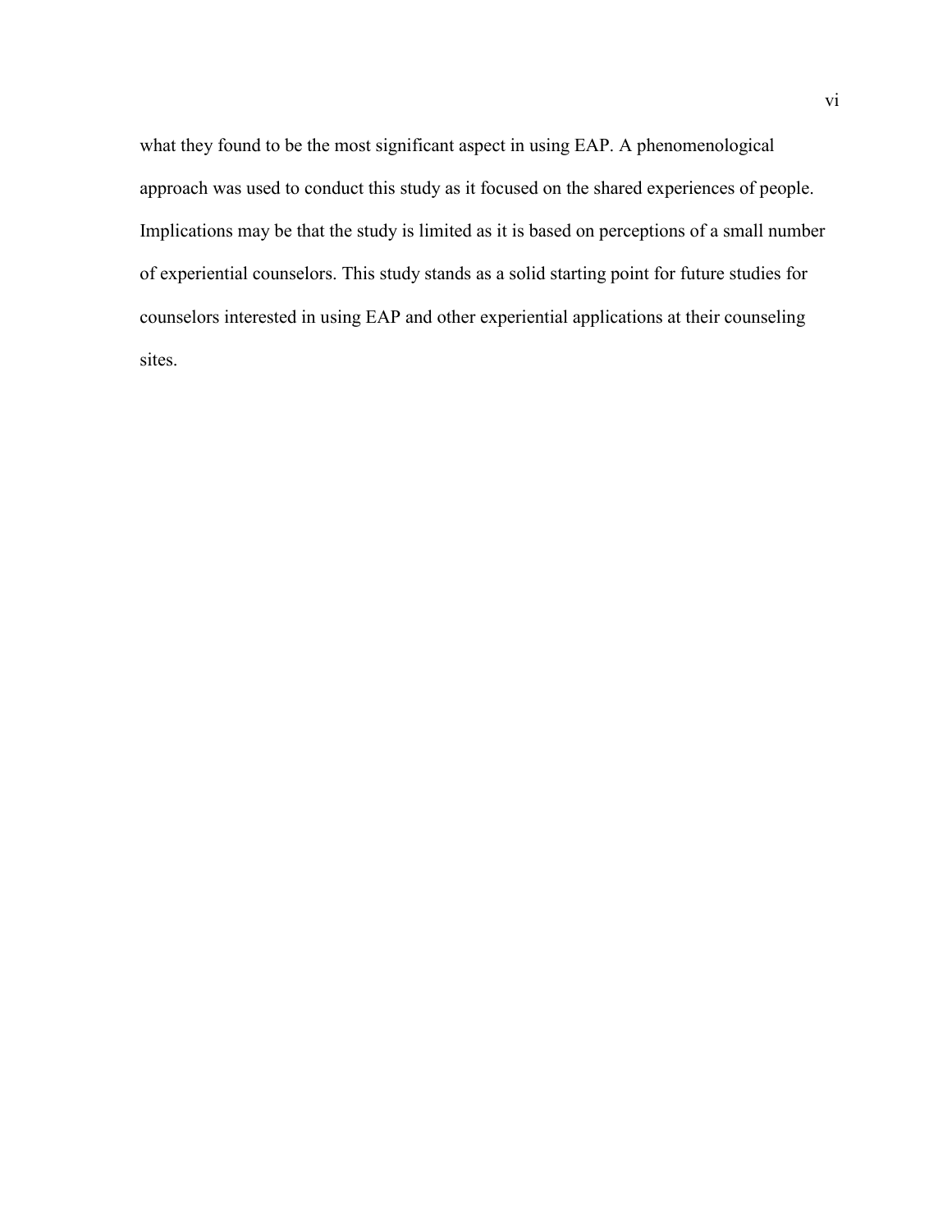what they found to be the most significant aspect in using EAP. A phenomenological approach was used to conduct this study as it focused on the shared experiences of people. Implications may be that the study is limited as it is based on perceptions of a small number of experiential counselors. This study stands as a solid starting point for future studies for counselors interested in using EAP and other experiential applications at their counseling sites.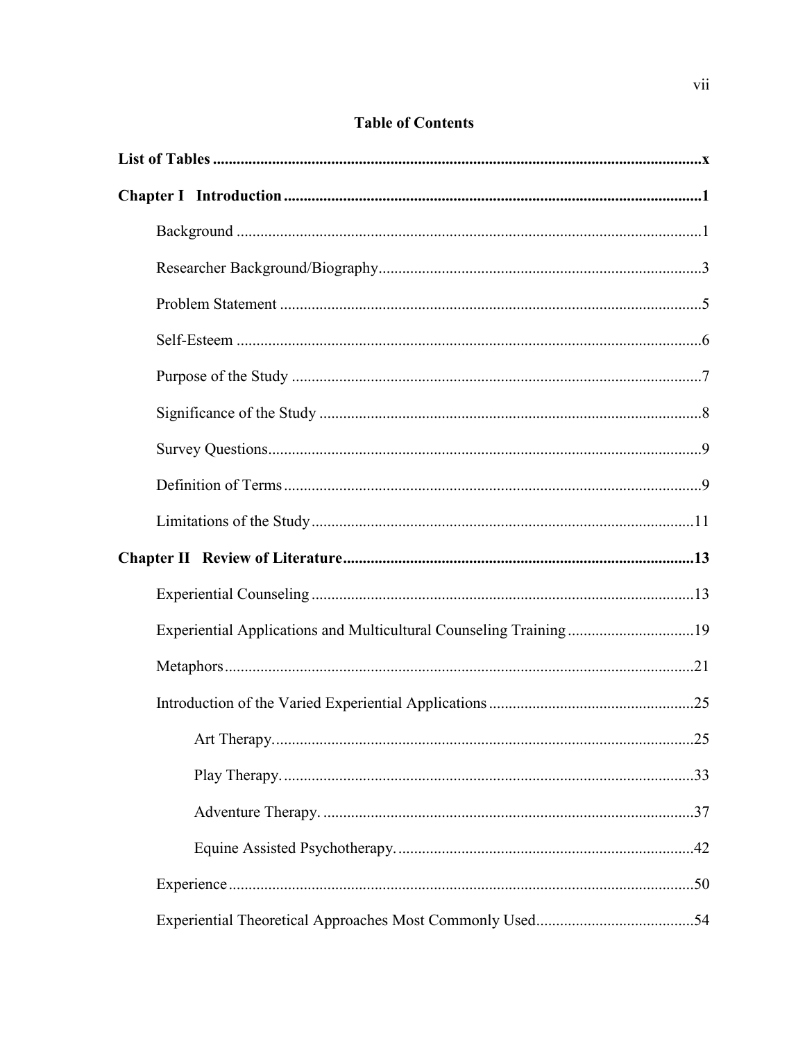# Table of Contents

**List of Tables** .......... x

**Chapter I Introduction** .......... 1

- Background .......... 1
- Researcher Background/Biography .......... 3
- Problem Statement .......... 5
- Self-Esteem .......... 6
- Purpose of the Study .......... 7
- Significance of the Study .......... 8
- Survey Questions .......... 9
- Definition of Terms .......... 9
- Limitations of the Study .......... 11

**Chapter II Review of Literature** .......... 13

- Experiential Counseling .......... 13
- Experiential Applications and Multicultural Counseling Training .......... 19
- Metaphors .......... 21
- Introduction of the Varied Experiential Applications .......... 25
  - Art Therapy. .......... 25
  - Play Therapy. .......... 33
  - Adventure Therapy. .......... 37
  - Equine Assisted Psychotherapy. .......... 42
- Experience .......... 50
- Experiential Theoretical Approaches Most Commonly Used .......... 54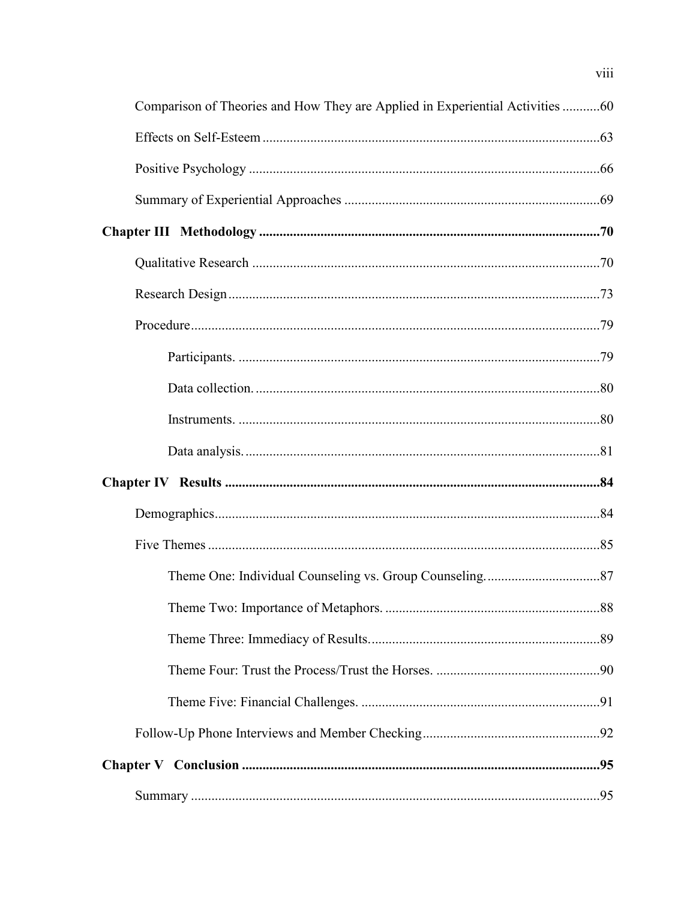Comparison of Theories and How They are Applied in Experiential Activities ...........60

Effects on Self-Esteem ..........................................................................................63

Positive Psychology ...............................................................................................66

Summary of Experiential Approaches ...................................................................69

**Chapter III Methodology ......................................................................................70**

Qualitative Research ..............................................................................................70

Research Design .....................................................................................................73

Procedure ...............................................................................................................79

Participants. .......................................................................................................79

Data collection. .................................................................................................80

Instruments. ......................................................................................................80

Data analysis. ....................................................................................................81

**Chapter IV Results ..................................................................................................84**

Demographics .........................................................................................................84

Five Themes ...........................................................................................................85

Theme One: Individual Counseling vs. Group Counseling. .............................87

Theme Two: Importance of Metaphors. ...........................................................88

Theme Three: Immediacy of Results. ...............................................................89

Theme Four: Trust the Process/Trust the Horses. .............................................90

Theme Five: Financial Challenges. ..................................................................91

Follow-Up Phone Interviews and Member Checking ............................................92

**Chapter V Conclusion .............................................................................................95**

Summary ................................................................................................................95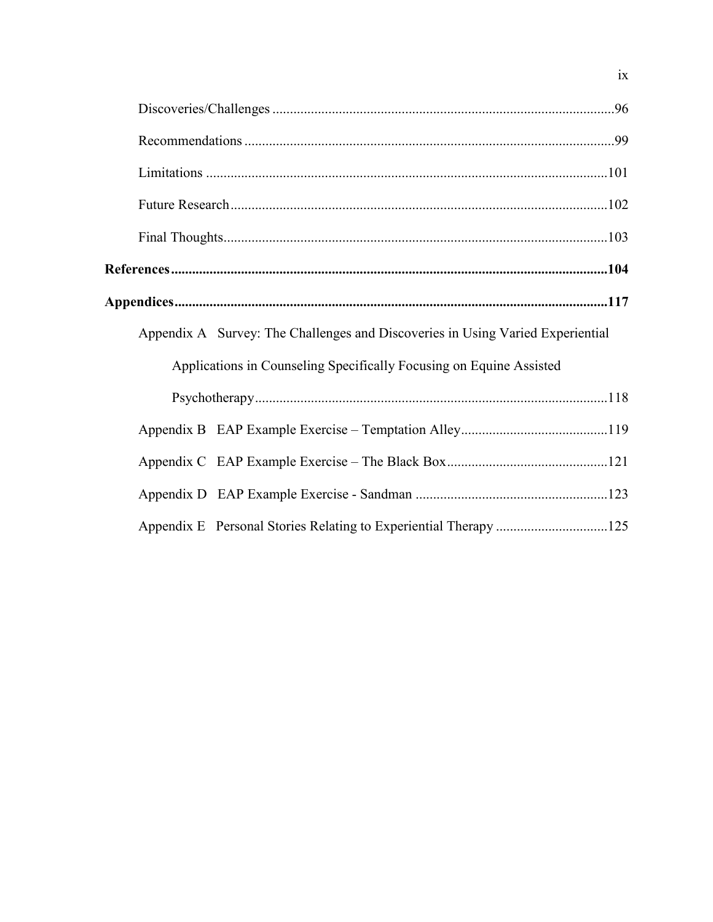Discoveries/Challenges ....................................................................................................96

Recommendations ..........................................................................................................99

Limitations ...................................................................................................................101

Future Research............................................................................................................102

Final Thoughts..............................................................................................................103

**References.............................................................................................................................104**

**Appendices...........................................................................................................................117**

Appendix A Survey: The Challenges and Discoveries in Using Varied Experiential Applications in Counseling Specifically Focusing on Equine Assisted Psychotherapy....................................................................................................118

Appendix B EAP Example Exercise – Temptation Alley..........................................119

Appendix C EAP Example Exercise – The Black Box.............................................121

Appendix D EAP Example Exercise - Sandman .......................................................123

Appendix E Personal Stories Relating to Experiential Therapy ................................125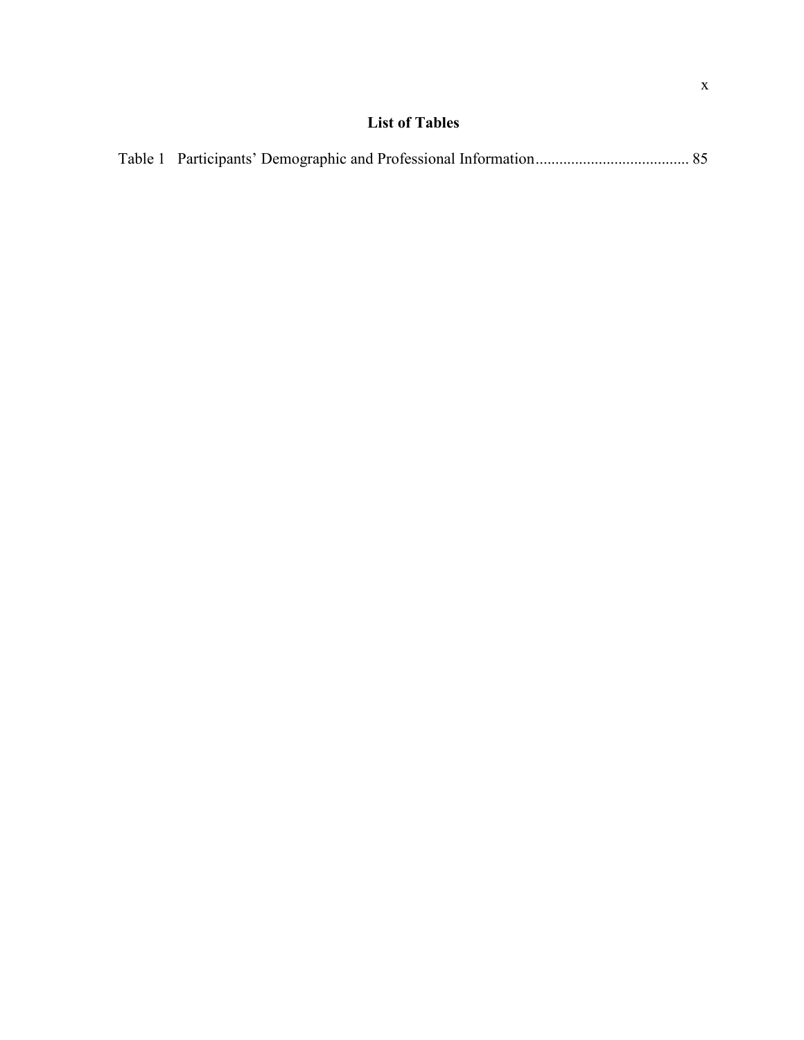## List of Tables

Table 1 Participants' Demographic and Professional Information...................................... 85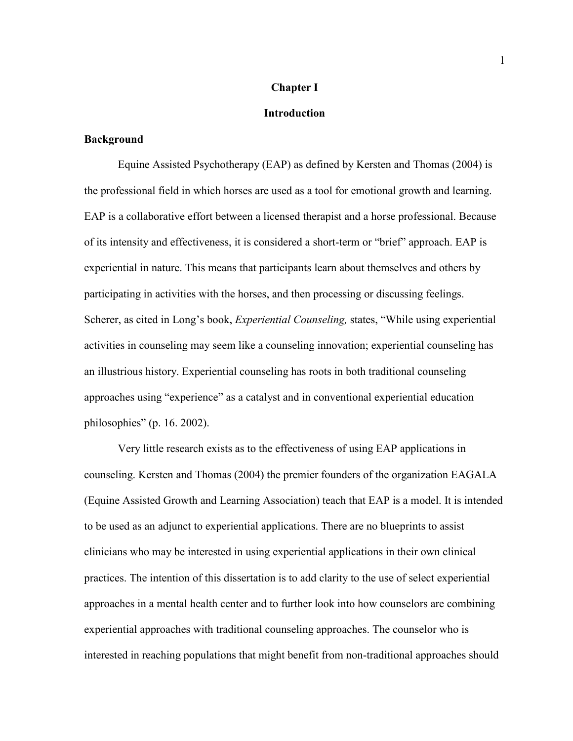# Chapter I

# Introduction

## Background

Equine Assisted Psychotherapy (EAP) as defined by Kersten and Thomas (2004) is the professional field in which horses are used as a tool for emotional growth and learning. EAP is a collaborative effort between a licensed therapist and a horse professional. Because of its intensity and effectiveness, it is considered a short-term or "brief" approach. EAP is experiential in nature. This means that participants learn about themselves and others by participating in activities with the horses, and then processing or discussing feelings. Scherer, as cited in Long's book, *Experiential Counseling,* states, "While using experiential activities in counseling may seem like a counseling innovation; experiential counseling has an illustrious history. Experiential counseling has roots in both traditional counseling approaches using "experience" as a catalyst and in conventional experiential education philosophies" (p. 16. 2002).

Very little research exists as to the effectiveness of using EAP applications in counseling. Kersten and Thomas (2004) the premier founders of the organization EAGALA (Equine Assisted Growth and Learning Association) teach that EAP is a model. It is intended to be used as an adjunct to experiential applications. There are no blueprints to assist clinicians who may be interested in using experiential applications in their own clinical practices. The intention of this dissertation is to add clarity to the use of select experiential approaches in a mental health center and to further look into how counselors are combining experiential approaches with traditional counseling approaches. The counselor who is interested in reaching populations that might benefit from non-traditional approaches should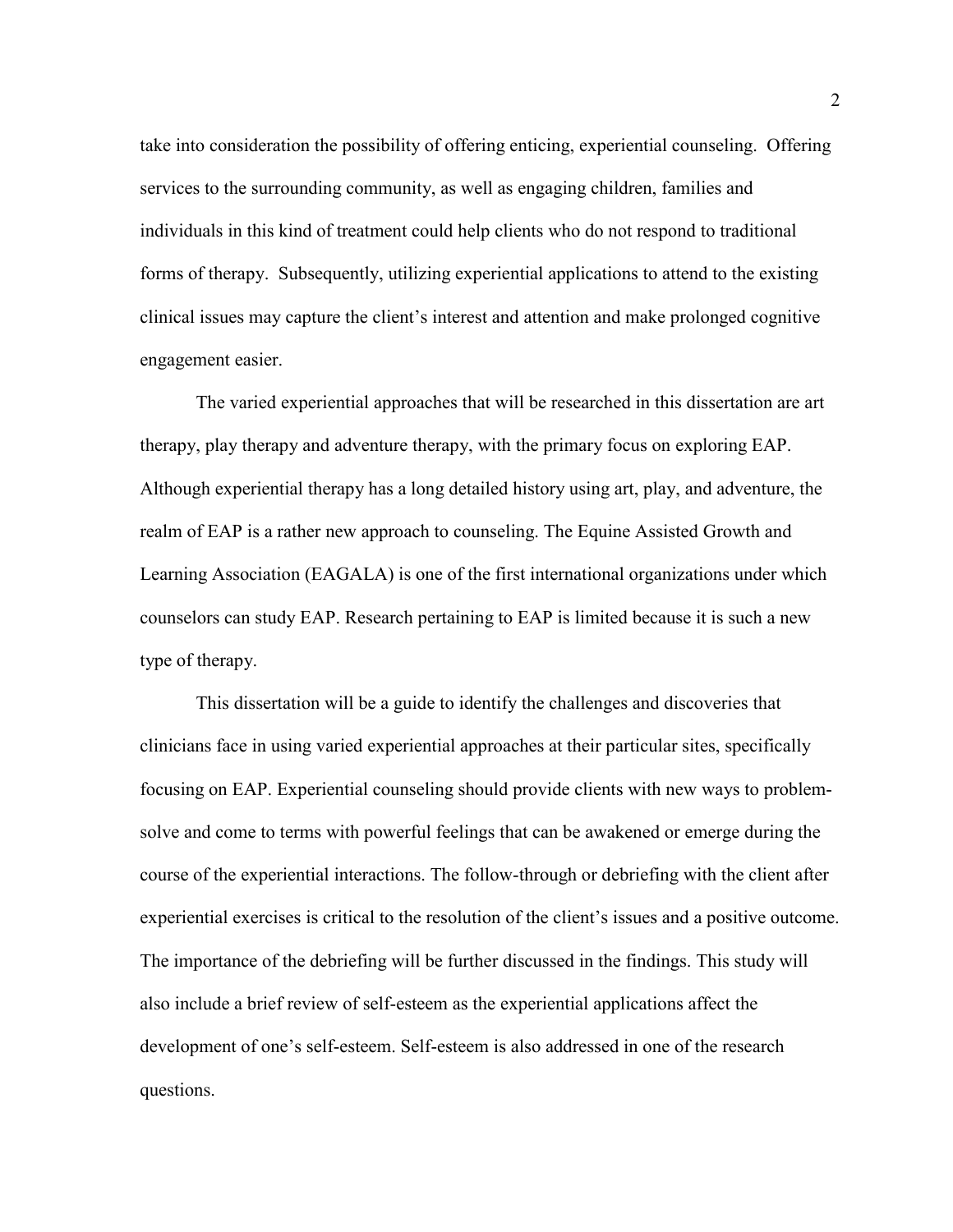take into consideration the possibility of offering enticing, experiential counseling. Offering services to the surrounding community, as well as engaging children, families and individuals in this kind of treatment could help clients who do not respond to traditional forms of therapy. Subsequently, utilizing experiential applications to attend to the existing clinical issues may capture the client's interest and attention and make prolonged cognitive engagement easier.

The varied experiential approaches that will be researched in this dissertation are art therapy, play therapy and adventure therapy, with the primary focus on exploring EAP. Although experiential therapy has a long detailed history using art, play, and adventure, the realm of EAP is a rather new approach to counseling. The Equine Assisted Growth and Learning Association (EAGALA) is one of the first international organizations under which counselors can study EAP. Research pertaining to EAP is limited because it is such a new type of therapy.

This dissertation will be a guide to identify the challenges and discoveries that clinicians face in using varied experiential approaches at their particular sites, specifically focusing on EAP. Experiential counseling should provide clients with new ways to problem-solve and come to terms with powerful feelings that can be awakened or emerge during the course of the experiential interactions. The follow-through or debriefing with the client after experiential exercises is critical to the resolution of the client's issues and a positive outcome. The importance of the debriefing will be further discussed in the findings. This study will also include a brief review of self-esteem as the experiential applications affect the development of one's self-esteem. Self-esteem is also addressed in one of the research questions.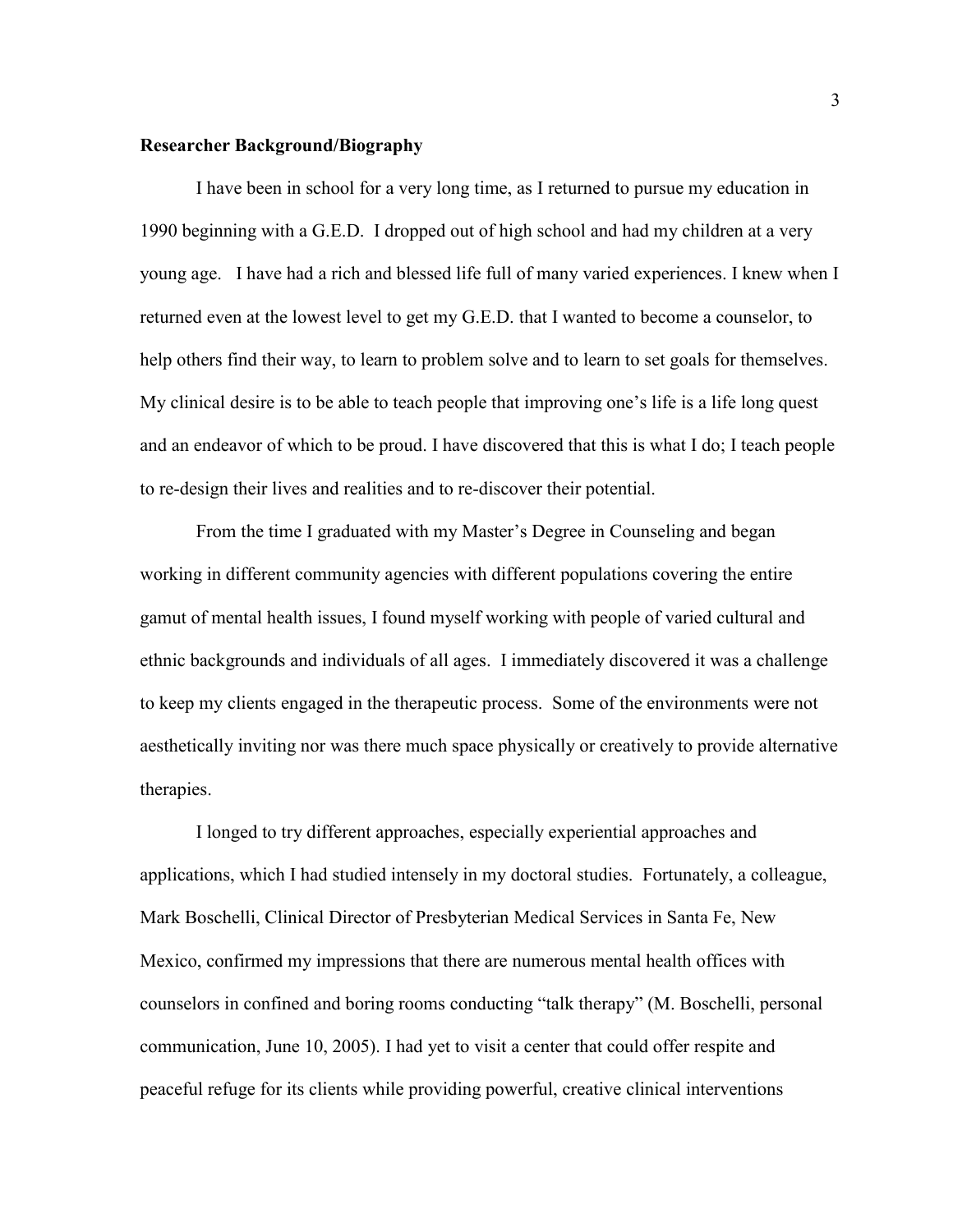**Researcher Background/Biography**

I have been in school for a very long time, as I returned to pursue my education in 1990 beginning with a G.E.D. I dropped out of high school and had my children at a very young age. I have had a rich and blessed life full of many varied experiences. I knew when I returned even at the lowest level to get my G.E.D. that I wanted to become a counselor, to help others find their way, to learn to problem solve and to learn to set goals for themselves. My clinical desire is to be able to teach people that improving one's life is a life long quest and an endeavor of which to be proud. I have discovered that this is what I do; I teach people to re-design their lives and realities and to re-discover their potential.

From the time I graduated with my Master's Degree in Counseling and began working in different community agencies with different populations covering the entire gamut of mental health issues, I found myself working with people of varied cultural and ethnic backgrounds and individuals of all ages. I immediately discovered it was a challenge to keep my clients engaged in the therapeutic process. Some of the environments were not aesthetically inviting nor was there much space physically or creatively to provide alternative therapies.

I longed to try different approaches, especially experiential approaches and applications, which I had studied intensely in my doctoral studies. Fortunately, a colleague, Mark Boschelli, Clinical Director of Presbyterian Medical Services in Santa Fe, New Mexico, confirmed my impressions that there are numerous mental health offices with counselors in confined and boring rooms conducting "talk therapy" (M. Boschelli, personal communication, June 10, 2005). I had yet to visit a center that could offer respite and peaceful refuge for its clients while providing powerful, creative clinical interventions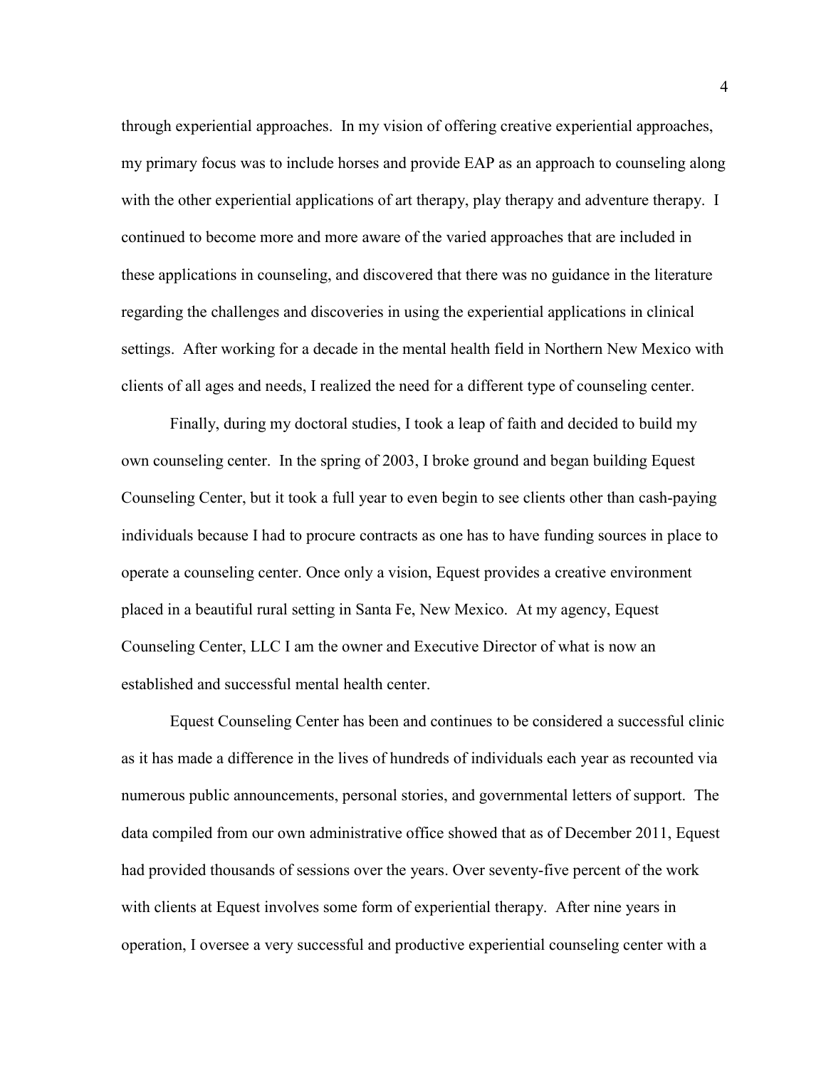through experiential approaches. In my vision of offering creative experiential approaches, my primary focus was to include horses and provide EAP as an approach to counseling along with the other experiential applications of art therapy, play therapy and adventure therapy. I continued to become more and more aware of the varied approaches that are included in these applications in counseling, and discovered that there was no guidance in the literature regarding the challenges and discoveries in using the experiential applications in clinical settings. After working for a decade in the mental health field in Northern New Mexico with clients of all ages and needs, I realized the need for a different type of counseling center.

Finally, during my doctoral studies, I took a leap of faith and decided to build my own counseling center. In the spring of 2003, I broke ground and began building Equest Counseling Center, but it took a full year to even begin to see clients other than cash-paying individuals because I had to procure contracts as one has to have funding sources in place to operate a counseling center. Once only a vision, Equest provides a creative environment placed in a beautiful rural setting in Santa Fe, New Mexico. At my agency, Equest Counseling Center, LLC I am the owner and Executive Director of what is now an established and successful mental health center.

Equest Counseling Center has been and continues to be considered a successful clinic as it has made a difference in the lives of hundreds of individuals each year as recounted via numerous public announcements, personal stories, and governmental letters of support. The data compiled from our own administrative office showed that as of December 2011, Equest had provided thousands of sessions over the years. Over seventy-five percent of the work with clients at Equest involves some form of experiential therapy. After nine years in operation, I oversee a very successful and productive experiential counseling center with a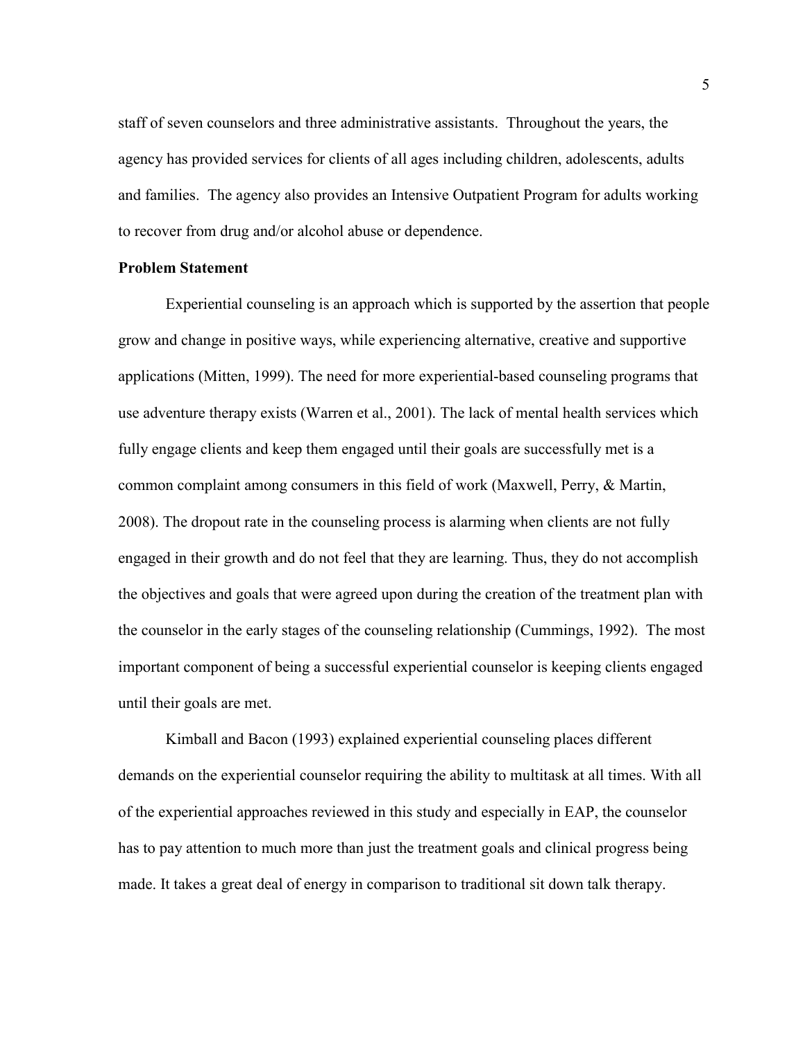staff of seven counselors and three administrative assistants. Throughout the years, the agency has provided services for clients of all ages including children, adolescents, adults and families. The agency also provides an Intensive Outpatient Program for adults working to recover from drug and/or alcohol abuse or dependence.

**Problem Statement**

Experiential counseling is an approach which is supported by the assertion that people grow and change in positive ways, while experiencing alternative, creative and supportive applications (Mitten, 1999). The need for more experiential-based counseling programs that use adventure therapy exists (Warren et al., 2001). The lack of mental health services which fully engage clients and keep them engaged until their goals are successfully met is a common complaint among consumers in this field of work (Maxwell, Perry, & Martin, 2008). The dropout rate in the counseling process is alarming when clients are not fully engaged in their growth and do not feel that they are learning. Thus, they do not accomplish the objectives and goals that were agreed upon during the creation of the treatment plan with the counselor in the early stages of the counseling relationship (Cummings, 1992). The most important component of being a successful experiential counselor is keeping clients engaged until their goals are met.

Kimball and Bacon (1993) explained experiential counseling places different demands on the experiential counselor requiring the ability to multitask at all times. With all of the experiential approaches reviewed in this study and especially in EAP, the counselor has to pay attention to much more than just the treatment goals and clinical progress being made. It takes a great deal of energy in comparison to traditional sit down talk therapy.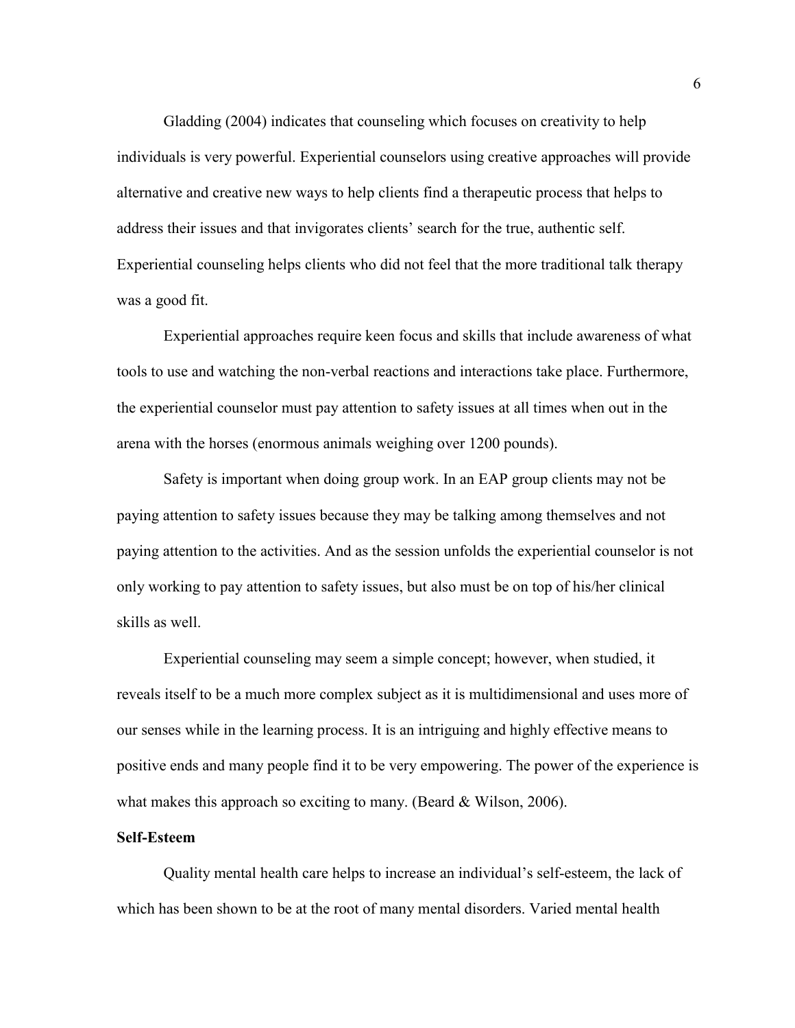Gladding (2004) indicates that counseling which focuses on creativity to help individuals is very powerful. Experiential counselors using creative approaches will provide alternative and creative new ways to help clients find a therapeutic process that helps to address their issues and that invigorates clients' search for the true, authentic self. Experiential counseling helps clients who did not feel that the more traditional talk therapy was a good fit.

Experiential approaches require keen focus and skills that include awareness of what tools to use and watching the non-verbal reactions and interactions take place. Furthermore, the experiential counselor must pay attention to safety issues at all times when out in the arena with the horses (enormous animals weighing over 1200 pounds).

Safety is important when doing group work. In an EAP group clients may not be paying attention to safety issues because they may be talking among themselves and not paying attention to the activities. And as the session unfolds the experiential counselor is not only working to pay attention to safety issues, but also must be on top of his/her clinical skills as well.

Experiential counseling may seem a simple concept; however, when studied, it reveals itself to be a much more complex subject as it is multidimensional and uses more of our senses while in the learning process. It is an intriguing and highly effective means to positive ends and many people find it to be very empowering. The power of the experience is what makes this approach so exciting to many. (Beard & Wilson, 2006).

**Self-Esteem**

Quality mental health care helps to increase an individual's self-esteem, the lack of which has been shown to be at the root of many mental disorders. Varied mental health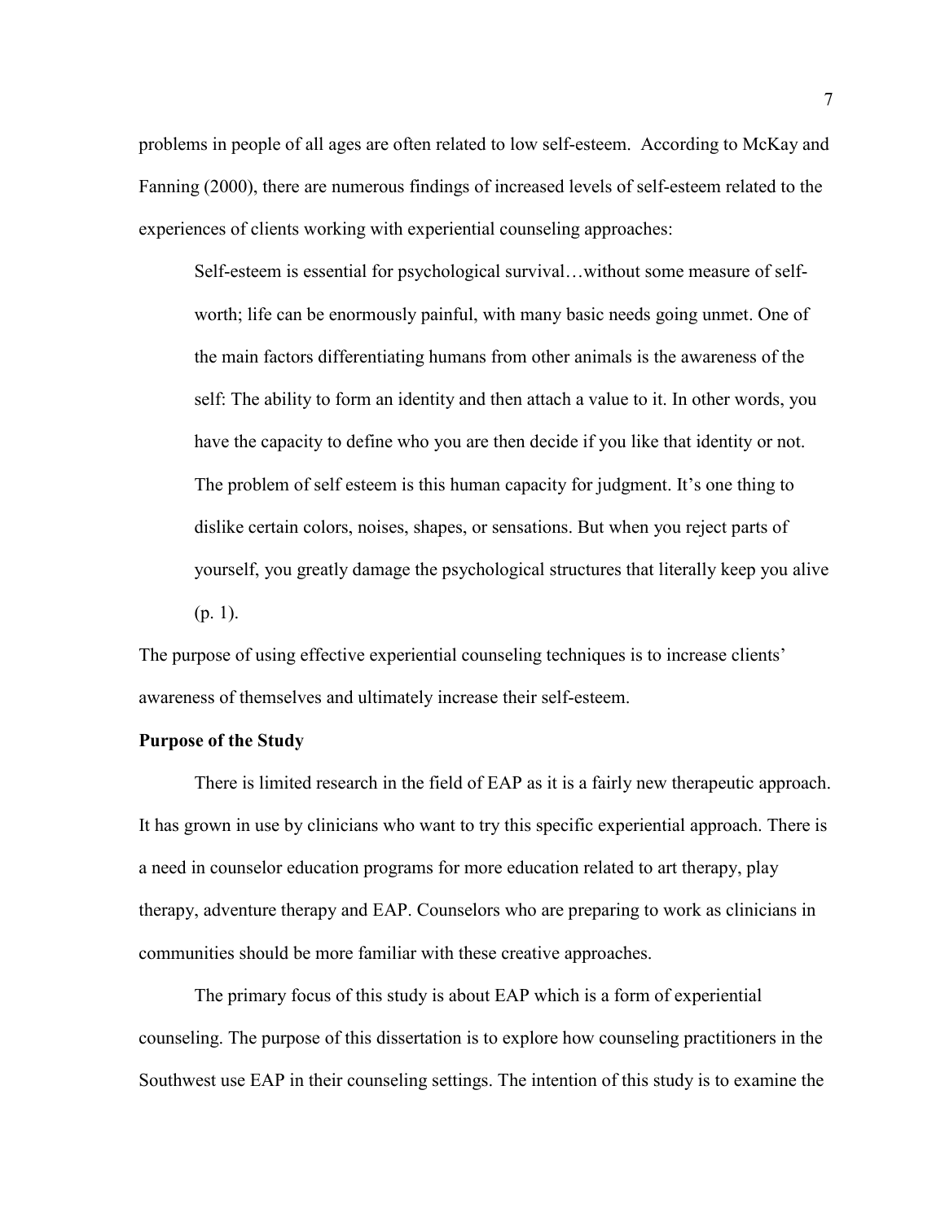problems in people of all ages are often related to low self-esteem. According to McKay and Fanning (2000), there are numerous findings of increased levels of self-esteem related to the experiences of clients working with experiential counseling approaches:

> Self-esteem is essential for psychological survival…without some measure of self-worth; life can be enormously painful, with many basic needs going unmet. One of the main factors differentiating humans from other animals is the awareness of the self: The ability to form an identity and then attach a value to it. In other words, you have the capacity to define who you are then decide if you like that identity or not. The problem of self esteem is this human capacity for judgment. It's one thing to dislike certain colors, noises, shapes, or sensations. But when you reject parts of yourself, you greatly damage the psychological structures that literally keep you alive (p. 1).

The purpose of using effective experiential counseling techniques is to increase clients' awareness of themselves and ultimately increase their self-esteem.

**Purpose of the Study**

There is limited research in the field of EAP as it is a fairly new therapeutic approach. It has grown in use by clinicians who want to try this specific experiential approach. There is a need in counselor education programs for more education related to art therapy, play therapy, adventure therapy and EAP. Counselors who are preparing to work as clinicians in communities should be more familiar with these creative approaches.

The primary focus of this study is about EAP which is a form of experiential counseling. The purpose of this dissertation is to explore how counseling practitioners in the Southwest use EAP in their counseling settings. The intention of this study is to examine the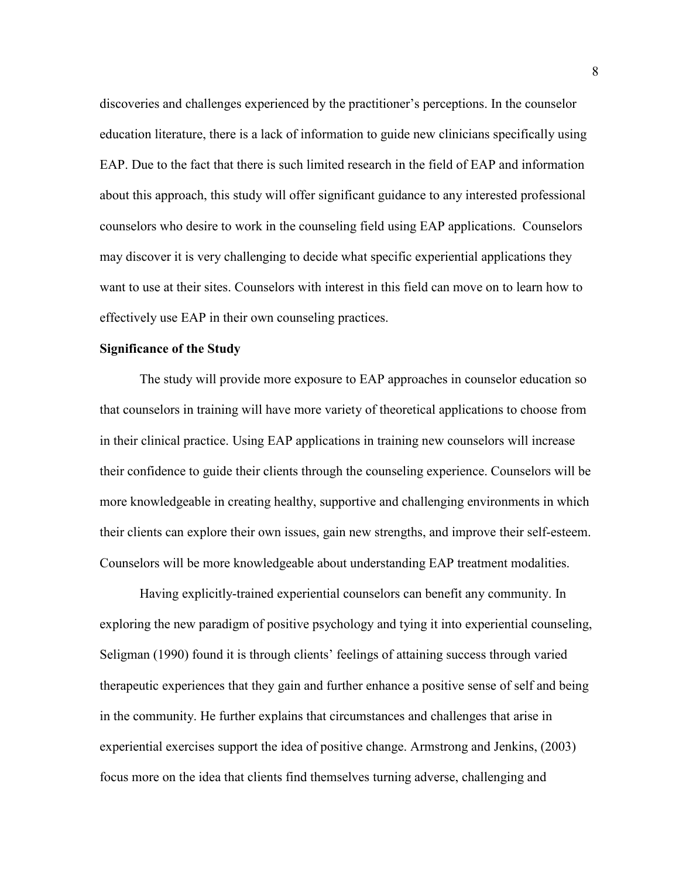discoveries and challenges experienced by the practitioner's perceptions. In the counselor education literature, there is a lack of information to guide new clinicians specifically using EAP. Due to the fact that there is such limited research in the field of EAP and information about this approach, this study will offer significant guidance to any interested professional counselors who desire to work in the counseling field using EAP applications. Counselors may discover it is very challenging to decide what specific experiential applications they want to use at their sites. Counselors with interest in this field can move on to learn how to effectively use EAP in their own counseling practices.

**Significance of the Study**

The study will provide more exposure to EAP approaches in counselor education so that counselors in training will have more variety of theoretical applications to choose from in their clinical practice. Using EAP applications in training new counselors will increase their confidence to guide their clients through the counseling experience. Counselors will be more knowledgeable in creating healthy, supportive and challenging environments in which their clients can explore their own issues, gain new strengths, and improve their self-esteem. Counselors will be more knowledgeable about understanding EAP treatment modalities.

Having explicitly-trained experiential counselors can benefit any community. In exploring the new paradigm of positive psychology and tying it into experiential counseling, Seligman (1990) found it is through clients' feelings of attaining success through varied therapeutic experiences that they gain and further enhance a positive sense of self and being in the community. He further explains that circumstances and challenges that arise in experiential exercises support the idea of positive change. Armstrong and Jenkins, (2003) focus more on the idea that clients find themselves turning adverse, challenging and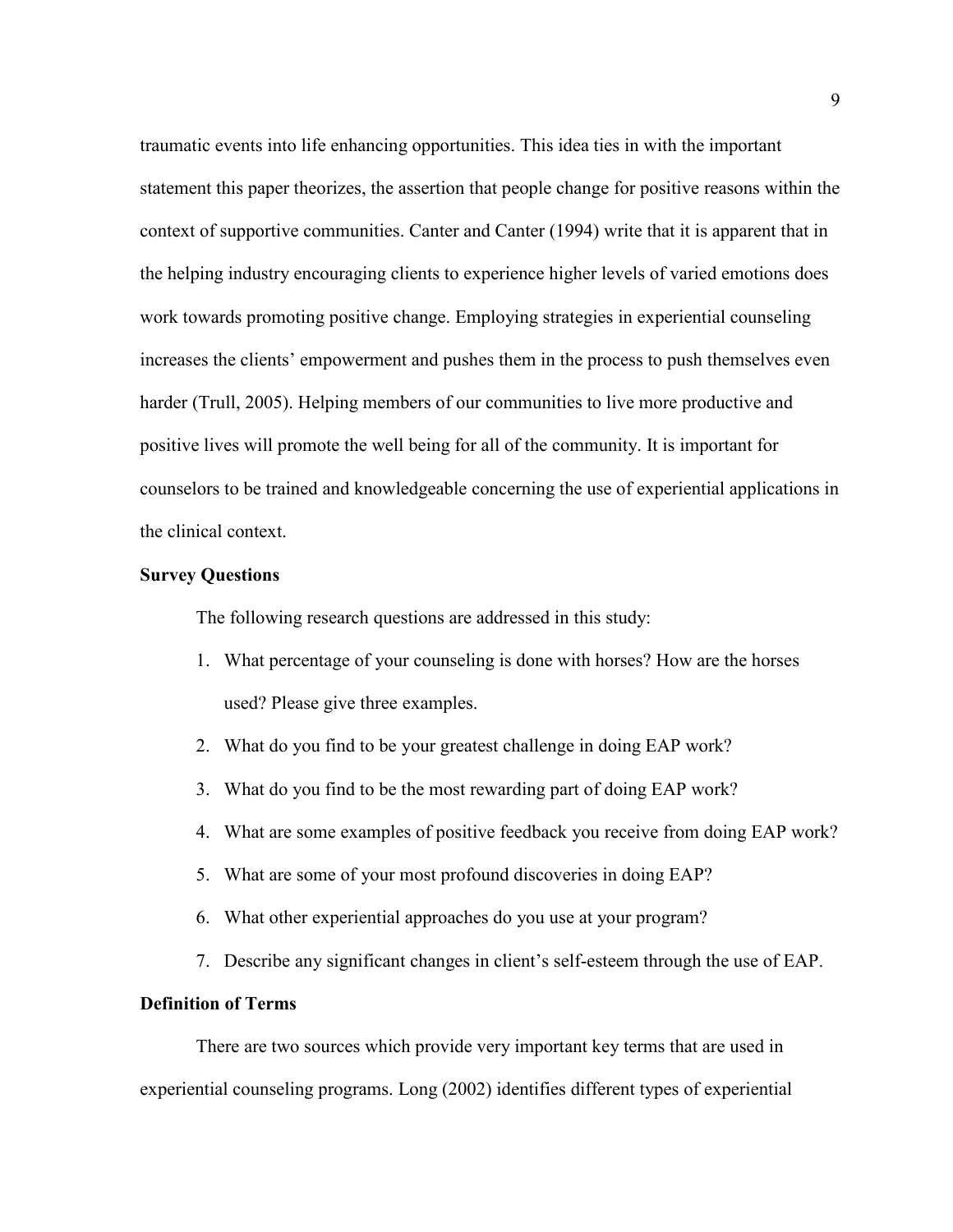traumatic events into life enhancing opportunities. This idea ties in with the important statement this paper theorizes, the assertion that people change for positive reasons within the context of supportive communities. Canter and Canter (1994) write that it is apparent that in the helping industry encouraging clients to experience higher levels of varied emotions does work towards promoting positive change. Employing strategies in experiential counseling increases the clients' empowerment and pushes them in the process to push themselves even harder (Trull, 2005). Helping members of our communities to live more productive and positive lives will promote the well being for all of the community. It is important for counselors to be trained and knowledgeable concerning the use of experiential applications in the clinical context.

**Survey Questions**

The following research questions are addressed in this study:

1. What percentage of your counseling is done with horses? How are the horses used? Please give three examples.
2. What do you find to be your greatest challenge in doing EAP work?
3. What do you find to be the most rewarding part of doing EAP work?
4. What are some examples of positive feedback you receive from doing EAP work?
5. What are some of your most profound discoveries in doing EAP?
6. What other experiential approaches do you use at your program?
7. Describe any significant changes in client's self-esteem through the use of EAP.

**Definition of Terms**

There are two sources which provide very important key terms that are used in experiential counseling programs. Long (2002) identifies different types of experiential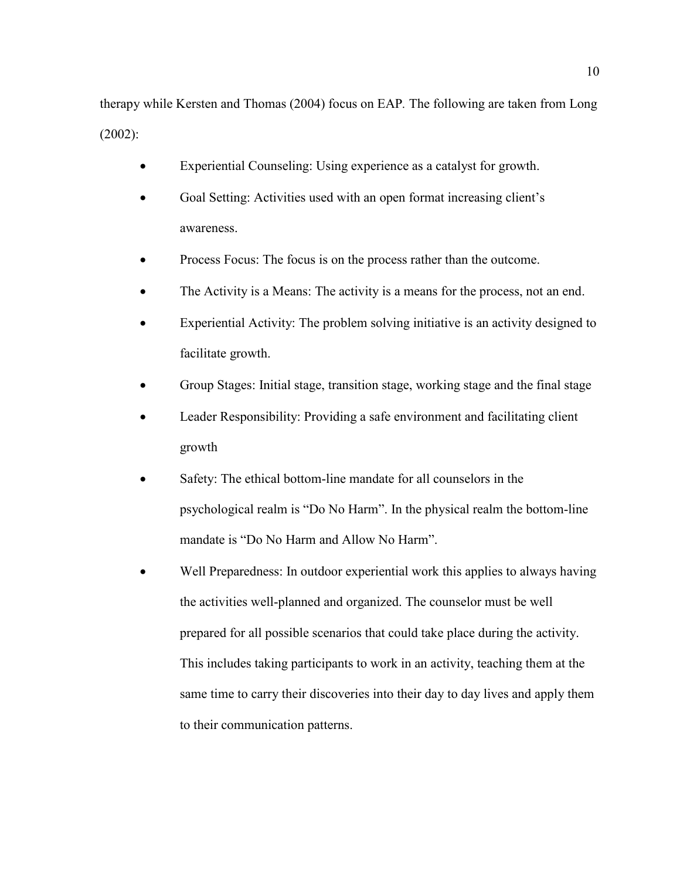therapy while Kersten and Thomas (2004) focus on EAP. The following are taken from Long (2002):

- Experiential Counseling: Using experience as a catalyst for growth.
- Goal Setting: Activities used with an open format increasing client's awareness.
- Process Focus: The focus is on the process rather than the outcome.
- The Activity is a Means: The activity is a means for the process, not an end.
- Experiential Activity: The problem solving initiative is an activity designed to facilitate growth.
- Group Stages: Initial stage, transition stage, working stage and the final stage
- Leader Responsibility: Providing a safe environment and facilitating client growth
- Safety: The ethical bottom-line mandate for all counselors in the psychological realm is "Do No Harm". In the physical realm the bottom-line mandate is "Do No Harm and Allow No Harm".
- Well Preparedness: In outdoor experiential work this applies to always having the activities well-planned and organized. The counselor must be well prepared for all possible scenarios that could take place during the activity. This includes taking participants to work in an activity, teaching them at the same time to carry their discoveries into their day to day lives and apply them to their communication patterns.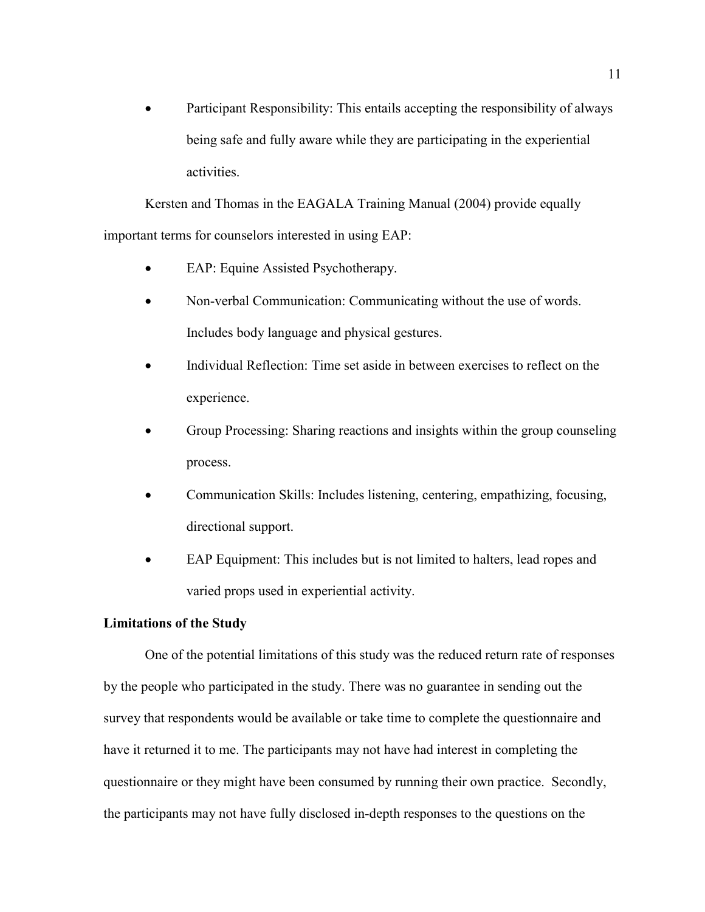- Participant Responsibility: This entails accepting the responsibility of always being safe and fully aware while they are participating in the experiential activities.

Kersten and Thomas in the EAGALA Training Manual (2004) provide equally important terms for counselors interested in using EAP:

- EAP: Equine Assisted Psychotherapy.
- Non-verbal Communication: Communicating without the use of words. Includes body language and physical gestures.
- Individual Reflection: Time set aside in between exercises to reflect on the experience.
- Group Processing: Sharing reactions and insights within the group counseling process.
- Communication Skills: Includes listening, centering, empathizing, focusing, directional support.
- EAP Equipment: This includes but is not limited to halters, lead ropes and varied props used in experiential activity.

**Limitations of the Study**

One of the potential limitations of this study was the reduced return rate of responses by the people who participated in the study. There was no guarantee in sending out the survey that respondents would be available or take time to complete the questionnaire and have it returned it to me. The participants may not have had interest in completing the questionnaire or they might have been consumed by running their own practice. Secondly, the participants may not have fully disclosed in-depth responses to the questions on the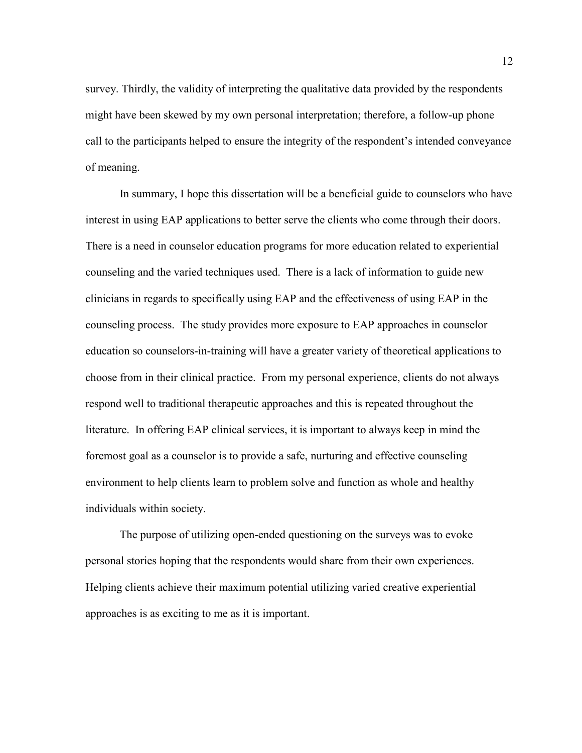survey. Thirdly, the validity of interpreting the qualitative data provided by the respondents might have been skewed by my own personal interpretation; therefore, a follow-up phone call to the participants helped to ensure the integrity of the respondent's intended conveyance of meaning.

In summary, I hope this dissertation will be a beneficial guide to counselors who have interest in using EAP applications to better serve the clients who come through their doors. There is a need in counselor education programs for more education related to experiential counseling and the varied techniques used. There is a lack of information to guide new clinicians in regards to specifically using EAP and the effectiveness of using EAP in the counseling process. The study provides more exposure to EAP approaches in counselor education so counselors-in-training will have a greater variety of theoretical applications to choose from in their clinical practice. From my personal experience, clients do not always respond well to traditional therapeutic approaches and this is repeated throughout the literature. In offering EAP clinical services, it is important to always keep in mind the foremost goal as a counselor is to provide a safe, nurturing and effective counseling environment to help clients learn to problem solve and function as whole and healthy individuals within society.

The purpose of utilizing open-ended questioning on the surveys was to evoke personal stories hoping that the respondents would share from their own experiences. Helping clients achieve their maximum potential utilizing varied creative experiential approaches is as exciting to me as it is important.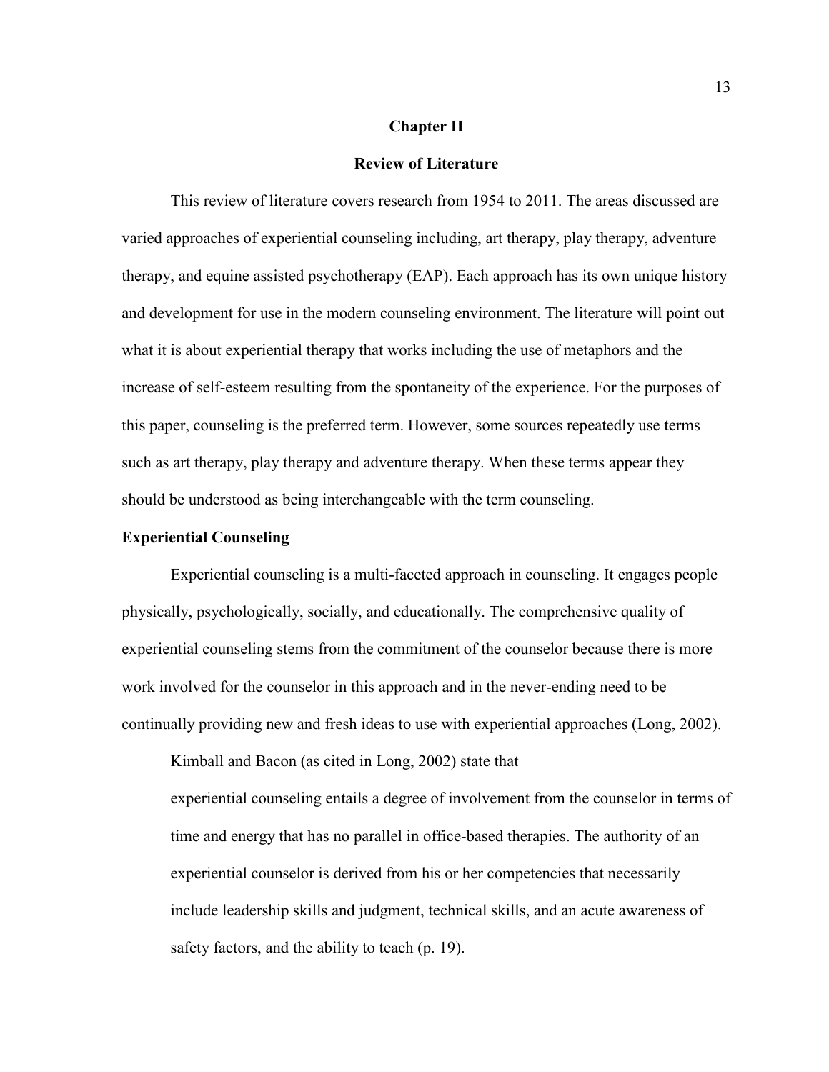# Chapter II

## Review of Literature

This review of literature covers research from 1954 to 2011. The areas discussed are varied approaches of experiential counseling including, art therapy, play therapy, adventure therapy, and equine assisted psychotherapy (EAP). Each approach has its own unique history and development for use in the modern counseling environment. The literature will point out what it is about experiential therapy that works including the use of metaphors and the increase of self-esteem resulting from the spontaneity of the experience. For the purposes of this paper, counseling is the preferred term. However, some sources repeatedly use terms such as art therapy, play therapy and adventure therapy. When these terms appear they should be understood as being interchangeable with the term counseling.

### Experiential Counseling

Experiential counseling is a multi-faceted approach in counseling. It engages people physically, psychologically, socially, and educationally. The comprehensive quality of experiential counseling stems from the commitment of the counselor because there is more work involved for the counselor in this approach and in the never-ending need to be continually providing new and fresh ideas to use with experiential approaches (Long, 2002).

Kimball and Bacon (as cited in Long, 2002) state that

> experiential counseling entails a degree of involvement from the counselor in terms of time and energy that has no parallel in office-based therapies. The authority of an experiential counselor is derived from his or her competencies that necessarily include leadership skills and judgment, technical skills, and an acute awareness of safety factors, and the ability to teach (p. 19).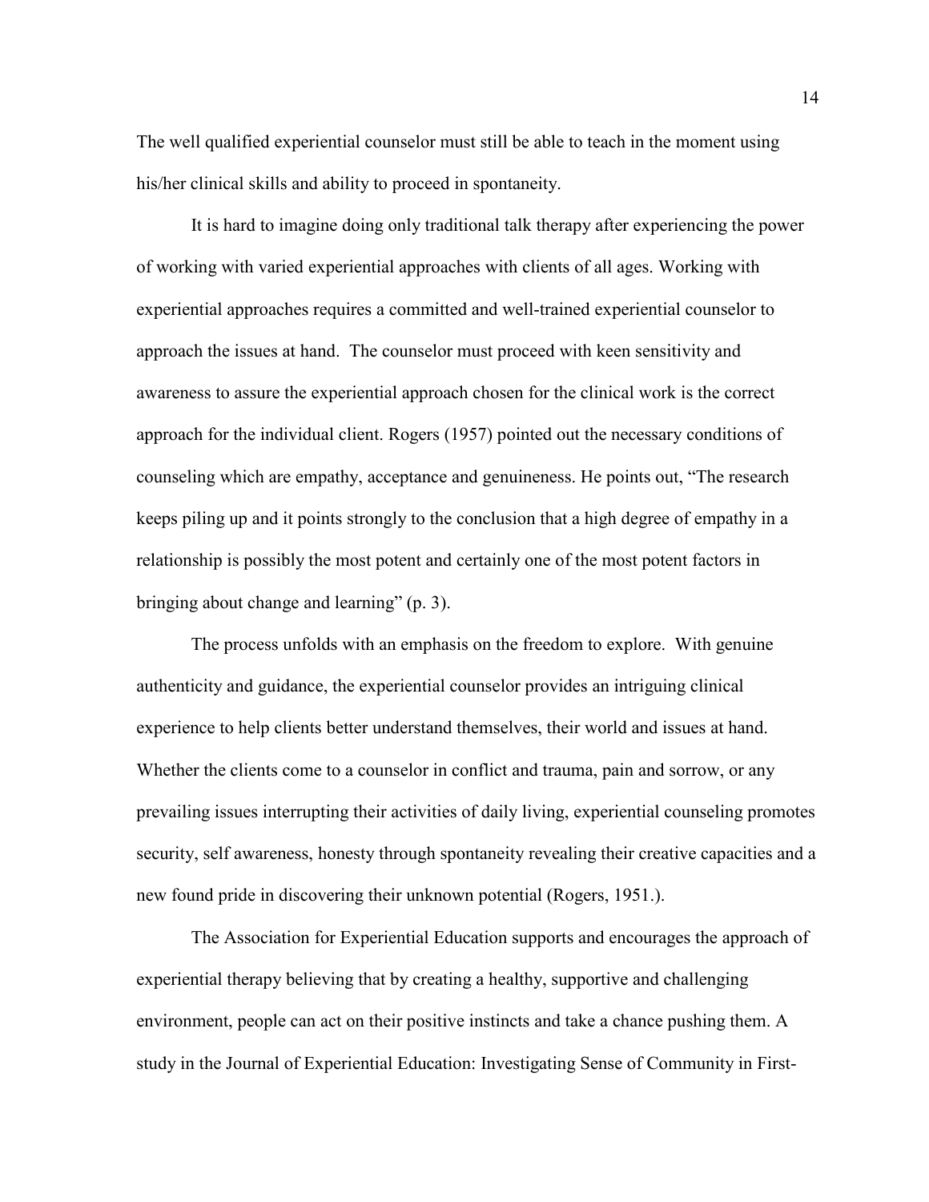The well qualified experiential counselor must still be able to teach in the moment using his/her clinical skills and ability to proceed in spontaneity.

It is hard to imagine doing only traditional talk therapy after experiencing the power of working with varied experiential approaches with clients of all ages. Working with experiential approaches requires a committed and well-trained experiential counselor to approach the issues at hand. The counselor must proceed with keen sensitivity and awareness to assure the experiential approach chosen for the clinical work is the correct approach for the individual client. Rogers (1957) pointed out the necessary conditions of counseling which are empathy, acceptance and genuineness. He points out, "The research keeps piling up and it points strongly to the conclusion that a high degree of empathy in a relationship is possibly the most potent and certainly one of the most potent factors in bringing about change and learning" (p. 3).

The process unfolds with an emphasis on the freedom to explore. With genuine authenticity and guidance, the experiential counselor provides an intriguing clinical experience to help clients better understand themselves, their world and issues at hand. Whether the clients come to a counselor in conflict and trauma, pain and sorrow, or any prevailing issues interrupting their activities of daily living, experiential counseling promotes security, self awareness, honesty through spontaneity revealing their creative capacities and a new found pride in discovering their unknown potential (Rogers, 1951.).

The Association for Experiential Education supports and encourages the approach of experiential therapy believing that by creating a healthy, supportive and challenging environment, people can act on their positive instincts and take a chance pushing them. A study in the Journal of Experiential Education: Investigating Sense of Community in First-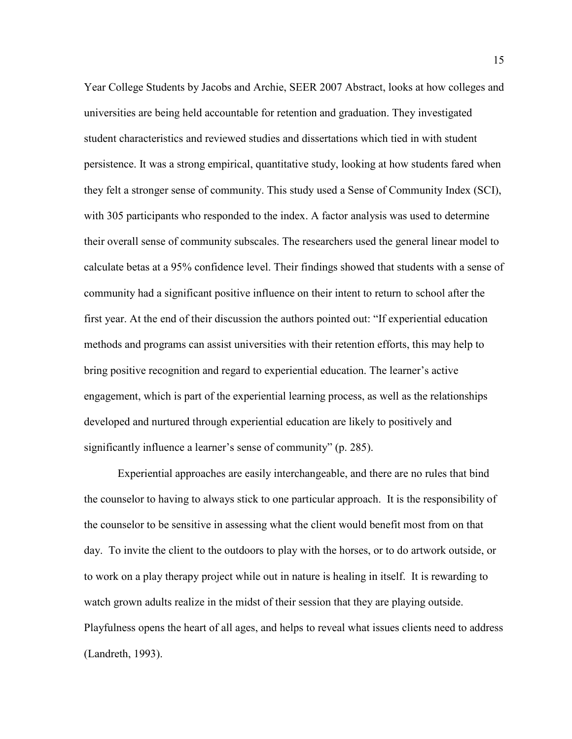Year College Students by Jacobs and Archie, SEER 2007 Abstract, looks at how colleges and universities are being held accountable for retention and graduation. They investigated student characteristics and reviewed studies and dissertations which tied in with student persistence. It was a strong empirical, quantitative study, looking at how students fared when they felt a stronger sense of community. This study used a Sense of Community Index (SCI), with 305 participants who responded to the index. A factor analysis was used to determine their overall sense of community subscales. The researchers used the general linear model to calculate betas at a 95% confidence level. Their findings showed that students with a sense of community had a significant positive influence on their intent to return to school after the first year. At the end of their discussion the authors pointed out: "If experiential education methods and programs can assist universities with their retention efforts, this may help to bring positive recognition and regard to experiential education. The learner's active engagement, which is part of the experiential learning process, as well as the relationships developed and nurtured through experiential education are likely to positively and significantly influence a learner's sense of community" (p. 285).

Experiential approaches are easily interchangeable, and there are no rules that bind the counselor to having to always stick to one particular approach. It is the responsibility of the counselor to be sensitive in assessing what the client would benefit most from on that day. To invite the client to the outdoors to play with the horses, or to do artwork outside, or to work on a play therapy project while out in nature is healing in itself. It is rewarding to watch grown adults realize in the midst of their session that they are playing outside. Playfulness opens the heart of all ages, and helps to reveal what issues clients need to address (Landreth, 1993).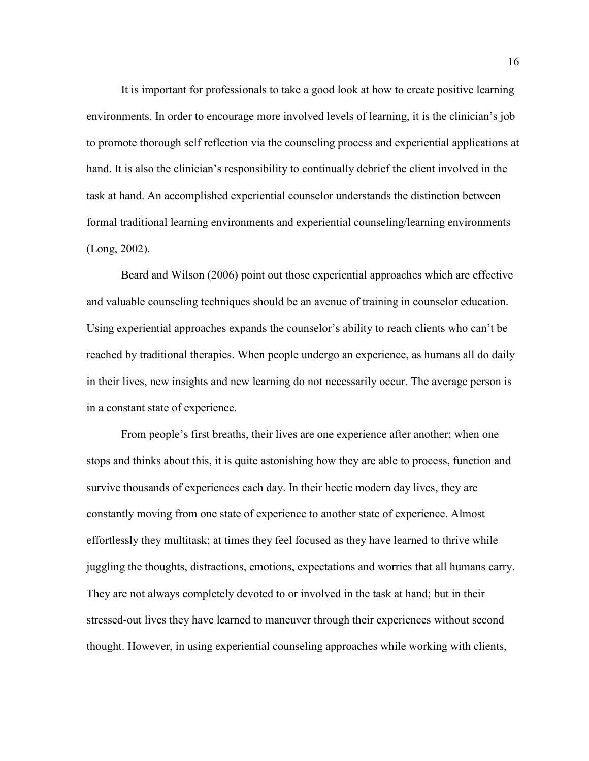It is important for professionals to take a good look at how to create positive learning environments. In order to encourage more involved levels of learning, it is the clinician's job to promote thorough self reflection via the counseling process and experiential applications at hand. It is also the clinician's responsibility to continually debrief the client involved in the task at hand. An accomplished experiential counselor understands the distinction between formal traditional learning environments and experiential counseling/learning environments (Long, 2002).

Beard and Wilson (2006) point out those experiential approaches which are effective and valuable counseling techniques should be an avenue of training in counselor education. Using experiential approaches expands the counselor's ability to reach clients who can't be reached by traditional therapies. When people undergo an experience, as humans all do daily in their lives, new insights and new learning do not necessarily occur. The average person is in a constant state of experience.

From people's first breaths, their lives are one experience after another; when one stops and thinks about this, it is quite astonishing how they are able to process, function and survive thousands of experiences each day. In their hectic modern day lives, they are constantly moving from one state of experience to another state of experience. Almost effortlessly they multitask; at times they feel focused as they have learned to thrive while juggling the thoughts, distractions, emotions, expectations and worries that all humans carry. They are not always completely devoted to or involved in the task at hand; but in their stressed-out lives they have learned to maneuver through their experiences without second thought. However, in using experiential counseling approaches while working with clients,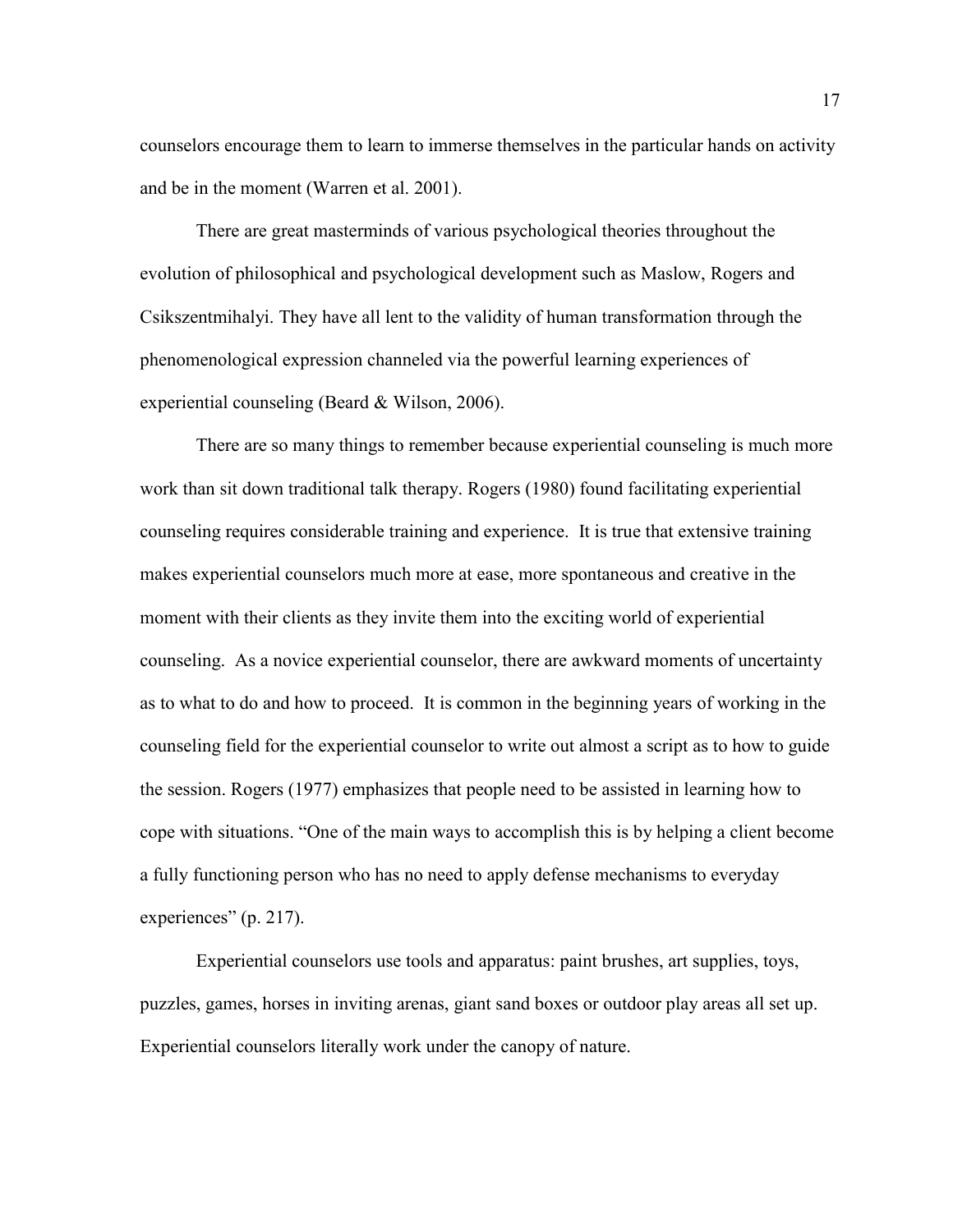counselors encourage them to learn to immerse themselves in the particular hands on activity and be in the moment (Warren et al. 2001).

There are great masterminds of various psychological theories throughout the evolution of philosophical and psychological development such as Maslow, Rogers and Csikszentmihalyi. They have all lent to the validity of human transformation through the phenomenological expression channeled via the powerful learning experiences of experiential counseling (Beard & Wilson, 2006).

There are so many things to remember because experiential counseling is much more work than sit down traditional talk therapy. Rogers (1980) found facilitating experiential counseling requires considerable training and experience. It is true that extensive training makes experiential counselors much more at ease, more spontaneous and creative in the moment with their clients as they invite them into the exciting world of experiential counseling. As a novice experiential counselor, there are awkward moments of uncertainty as to what to do and how to proceed. It is common in the beginning years of working in the counseling field for the experiential counselor to write out almost a script as to how to guide the session. Rogers (1977) emphasizes that people need to be assisted in learning how to cope with situations. "One of the main ways to accomplish this is by helping a client become a fully functioning person who has no need to apply defense mechanisms to everyday experiences" (p. 217).

Experiential counselors use tools and apparatus: paint brushes, art supplies, toys, puzzles, games, horses in inviting arenas, giant sand boxes or outdoor play areas all set up. Experiential counselors literally work under the canopy of nature.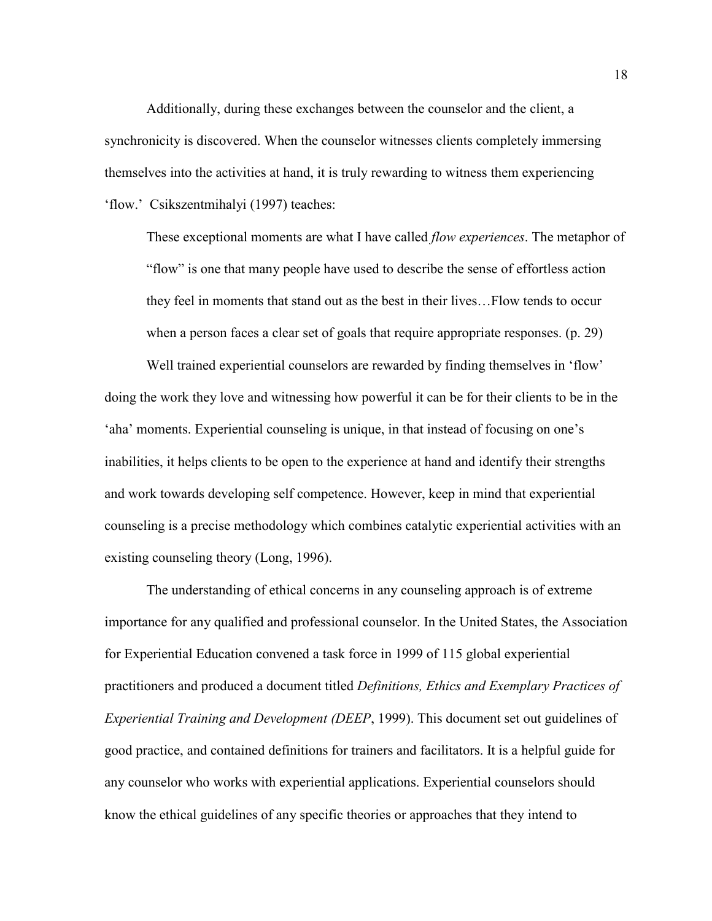Additionally, during these exchanges between the counselor and the client, a synchronicity is discovered. When the counselor witnesses clients completely immersing themselves into the activities at hand, it is truly rewarding to witness them experiencing 'flow.' Csikszentmihalyi (1997) teaches:

> These exceptional moments are what I have called *flow experiences*. The metaphor of "flow" is one that many people have used to describe the sense of effortless action they feel in moments that stand out as the best in their lives…Flow tends to occur when a person faces a clear set of goals that require appropriate responses. (p. 29)

Well trained experiential counselors are rewarded by finding themselves in 'flow' doing the work they love and witnessing how powerful it can be for their clients to be in the 'aha' moments. Experiential counseling is unique, in that instead of focusing on one's inabilities, it helps clients to be open to the experience at hand and identify their strengths and work towards developing self competence. However, keep in mind that experiential counseling is a precise methodology which combines catalytic experiential activities with an existing counseling theory (Long, 1996).

The understanding of ethical concerns in any counseling approach is of extreme importance for any qualified and professional counselor. In the United States, the Association for Experiential Education convened a task force in 1999 of 115 global experiential practitioners and produced a document titled *Definitions, Ethics and Exemplary Practices of Experiential Training and Development (DEEP*, 1999). This document set out guidelines of good practice, and contained definitions for trainers and facilitators. It is a helpful guide for any counselor who works with experiential applications. Experiential counselors should know the ethical guidelines of any specific theories or approaches that they intend to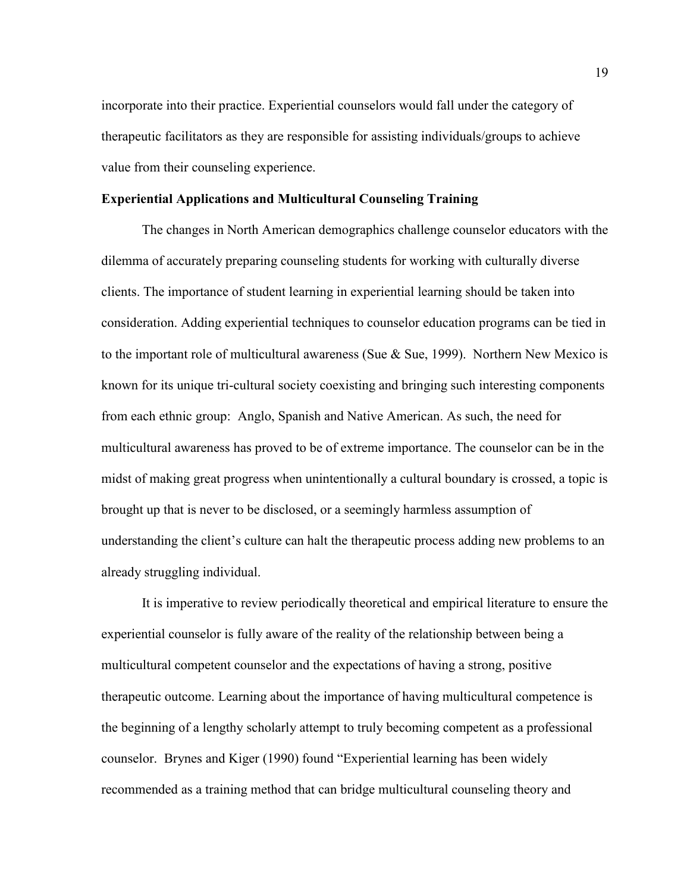incorporate into their practice. Experiential counselors would fall under the category of therapeutic facilitators as they are responsible for assisting individuals/groups to achieve value from their counseling experience.

**Experiential Applications and Multicultural Counseling Training**

The changes in North American demographics challenge counselor educators with the dilemma of accurately preparing counseling students for working with culturally diverse clients. The importance of student learning in experiential learning should be taken into consideration. Adding experiential techniques to counselor education programs can be tied in to the important role of multicultural awareness (Sue & Sue, 1999). Northern New Mexico is known for its unique tri-cultural society coexisting and bringing such interesting components from each ethnic group: Anglo, Spanish and Native American. As such, the need for multicultural awareness has proved to be of extreme importance. The counselor can be in the midst of making great progress when unintentionally a cultural boundary is crossed, a topic is brought up that is never to be disclosed, or a seemingly harmless assumption of understanding the client's culture can halt the therapeutic process adding new problems to an already struggling individual.

It is imperative to review periodically theoretical and empirical literature to ensure the experiential counselor is fully aware of the reality of the relationship between being a multicultural competent counselor and the expectations of having a strong, positive therapeutic outcome. Learning about the importance of having multicultural competence is the beginning of a lengthy scholarly attempt to truly becoming competent as a professional counselor. Brynes and Kiger (1990) found "Experiential learning has been widely recommended as a training method that can bridge multicultural counseling theory and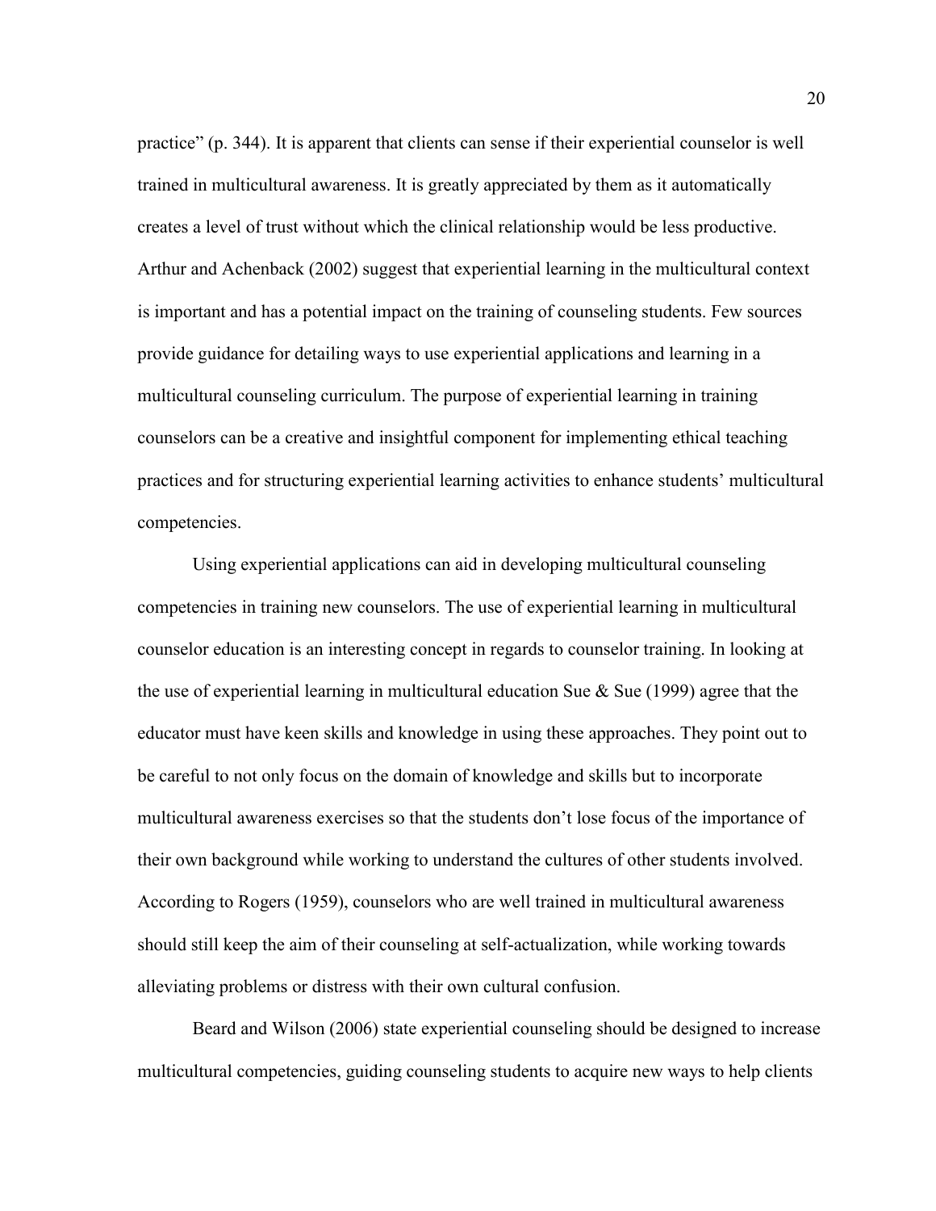practice" (p. 344). It is apparent that clients can sense if their experiential counselor is well trained in multicultural awareness. It is greatly appreciated by them as it automatically creates a level of trust without which the clinical relationship would be less productive. Arthur and Achenback (2002) suggest that experiential learning in the multicultural context is important and has a potential impact on the training of counseling students. Few sources provide guidance for detailing ways to use experiential applications and learning in a multicultural counseling curriculum. The purpose of experiential learning in training counselors can be a creative and insightful component for implementing ethical teaching practices and for structuring experiential learning activities to enhance students' multicultural competencies.

Using experiential applications can aid in developing multicultural counseling competencies in training new counselors. The use of experiential learning in multicultural counselor education is an interesting concept in regards to counselor training. In looking at the use of experiential learning in multicultural education Sue & Sue (1999) agree that the educator must have keen skills and knowledge in using these approaches. They point out to be careful to not only focus on the domain of knowledge and skills but to incorporate multicultural awareness exercises so that the students don't lose focus of the importance of their own background while working to understand the cultures of other students involved. According to Rogers (1959), counselors who are well trained in multicultural awareness should still keep the aim of their counseling at self-actualization, while working towards alleviating problems or distress with their own cultural confusion.

Beard and Wilson (2006) state experiential counseling should be designed to increase multicultural competencies, guiding counseling students to acquire new ways to help clients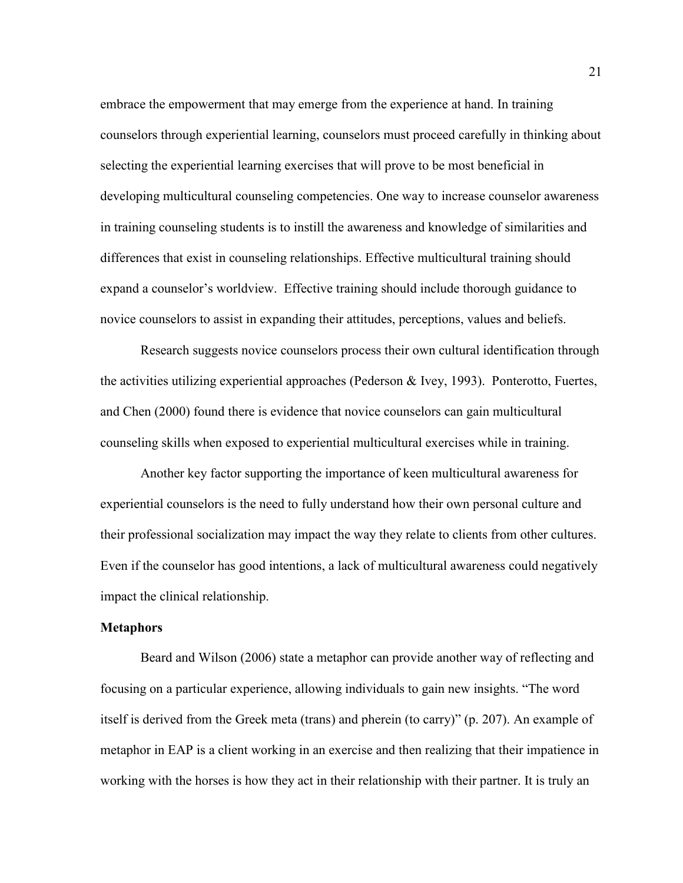embrace the empowerment that may emerge from the experience at hand. In training counselors through experiential learning, counselors must proceed carefully in thinking about selecting the experiential learning exercises that will prove to be most beneficial in developing multicultural counseling competencies. One way to increase counselor awareness in training counseling students is to instill the awareness and knowledge of similarities and differences that exist in counseling relationships. Effective multicultural training should expand a counselor's worldview. Effective training should include thorough guidance to novice counselors to assist in expanding their attitudes, perceptions, values and beliefs.

Research suggests novice counselors process their own cultural identification through the activities utilizing experiential approaches (Pederson & Ivey, 1993). Ponterotto, Fuertes, and Chen (2000) found there is evidence that novice counselors can gain multicultural counseling skills when exposed to experiential multicultural exercises while in training.

Another key factor supporting the importance of keen multicultural awareness for experiential counselors is the need to fully understand how their own personal culture and their professional socialization may impact the way they relate to clients from other cultures. Even if the counselor has good intentions, a lack of multicultural awareness could negatively impact the clinical relationship.

**Metaphors**

Beard and Wilson (2006) state a metaphor can provide another way of reflecting and focusing on a particular experience, allowing individuals to gain new insights. "The word itself is derived from the Greek meta (trans) and pherein (to carry)" (p. 207). An example of metaphor in EAP is a client working in an exercise and then realizing that their impatience in working with the horses is how they act in their relationship with their partner. It is truly an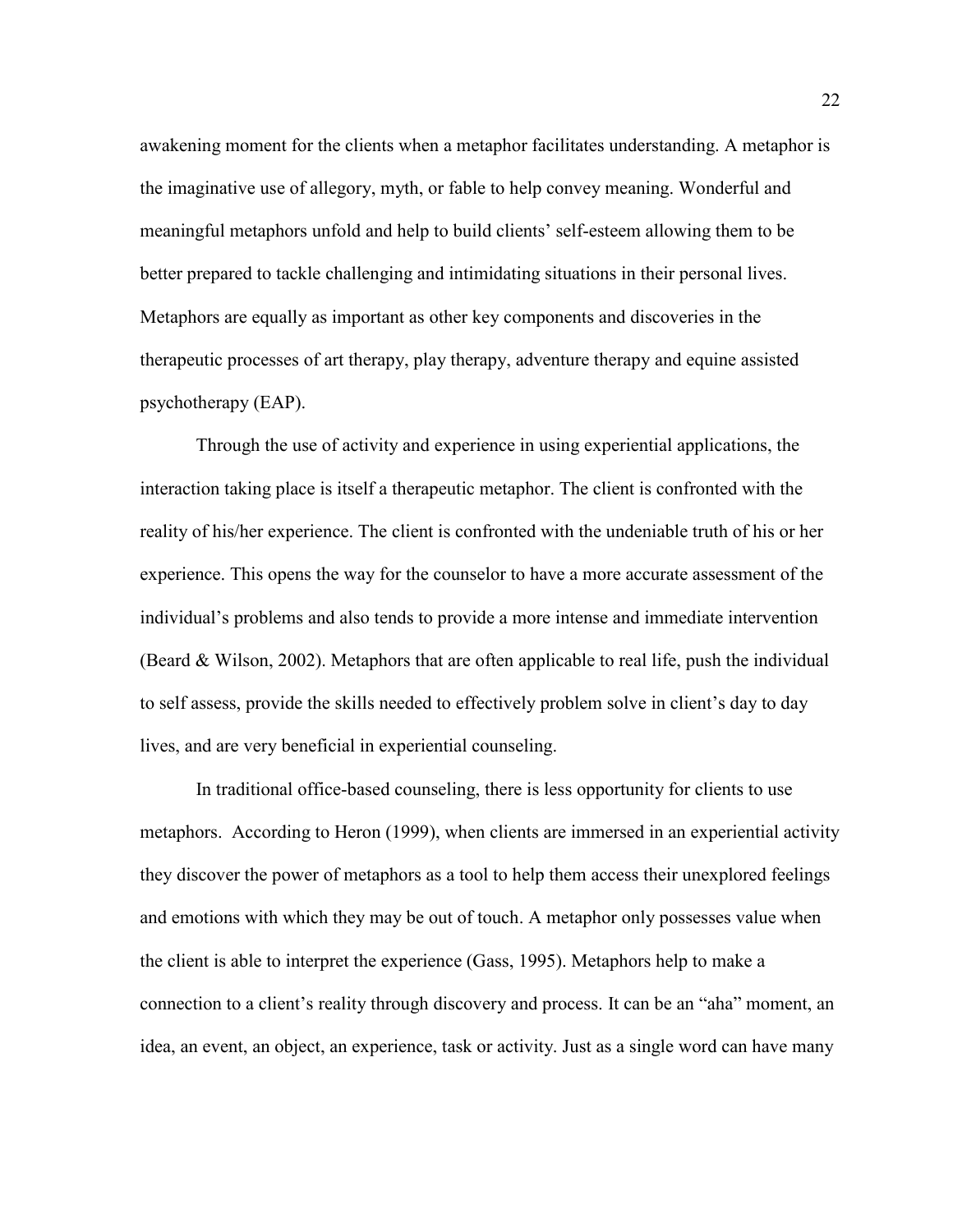awakening moment for the clients when a metaphor facilitates understanding. A metaphor is the imaginative use of allegory, myth, or fable to help convey meaning. Wonderful and meaningful metaphors unfold and help to build clients' self-esteem allowing them to be better prepared to tackle challenging and intimidating situations in their personal lives. Metaphors are equally as important as other key components and discoveries in the therapeutic processes of art therapy, play therapy, adventure therapy and equine assisted psychotherapy (EAP).

Through the use of activity and experience in using experiential applications, the interaction taking place is itself a therapeutic metaphor. The client is confronted with the reality of his/her experience. The client is confronted with the undeniable truth of his or her experience. This opens the way for the counselor to have a more accurate assessment of the individual's problems and also tends to provide a more intense and immediate intervention (Beard & Wilson, 2002). Metaphors that are often applicable to real life, push the individual to self assess, provide the skills needed to effectively problem solve in client's day to day lives, and are very beneficial in experiential counseling.

In traditional office-based counseling, there is less opportunity for clients to use metaphors. According to Heron (1999), when clients are immersed in an experiential activity they discover the power of metaphors as a tool to help them access their unexplored feelings and emotions with which they may be out of touch. A metaphor only possesses value when the client is able to interpret the experience (Gass, 1995). Metaphors help to make a connection to a client's reality through discovery and process. It can be an "aha" moment, an idea, an event, an object, an experience, task or activity. Just as a single word can have many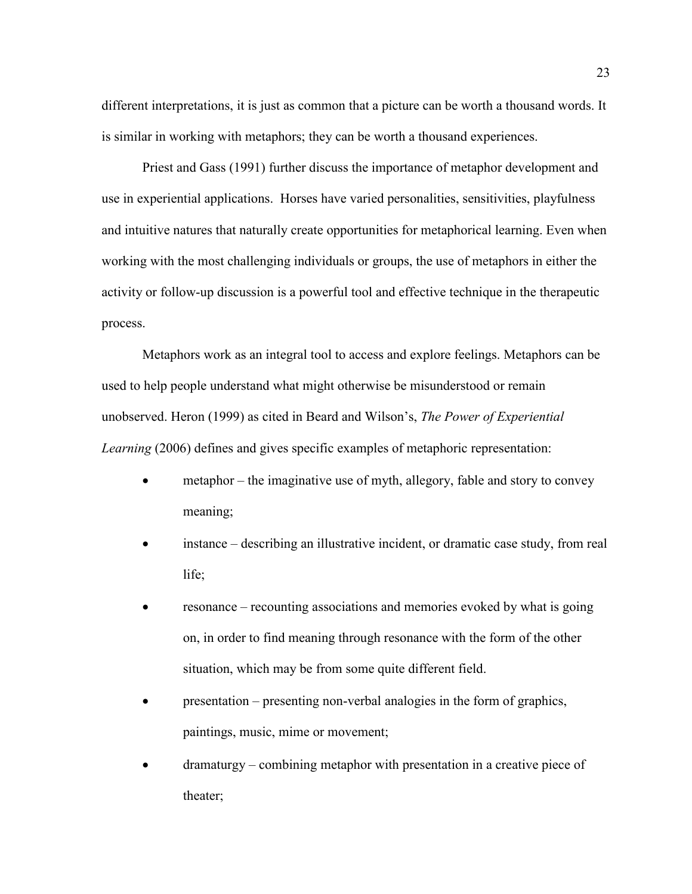different interpretations, it is just as common that a picture can be worth a thousand words. It is similar in working with metaphors; they can be worth a thousand experiences.

Priest and Gass (1991) further discuss the importance of metaphor development and use in experiential applications. Horses have varied personalities, sensitivities, playfulness and intuitive natures that naturally create opportunities for metaphorical learning. Even when working with the most challenging individuals or groups, the use of metaphors in either the activity or follow-up discussion is a powerful tool and effective technique in the therapeutic process.

Metaphors work as an integral tool to access and explore feelings. Metaphors can be used to help people understand what might otherwise be misunderstood or remain unobserved. Heron (1999) as cited in Beard and Wilson's, *The Power of Experiential Learning* (2006) defines and gives specific examples of metaphoric representation:

- metaphor – the imaginative use of myth, allegory, fable and story to convey meaning;
- instance – describing an illustrative incident, or dramatic case study, from real life;
- resonance – recounting associations and memories evoked by what is going on, in order to find meaning through resonance with the form of the other situation, which may be from some quite different field.
- presentation – presenting non-verbal analogies in the form of graphics, paintings, music, mime or movement;
- dramaturgy – combining metaphor with presentation in a creative piece of theater;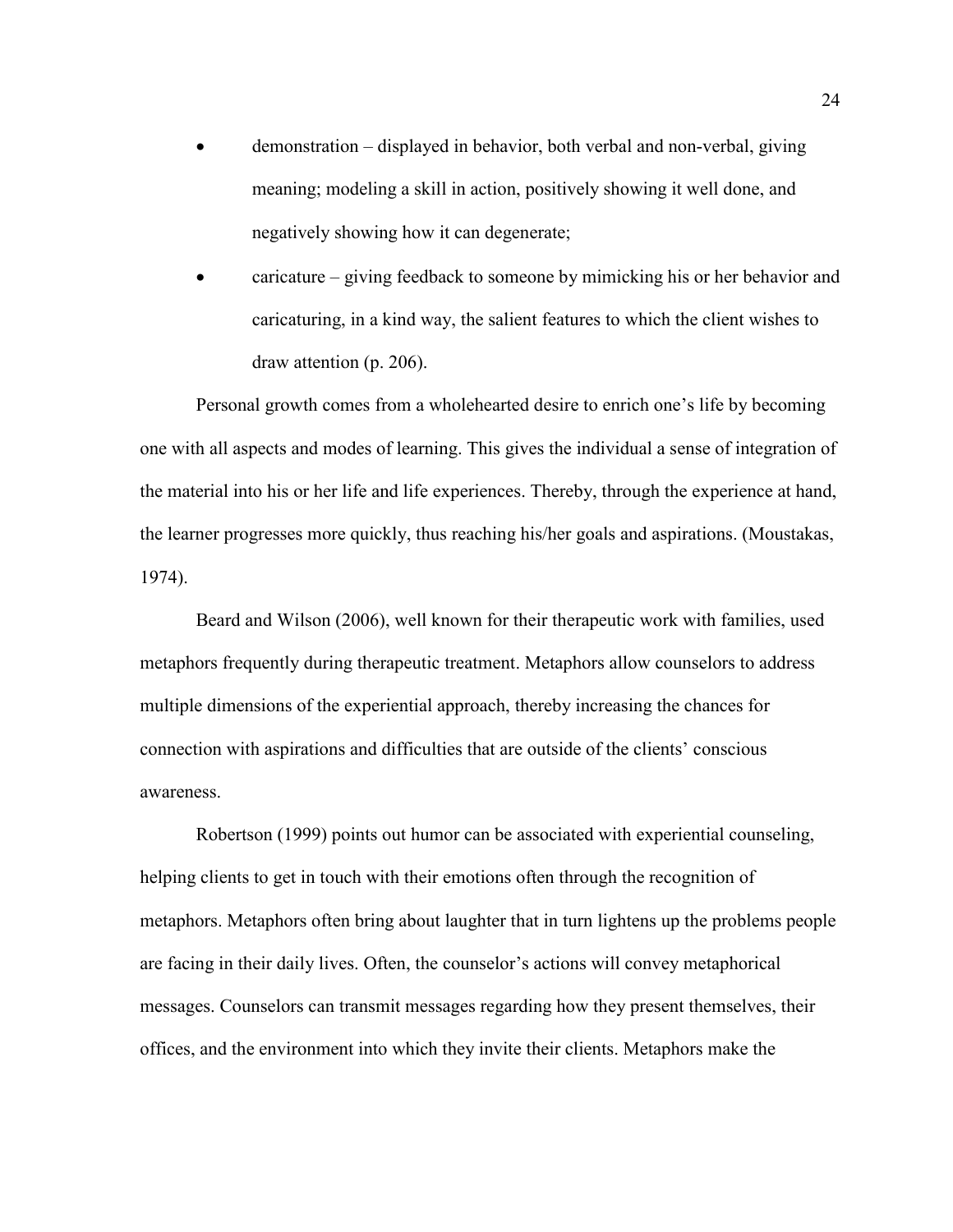- demonstration – displayed in behavior, both verbal and non-verbal, giving meaning; modeling a skill in action, positively showing it well done, and negatively showing how it can degenerate;
- caricature – giving feedback to someone by mimicking his or her behavior and caricaturing, in a kind way, the salient features to which the client wishes to draw attention (p. 206).

Personal growth comes from a wholehearted desire to enrich one's life by becoming one with all aspects and modes of learning. This gives the individual a sense of integration of the material into his or her life and life experiences. Thereby, through the experience at hand, the learner progresses more quickly, thus reaching his/her goals and aspirations. (Moustakas, 1974).

Beard and Wilson (2006), well known for their therapeutic work with families, used metaphors frequently during therapeutic treatment. Metaphors allow counselors to address multiple dimensions of the experiential approach, thereby increasing the chances for connection with aspirations and difficulties that are outside of the clients' conscious awareness.

Robertson (1999) points out humor can be associated with experiential counseling, helping clients to get in touch with their emotions often through the recognition of metaphors. Metaphors often bring about laughter that in turn lightens up the problems people are facing in their daily lives. Often, the counselor's actions will convey metaphorical messages. Counselors can transmit messages regarding how they present themselves, their offices, and the environment into which they invite their clients. Metaphors make the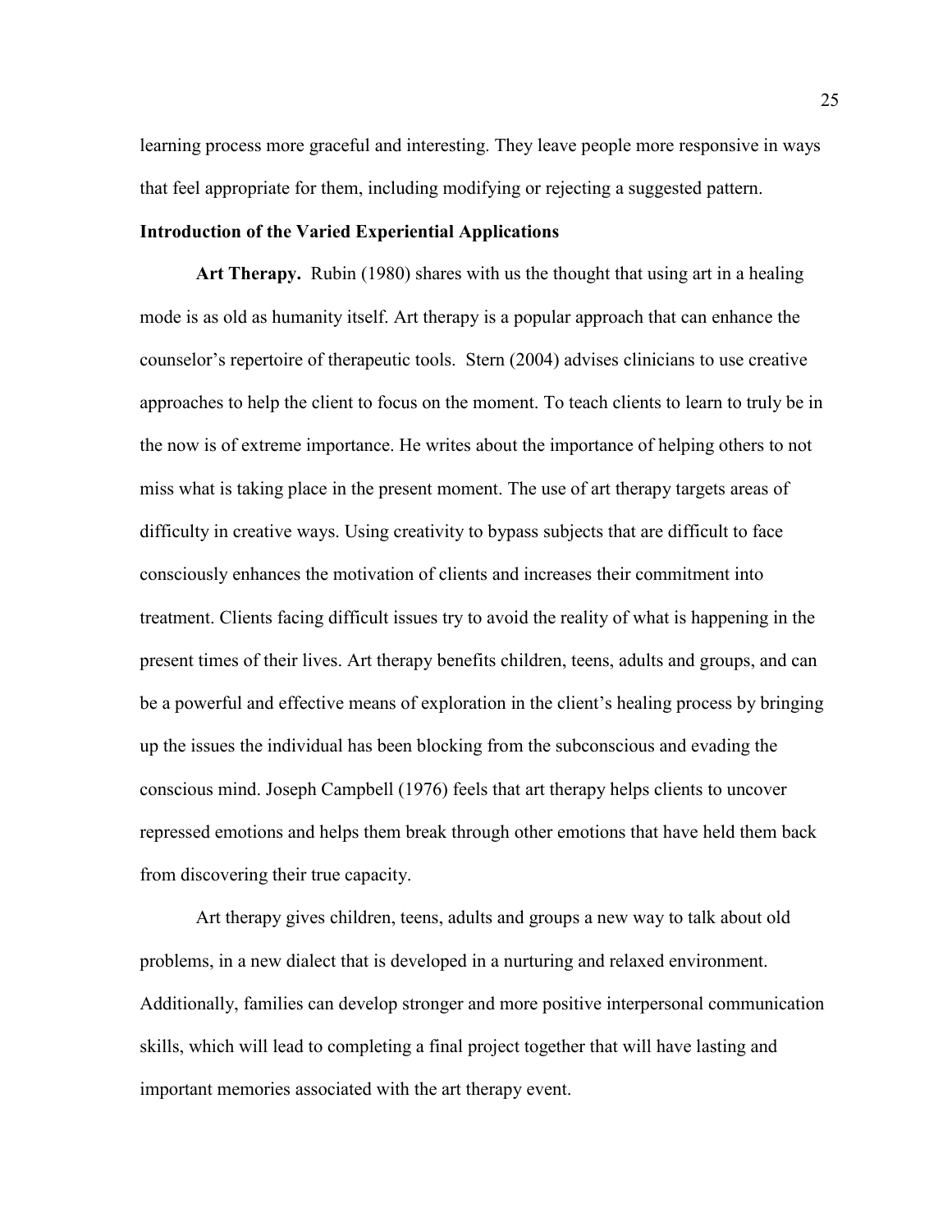learning process more graceful and interesting. They leave people more responsive in ways that feel appropriate for them, including modifying or rejecting a suggested pattern.

## Introduction of the Varied Experiential Applications

**Art Therapy.** Rubin (1980) shares with us the thought that using art in a healing mode is as old as humanity itself. Art therapy is a popular approach that can enhance the counselor's repertoire of therapeutic tools. Stern (2004) advises clinicians to use creative approaches to help the client to focus on the moment. To teach clients to learn to truly be in the now is of extreme importance. He writes about the importance of helping others to not miss what is taking place in the present moment. The use of art therapy targets areas of difficulty in creative ways. Using creativity to bypass subjects that are difficult to face consciously enhances the motivation of clients and increases their commitment into treatment. Clients facing difficult issues try to avoid the reality of what is happening in the present times of their lives. Art therapy benefits children, teens, adults and groups, and can be a powerful and effective means of exploration in the client's healing process by bringing up the issues the individual has been blocking from the subconscious and evading the conscious mind. Joseph Campbell (1976) feels that art therapy helps clients to uncover repressed emotions and helps them break through other emotions that have held them back from discovering their true capacity.

Art therapy gives children, teens, adults and groups a new way to talk about old problems, in a new dialect that is developed in a nurturing and relaxed environment. Additionally, families can develop stronger and more positive interpersonal communication skills, which will lead to completing a final project together that will have lasting and important memories associated with the art therapy event.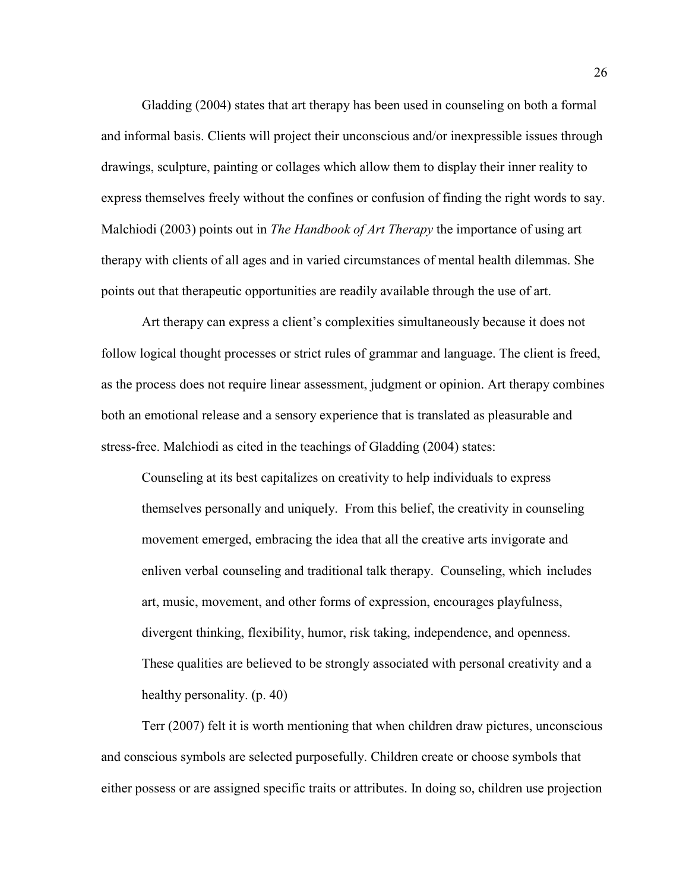Gladding (2004) states that art therapy has been used in counseling on both a formal and informal basis. Clients will project their unconscious and/or inexpressible issues through drawings, sculpture, painting or collages which allow them to display their inner reality to express themselves freely without the confines or confusion of finding the right words to say. Malchiodi (2003) points out in *The Handbook of Art Therapy* the importance of using art therapy with clients of all ages and in varied circumstances of mental health dilemmas. She points out that therapeutic opportunities are readily available through the use of art.

Art therapy can express a client's complexities simultaneously because it does not follow logical thought processes or strict rules of grammar and language. The client is freed, as the process does not require linear assessment, judgment or opinion. Art therapy combines both an emotional release and a sensory experience that is translated as pleasurable and stress-free. Malchiodi as cited in the teachings of Gladding (2004) states:

> Counseling at its best capitalizes on creativity to help individuals to express themselves personally and uniquely. From this belief, the creativity in counseling movement emerged, embracing the idea that all the creative arts invigorate and enliven verbal counseling and traditional talk therapy. Counseling, which includes art, music, movement, and other forms of expression, encourages playfulness, divergent thinking, flexibility, humor, risk taking, independence, and openness. These qualities are believed to be strongly associated with personal creativity and a healthy personality. (p. 40)

Terr (2007) felt it is worth mentioning that when children draw pictures, unconscious and conscious symbols are selected purposefully. Children create or choose symbols that either possess or are assigned specific traits or attributes. In doing so, children use projection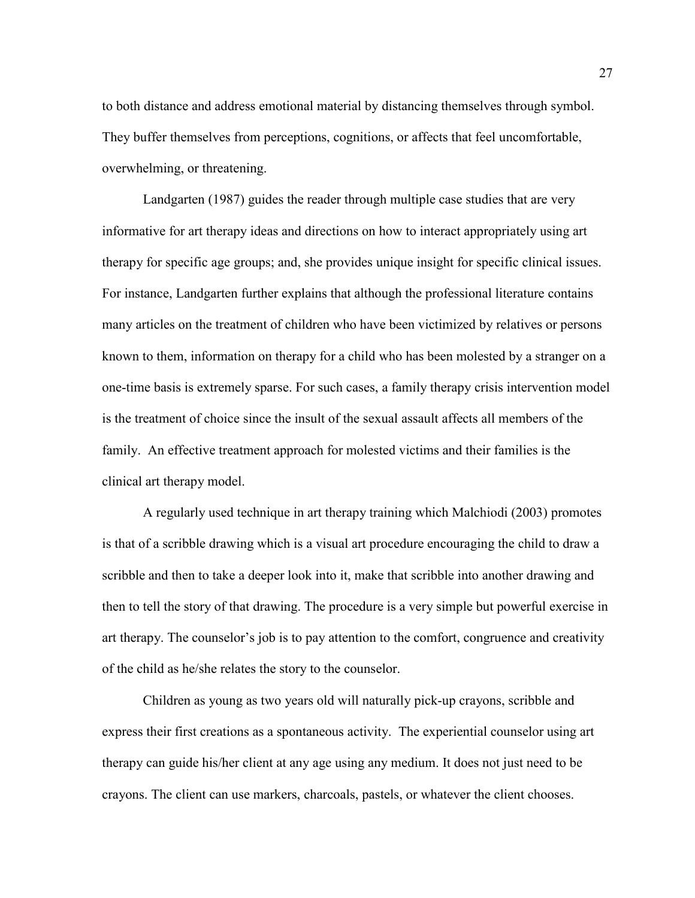to both distance and address emotional material by distancing themselves through symbol. They buffer themselves from perceptions, cognitions, or affects that feel uncomfortable, overwhelming, or threatening.

Landgarten (1987) guides the reader through multiple case studies that are very informative for art therapy ideas and directions on how to interact appropriately using art therapy for specific age groups; and, she provides unique insight for specific clinical issues. For instance, Landgarten further explains that although the professional literature contains many articles on the treatment of children who have been victimized by relatives or persons known to them, information on therapy for a child who has been molested by a stranger on a one-time basis is extremely sparse. For such cases, a family therapy crisis intervention model is the treatment of choice since the insult of the sexual assault affects all members of the family. An effective treatment approach for molested victims and their families is the clinical art therapy model.

A regularly used technique in art therapy training which Malchiodi (2003) promotes is that of a scribble drawing which is a visual art procedure encouraging the child to draw a scribble and then to take a deeper look into it, make that scribble into another drawing and then to tell the story of that drawing. The procedure is a very simple but powerful exercise in art therapy. The counselor's job is to pay attention to the comfort, congruence and creativity of the child as he/she relates the story to the counselor.

Children as young as two years old will naturally pick-up crayons, scribble and express their first creations as a spontaneous activity. The experiential counselor using art therapy can guide his/her client at any age using any medium. It does not just need to be crayons. The client can use markers, charcoals, pastels, or whatever the client chooses.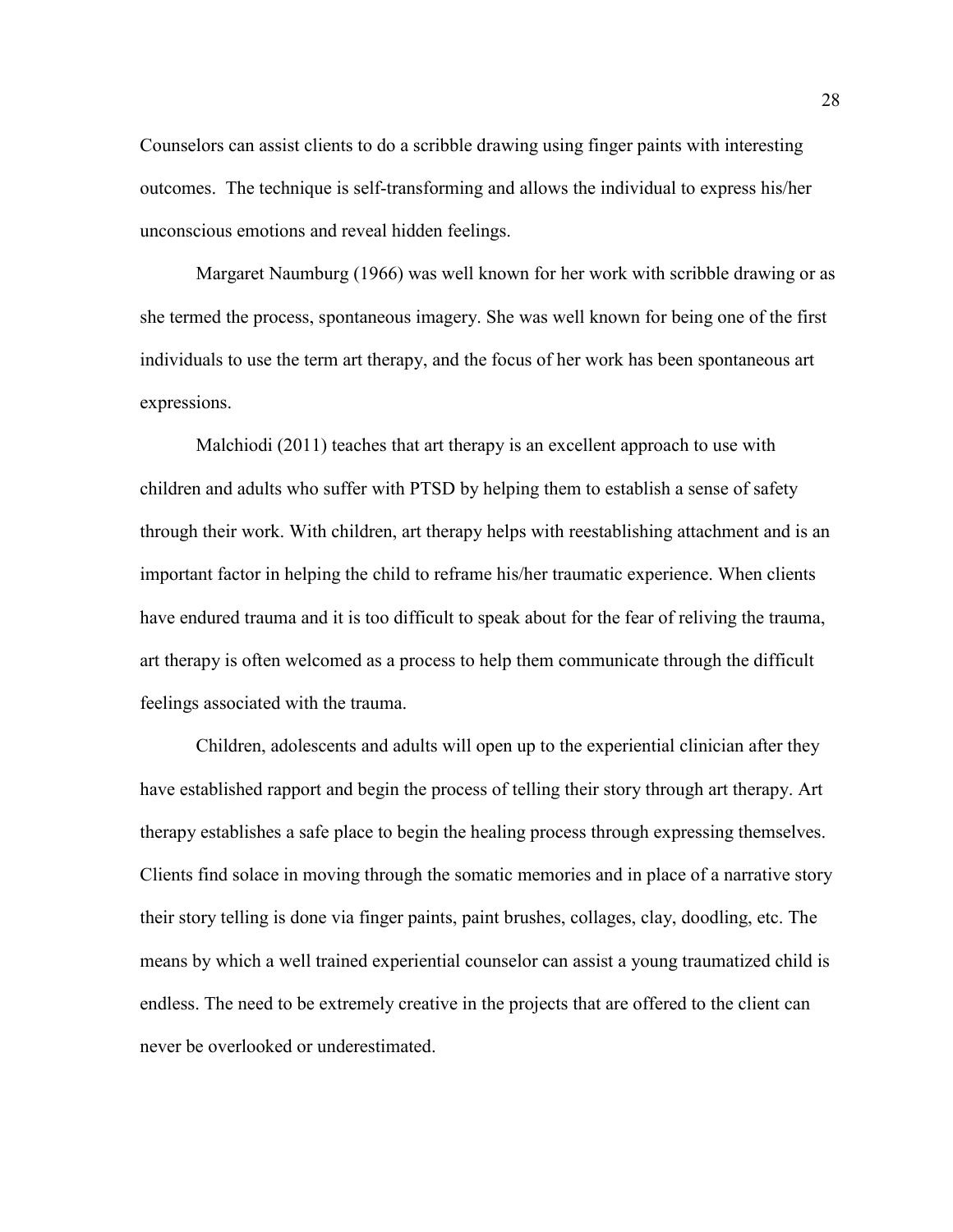Counselors can assist clients to do a scribble drawing using finger paints with interesting outcomes. The technique is self-transforming and allows the individual to express his/her unconscious emotions and reveal hidden feelings.

Margaret Naumburg (1966) was well known for her work with scribble drawing or as she termed the process, spontaneous imagery. She was well known for being one of the first individuals to use the term art therapy, and the focus of her work has been spontaneous art expressions.

Malchiodi (2011) teaches that art therapy is an excellent approach to use with children and adults who suffer with PTSD by helping them to establish a sense of safety through their work. With children, art therapy helps with reestablishing attachment and is an important factor in helping the child to reframe his/her traumatic experience. When clients have endured trauma and it is too difficult to speak about for the fear of reliving the trauma, art therapy is often welcomed as a process to help them communicate through the difficult feelings associated with the trauma.

Children, adolescents and adults will open up to the experiential clinician after they have established rapport and begin the process of telling their story through art therapy. Art therapy establishes a safe place to begin the healing process through expressing themselves. Clients find solace in moving through the somatic memories and in place of a narrative story their story telling is done via finger paints, paint brushes, collages, clay, doodling, etc. The means by which a well trained experiential counselor can assist a young traumatized child is endless. The need to be extremely creative in the projects that are offered to the client can never be overlooked or underestimated.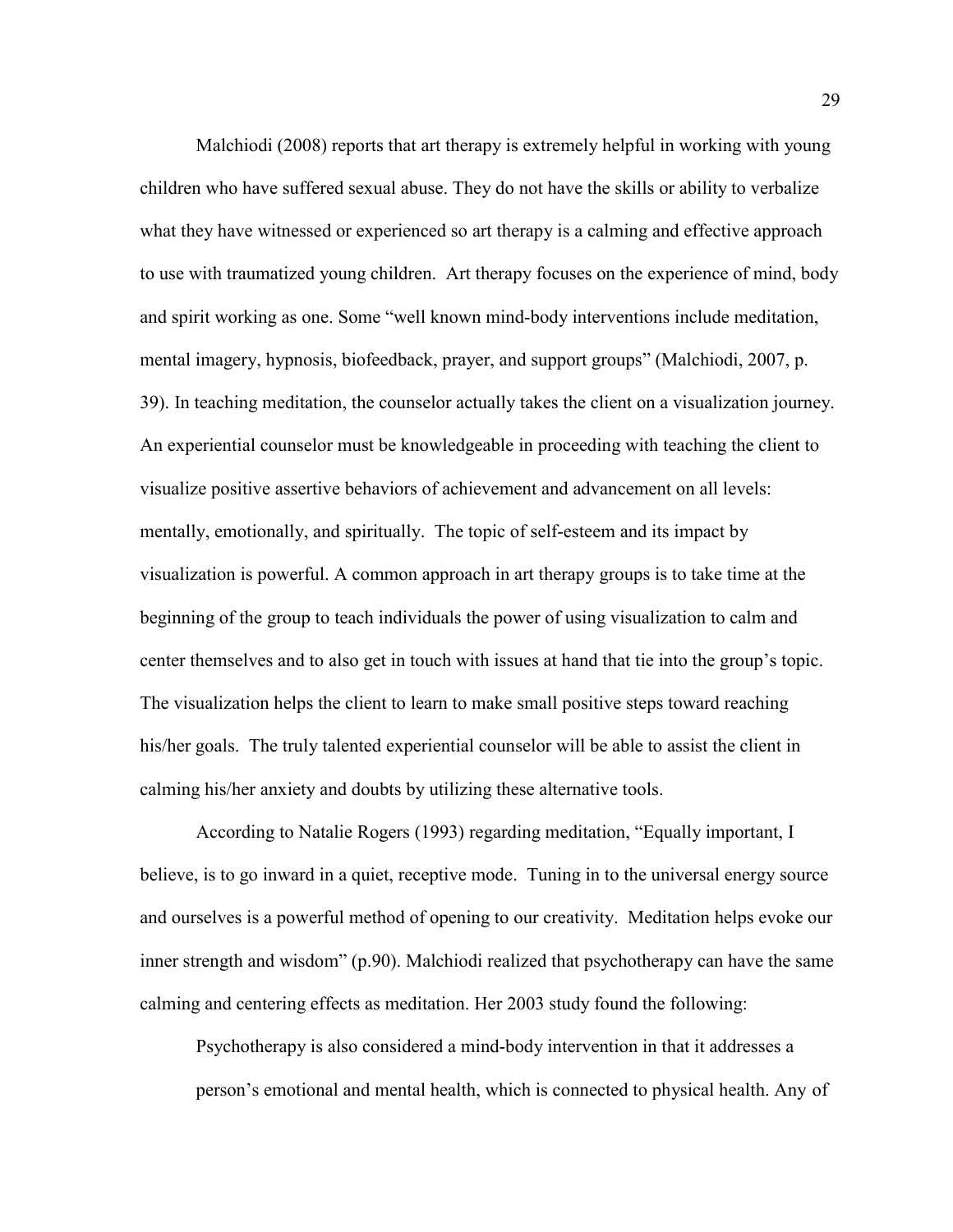Malchiodi (2008) reports that art therapy is extremely helpful in working with young children who have suffered sexual abuse. They do not have the skills or ability to verbalize what they have witnessed or experienced so art therapy is a calming and effective approach to use with traumatized young children. Art therapy focuses on the experience of mind, body and spirit working as one. Some "well known mind-body interventions include meditation, mental imagery, hypnosis, biofeedback, prayer, and support groups" (Malchiodi, 2007, p. 39). In teaching meditation, the counselor actually takes the client on a visualization journey. An experiential counselor must be knowledgeable in proceeding with teaching the client to visualize positive assertive behaviors of achievement and advancement on all levels: mentally, emotionally, and spiritually. The topic of self-esteem and its impact by visualization is powerful. A common approach in art therapy groups is to take time at the beginning of the group to teach individuals the power of using visualization to calm and center themselves and to also get in touch with issues at hand that tie into the group's topic. The visualization helps the client to learn to make small positive steps toward reaching his/her goals. The truly talented experiential counselor will be able to assist the client in calming his/her anxiety and doubts by utilizing these alternative tools.

According to Natalie Rogers (1993) regarding meditation, "Equally important, I believe, is to go inward in a quiet, receptive mode. Tuning in to the universal energy source and ourselves is a powerful method of opening to our creativity. Meditation helps evoke our inner strength and wisdom" (p.90). Malchiodi realized that psychotherapy can have the same calming and centering effects as meditation. Her 2003 study found the following:

> Psychotherapy is also considered a mind-body intervention in that it addresses a person's emotional and mental health, which is connected to physical health. Any of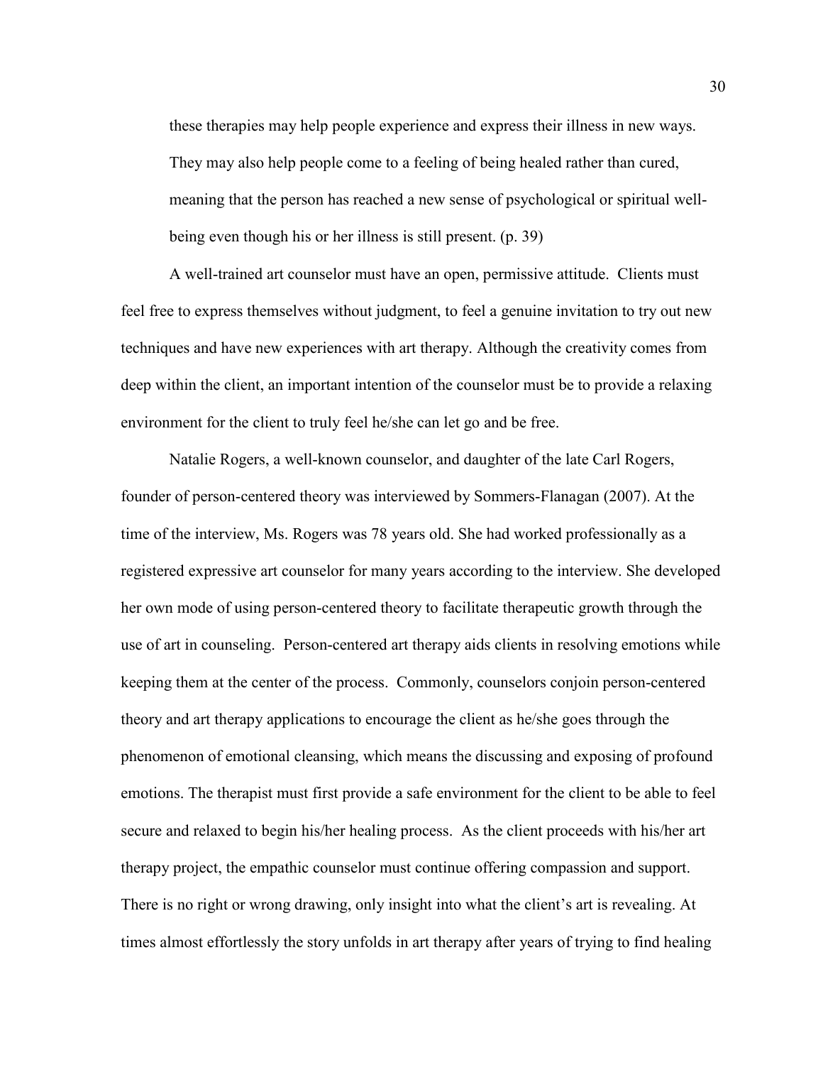> these therapies may help people experience and express their illness in new ways. They may also help people come to a feeling of being healed rather than cured, meaning that the person has reached a new sense of psychological or spiritual well-being even though his or her illness is still present. (p. 39)

A well-trained art counselor must have an open, permissive attitude. Clients must feel free to express themselves without judgment, to feel a genuine invitation to try out new techniques and have new experiences with art therapy. Although the creativity comes from deep within the client, an important intention of the counselor must be to provide a relaxing environment for the client to truly feel he/she can let go and be free.

Natalie Rogers, a well-known counselor, and daughter of the late Carl Rogers, founder of person-centered theory was interviewed by Sommers-Flanagan (2007). At the time of the interview, Ms. Rogers was 78 years old. She had worked professionally as a registered expressive art counselor for many years according to the interview. She developed her own mode of using person-centered theory to facilitate therapeutic growth through the use of art in counseling. Person-centered art therapy aids clients in resolving emotions while keeping them at the center of the process. Commonly, counselors conjoin person-centered theory and art therapy applications to encourage the client as he/she goes through the phenomenon of emotional cleansing, which means the discussing and exposing of profound emotions. The therapist must first provide a safe environment for the client to be able to feel secure and relaxed to begin his/her healing process. As the client proceeds with his/her art therapy project, the empathic counselor must continue offering compassion and support. There is no right or wrong drawing, only insight into what the client's art is revealing. At times almost effortlessly the story unfolds in art therapy after years of trying to find healing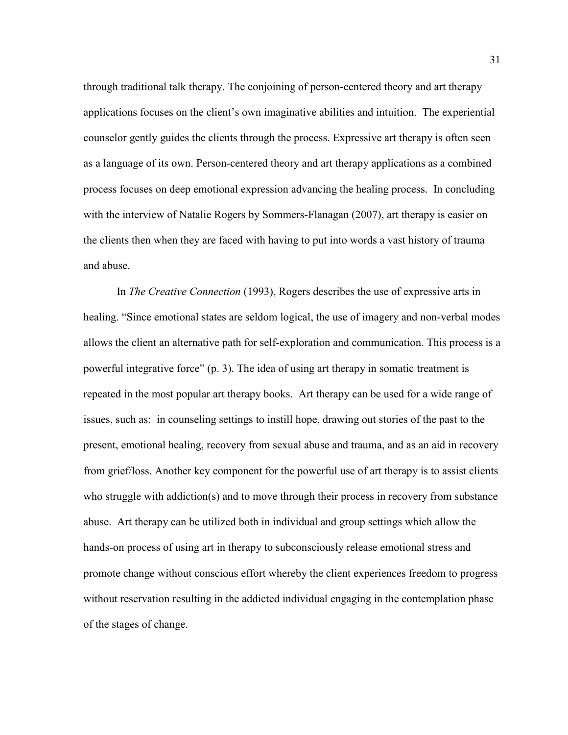through traditional talk therapy. The conjoining of person-centered theory and art therapy applications focuses on the client's own imaginative abilities and intuition. The experiential counselor gently guides the clients through the process. Expressive art therapy is often seen as a language of its own. Person-centered theory and art therapy applications as a combined process focuses on deep emotional expression advancing the healing process. In concluding with the interview of Natalie Rogers by Sommers-Flanagan (2007), art therapy is easier on the clients then when they are faced with having to put into words a vast history of trauma and abuse.

In *The Creative Connection* (1993), Rogers describes the use of expressive arts in healing. "Since emotional states are seldom logical, the use of imagery and non-verbal modes allows the client an alternative path for self-exploration and communication. This process is a powerful integrative force" (p. 3). The idea of using art therapy in somatic treatment is repeated in the most popular art therapy books. Art therapy can be used for a wide range of issues, such as: in counseling settings to instill hope, drawing out stories of the past to the present, emotional healing, recovery from sexual abuse and trauma, and as an aid in recovery from grief/loss. Another key component for the powerful use of art therapy is to assist clients who struggle with addiction(s) and to move through their process in recovery from substance abuse. Art therapy can be utilized both in individual and group settings which allow the hands-on process of using art in therapy to subconsciously release emotional stress and promote change without conscious effort whereby the client experiences freedom to progress without reservation resulting in the addicted individual engaging in the contemplation phase of the stages of change.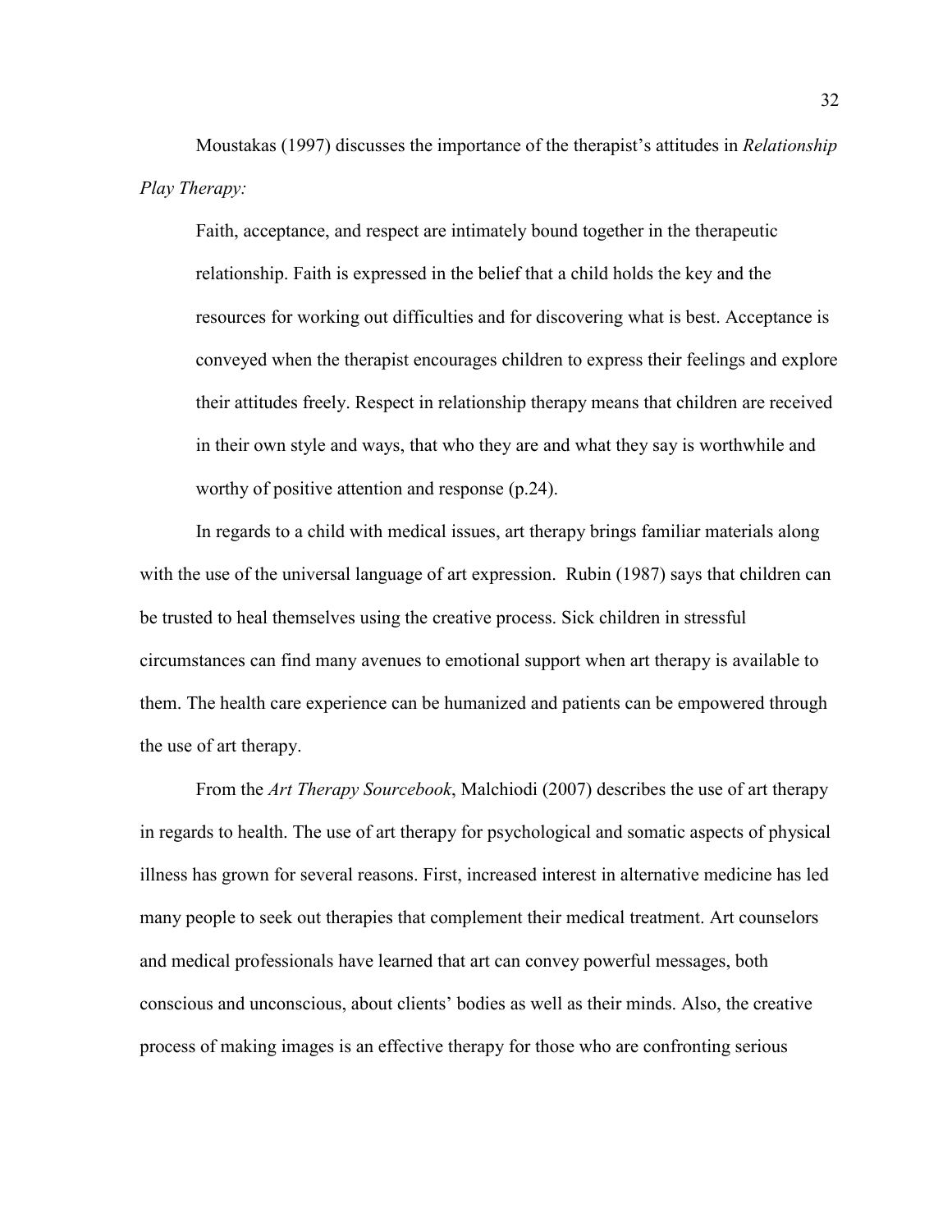Moustakas (1997) discusses the importance of the therapist's attitudes in *Relationship Play Therapy:*

> Faith, acceptance, and respect are intimately bound together in the therapeutic relationship. Faith is expressed in the belief that a child holds the key and the resources for working out difficulties and for discovering what is best. Acceptance is conveyed when the therapist encourages children to express their feelings and explore their attitudes freely. Respect in relationship therapy means that children are received in their own style and ways, that who they are and what they say is worthwhile and worthy of positive attention and response (p.24).

In regards to a child with medical issues, art therapy brings familiar materials along with the use of the universal language of art expression. Rubin (1987) says that children can be trusted to heal themselves using the creative process. Sick children in stressful circumstances can find many avenues to emotional support when art therapy is available to them. The health care experience can be humanized and patients can be empowered through the use of art therapy.

From the *Art Therapy Sourcebook*, Malchiodi (2007) describes the use of art therapy in regards to health. The use of art therapy for psychological and somatic aspects of physical illness has grown for several reasons. First, increased interest in alternative medicine has led many people to seek out therapies that complement their medical treatment. Art counselors and medical professionals have learned that art can convey powerful messages, both conscious and unconscious, about clients' bodies as well as their minds. Also, the creative process of making images is an effective therapy for those who are confronting serious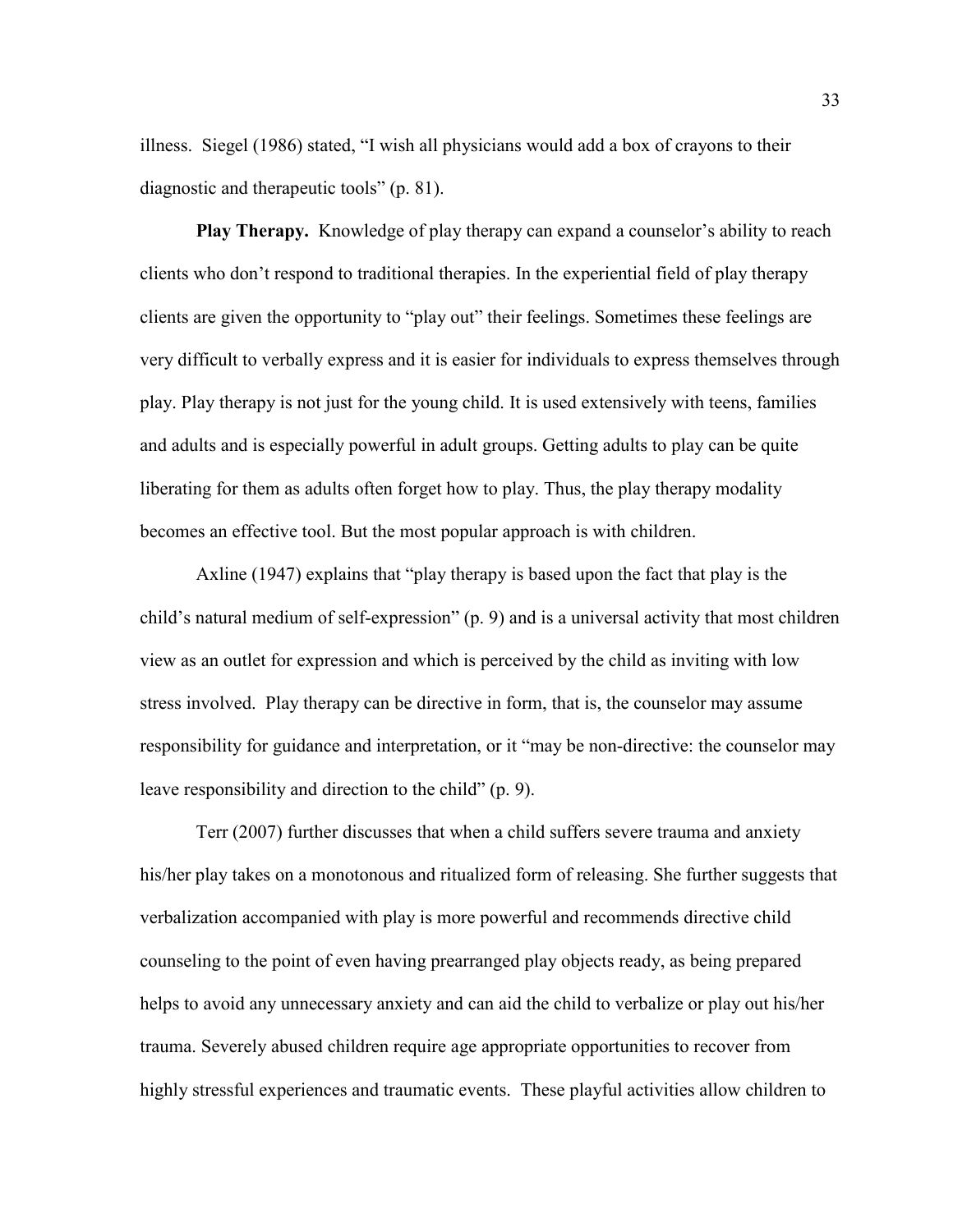illness. Siegel (1986) stated, "I wish all physicians would add a box of crayons to their diagnostic and therapeutic tools" (p. 81).

**Play Therapy.** Knowledge of play therapy can expand a counselor's ability to reach clients who don't respond to traditional therapies. In the experiential field of play therapy clients are given the opportunity to "play out" their feelings. Sometimes these feelings are very difficult to verbally express and it is easier for individuals to express themselves through play. Play therapy is not just for the young child. It is used extensively with teens, families and adults and is especially powerful in adult groups. Getting adults to play can be quite liberating for them as adults often forget how to play. Thus, the play therapy modality becomes an effective tool. But the most popular approach is with children.

Axline (1947) explains that "play therapy is based upon the fact that play is the child's natural medium of self-expression" (p. 9) and is a universal activity that most children view as an outlet for expression and which is perceived by the child as inviting with low stress involved. Play therapy can be directive in form, that is, the counselor may assume responsibility for guidance and interpretation, or it "may be non-directive: the counselor may leave responsibility and direction to the child" (p. 9).

Terr (2007) further discusses that when a child suffers severe trauma and anxiety his/her play takes on a monotonous and ritualized form of releasing. She further suggests that verbalization accompanied with play is more powerful and recommends directive child counseling to the point of even having prearranged play objects ready, as being prepared helps to avoid any unnecessary anxiety and can aid the child to verbalize or play out his/her trauma. Severely abused children require age appropriate opportunities to recover from highly stressful experiences and traumatic events. These playful activities allow children to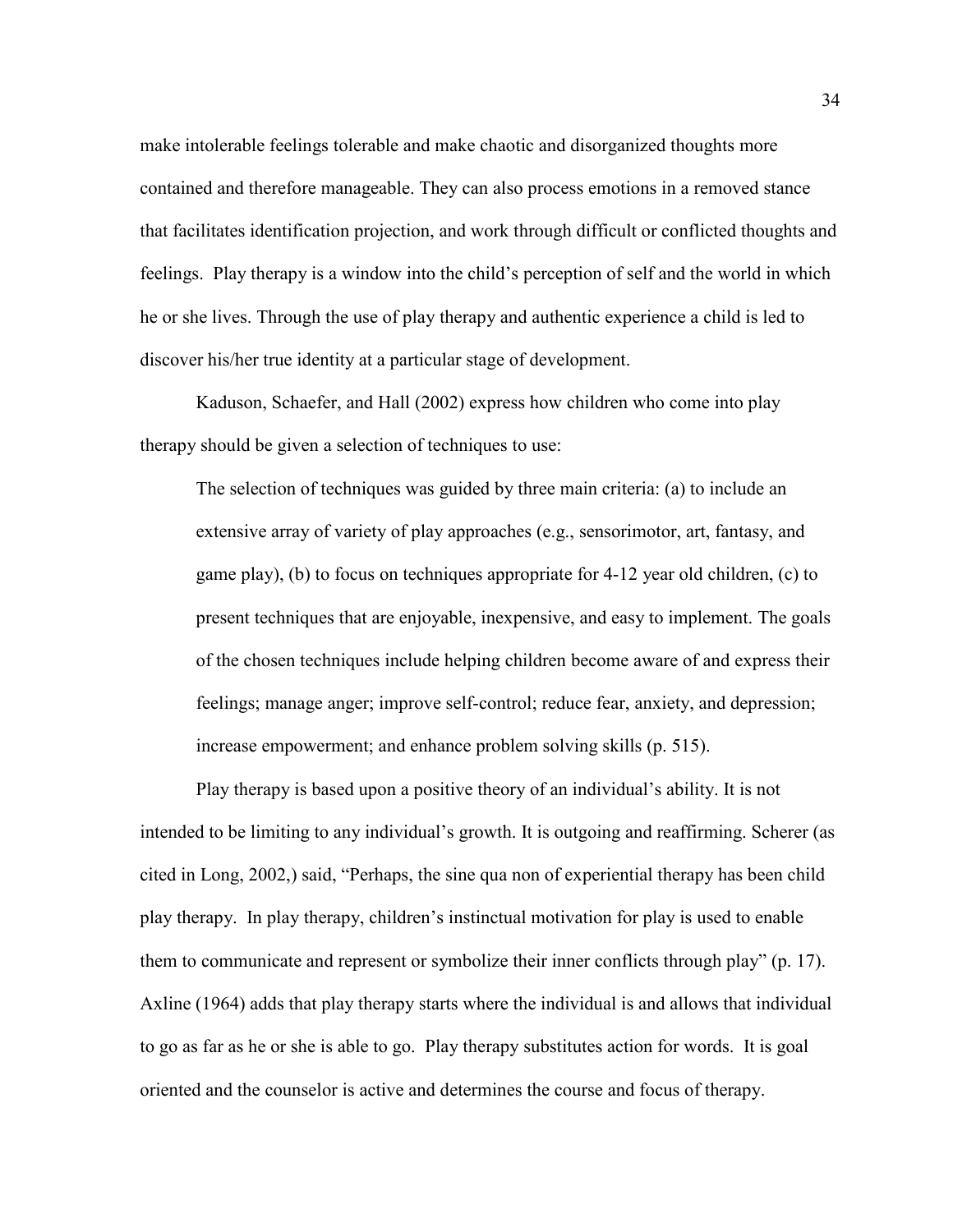make intolerable feelings tolerable and make chaotic and disorganized thoughts more contained and therefore manageable. They can also process emotions in a removed stance that facilitates identification projection, and work through difficult or conflicted thoughts and feelings. Play therapy is a window into the child's perception of self and the world in which he or she lives. Through the use of play therapy and authentic experience a child is led to discover his/her true identity at a particular stage of development.

Kaduson, Schaefer, and Hall (2002) express how children who come into play therapy should be given a selection of techniques to use:

> The selection of techniques was guided by three main criteria: (a) to include an extensive array of variety of play approaches (e.g., sensorimotor, art, fantasy, and game play), (b) to focus on techniques appropriate for 4-12 year old children, (c) to present techniques that are enjoyable, inexpensive, and easy to implement. The goals of the chosen techniques include helping children become aware of and express their feelings; manage anger; improve self-control; reduce fear, anxiety, and depression; increase empowerment; and enhance problem solving skills (p. 515).

Play therapy is based upon a positive theory of an individual's ability. It is not intended to be limiting to any individual's growth. It is outgoing and reaffirming. Scherer (as cited in Long, 2002,) said, "Perhaps, the sine qua non of experiential therapy has been child play therapy. In play therapy, children's instinctual motivation for play is used to enable them to communicate and represent or symbolize their inner conflicts through play" (p. 17). Axline (1964) adds that play therapy starts where the individual is and allows that individual to go as far as he or she is able to go. Play therapy substitutes action for words. It is goal oriented and the counselor is active and determines the course and focus of therapy.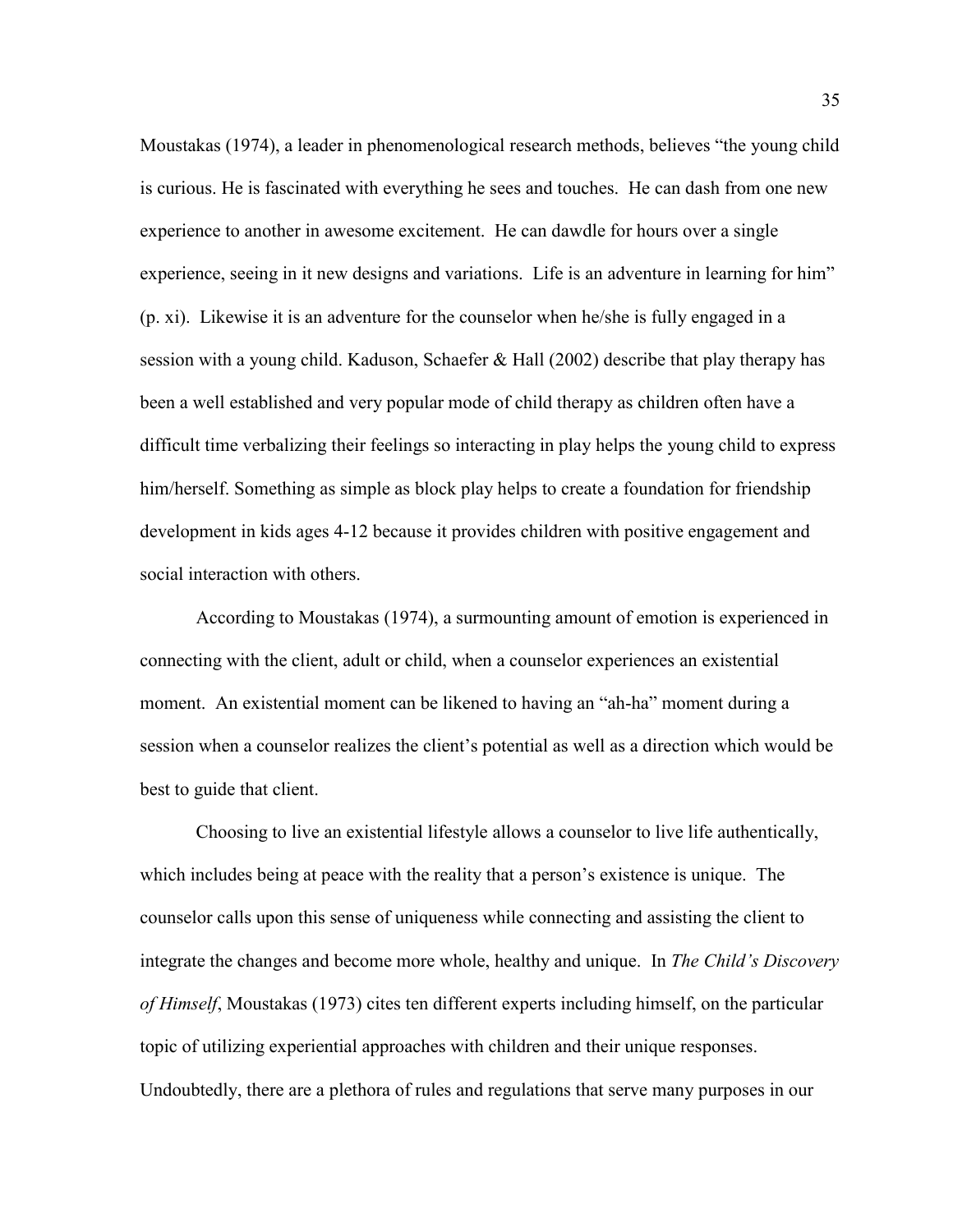Moustakas (1974), a leader in phenomenological research methods, believes "the young child is curious. He is fascinated with everything he sees and touches. He can dash from one new experience to another in awesome excitement. He can dawdle for hours over a single experience, seeing in it new designs and variations. Life is an adventure in learning for him" (p. xi). Likewise it is an adventure for the counselor when he/she is fully engaged in a session with a young child. Kaduson, Schaefer & Hall (2002) describe that play therapy has been a well established and very popular mode of child therapy as children often have a difficult time verbalizing their feelings so interacting in play helps the young child to express him/herself. Something as simple as block play helps to create a foundation for friendship development in kids ages 4-12 because it provides children with positive engagement and social interaction with others.

According to Moustakas (1974), a surmounting amount of emotion is experienced in connecting with the client, adult or child, when a counselor experiences an existential moment. An existential moment can be likened to having an "ah-ha" moment during a session when a counselor realizes the client's potential as well as a direction which would be best to guide that client.

Choosing to live an existential lifestyle allows a counselor to live life authentically, which includes being at peace with the reality that a person's existence is unique. The counselor calls upon this sense of uniqueness while connecting and assisting the client to integrate the changes and become more whole, healthy and unique. In *The Child's Discovery of Himself*, Moustakas (1973) cites ten different experts including himself, on the particular topic of utilizing experiential approaches with children and their unique responses. Undoubtedly, there are a plethora of rules and regulations that serve many purposes in our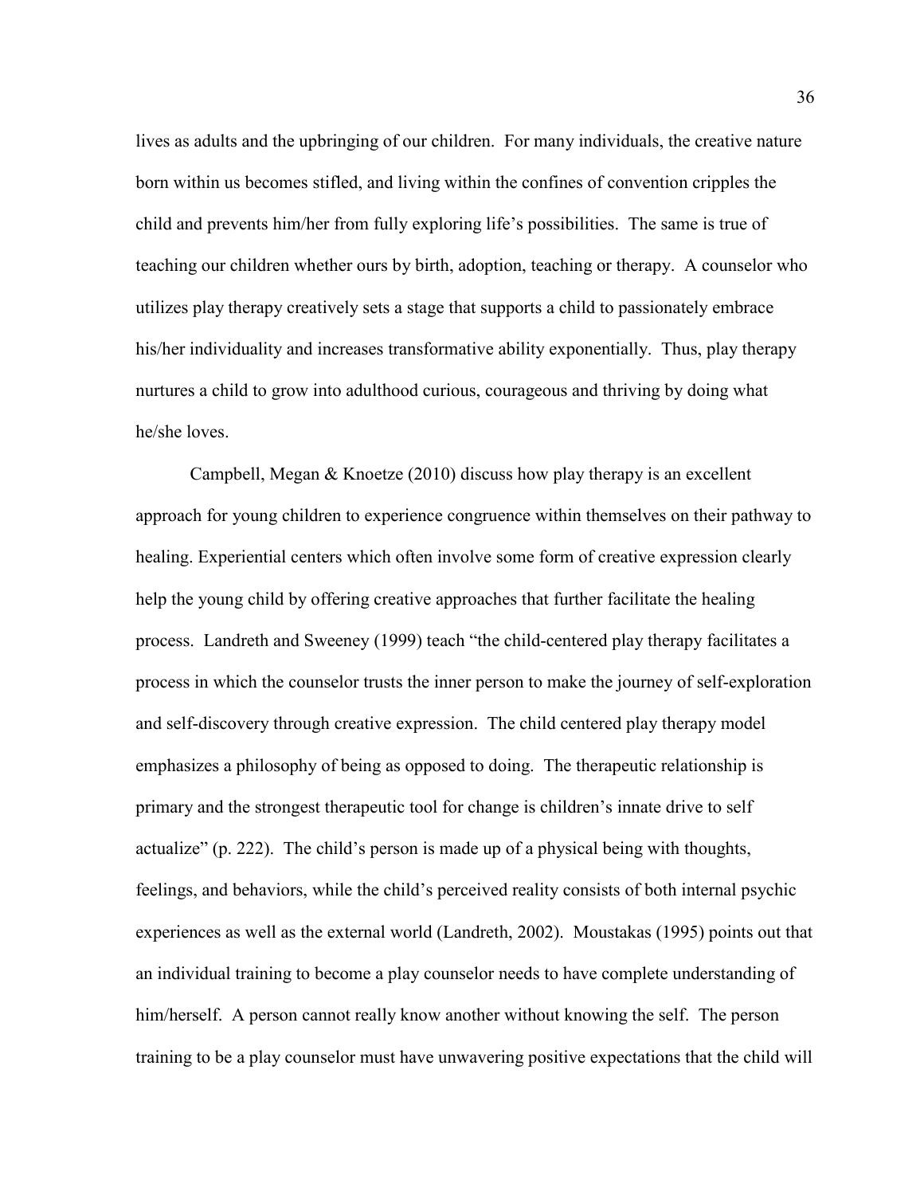lives as adults and the upbringing of our children. For many individuals, the creative nature born within us becomes stifled, and living within the confines of convention cripples the child and prevents him/her from fully exploring life's possibilities. The same is true of teaching our children whether ours by birth, adoption, teaching or therapy. A counselor who utilizes play therapy creatively sets a stage that supports a child to passionately embrace his/her individuality and increases transformative ability exponentially. Thus, play therapy nurtures a child to grow into adulthood curious, courageous and thriving by doing what he/she loves.

Campbell, Megan & Knoetze (2010) discuss how play therapy is an excellent approach for young children to experience congruence within themselves on their pathway to healing. Experiential centers which often involve some form of creative expression clearly help the young child by offering creative approaches that further facilitate the healing process. Landreth and Sweeney (1999) teach "the child-centered play therapy facilitates a process in which the counselor trusts the inner person to make the journey of self-exploration and self-discovery through creative expression. The child centered play therapy model emphasizes a philosophy of being as opposed to doing. The therapeutic relationship is primary and the strongest therapeutic tool for change is children's innate drive to self actualize" (p. 222). The child's person is made up of a physical being with thoughts, feelings, and behaviors, while the child's perceived reality consists of both internal psychic experiences as well as the external world (Landreth, 2002). Moustakas (1995) points out that an individual training to become a play counselor needs to have complete understanding of him/herself. A person cannot really know another without knowing the self. The person training to be a play counselor must have unwavering positive expectations that the child will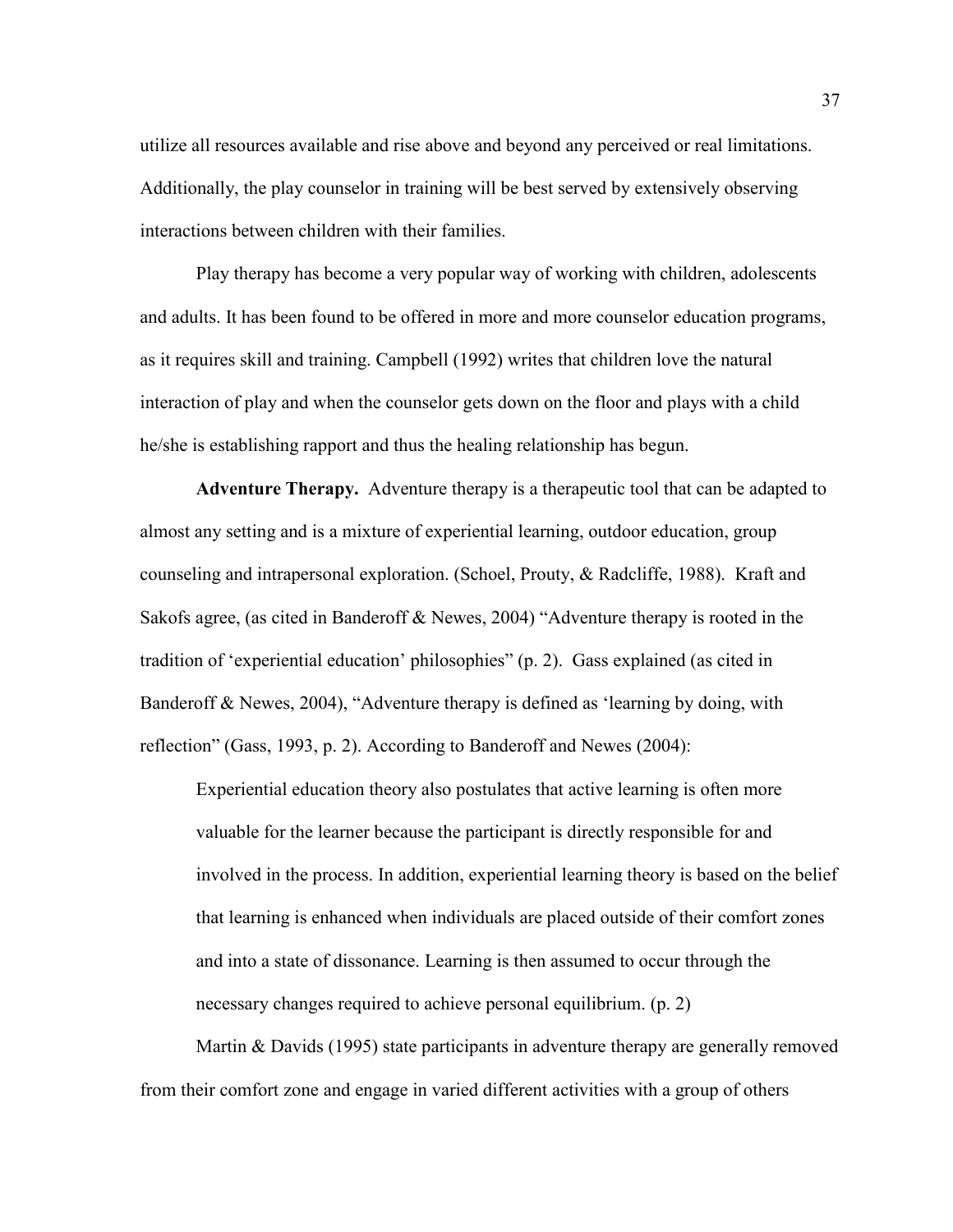utilize all resources available and rise above and beyond any perceived or real limitations. Additionally, the play counselor in training will be best served by extensively observing interactions between children with their families.

Play therapy has become a very popular way of working with children, adolescents and adults. It has been found to be offered in more and more counselor education programs, as it requires skill and training. Campbell (1992) writes that children love the natural interaction of play and when the counselor gets down on the floor and plays with a child he/she is establishing rapport and thus the healing relationship has begun.

**Adventure Therapy.** Adventure therapy is a therapeutic tool that can be adapted to almost any setting and is a mixture of experiential learning, outdoor education, group counseling and intrapersonal exploration. (Schoel, Prouty, & Radcliffe, 1988). Kraft and Sakofs agree, (as cited in Banderoff & Newes, 2004) "Adventure therapy is rooted in the tradition of 'experiential education' philosophies" (p. 2). Gass explained (as cited in Banderoff & Newes, 2004), "Adventure therapy is defined as 'learning by doing, with reflection" (Gass, 1993, p. 2). According to Banderoff and Newes (2004):

> Experiential education theory also postulates that active learning is often more valuable for the learner because the participant is directly responsible for and involved in the process. In addition, experiential learning theory is based on the belief that learning is enhanced when individuals are placed outside of their comfort zones and into a state of dissonance. Learning is then assumed to occur through the necessary changes required to achieve personal equilibrium. (p. 2)

Martin & Davids (1995) state participants in adventure therapy are generally removed from their comfort zone and engage in varied different activities with a group of others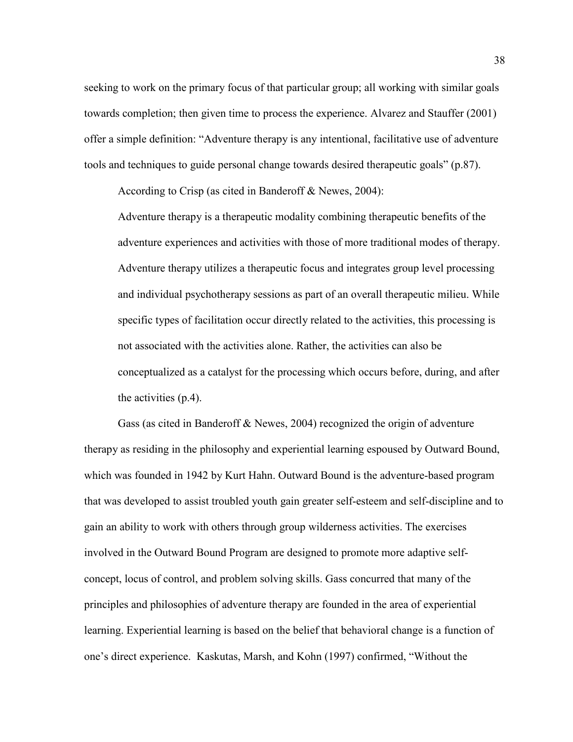seeking to work on the primary focus of that particular group; all working with similar goals towards completion; then given time to process the experience. Alvarez and Stauffer (2001) offer a simple definition: "Adventure therapy is any intentional, facilitative use of adventure tools and techniques to guide personal change towards desired therapeutic goals" (p.87).

According to Crisp (as cited in Banderoff & Newes, 2004):

> Adventure therapy is a therapeutic modality combining therapeutic benefits of the adventure experiences and activities with those of more traditional modes of therapy. Adventure therapy utilizes a therapeutic focus and integrates group level processing and individual psychotherapy sessions as part of an overall therapeutic milieu. While specific types of facilitation occur directly related to the activities, this processing is not associated with the activities alone. Rather, the activities can also be conceptualized as a catalyst for the processing which occurs before, during, and after the activities (p.4).

Gass (as cited in Banderoff & Newes, 2004) recognized the origin of adventure therapy as residing in the philosophy and experiential learning espoused by Outward Bound, which was founded in 1942 by Kurt Hahn. Outward Bound is the adventure-based program that was developed to assist troubled youth gain greater self-esteem and self-discipline and to gain an ability to work with others through group wilderness activities. The exercises involved in the Outward Bound Program are designed to promote more adaptive self-concept, locus of control, and problem solving skills. Gass concurred that many of the principles and philosophies of adventure therapy are founded in the area of experiential learning. Experiential learning is based on the belief that behavioral change is a function of one's direct experience. Kaskutas, Marsh, and Kohn (1997) confirmed, "Without the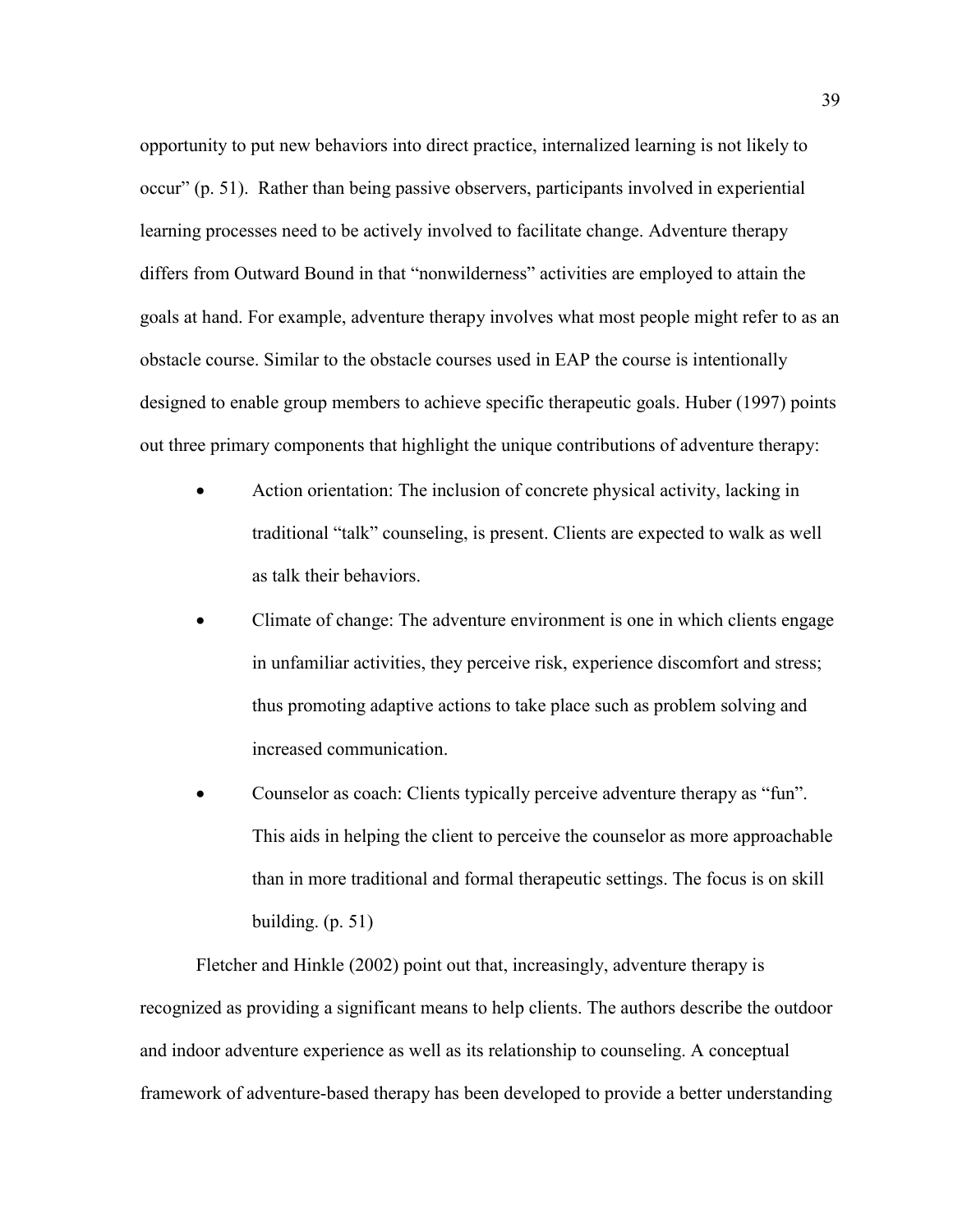opportunity to put new behaviors into direct practice, internalized learning is not likely to occur" (p. 51). Rather than being passive observers, participants involved in experiential learning processes need to be actively involved to facilitate change. Adventure therapy differs from Outward Bound in that "nonwilderness" activities are employed to attain the goals at hand. For example, adventure therapy involves what most people might refer to as an obstacle course. Similar to the obstacle courses used in EAP the course is intentionally designed to enable group members to achieve specific therapeutic goals. Huber (1997) points out three primary components that highlight the unique contributions of adventure therapy:

- Action orientation: The inclusion of concrete physical activity, lacking in traditional "talk" counseling, is present. Clients are expected to walk as well as talk their behaviors.
- Climate of change: The adventure environment is one in which clients engage in unfamiliar activities, they perceive risk, experience discomfort and stress; thus promoting adaptive actions to take place such as problem solving and increased communication.
- Counselor as coach: Clients typically perceive adventure therapy as "fun". This aids in helping the client to perceive the counselor as more approachable than in more traditional and formal therapeutic settings. The focus is on skill building. (p. 51)

Fletcher and Hinkle (2002) point out that, increasingly, adventure therapy is recognized as providing a significant means to help clients. The authors describe the outdoor and indoor adventure experience as well as its relationship to counseling. A conceptual framework of adventure-based therapy has been developed to provide a better understanding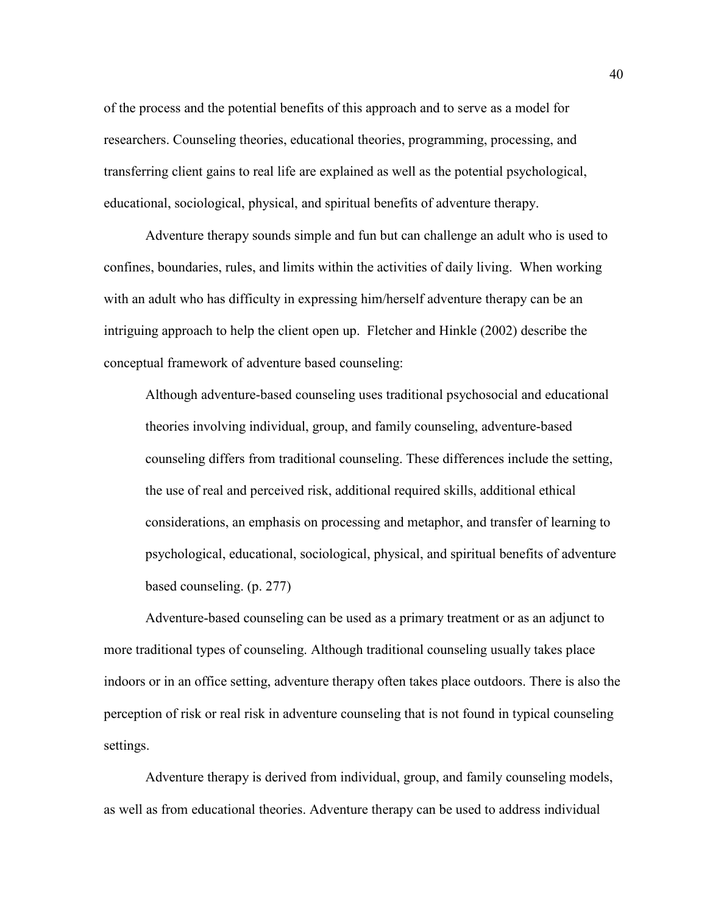of the process and the potential benefits of this approach and to serve as a model for researchers. Counseling theories, educational theories, programming, processing, and transferring client gains to real life are explained as well as the potential psychological, educational, sociological, physical, and spiritual benefits of adventure therapy.

Adventure therapy sounds simple and fun but can challenge an adult who is used to confines, boundaries, rules, and limits within the activities of daily living. When working with an adult who has difficulty in expressing him/herself adventure therapy can be an intriguing approach to help the client open up. Fletcher and Hinkle (2002) describe the conceptual framework of adventure based counseling:

> Although adventure-based counseling uses traditional psychosocial and educational theories involving individual, group, and family counseling, adventure-based counseling differs from traditional counseling. These differences include the setting, the use of real and perceived risk, additional required skills, additional ethical considerations, an emphasis on processing and metaphor, and transfer of learning to psychological, educational, sociological, physical, and spiritual benefits of adventure based counseling. (p. 277)

Adventure-based counseling can be used as a primary treatment or as an adjunct to more traditional types of counseling. Although traditional counseling usually takes place indoors or in an office setting, adventure therapy often takes place outdoors. There is also the perception of risk or real risk in adventure counseling that is not found in typical counseling settings.

Adventure therapy is derived from individual, group, and family counseling models, as well as from educational theories. Adventure therapy can be used to address individual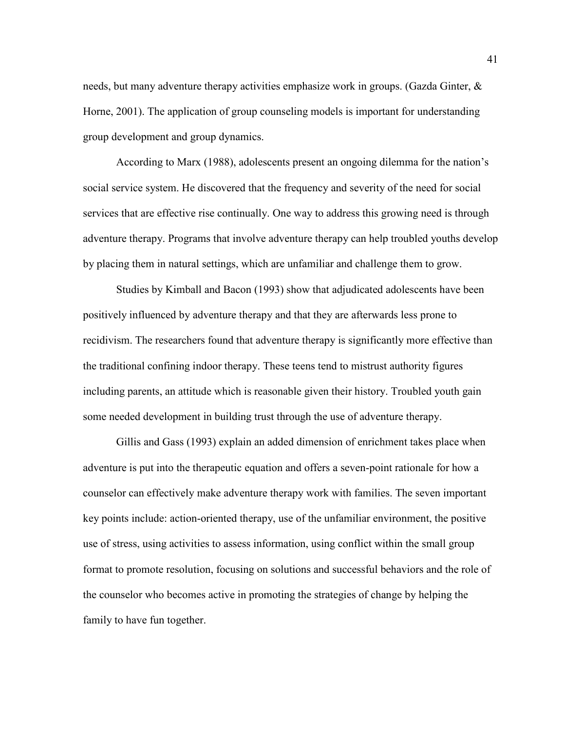needs, but many adventure therapy activities emphasize work in groups. (Gazda Ginter, & Horne, 2001). The application of group counseling models is important for understanding group development and group dynamics.

According to Marx (1988), adolescents present an ongoing dilemma for the nation's social service system. He discovered that the frequency and severity of the need for social services that are effective rise continually. One way to address this growing need is through adventure therapy. Programs that involve adventure therapy can help troubled youths develop by placing them in natural settings, which are unfamiliar and challenge them to grow.

Studies by Kimball and Bacon (1993) show that adjudicated adolescents have been positively influenced by adventure therapy and that they are afterwards less prone to recidivism. The researchers found that adventure therapy is significantly more effective than the traditional confining indoor therapy. These teens tend to mistrust authority figures including parents, an attitude which is reasonable given their history. Troubled youth gain some needed development in building trust through the use of adventure therapy.

Gillis and Gass (1993) explain an added dimension of enrichment takes place when adventure is put into the therapeutic equation and offers a seven-point rationale for how a counselor can effectively make adventure therapy work with families. The seven important key points include: action-oriented therapy, use of the unfamiliar environment, the positive use of stress, using activities to assess information, using conflict within the small group format to promote resolution, focusing on solutions and successful behaviors and the role of the counselor who becomes active in promoting the strategies of change by helping the family to have fun together.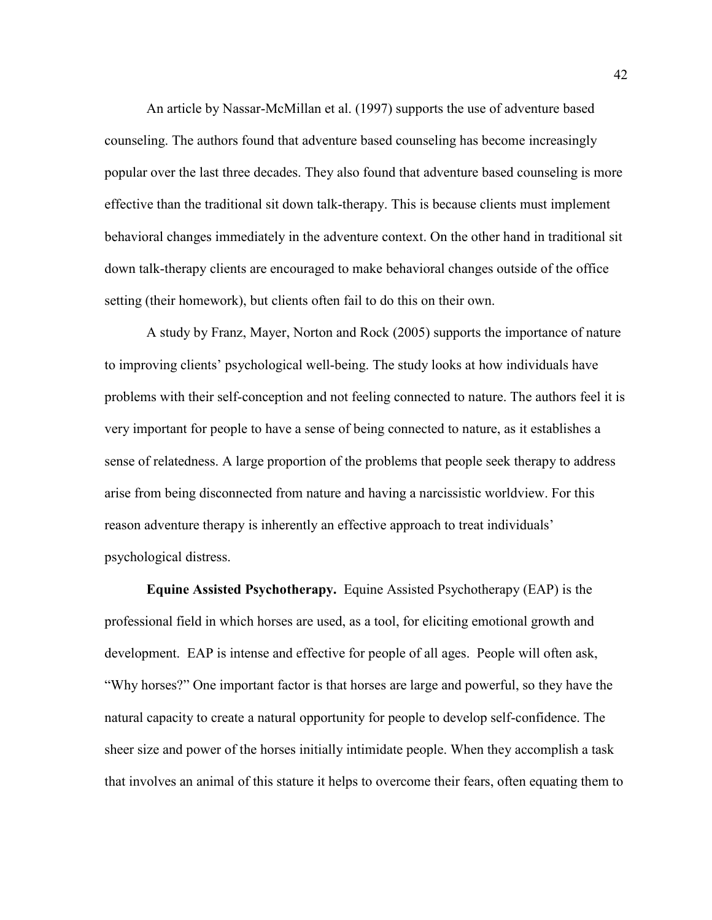An article by Nassar-McMillan et al. (1997) supports the use of adventure based counseling. The authors found that adventure based counseling has become increasingly popular over the last three decades. They also found that adventure based counseling is more effective than the traditional sit down talk-therapy. This is because clients must implement behavioral changes immediately in the adventure context. On the other hand in traditional sit down talk-therapy clients are encouraged to make behavioral changes outside of the office setting (their homework), but clients often fail to do this on their own.

A study by Franz, Mayer, Norton and Rock (2005) supports the importance of nature to improving clients' psychological well-being. The study looks at how individuals have problems with their self-conception and not feeling connected to nature. The authors feel it is very important for people to have a sense of being connected to nature, as it establishes a sense of relatedness. A large proportion of the problems that people seek therapy to address arise from being disconnected from nature and having a narcissistic worldview. For this reason adventure therapy is inherently an effective approach to treat individuals' psychological distress.

**Equine Assisted Psychotherapy.** Equine Assisted Psychotherapy (EAP) is the professional field in which horses are used, as a tool, for eliciting emotional growth and development. EAP is intense and effective for people of all ages. People will often ask, "Why horses?" One important factor is that horses are large and powerful, so they have the natural capacity to create a natural opportunity for people to develop self-confidence. The sheer size and power of the horses initially intimidate people. When they accomplish a task that involves an animal of this stature it helps to overcome their fears, often equating them to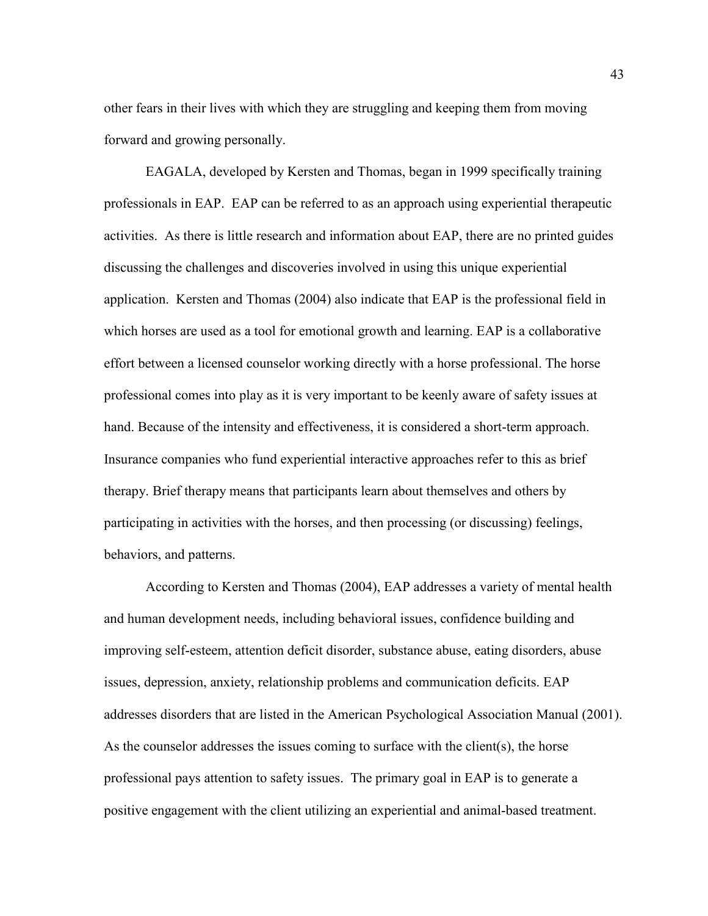other fears in their lives with which they are struggling and keeping them from moving forward and growing personally.

EAGALA, developed by Kersten and Thomas, began in 1999 specifically training professionals in EAP. EAP can be referred to as an approach using experiential therapeutic activities. As there is little research and information about EAP, there are no printed guides discussing the challenges and discoveries involved in using this unique experiential application. Kersten and Thomas (2004) also indicate that EAP is the professional field in which horses are used as a tool for emotional growth and learning. EAP is a collaborative effort between a licensed counselor working directly with a horse professional. The horse professional comes into play as it is very important to be keenly aware of safety issues at hand. Because of the intensity and effectiveness, it is considered a short-term approach. Insurance companies who fund experiential interactive approaches refer to this as brief therapy. Brief therapy means that participants learn about themselves and others by participating in activities with the horses, and then processing (or discussing) feelings, behaviors, and patterns.

According to Kersten and Thomas (2004), EAP addresses a variety of mental health and human development needs, including behavioral issues, confidence building and improving self-esteem, attention deficit disorder, substance abuse, eating disorders, abuse issues, depression, anxiety, relationship problems and communication deficits. EAP addresses disorders that are listed in the American Psychological Association Manual (2001). As the counselor addresses the issues coming to surface with the client(s), the horse professional pays attention to safety issues. The primary goal in EAP is to generate a positive engagement with the client utilizing an experiential and animal-based treatment.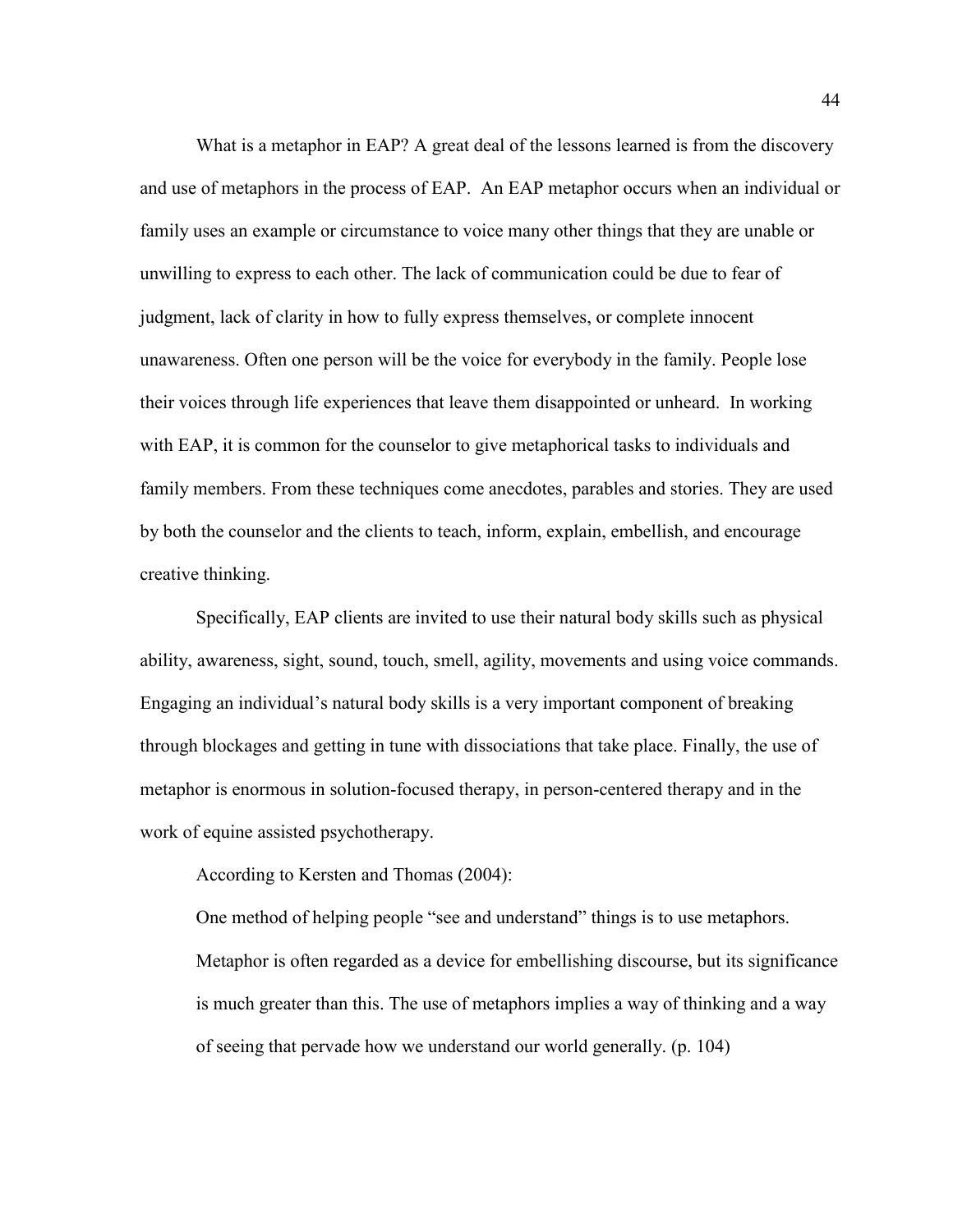What is a metaphor in EAP? A great deal of the lessons learned is from the discovery and use of metaphors in the process of EAP. An EAP metaphor occurs when an individual or family uses an example or circumstance to voice many other things that they are unable or unwilling to express to each other. The lack of communication could be due to fear of judgment, lack of clarity in how to fully express themselves, or complete innocent unawareness. Often one person will be the voice for everybody in the family. People lose their voices through life experiences that leave them disappointed or unheard. In working with EAP, it is common for the counselor to give metaphorical tasks to individuals and family members. From these techniques come anecdotes, parables and stories. They are used by both the counselor and the clients to teach, inform, explain, embellish, and encourage creative thinking.

Specifically, EAP clients are invited to use their natural body skills such as physical ability, awareness, sight, sound, touch, smell, agility, movements and using voice commands. Engaging an individual's natural body skills is a very important component of breaking through blockages and getting in tune with dissociations that take place. Finally, the use of metaphor is enormous in solution-focused therapy, in person-centered therapy and in the work of equine assisted psychotherapy.

According to Kersten and Thomas (2004):

> One method of helping people "see and understand" things is to use metaphors. Metaphor is often regarded as a device for embellishing discourse, but its significance is much greater than this. The use of metaphors implies a way of thinking and a way of seeing that pervade how we understand our world generally. (p. 104)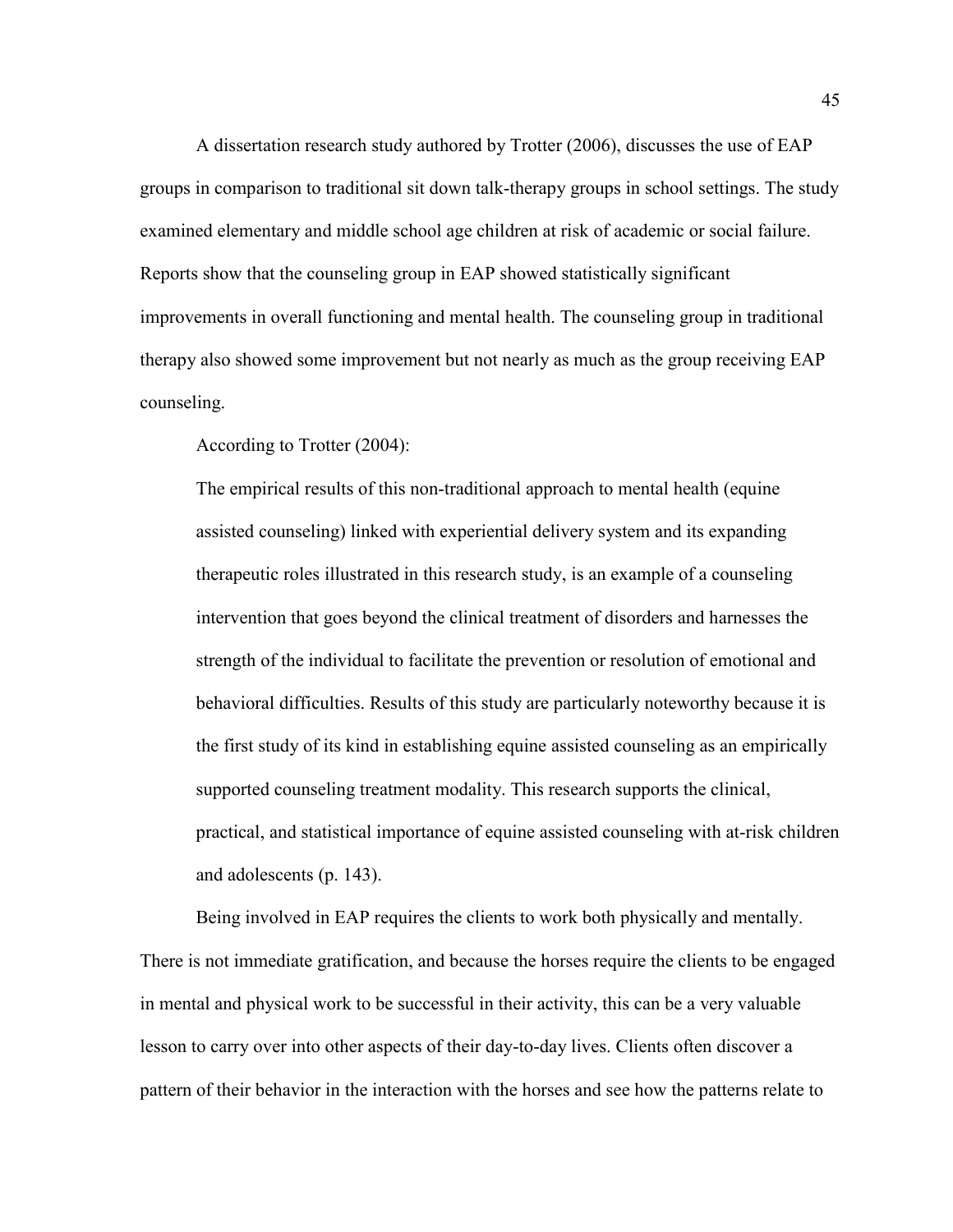A dissertation research study authored by Trotter (2006), discusses the use of EAP groups in comparison to traditional sit down talk-therapy groups in school settings. The study examined elementary and middle school age children at risk of academic or social failure. Reports show that the counseling group in EAP showed statistically significant improvements in overall functioning and mental health. The counseling group in traditional therapy also showed some improvement but not nearly as much as the group receiving EAP counseling.

According to Trotter (2004):

> The empirical results of this non-traditional approach to mental health (equine assisted counseling) linked with experiential delivery system and its expanding therapeutic roles illustrated in this research study, is an example of a counseling intervention that goes beyond the clinical treatment of disorders and harnesses the strength of the individual to facilitate the prevention or resolution of emotional and behavioral difficulties. Results of this study are particularly noteworthy because it is the first study of its kind in establishing equine assisted counseling as an empirically supported counseling treatment modality. This research supports the clinical, practical, and statistical importance of equine assisted counseling with at-risk children and adolescents (p. 143).

Being involved in EAP requires the clients to work both physically and mentally. There is not immediate gratification, and because the horses require the clients to be engaged in mental and physical work to be successful in their activity, this can be a very valuable lesson to carry over into other aspects of their day-to-day lives. Clients often discover a pattern of their behavior in the interaction with the horses and see how the patterns relate to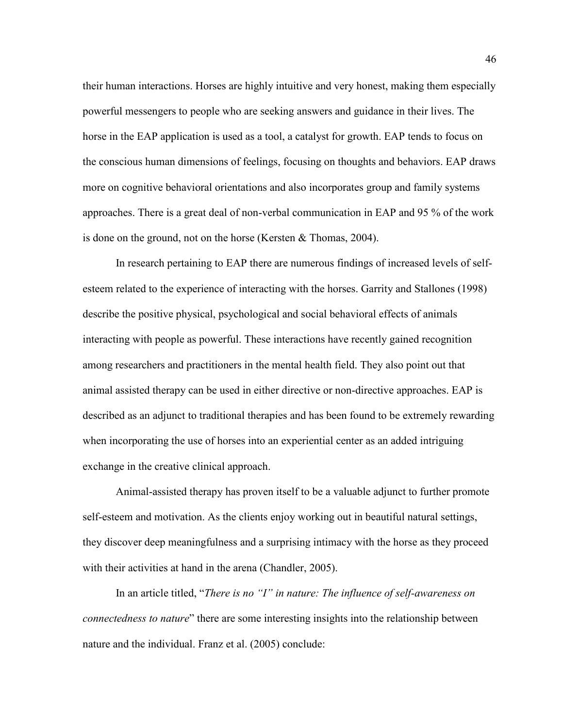their human interactions. Horses are highly intuitive and very honest, making them especially powerful messengers to people who are seeking answers and guidance in their lives. The horse in the EAP application is used as a tool, a catalyst for growth. EAP tends to focus on the conscious human dimensions of feelings, focusing on thoughts and behaviors. EAP draws more on cognitive behavioral orientations and also incorporates group and family systems approaches. There is a great deal of non-verbal communication in EAP and 95 % of the work is done on the ground, not on the horse (Kersten & Thomas, 2004).

In research pertaining to EAP there are numerous findings of increased levels of self-esteem related to the experience of interacting with the horses. Garrity and Stallones (1998) describe the positive physical, psychological and social behavioral effects of animals interacting with people as powerful. These interactions have recently gained recognition among researchers and practitioners in the mental health field. They also point out that animal assisted therapy can be used in either directive or non-directive approaches. EAP is described as an adjunct to traditional therapies and has been found to be extremely rewarding when incorporating the use of horses into an experiential center as an added intriguing exchange in the creative clinical approach.

Animal-assisted therapy has proven itself to be a valuable adjunct to further promote self-esteem and motivation. As the clients enjoy working out in beautiful natural settings, they discover deep meaningfulness and a surprising intimacy with the horse as they proceed with their activities at hand in the arena (Chandler, 2005).

In an article titled, "*There is no "I" in nature: The influence of self-awareness on connectedness to nature*" there are some interesting insights into the relationship between nature and the individual. Franz et al. (2005) conclude: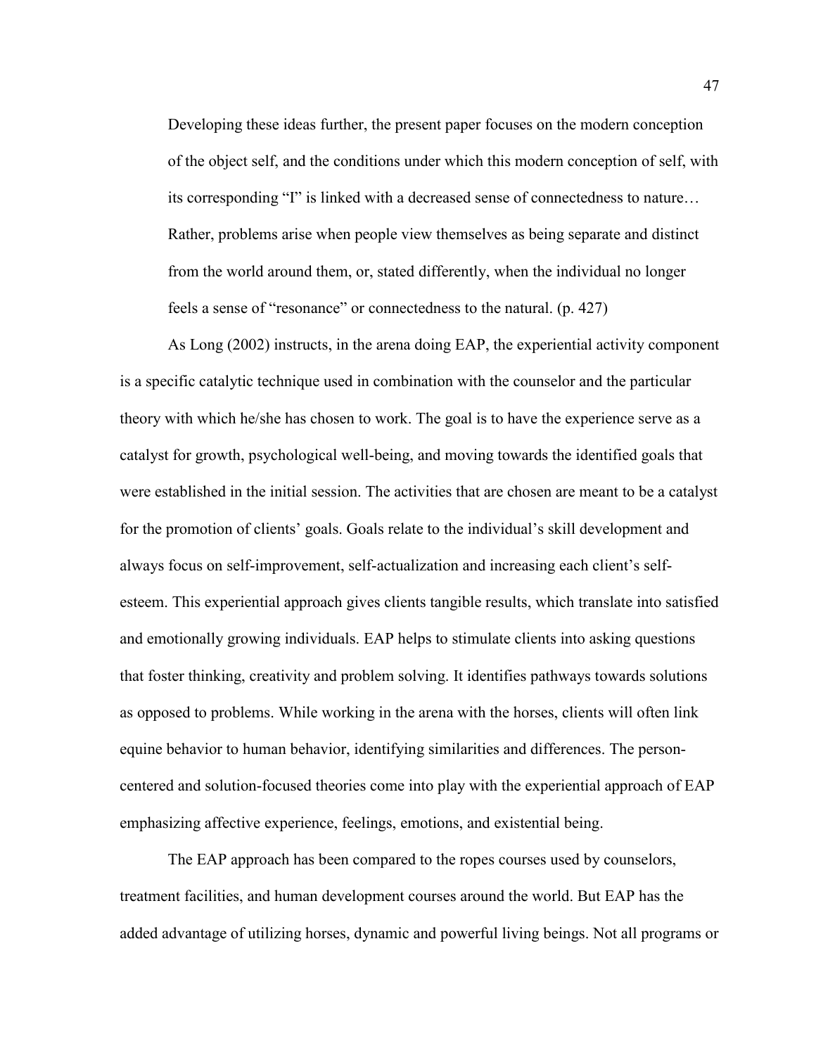> Developing these ideas further, the present paper focuses on the modern conception of the object self, and the conditions under which this modern conception of self, with its corresponding "I" is linked with a decreased sense of connectedness to nature… Rather, problems arise when people view themselves as being separate and distinct from the world around them, or, stated differently, when the individual no longer feels a sense of "resonance" or connectedness to the natural. (p. 427)

As Long (2002) instructs, in the arena doing EAP, the experiential activity component is a specific catalytic technique used in combination with the counselor and the particular theory with which he/she has chosen to work. The goal is to have the experience serve as a catalyst for growth, psychological well-being, and moving towards the identified goals that were established in the initial session. The activities that are chosen are meant to be a catalyst for the promotion of clients' goals. Goals relate to the individual's skill development and always focus on self-improvement, self-actualization and increasing each client's self-esteem. This experiential approach gives clients tangible results, which translate into satisfied and emotionally growing individuals. EAP helps to stimulate clients into asking questions that foster thinking, creativity and problem solving. It identifies pathways towards solutions as opposed to problems. While working in the arena with the horses, clients will often link equine behavior to human behavior, identifying similarities and differences. The person-centered and solution-focused theories come into play with the experiential approach of EAP emphasizing affective experience, feelings, emotions, and existential being.

The EAP approach has been compared to the ropes courses used by counselors, treatment facilities, and human development courses around the world. But EAP has the added advantage of utilizing horses, dynamic and powerful living beings. Not all programs or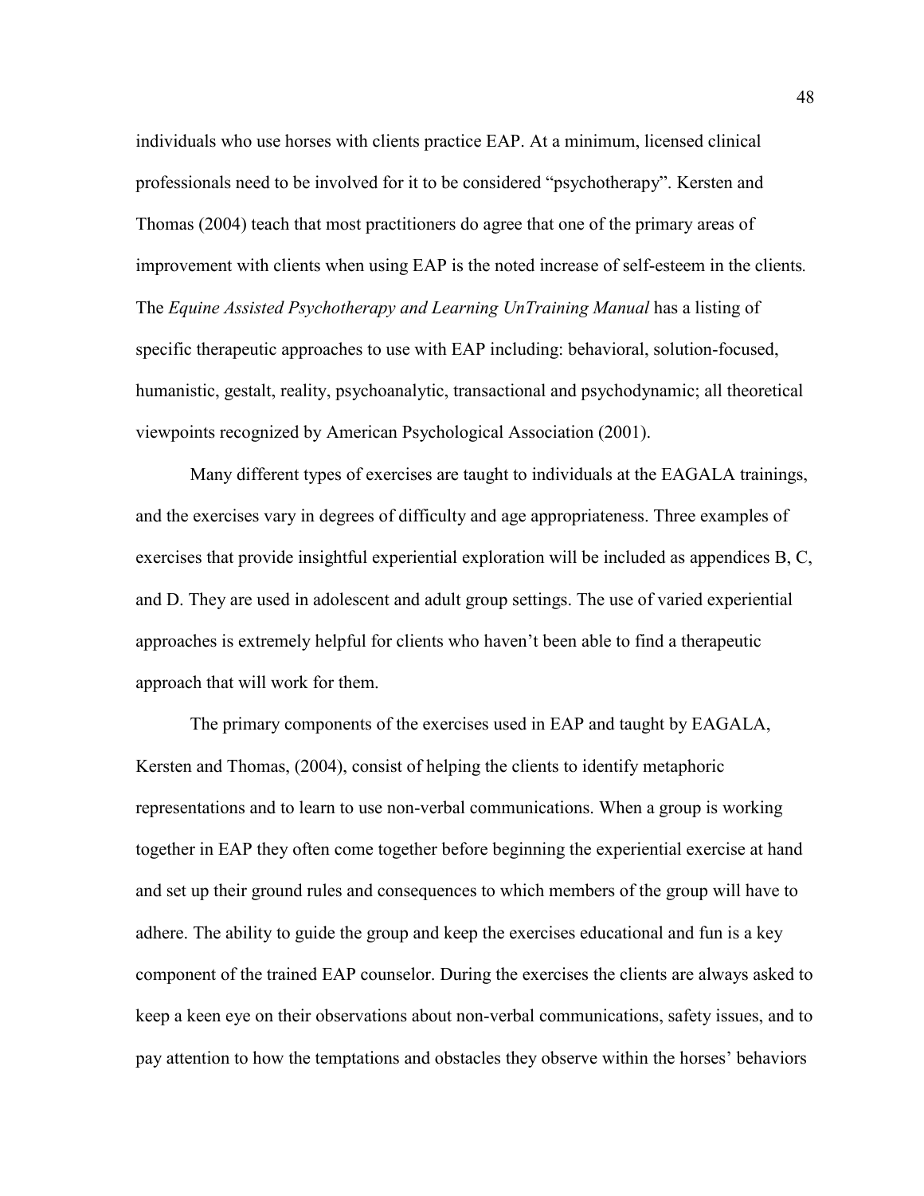individuals who use horses with clients practice EAP. At a minimum, licensed clinical professionals need to be involved for it to be considered "psychotherapy". Kersten and Thomas (2004) teach that most practitioners do agree that one of the primary areas of improvement with clients when using EAP is the noted increase of self-esteem in the clients. The *Equine Assisted Psychotherapy and Learning UnTraining Manual* has a listing of specific therapeutic approaches to use with EAP including: behavioral, solution-focused, humanistic, gestalt, reality, psychoanalytic, transactional and psychodynamic; all theoretical viewpoints recognized by American Psychological Association (2001).

Many different types of exercises are taught to individuals at the EAGALA trainings, and the exercises vary in degrees of difficulty and age appropriateness. Three examples of exercises that provide insightful experiential exploration will be included as appendices B, C, and D. They are used in adolescent and adult group settings. The use of varied experiential approaches is extremely helpful for clients who haven't been able to find a therapeutic approach that will work for them.

The primary components of the exercises used in EAP and taught by EAGALA, Kersten and Thomas, (2004), consist of helping the clients to identify metaphoric representations and to learn to use non-verbal communications. When a group is working together in EAP they often come together before beginning the experiential exercise at hand and set up their ground rules and consequences to which members of the group will have to adhere. The ability to guide the group and keep the exercises educational and fun is a key component of the trained EAP counselor. During the exercises the clients are always asked to keep a keen eye on their observations about non-verbal communications, safety issues, and to pay attention to how the temptations and obstacles they observe within the horses' behaviors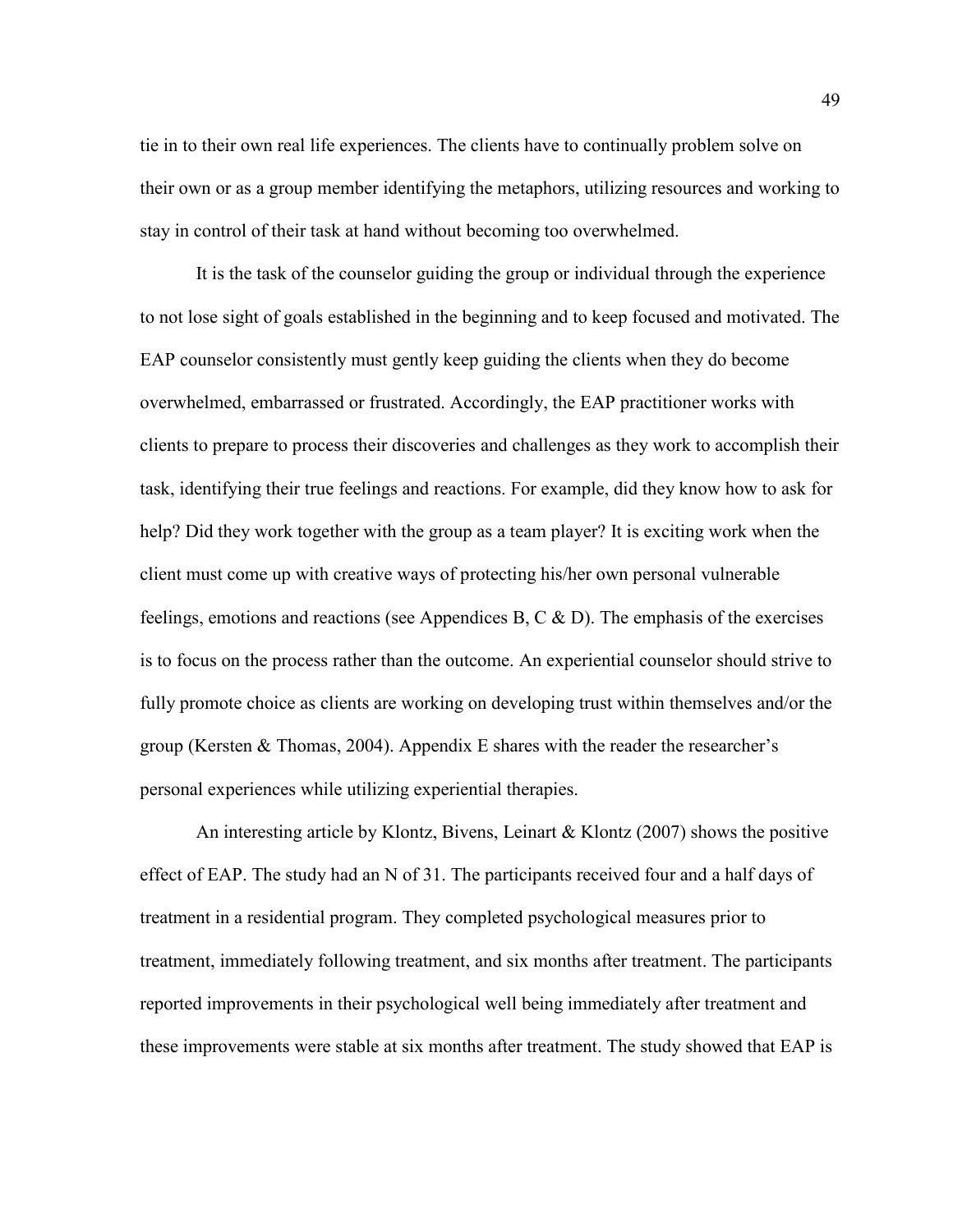tie in to their own real life experiences. The clients have to continually problem solve on their own or as a group member identifying the metaphors, utilizing resources and working to stay in control of their task at hand without becoming too overwhelmed.

It is the task of the counselor guiding the group or individual through the experience to not lose sight of goals established in the beginning and to keep focused and motivated. The EAP counselor consistently must gently keep guiding the clients when they do become overwhelmed, embarrassed or frustrated. Accordingly, the EAP practitioner works with clients to prepare to process their discoveries and challenges as they work to accomplish their task, identifying their true feelings and reactions. For example, did they know how to ask for help? Did they work together with the group as a team player? It is exciting work when the client must come up with creative ways of protecting his/her own personal vulnerable feelings, emotions and reactions (see Appendices B, C & D). The emphasis of the exercises is to focus on the process rather than the outcome. An experiential counselor should strive to fully promote choice as clients are working on developing trust within themselves and/or the group (Kersten & Thomas, 2004). Appendix E shares with the reader the researcher's personal experiences while utilizing experiential therapies.

An interesting article by Klontz, Bivens, Leinart & Klontz (2007) shows the positive effect of EAP. The study had an N of 31. The participants received four and a half days of treatment in a residential program. They completed psychological measures prior to treatment, immediately following treatment, and six months after treatment. The participants reported improvements in their psychological well being immediately after treatment and these improvements were stable at six months after treatment. The study showed that EAP is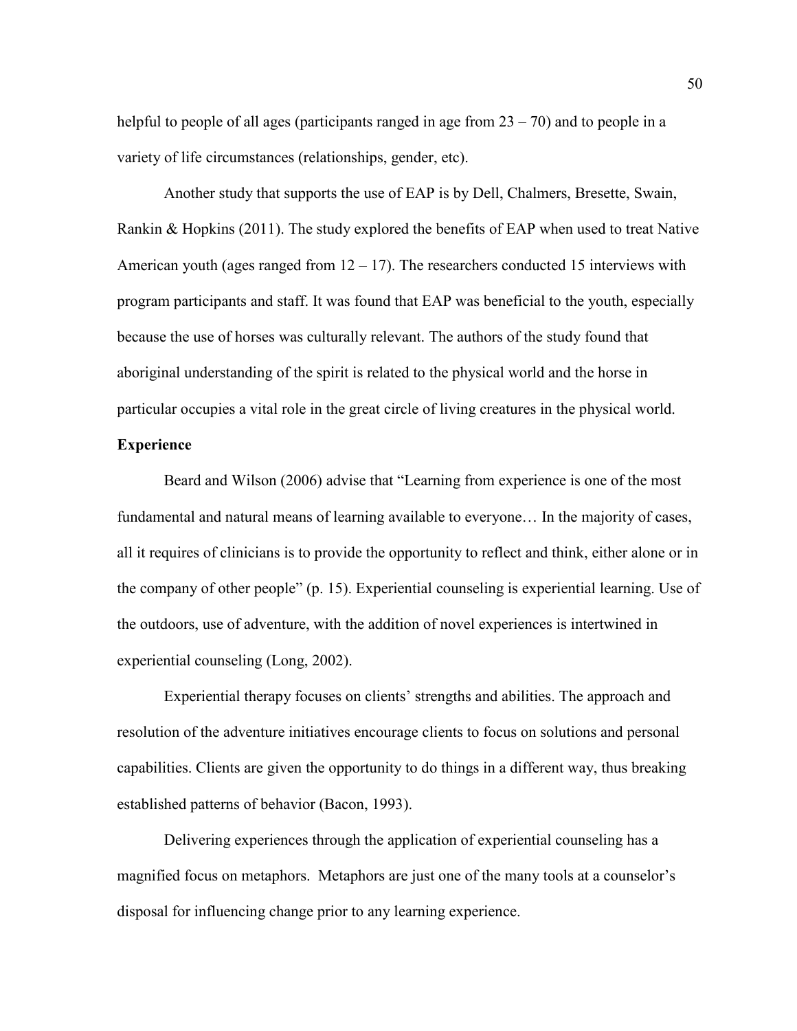helpful to people of all ages (participants ranged in age from 23 – 70) and to people in a variety of life circumstances (relationships, gender, etc).

Another study that supports the use of EAP is by Dell, Chalmers, Bresette, Swain, Rankin & Hopkins (2011). The study explored the benefits of EAP when used to treat Native American youth (ages ranged from 12 – 17). The researchers conducted 15 interviews with program participants and staff. It was found that EAP was beneficial to the youth, especially because the use of horses was culturally relevant. The authors of the study found that aboriginal understanding of the spirit is related to the physical world and the horse in particular occupies a vital role in the great circle of living creatures in the physical world.

**Experience**

Beard and Wilson (2006) advise that "Learning from experience is one of the most fundamental and natural means of learning available to everyone… In the majority of cases, all it requires of clinicians is to provide the opportunity to reflect and think, either alone or in the company of other people" (p. 15). Experiential counseling is experiential learning. Use of the outdoors, use of adventure, with the addition of novel experiences is intertwined in experiential counseling (Long, 2002).

Experiential therapy focuses on clients' strengths and abilities. The approach and resolution of the adventure initiatives encourage clients to focus on solutions and personal capabilities. Clients are given the opportunity to do things in a different way, thus breaking established patterns of behavior (Bacon, 1993).

Delivering experiences through the application of experiential counseling has a magnified focus on metaphors. Metaphors are just one of the many tools at a counselor's disposal for influencing change prior to any learning experience.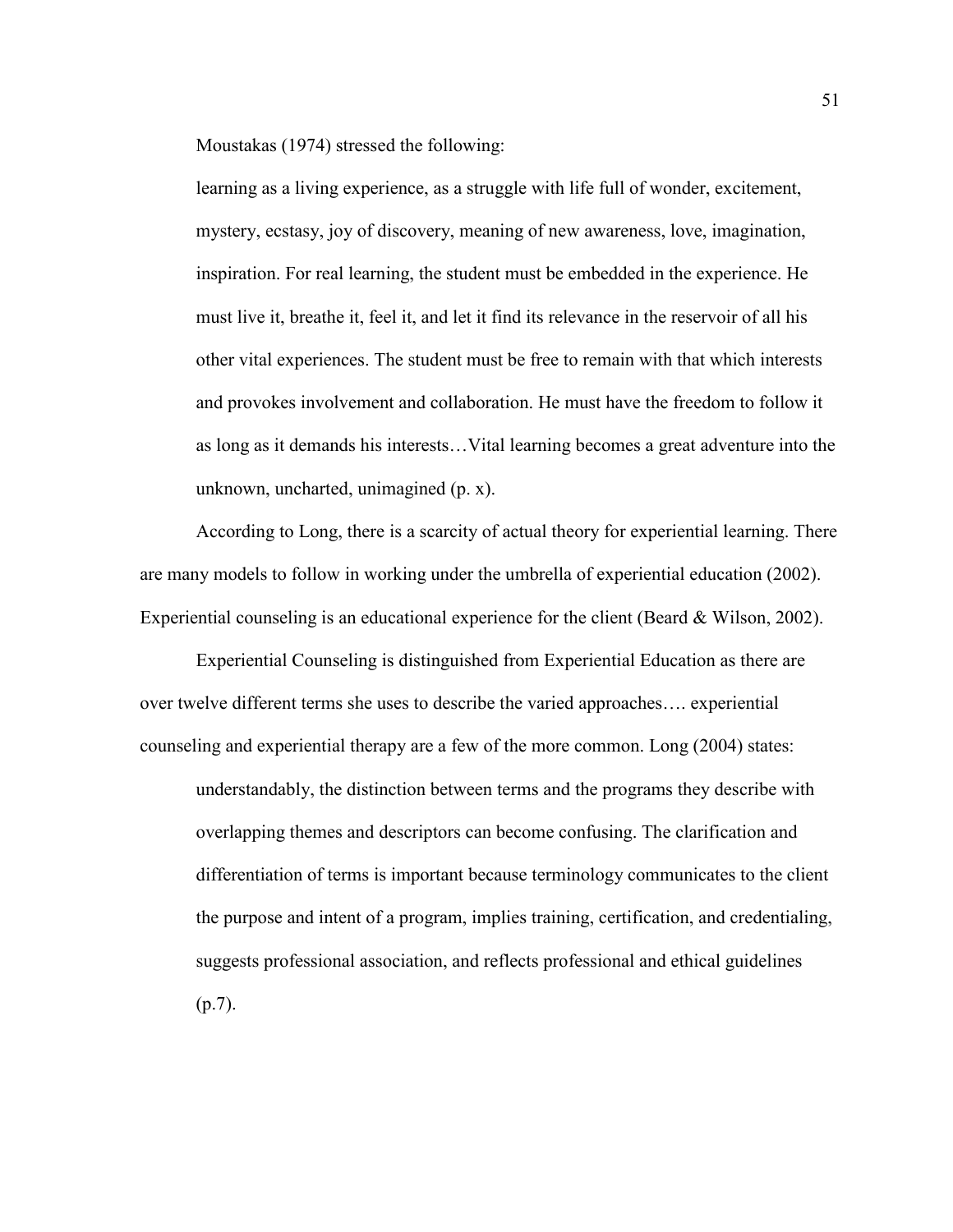Moustakas (1974) stressed the following:

> learning as a living experience, as a struggle with life full of wonder, excitement, mystery, ecstasy, joy of discovery, meaning of new awareness, love, imagination, inspiration. For real learning, the student must be embedded in the experience. He must live it, breathe it, feel it, and let it find its relevance in the reservoir of all his other vital experiences. The student must be free to remain with that which interests and provokes involvement and collaboration. He must have the freedom to follow it as long as it demands his interests…Vital learning becomes a great adventure into the unknown, uncharted, unimagined (p. x).

According to Long, there is a scarcity of actual theory for experiential learning. There are many models to follow in working under the umbrella of experiential education (2002). Experiential counseling is an educational experience for the client (Beard & Wilson, 2002).

Experiential Counseling is distinguished from Experiential Education as there are over twelve different terms she uses to describe the varied approaches…. experiential counseling and experiential therapy are a few of the more common. Long (2004) states:

> understandably, the distinction between terms and the programs they describe with overlapping themes and descriptors can become confusing. The clarification and differentiation of terms is important because terminology communicates to the client the purpose and intent of a program, implies training, certification, and credentialing, suggests professional association, and reflects professional and ethical guidelines (p.7).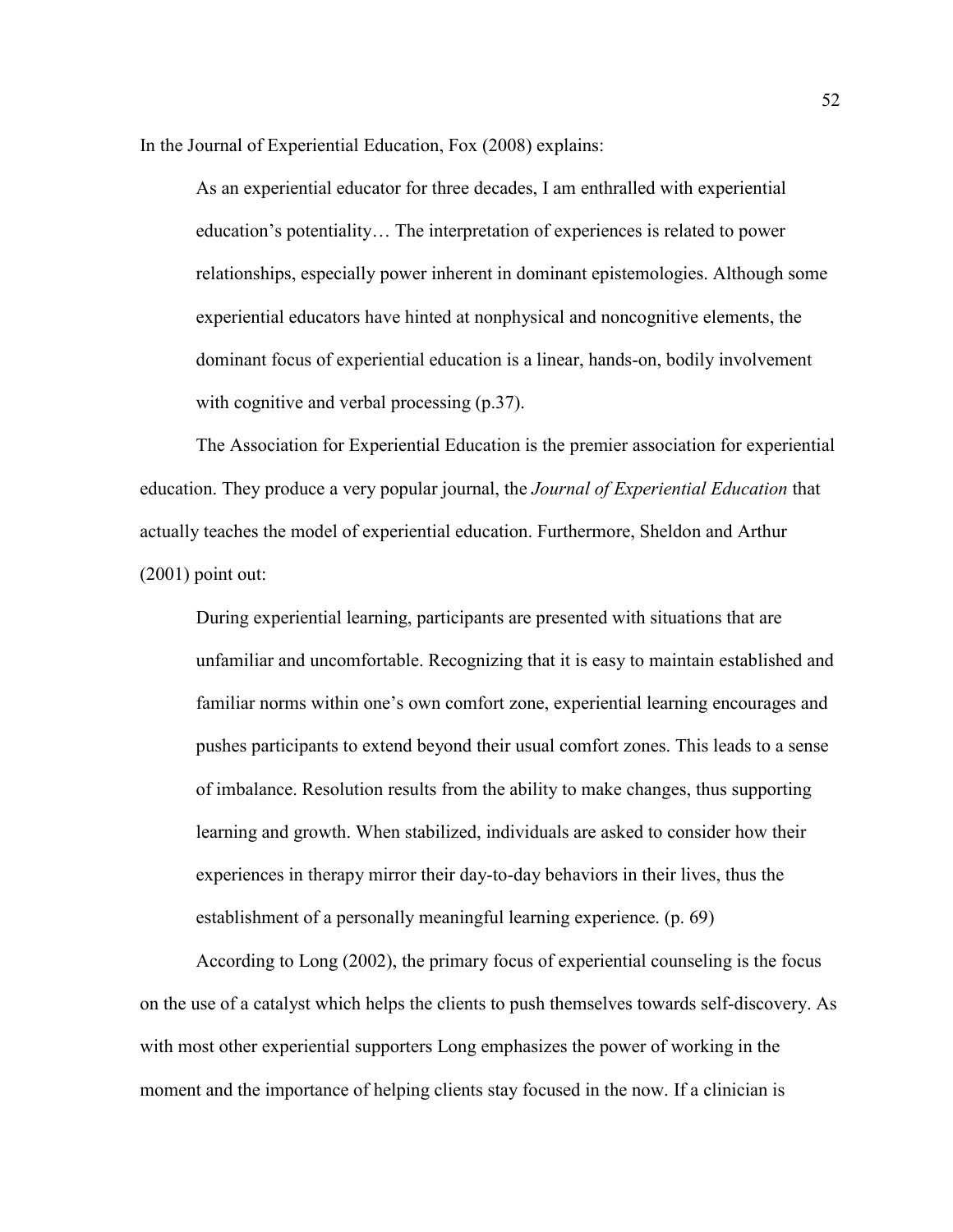In the Journal of Experiential Education, Fox (2008) explains:

> As an experiential educator for three decades, I am enthralled with experiential education's potentiality… The interpretation of experiences is related to power relationships, especially power inherent in dominant epistemologies. Although some experiential educators have hinted at nonphysical and noncognitive elements, the dominant focus of experiential education is a linear, hands-on, bodily involvement with cognitive and verbal processing (p.37).

The Association for Experiential Education is the premier association for experiential education. They produce a very popular journal, the *Journal of Experiential Education* that actually teaches the model of experiential education. Furthermore, Sheldon and Arthur (2001) point out:

> During experiential learning, participants are presented with situations that are unfamiliar and uncomfortable. Recognizing that it is easy to maintain established and familiar norms within one's own comfort zone, experiential learning encourages and pushes participants to extend beyond their usual comfort zones. This leads to a sense of imbalance. Resolution results from the ability to make changes, thus supporting learning and growth. When stabilized, individuals are asked to consider how their experiences in therapy mirror their day-to-day behaviors in their lives, thus the establishment of a personally meaningful learning experience. (p. 69)

According to Long (2002), the primary focus of experiential counseling is the focus on the use of a catalyst which helps the clients to push themselves towards self-discovery. As with most other experiential supporters Long emphasizes the power of working in the moment and the importance of helping clients stay focused in the now. If a clinician is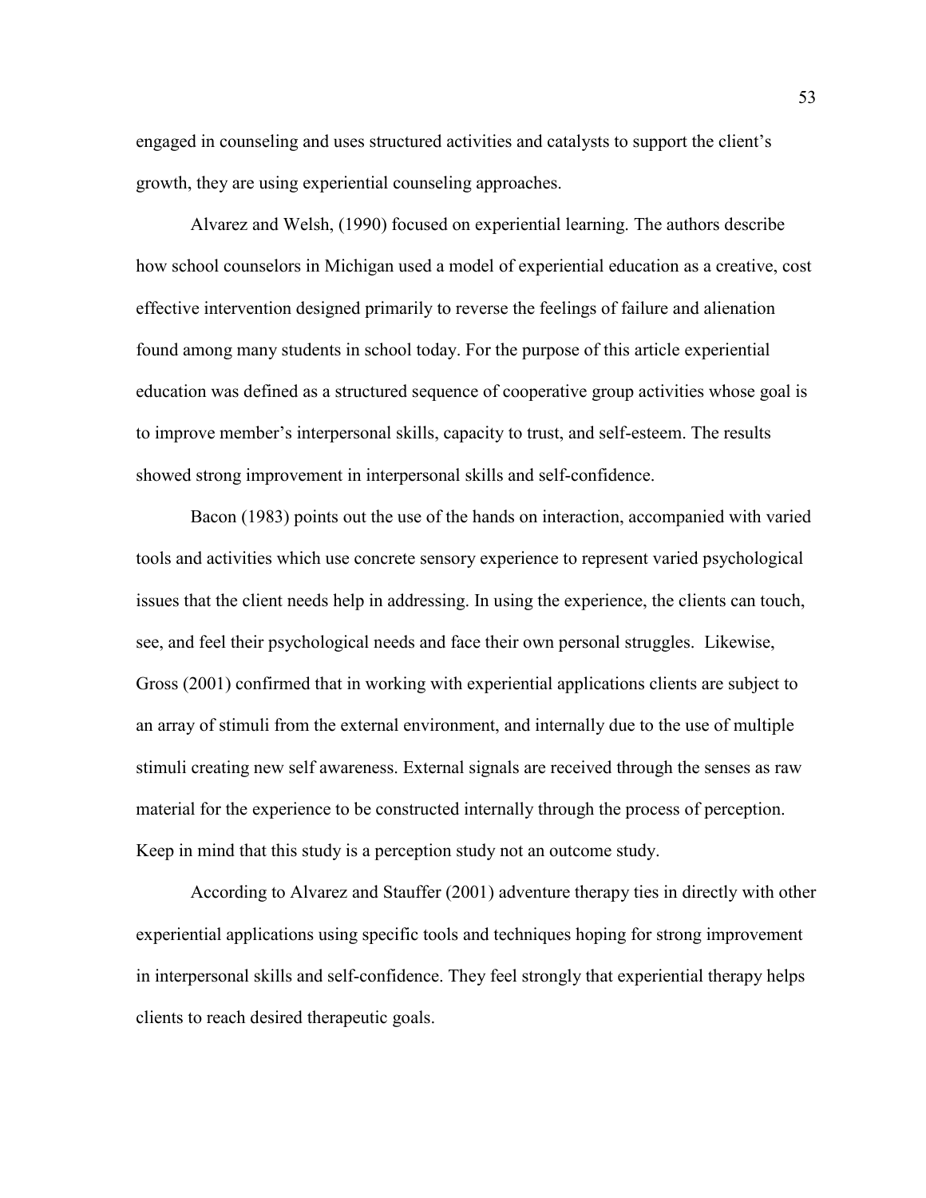engaged in counseling and uses structured activities and catalysts to support the client's growth, they are using experiential counseling approaches.

Alvarez and Welsh, (1990) focused on experiential learning. The authors describe how school counselors in Michigan used a model of experiential education as a creative, cost effective intervention designed primarily to reverse the feelings of failure and alienation found among many students in school today. For the purpose of this article experiential education was defined as a structured sequence of cooperative group activities whose goal is to improve member's interpersonal skills, capacity to trust, and self-esteem. The results showed strong improvement in interpersonal skills and self-confidence.

Bacon (1983) points out the use of the hands on interaction, accompanied with varied tools and activities which use concrete sensory experience to represent varied psychological issues that the client needs help in addressing. In using the experience, the clients can touch, see, and feel their psychological needs and face their own personal struggles. Likewise, Gross (2001) confirmed that in working with experiential applications clients are subject to an array of stimuli from the external environment, and internally due to the use of multiple stimuli creating new self awareness. External signals are received through the senses as raw material for the experience to be constructed internally through the process of perception. Keep in mind that this study is a perception study not an outcome study.

According to Alvarez and Stauffer (2001) adventure therapy ties in directly with other experiential applications using specific tools and techniques hoping for strong improvement in interpersonal skills and self-confidence. They feel strongly that experiential therapy helps clients to reach desired therapeutic goals.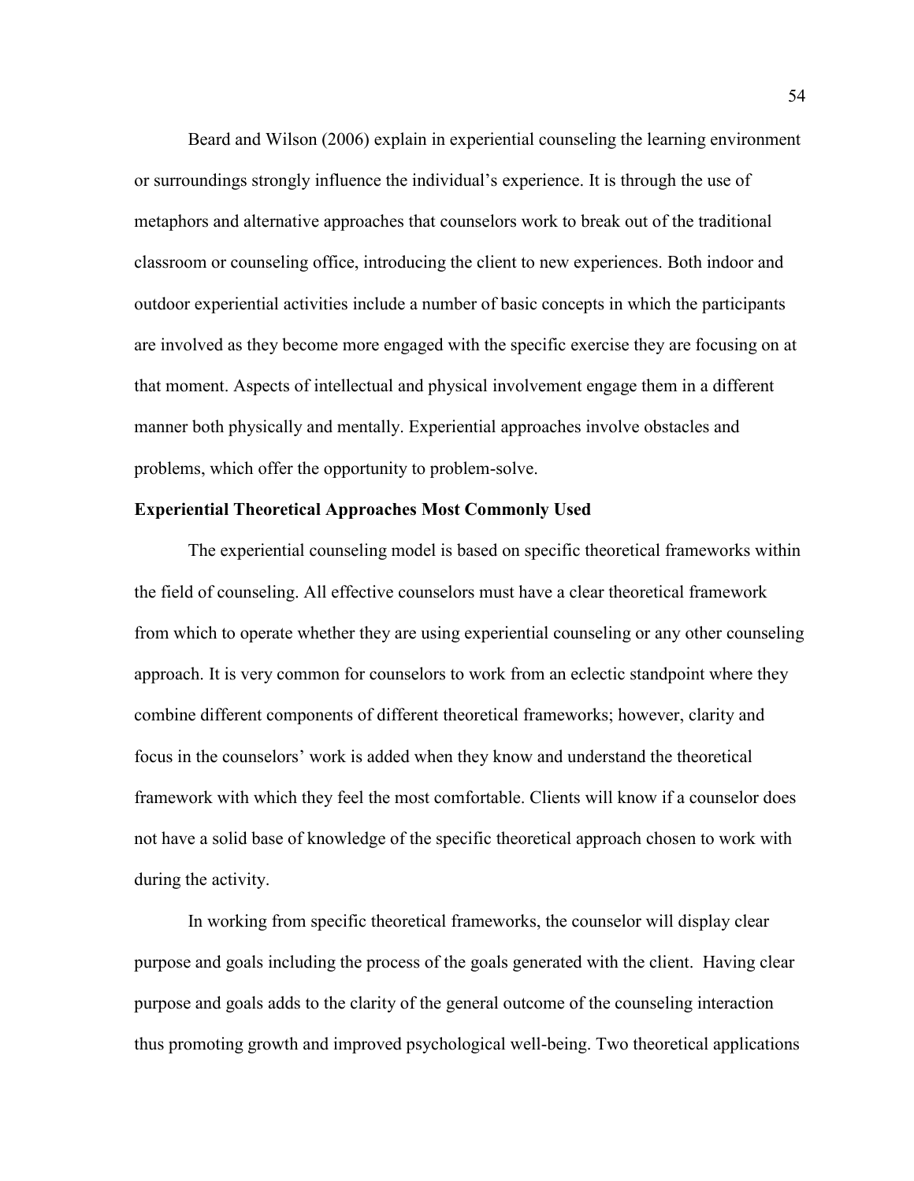Beard and Wilson (2006) explain in experiential counseling the learning environment or surroundings strongly influence the individual's experience. It is through the use of metaphors and alternative approaches that counselors work to break out of the traditional classroom or counseling office, introducing the client to new experiences. Both indoor and outdoor experiential activities include a number of basic concepts in which the participants are involved as they become more engaged with the specific exercise they are focusing on at that moment. Aspects of intellectual and physical involvement engage them in a different manner both physically and mentally. Experiential approaches involve obstacles and problems, which offer the opportunity to problem-solve.

**Experiential Theoretical Approaches Most Commonly Used**

The experiential counseling model is based on specific theoretical frameworks within the field of counseling. All effective counselors must have a clear theoretical framework from which to operate whether they are using experiential counseling or any other counseling approach. It is very common for counselors to work from an eclectic standpoint where they combine different components of different theoretical frameworks; however, clarity and focus in the counselors' work is added when they know and understand the theoretical framework with which they feel the most comfortable. Clients will know if a counselor does not have a solid base of knowledge of the specific theoretical approach chosen to work with during the activity.

In working from specific theoretical frameworks, the counselor will display clear purpose and goals including the process of the goals generated with the client. Having clear purpose and goals adds to the clarity of the general outcome of the counseling interaction thus promoting growth and improved psychological well-being. Two theoretical applications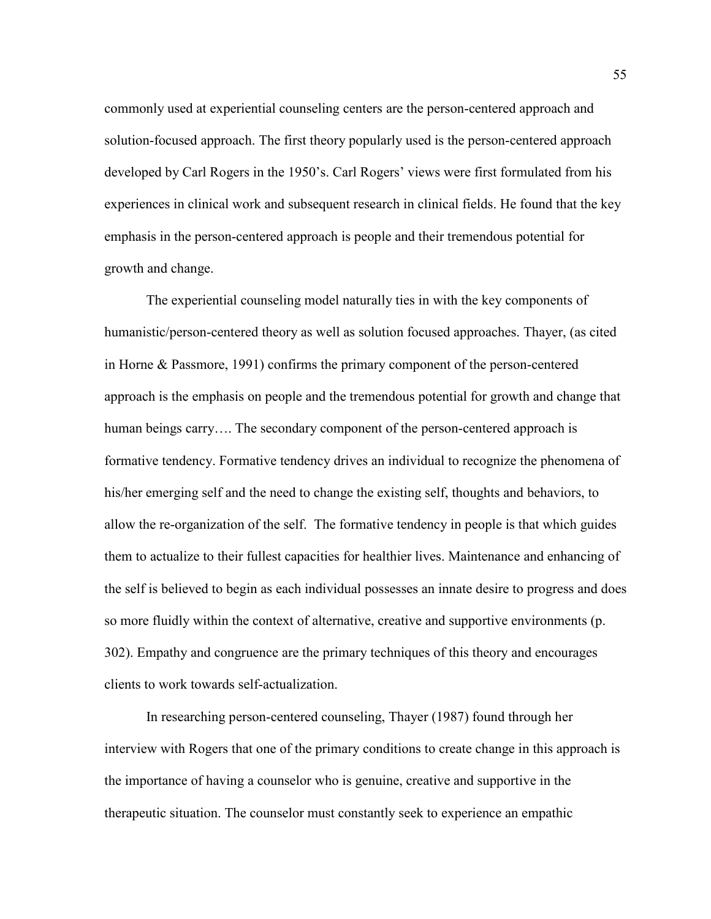commonly used at experiential counseling centers are the person-centered approach and solution-focused approach. The first theory popularly used is the person-centered approach developed by Carl Rogers in the 1950's. Carl Rogers' views were first formulated from his experiences in clinical work and subsequent research in clinical fields. He found that the key emphasis in the person-centered approach is people and their tremendous potential for growth and change.

The experiential counseling model naturally ties in with the key components of humanistic/person-centered theory as well as solution focused approaches. Thayer, (as cited in Horne & Passmore, 1991) confirms the primary component of the person-centered approach is the emphasis on people and the tremendous potential for growth and change that human beings carry…. The secondary component of the person-centered approach is formative tendency. Formative tendency drives an individual to recognize the phenomena of his/her emerging self and the need to change the existing self, thoughts and behaviors, to allow the re-organization of the self. The formative tendency in people is that which guides them to actualize to their fullest capacities for healthier lives. Maintenance and enhancing of the self is believed to begin as each individual possesses an innate desire to progress and does so more fluidly within the context of alternative, creative and supportive environments (p. 302). Empathy and congruence are the primary techniques of this theory and encourages clients to work towards self-actualization.

In researching person-centered counseling, Thayer (1987) found through her interview with Rogers that one of the primary conditions to create change in this approach is the importance of having a counselor who is genuine, creative and supportive in the therapeutic situation. The counselor must constantly seek to experience an empathic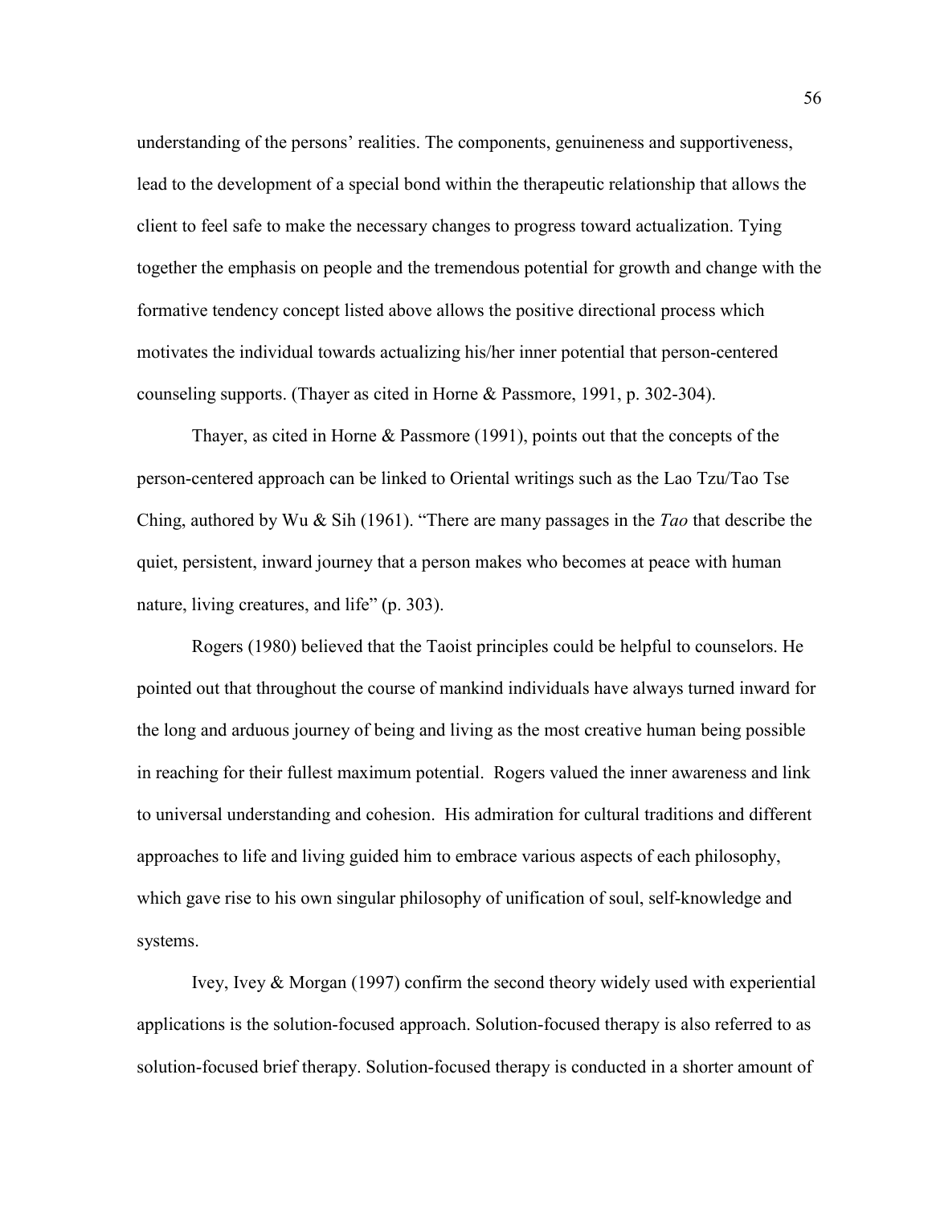understanding of the persons' realities. The components, genuineness and supportiveness, lead to the development of a special bond within the therapeutic relationship that allows the client to feel safe to make the necessary changes to progress toward actualization. Tying together the emphasis on people and the tremendous potential for growth and change with the formative tendency concept listed above allows the positive directional process which motivates the individual towards actualizing his/her inner potential that person-centered counseling supports. (Thayer as cited in Horne & Passmore, 1991, p. 302-304).

Thayer, as cited in Horne & Passmore (1991), points out that the concepts of the person-centered approach can be linked to Oriental writings such as the Lao Tzu/Tao Tse Ching, authored by Wu & Sih (1961). "There are many passages in the *Tao* that describe the quiet, persistent, inward journey that a person makes who becomes at peace with human nature, living creatures, and life" (p. 303).

Rogers (1980) believed that the Taoist principles could be helpful to counselors. He pointed out that throughout the course of mankind individuals have always turned inward for the long and arduous journey of being and living as the most creative human being possible in reaching for their fullest maximum potential. Rogers valued the inner awareness and link to universal understanding and cohesion. His admiration for cultural traditions and different approaches to life and living guided him to embrace various aspects of each philosophy, which gave rise to his own singular philosophy of unification of soul, self-knowledge and systems.

Ivey, Ivey & Morgan (1997) confirm the second theory widely used with experiential applications is the solution-focused approach. Solution-focused therapy is also referred to as solution-focused brief therapy. Solution-focused therapy is conducted in a shorter amount of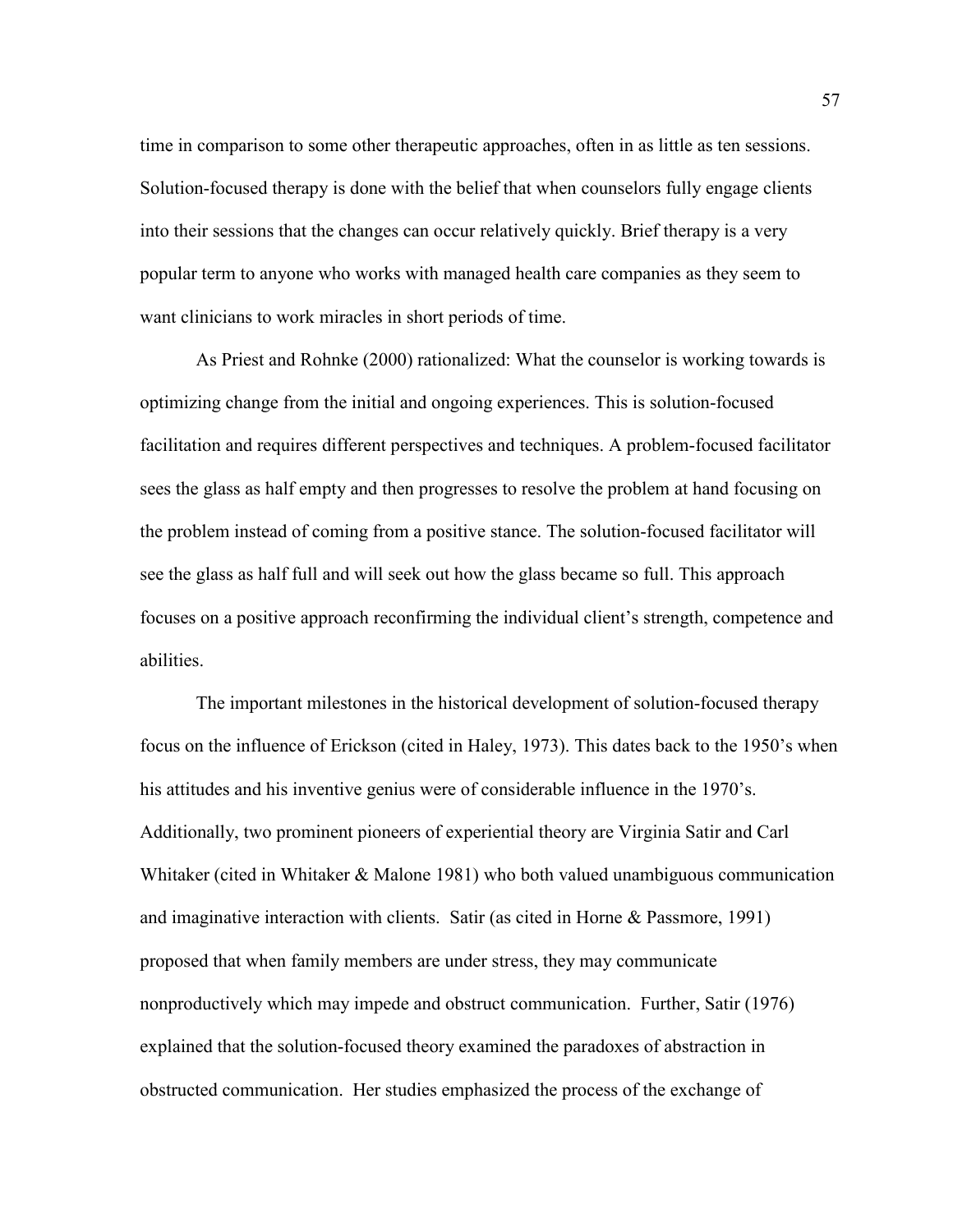time in comparison to some other therapeutic approaches, often in as little as ten sessions. Solution-focused therapy is done with the belief that when counselors fully engage clients into their sessions that the changes can occur relatively quickly. Brief therapy is a very popular term to anyone who works with managed health care companies as they seem to want clinicians to work miracles in short periods of time.

As Priest and Rohnke (2000) rationalized: What the counselor is working towards is optimizing change from the initial and ongoing experiences. This is solution-focused facilitation and requires different perspectives and techniques. A problem-focused facilitator sees the glass as half empty and then progresses to resolve the problem at hand focusing on the problem instead of coming from a positive stance. The solution-focused facilitator will see the glass as half full and will seek out how the glass became so full. This approach focuses on a positive approach reconfirming the individual client's strength, competence and abilities.

The important milestones in the historical development of solution-focused therapy focus on the influence of Erickson (cited in Haley, 1973). This dates back to the 1950's when his attitudes and his inventive genius were of considerable influence in the 1970's. Additionally, two prominent pioneers of experiential theory are Virginia Satir and Carl Whitaker (cited in Whitaker & Malone 1981) who both valued unambiguous communication and imaginative interaction with clients. Satir (as cited in Horne & Passmore, 1991) proposed that when family members are under stress, they may communicate nonproductively which may impede and obstruct communication. Further, Satir (1976) explained that the solution-focused theory examined the paradoxes of abstraction in obstructed communication. Her studies emphasized the process of the exchange of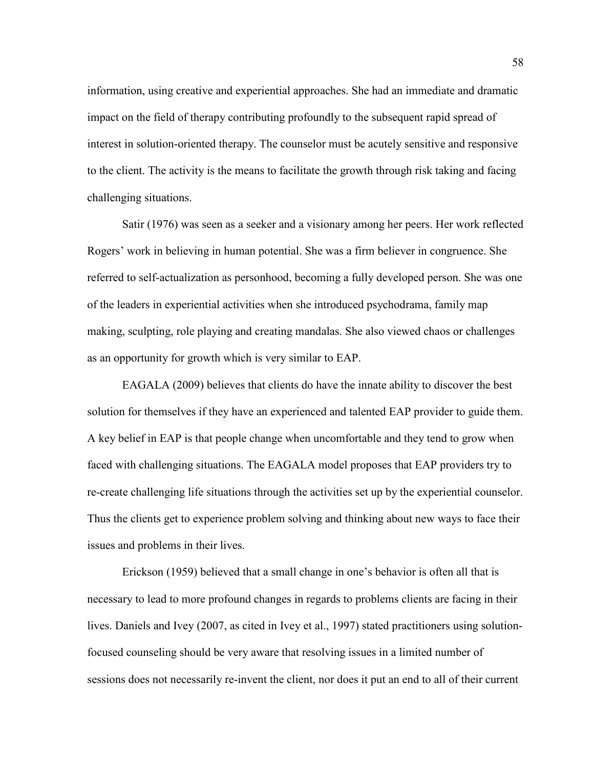information, using creative and experiential approaches. She had an immediate and dramatic impact on the field of therapy contributing profoundly to the subsequent rapid spread of interest in solution-oriented therapy. The counselor must be acutely sensitive and responsive to the client. The activity is the means to facilitate the growth through risk taking and facing challenging situations.

Satir (1976) was seen as a seeker and a visionary among her peers. Her work reflected Rogers' work in believing in human potential. She was a firm believer in congruence. She referred to self-actualization as personhood, becoming a fully developed person. She was one of the leaders in experiential activities when she introduced psychodrama, family map making, sculpting, role playing and creating mandalas. She also viewed chaos or challenges as an opportunity for growth which is very similar to EAP.

EAGALA (2009) believes that clients do have the innate ability to discover the best solution for themselves if they have an experienced and talented EAP provider to guide them. A key belief in EAP is that people change when uncomfortable and they tend to grow when faced with challenging situations. The EAGALA model proposes that EAP providers try to re-create challenging life situations through the activities set up by the experiential counselor. Thus the clients get to experience problem solving and thinking about new ways to face their issues and problems in their lives.

Erickson (1959) believed that a small change in one's behavior is often all that is necessary to lead to more profound changes in regards to problems clients are facing in their lives. Daniels and Ivey (2007, as cited in Ivey et al., 1997) stated practitioners using solution-focused counseling should be very aware that resolving issues in a limited number of sessions does not necessarily re-invent the client, nor does it put an end to all of their current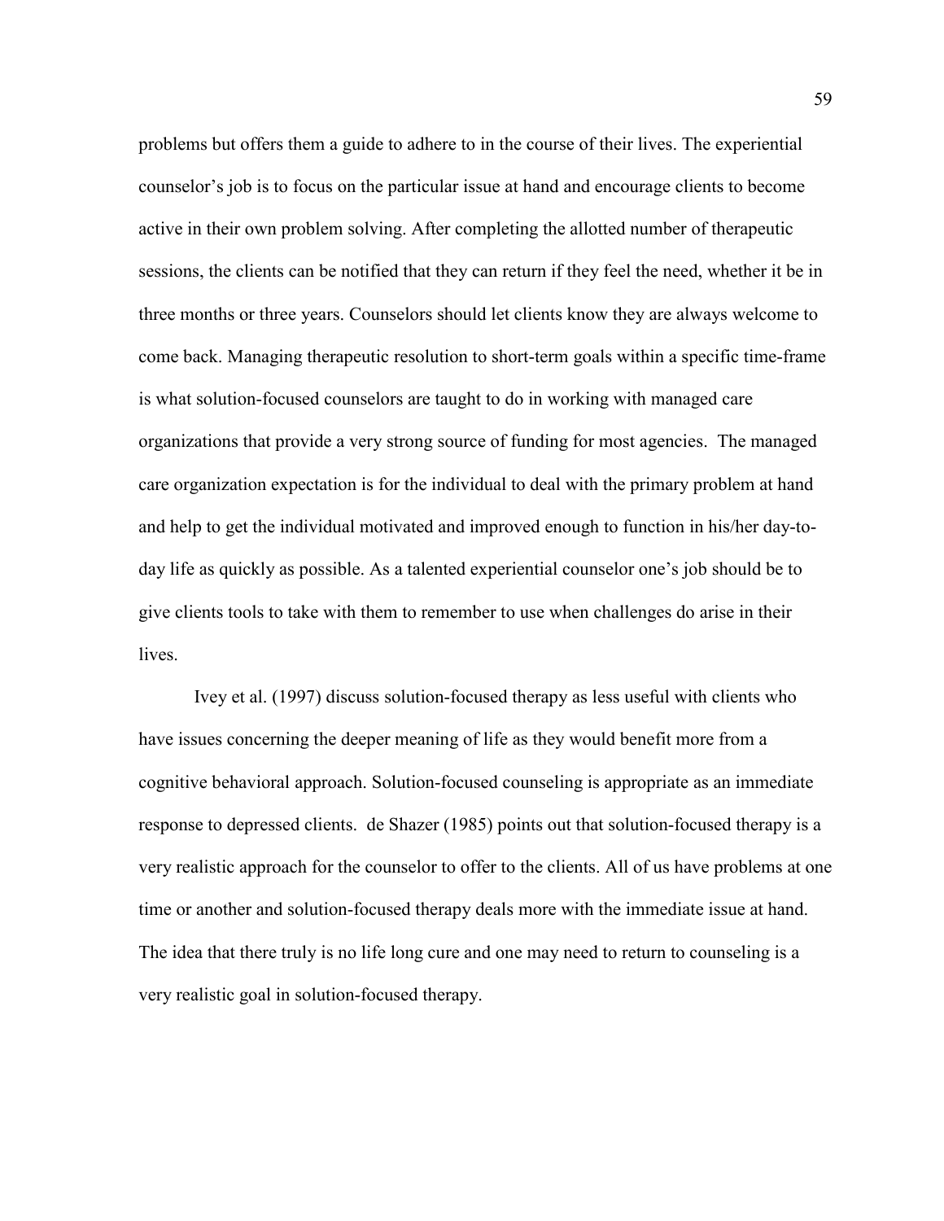problems but offers them a guide to adhere to in the course of their lives. The experiential counselor's job is to focus on the particular issue at hand and encourage clients to become active in their own problem solving. After completing the allotted number of therapeutic sessions, the clients can be notified that they can return if they feel the need, whether it be in three months or three years. Counselors should let clients know they are always welcome to come back. Managing therapeutic resolution to short-term goals within a specific time-frame is what solution-focused counselors are taught to do in working with managed care organizations that provide a very strong source of funding for most agencies. The managed care organization expectation is for the individual to deal with the primary problem at hand and help to get the individual motivated and improved enough to function in his/her day-to-day life as quickly as possible. As a talented experiential counselor one's job should be to give clients tools to take with them to remember to use when challenges do arise in their lives.

Ivey et al. (1997) discuss solution-focused therapy as less useful with clients who have issues concerning the deeper meaning of life as they would benefit more from a cognitive behavioral approach. Solution-focused counseling is appropriate as an immediate response to depressed clients. de Shazer (1985) points out that solution-focused therapy is a very realistic approach for the counselor to offer to the clients. All of us have problems at one time or another and solution-focused therapy deals more with the immediate issue at hand. The idea that there truly is no life long cure and one may need to return to counseling is a very realistic goal in solution-focused therapy.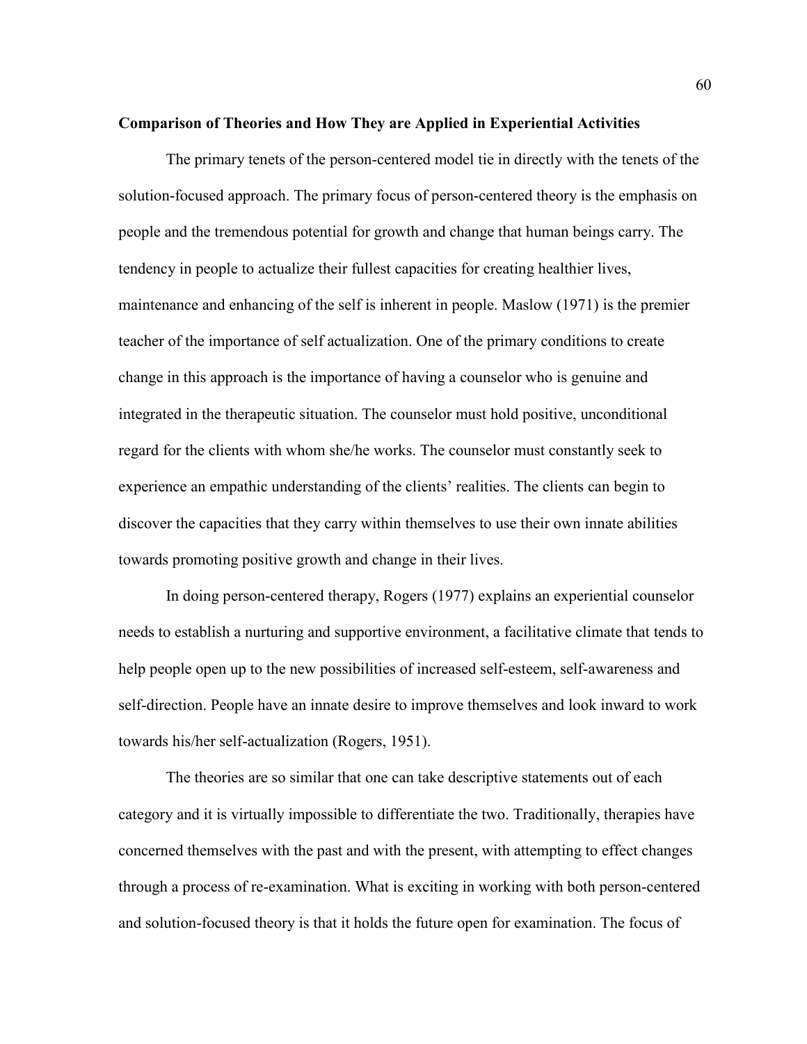**Comparison of Theories and How They are Applied in Experiential Activities**

The primary tenets of the person-centered model tie in directly with the tenets of the solution-focused approach. The primary focus of person-centered theory is the emphasis on people and the tremendous potential for growth and change that human beings carry. The tendency in people to actualize their fullest capacities for creating healthier lives, maintenance and enhancing of the self is inherent in people. Maslow (1971) is the premier teacher of the importance of self actualization. One of the primary conditions to create change in this approach is the importance of having a counselor who is genuine and integrated in the therapeutic situation. The counselor must hold positive, unconditional regard for the clients with whom she/he works. The counselor must constantly seek to experience an empathic understanding of the clients' realities. The clients can begin to discover the capacities that they carry within themselves to use their own innate abilities towards promoting positive growth and change in their lives.

In doing person-centered therapy, Rogers (1977) explains an experiential counselor needs to establish a nurturing and supportive environment, a facilitative climate that tends to help people open up to the new possibilities of increased self-esteem, self-awareness and self-direction. People have an innate desire to improve themselves and look inward to work towards his/her self-actualization (Rogers, 1951).

The theories are so similar that one can take descriptive statements out of each category and it is virtually impossible to differentiate the two. Traditionally, therapies have concerned themselves with the past and with the present, with attempting to effect changes through a process of re-examination. What is exciting in working with both person-centered and solution-focused theory is that it holds the future open for examination. The focus of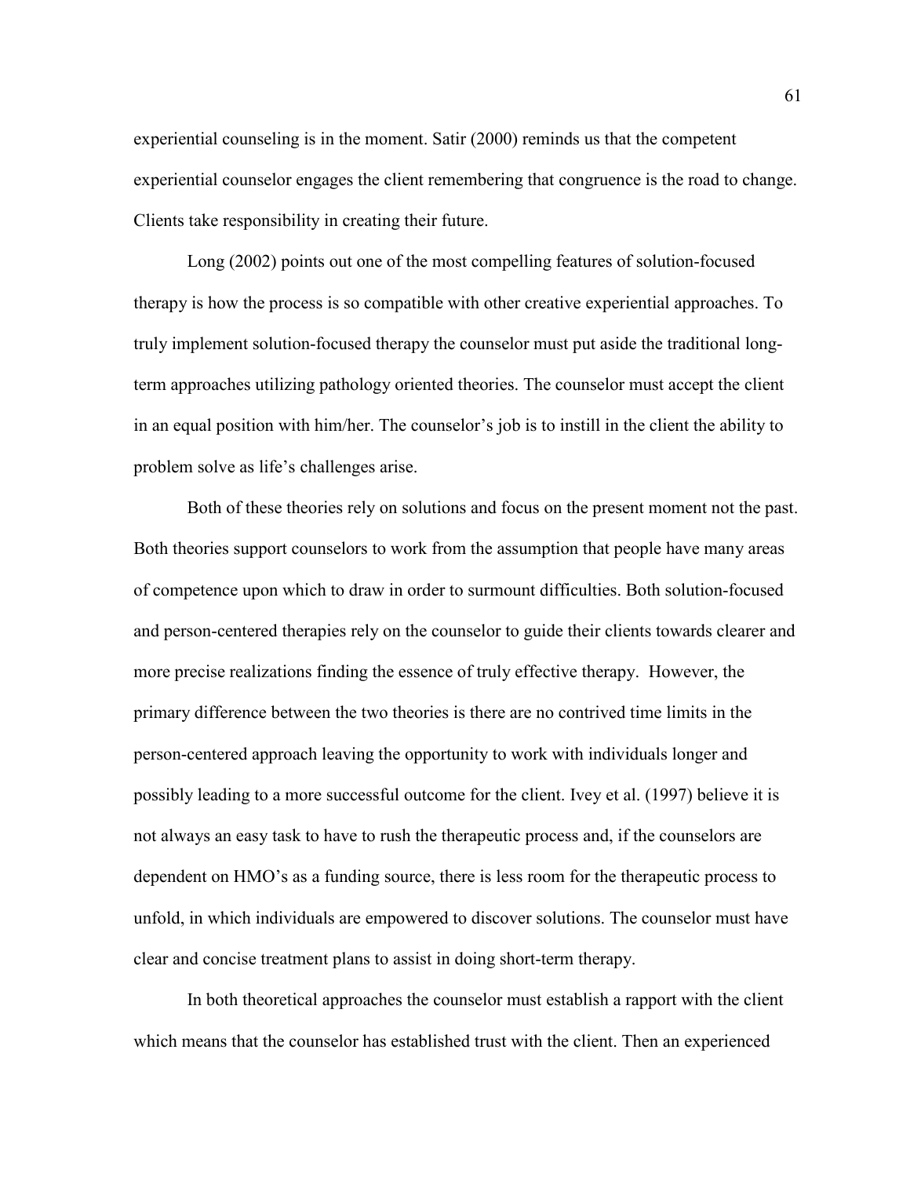experiential counseling is in the moment. Satir (2000) reminds us that the competent experiential counselor engages the client remembering that congruence is the road to change. Clients take responsibility in creating their future.

Long (2002) points out one of the most compelling features of solution-focused therapy is how the process is so compatible with other creative experiential approaches. To truly implement solution-focused therapy the counselor must put aside the traditional long-term approaches utilizing pathology oriented theories. The counselor must accept the client in an equal position with him/her. The counselor's job is to instill in the client the ability to problem solve as life's challenges arise.

Both of these theories rely on solutions and focus on the present moment not the past. Both theories support counselors to work from the assumption that people have many areas of competence upon which to draw in order to surmount difficulties. Both solution-focused and person-centered therapies rely on the counselor to guide their clients towards clearer and more precise realizations finding the essence of truly effective therapy. However, the primary difference between the two theories is there are no contrived time limits in the person-centered approach leaving the opportunity to work with individuals longer and possibly leading to a more successful outcome for the client. Ivey et al. (1997) believe it is not always an easy task to have to rush the therapeutic process and, if the counselors are dependent on HMO's as a funding source, there is less room for the therapeutic process to unfold, in which individuals are empowered to discover solutions. The counselor must have clear and concise treatment plans to assist in doing short-term therapy.

In both theoretical approaches the counselor must establish a rapport with the client which means that the counselor has established trust with the client. Then an experienced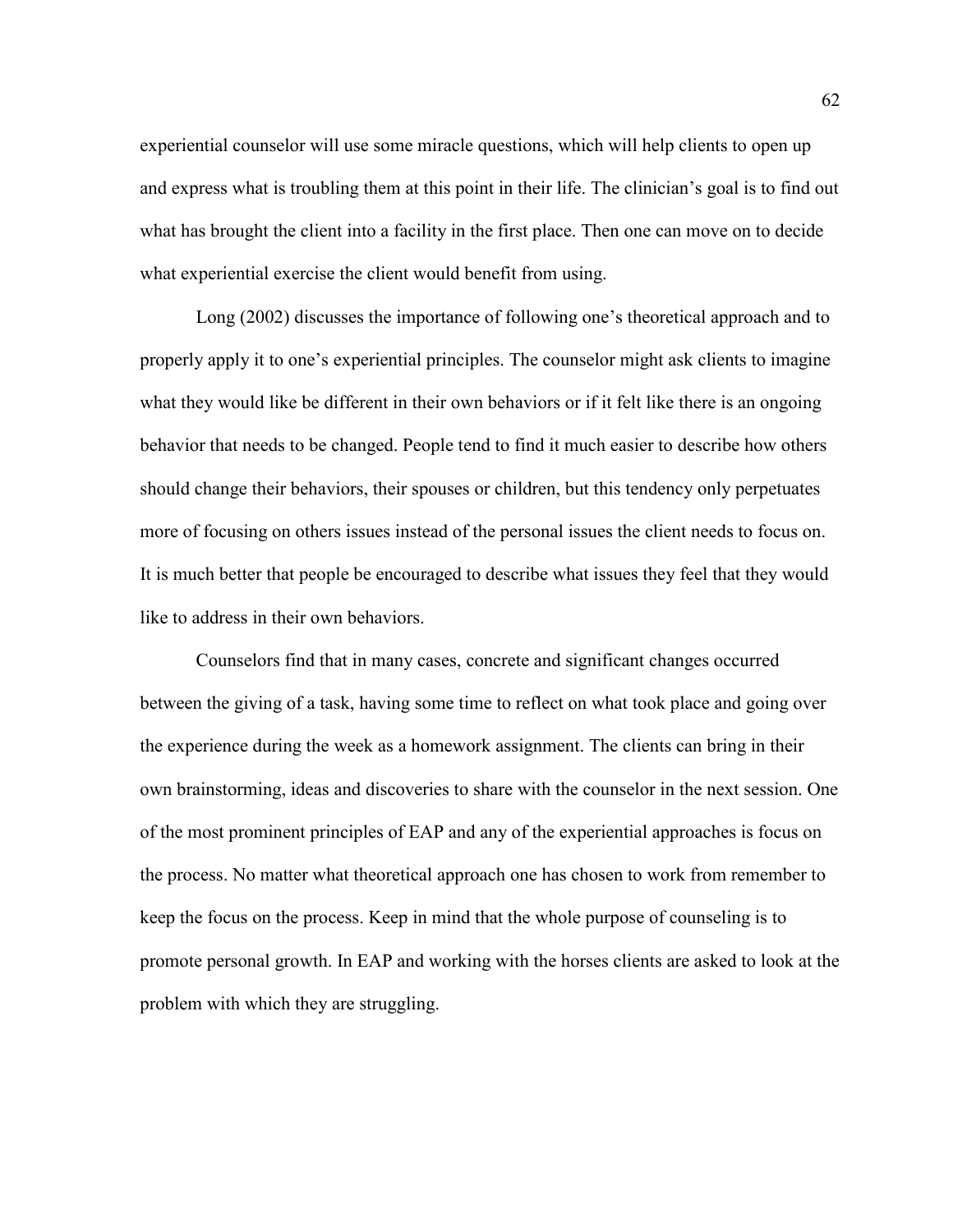experiential counselor will use some miracle questions, which will help clients to open up and express what is troubling them at this point in their life. The clinician's goal is to find out what has brought the client into a facility in the first place. Then one can move on to decide what experiential exercise the client would benefit from using.

Long (2002) discusses the importance of following one's theoretical approach and to properly apply it to one's experiential principles. The counselor might ask clients to imagine what they would like be different in their own behaviors or if it felt like there is an ongoing behavior that needs to be changed. People tend to find it much easier to describe how others should change their behaviors, their spouses or children, but this tendency only perpetuates more of focusing on others issues instead of the personal issues the client needs to focus on. It is much better that people be encouraged to describe what issues they feel that they would like to address in their own behaviors.

Counselors find that in many cases, concrete and significant changes occurred between the giving of a task, having some time to reflect on what took place and going over the experience during the week as a homework assignment. The clients can bring in their own brainstorming, ideas and discoveries to share with the counselor in the next session. One of the most prominent principles of EAP and any of the experiential approaches is focus on the process. No matter what theoretical approach one has chosen to work from remember to keep the focus on the process. Keep in mind that the whole purpose of counseling is to promote personal growth. In EAP and working with the horses clients are asked to look at the problem with which they are struggling.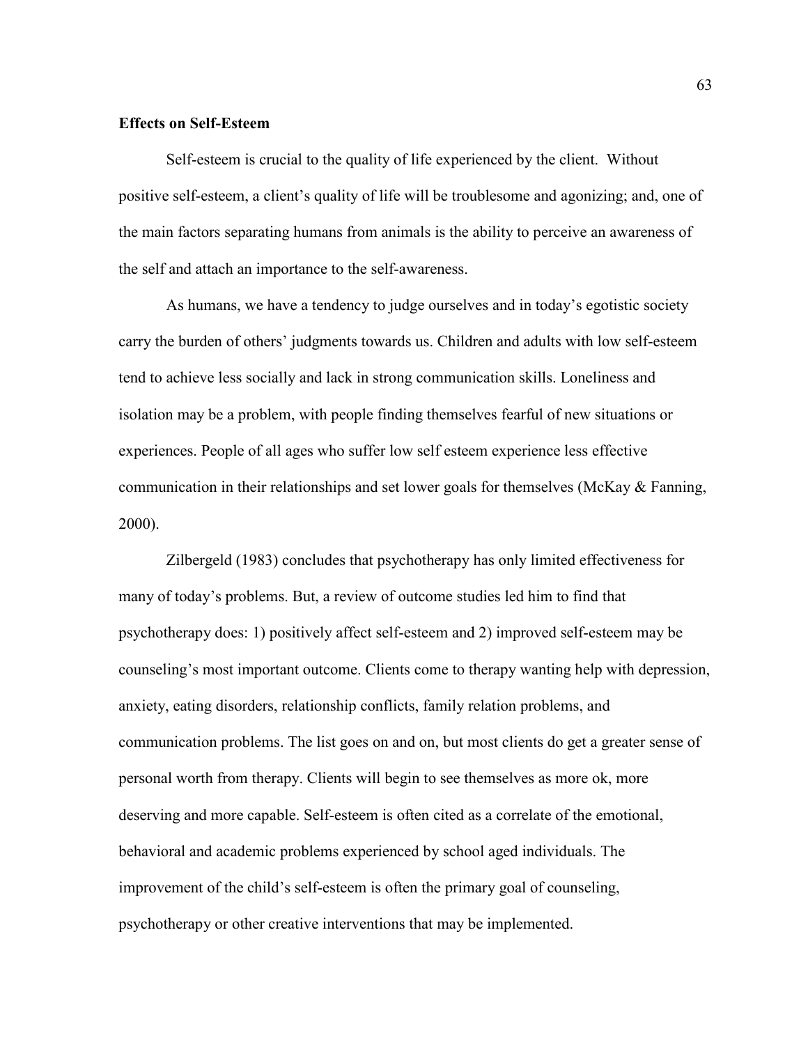**Effects on Self-Esteem**

Self-esteem is crucial to the quality of life experienced by the client. Without positive self-esteem, a client's quality of life will be troublesome and agonizing; and, one of the main factors separating humans from animals is the ability to perceive an awareness of the self and attach an importance to the self-awareness.

As humans, we have a tendency to judge ourselves and in today's egotistic society carry the burden of others' judgments towards us. Children and adults with low self-esteem tend to achieve less socially and lack in strong communication skills. Loneliness and isolation may be a problem, with people finding themselves fearful of new situations or experiences. People of all ages who suffer low self esteem experience less effective communication in their relationships and set lower goals for themselves (McKay & Fanning, 2000).

Zilbergeld (1983) concludes that psychotherapy has only limited effectiveness for many of today's problems. But, a review of outcome studies led him to find that psychotherapy does: 1) positively affect self-esteem and 2) improved self-esteem may be counseling's most important outcome. Clients come to therapy wanting help with depression, anxiety, eating disorders, relationship conflicts, family relation problems, and communication problems. The list goes on and on, but most clients do get a greater sense of personal worth from therapy. Clients will begin to see themselves as more ok, more deserving and more capable. Self-esteem is often cited as a correlate of the emotional, behavioral and academic problems experienced by school aged individuals. The improvement of the child's self-esteem is often the primary goal of counseling, psychotherapy or other creative interventions that may be implemented.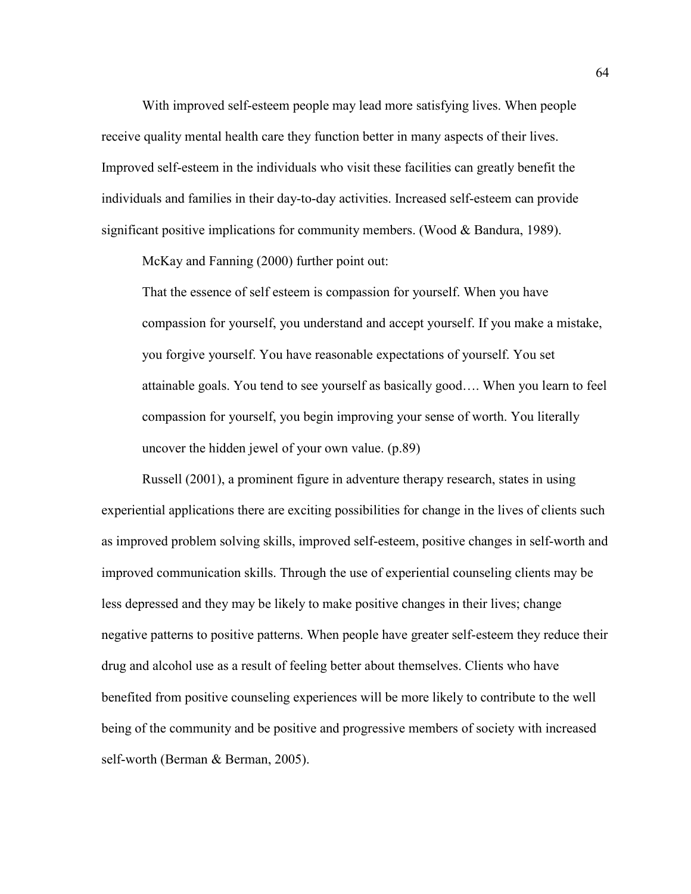With improved self-esteem people may lead more satisfying lives. When people receive quality mental health care they function better in many aspects of their lives. Improved self-esteem in the individuals who visit these facilities can greatly benefit the individuals and families in their day-to-day activities. Increased self-esteem can provide significant positive implications for community members. (Wood & Bandura, 1989).

McKay and Fanning (2000) further point out:

> That the essence of self esteem is compassion for yourself. When you have compassion for yourself, you understand and accept yourself. If you make a mistake, you forgive yourself. You have reasonable expectations of yourself. You set attainable goals. You tend to see yourself as basically good…. When you learn to feel compassion for yourself, you begin improving your sense of worth. You literally uncover the hidden jewel of your own value. (p.89)

Russell (2001), a prominent figure in adventure therapy research, states in using experiential applications there are exciting possibilities for change in the lives of clients such as improved problem solving skills, improved self-esteem, positive changes in self-worth and improved communication skills. Through the use of experiential counseling clients may be less depressed and they may be likely to make positive changes in their lives; change negative patterns to positive patterns. When people have greater self-esteem they reduce their drug and alcohol use as a result of feeling better about themselves. Clients who have benefited from positive counseling experiences will be more likely to contribute to the well being of the community and be positive and progressive members of society with increased self-worth (Berman & Berman, 2005).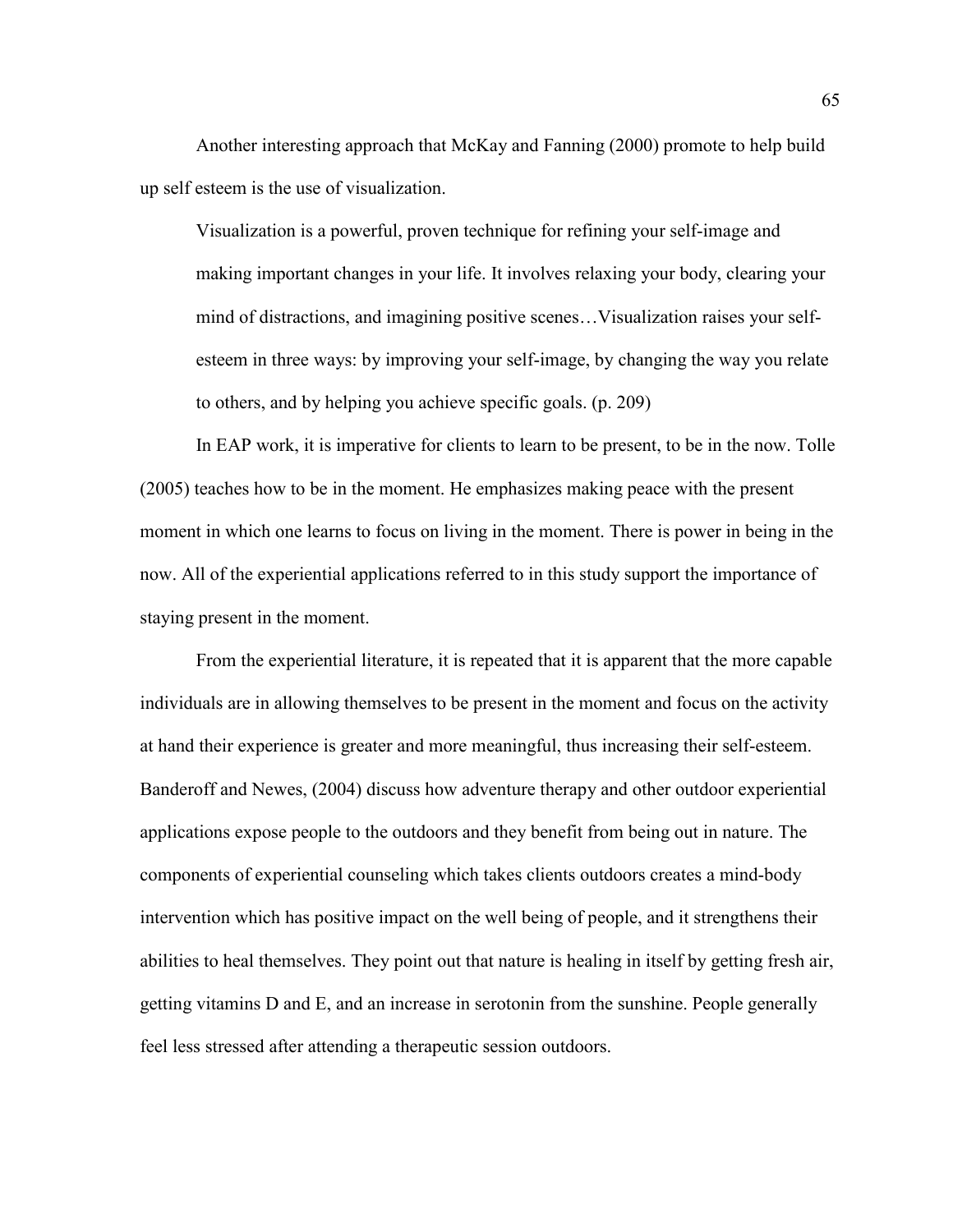Another interesting approach that McKay and Fanning (2000) promote to help build up self esteem is the use of visualization.

> Visualization is a powerful, proven technique for refining your self-image and making important changes in your life. It involves relaxing your body, clearing your mind of distractions, and imagining positive scenes…Visualization raises your self-esteem in three ways: by improving your self-image, by changing the way you relate to others, and by helping you achieve specific goals. (p. 209)

In EAP work, it is imperative for clients to learn to be present, to be in the now. Tolle (2005) teaches how to be in the moment. He emphasizes making peace with the present moment in which one learns to focus on living in the moment. There is power in being in the now. All of the experiential applications referred to in this study support the importance of staying present in the moment.

From the experiential literature, it is repeated that it is apparent that the more capable individuals are in allowing themselves to be present in the moment and focus on the activity at hand their experience is greater and more meaningful, thus increasing their self-esteem. Banderoff and Newes, (2004) discuss how adventure therapy and other outdoor experiential applications expose people to the outdoors and they benefit from being out in nature. The components of experiential counseling which takes clients outdoors creates a mind-body intervention which has positive impact on the well being of people, and it strengthens their abilities to heal themselves. They point out that nature is healing in itself by getting fresh air, getting vitamins D and E, and an increase in serotonin from the sunshine. People generally feel less stressed after attending a therapeutic session outdoors.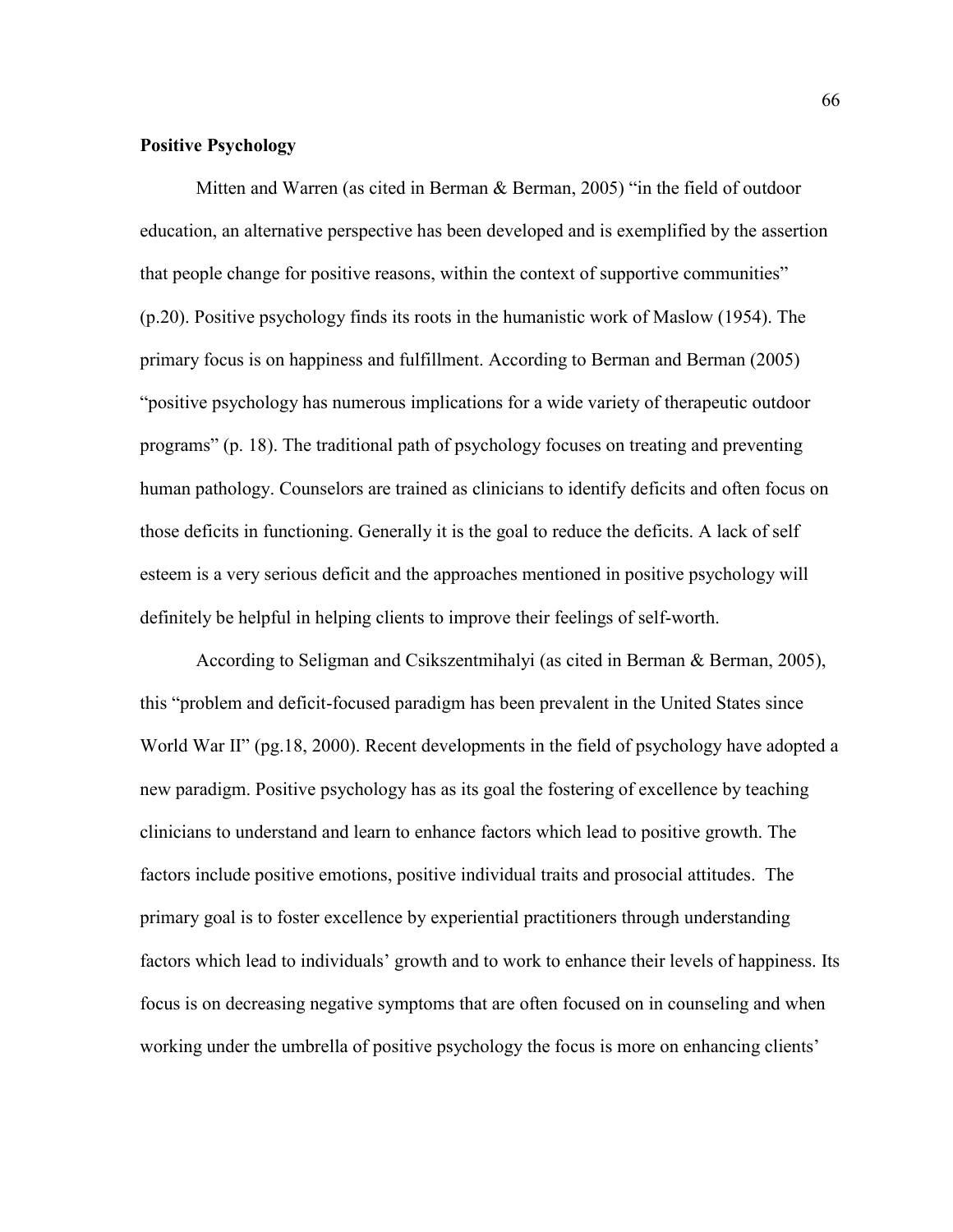**Positive Psychology**

Mitten and Warren (as cited in Berman & Berman, 2005) "in the field of outdoor education, an alternative perspective has been developed and is exemplified by the assertion that people change for positive reasons, within the context of supportive communities" (p.20). Positive psychology finds its roots in the humanistic work of Maslow (1954). The primary focus is on happiness and fulfillment. According to Berman and Berman (2005) "positive psychology has numerous implications for a wide variety of therapeutic outdoor programs" (p. 18). The traditional path of psychology focuses on treating and preventing human pathology. Counselors are trained as clinicians to identify deficits and often focus on those deficits in functioning. Generally it is the goal to reduce the deficits. A lack of self esteem is a very serious deficit and the approaches mentioned in positive psychology will definitely be helpful in helping clients to improve their feelings of self-worth.

According to Seligman and Csikszentmihalyi (as cited in Berman & Berman, 2005), this "problem and deficit-focused paradigm has been prevalent in the United States since World War II" (pg.18, 2000). Recent developments in the field of psychology have adopted a new paradigm. Positive psychology has as its goal the fostering of excellence by teaching clinicians to understand and learn to enhance factors which lead to positive growth. The factors include positive emotions, positive individual traits and prosocial attitudes. The primary goal is to foster excellence by experiential practitioners through understanding factors which lead to individuals' growth and to work to enhance their levels of happiness. Its focus is on decreasing negative symptoms that are often focused on in counseling and when working under the umbrella of positive psychology the focus is more on enhancing clients'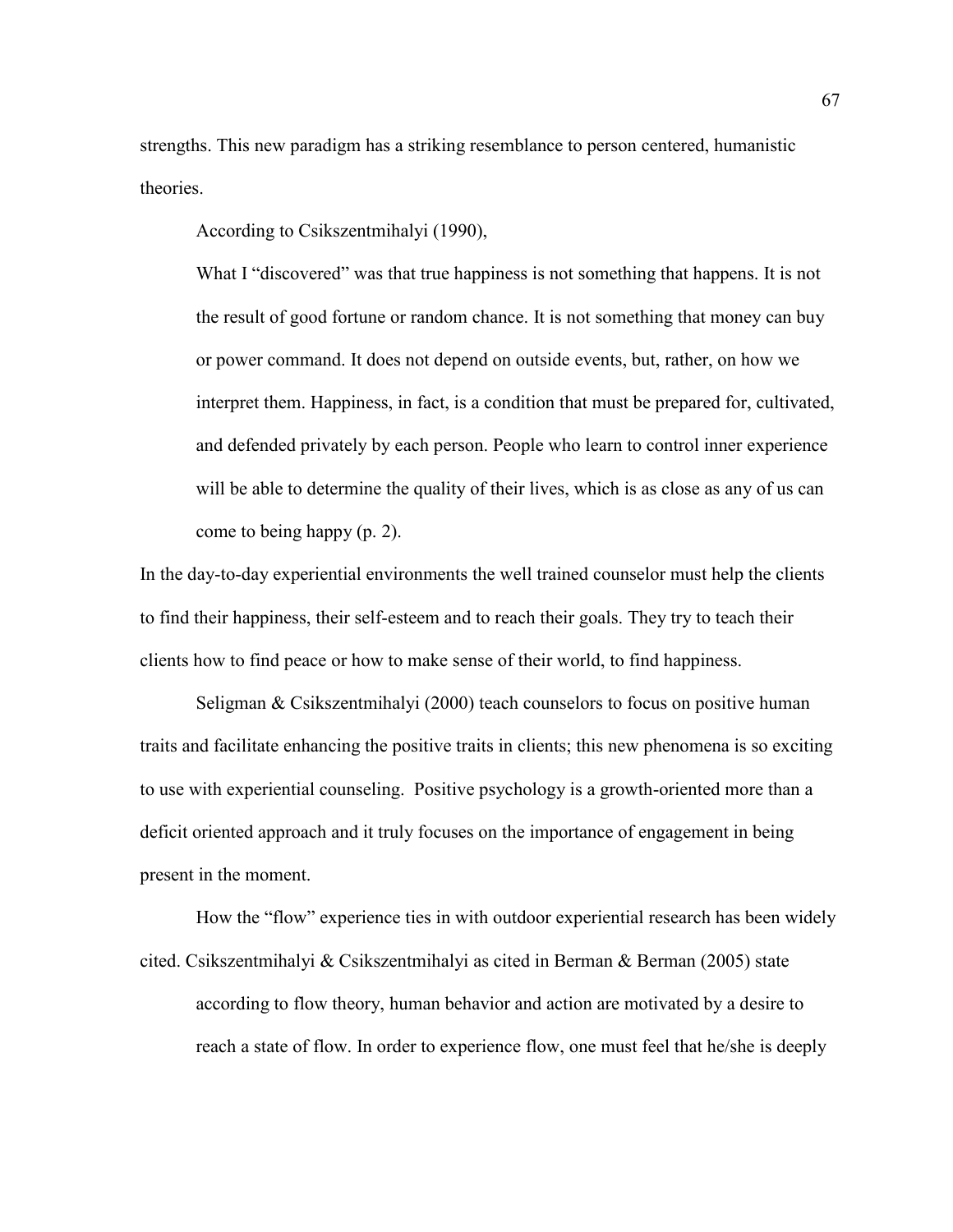strengths. This new paradigm has a striking resemblance to person centered, humanistic theories.

According to Csikszentmihalyi (1990),

> What I "discovered" was that true happiness is not something that happens. It is not the result of good fortune or random chance. It is not something that money can buy or power command. It does not depend on outside events, but, rather, on how we interpret them. Happiness, in fact, is a condition that must be prepared for, cultivated, and defended privately by each person. People who learn to control inner experience will be able to determine the quality of their lives, which is as close as any of us can come to being happy (p. 2).

In the day-to-day experiential environments the well trained counselor must help the clients to find their happiness, their self-esteem and to reach their goals. They try to teach their clients how to find peace or how to make sense of their world, to find happiness.

Seligman & Csikszentmihalyi (2000) teach counselors to focus on positive human traits and facilitate enhancing the positive traits in clients; this new phenomena is so exciting to use with experiential counseling. Positive psychology is a growth-oriented more than a deficit oriented approach and it truly focuses on the importance of engagement in being present in the moment.

How the "flow" experience ties in with outdoor experiential research has been widely cited. Csikszentmihalyi & Csikszentmihalyi as cited in Berman & Berman (2005) state

> according to flow theory, human behavior and action are motivated by a desire to reach a state of flow. In order to experience flow, one must feel that he/she is deeply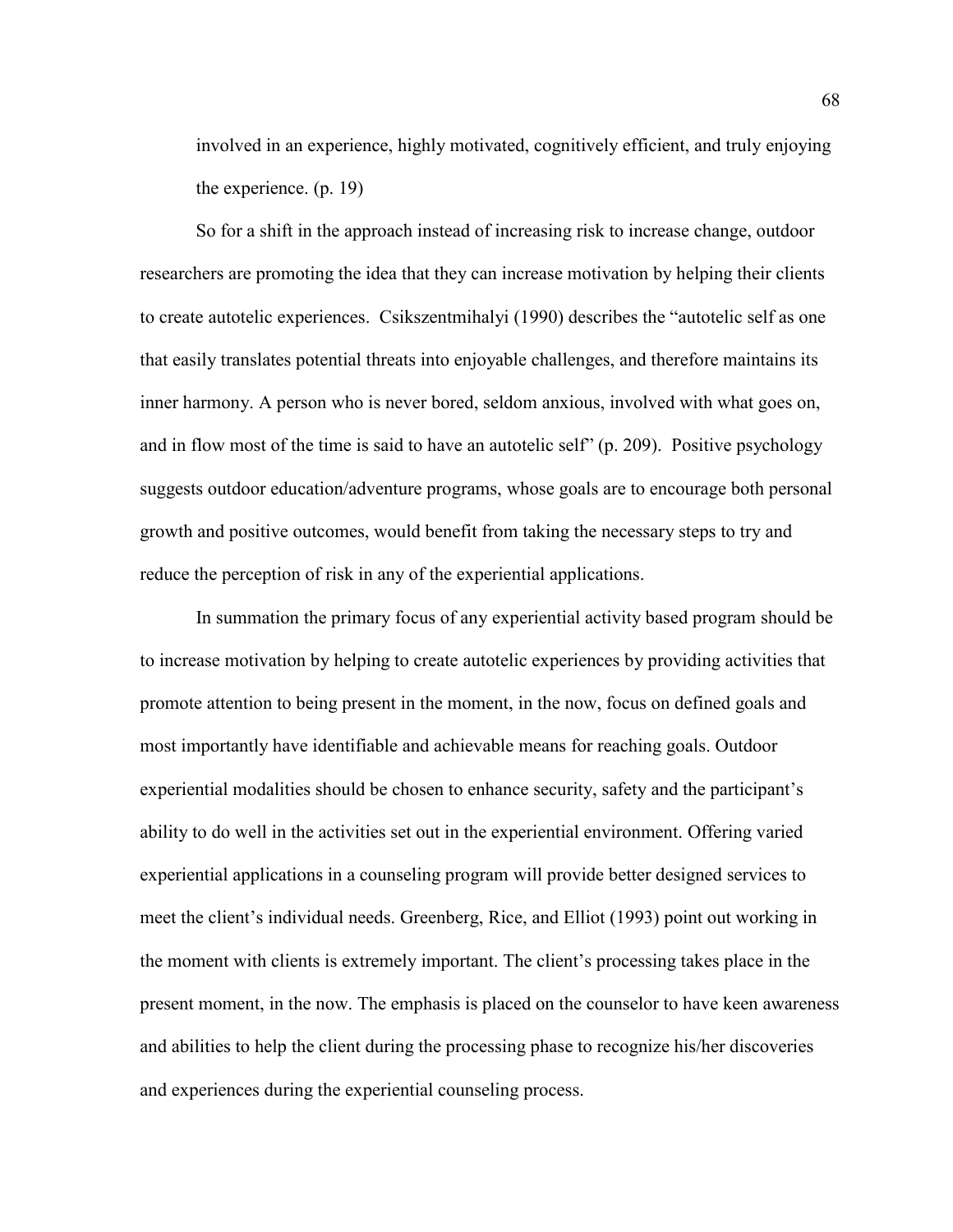involved in an experience, highly motivated, cognitively efficient, and truly enjoying the experience. (p. 19)

So for a shift in the approach instead of increasing risk to increase change, outdoor researchers are promoting the idea that they can increase motivation by helping their clients to create autotelic experiences. Csikszentmihalyi (1990) describes the "autotelic self as one that easily translates potential threats into enjoyable challenges, and therefore maintains its inner harmony. A person who is never bored, seldom anxious, involved with what goes on, and in flow most of the time is said to have an autotelic self" (p. 209). Positive psychology suggests outdoor education/adventure programs, whose goals are to encourage both personal growth and positive outcomes, would benefit from taking the necessary steps to try and reduce the perception of risk in any of the experiential applications.

In summation the primary focus of any experiential activity based program should be to increase motivation by helping to create autotelic experiences by providing activities that promote attention to being present in the moment, in the now, focus on defined goals and most importantly have identifiable and achievable means for reaching goals. Outdoor experiential modalities should be chosen to enhance security, safety and the participant's ability to do well in the activities set out in the experiential environment. Offering varied experiential applications in a counseling program will provide better designed services to meet the client's individual needs. Greenberg, Rice, and Elliot (1993) point out working in the moment with clients is extremely important. The client's processing takes place in the present moment, in the now. The emphasis is placed on the counselor to have keen awareness and abilities to help the client during the processing phase to recognize his/her discoveries and experiences during the experiential counseling process.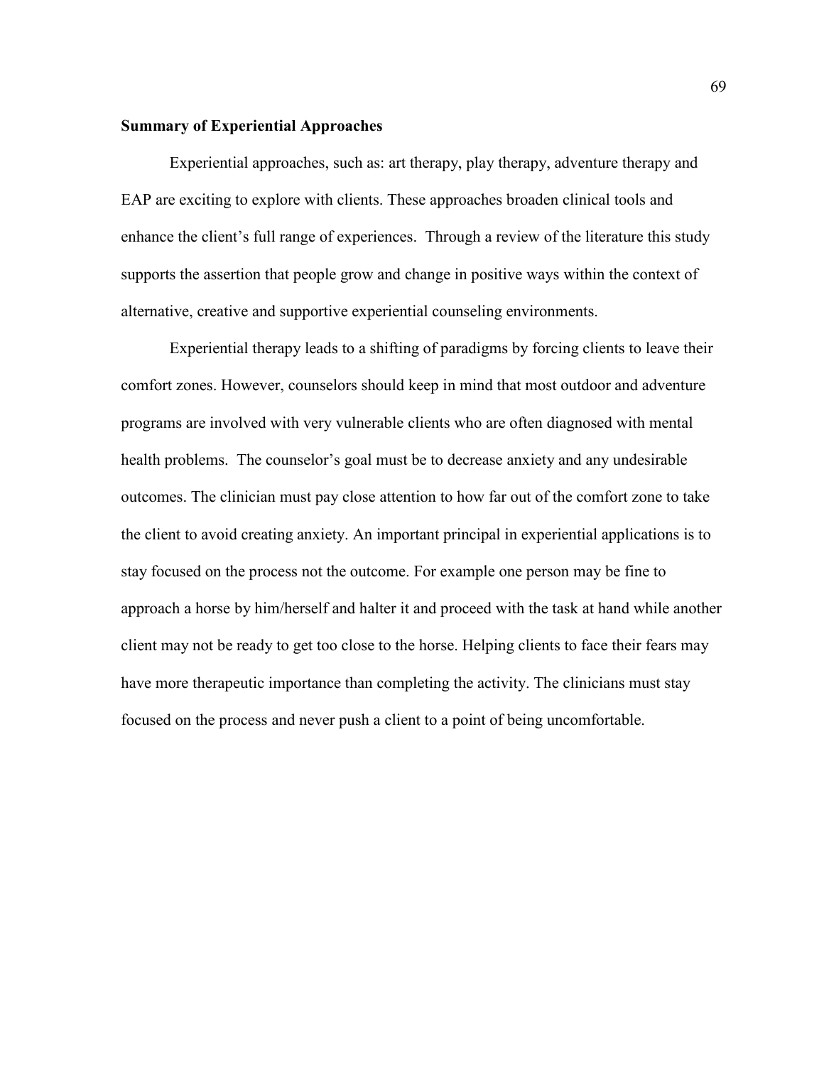**Summary of Experiential Approaches**

Experiential approaches, such as: art therapy, play therapy, adventure therapy and EAP are exciting to explore with clients. These approaches broaden clinical tools and enhance the client's full range of experiences. Through a review of the literature this study supports the assertion that people grow and change in positive ways within the context of alternative, creative and supportive experiential counseling environments.

Experiential therapy leads to a shifting of paradigms by forcing clients to leave their comfort zones. However, counselors should keep in mind that most outdoor and adventure programs are involved with very vulnerable clients who are often diagnosed with mental health problems. The counselor's goal must be to decrease anxiety and any undesirable outcomes. The clinician must pay close attention to how far out of the comfort zone to take the client to avoid creating anxiety. An important principal in experiential applications is to stay focused on the process not the outcome. For example one person may be fine to approach a horse by him/herself and halter it and proceed with the task at hand while another client may not be ready to get too close to the horse. Helping clients to face their fears may have more therapeutic importance than completing the activity. The clinicians must stay focused on the process and never push a client to a point of being uncomfortable.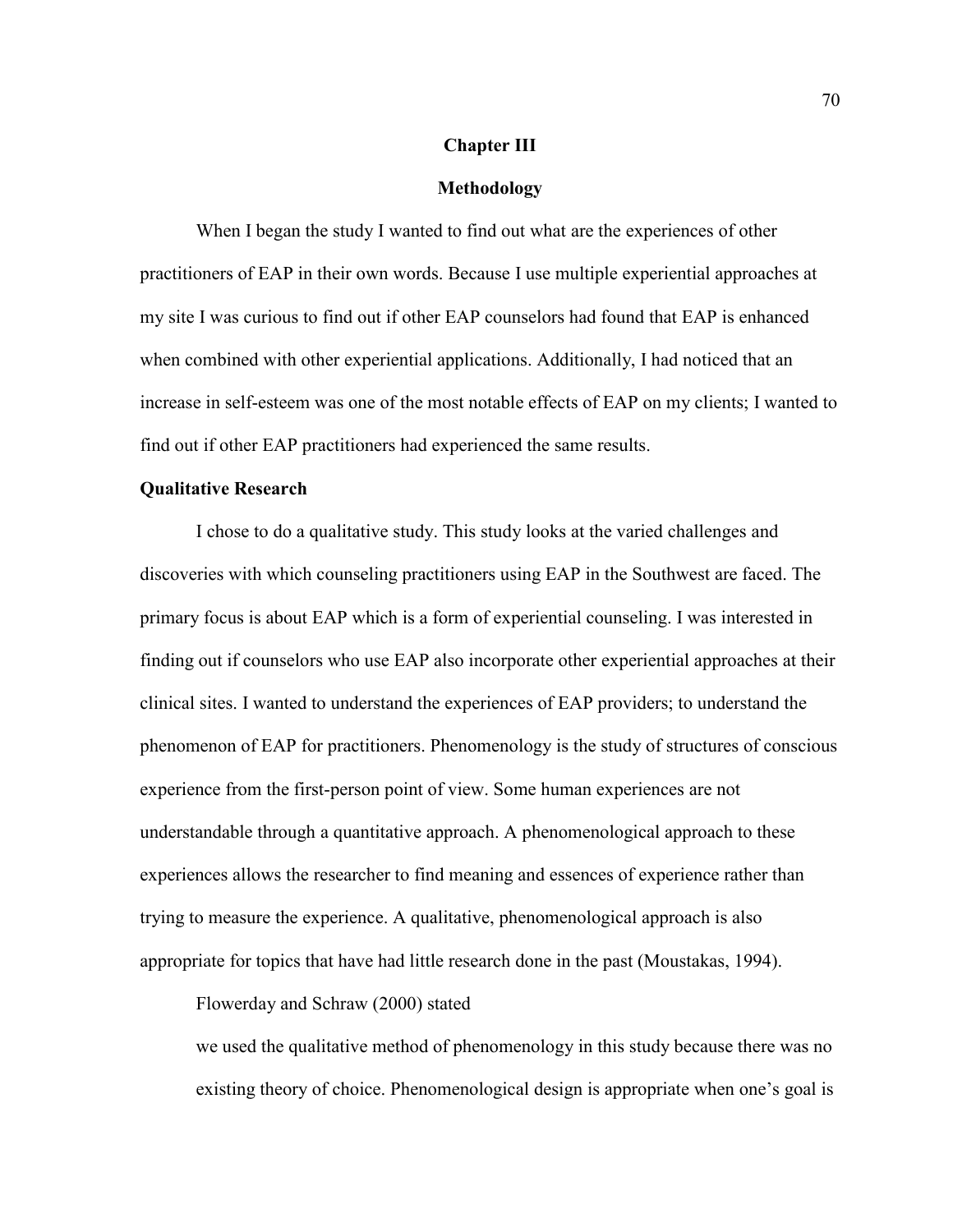# Chapter III

# Methodology

When I began the study I wanted to find out what are the experiences of other practitioners of EAP in their own words. Because I use multiple experiential approaches at my site I was curious to find out if other EAP counselors had found that EAP is enhanced when combined with other experiential applications. Additionally, I had noticed that an increase in self-esteem was one of the most notable effects of EAP on my clients; I wanted to find out if other EAP practitioners had experienced the same results.

## Qualitative Research

I chose to do a qualitative study. This study looks at the varied challenges and discoveries with which counseling practitioners using EAP in the Southwest are faced. The primary focus is about EAP which is a form of experiential counseling. I was interested in finding out if counselors who use EAP also incorporate other experiential approaches at their clinical sites. I wanted to understand the experiences of EAP providers; to understand the phenomenon of EAP for practitioners. Phenomenology is the study of structures of conscious experience from the first-person point of view. Some human experiences are not understandable through a quantitative approach. A phenomenological approach to these experiences allows the researcher to find meaning and essences of experience rather than trying to measure the experience. A qualitative, phenomenological approach is also appropriate for topics that have had little research done in the past (Moustakas, 1994).

Flowerday and Schraw (2000) stated

> we used the qualitative method of phenomenology in this study because there was no existing theory of choice. Phenomenological design is appropriate when one's goal is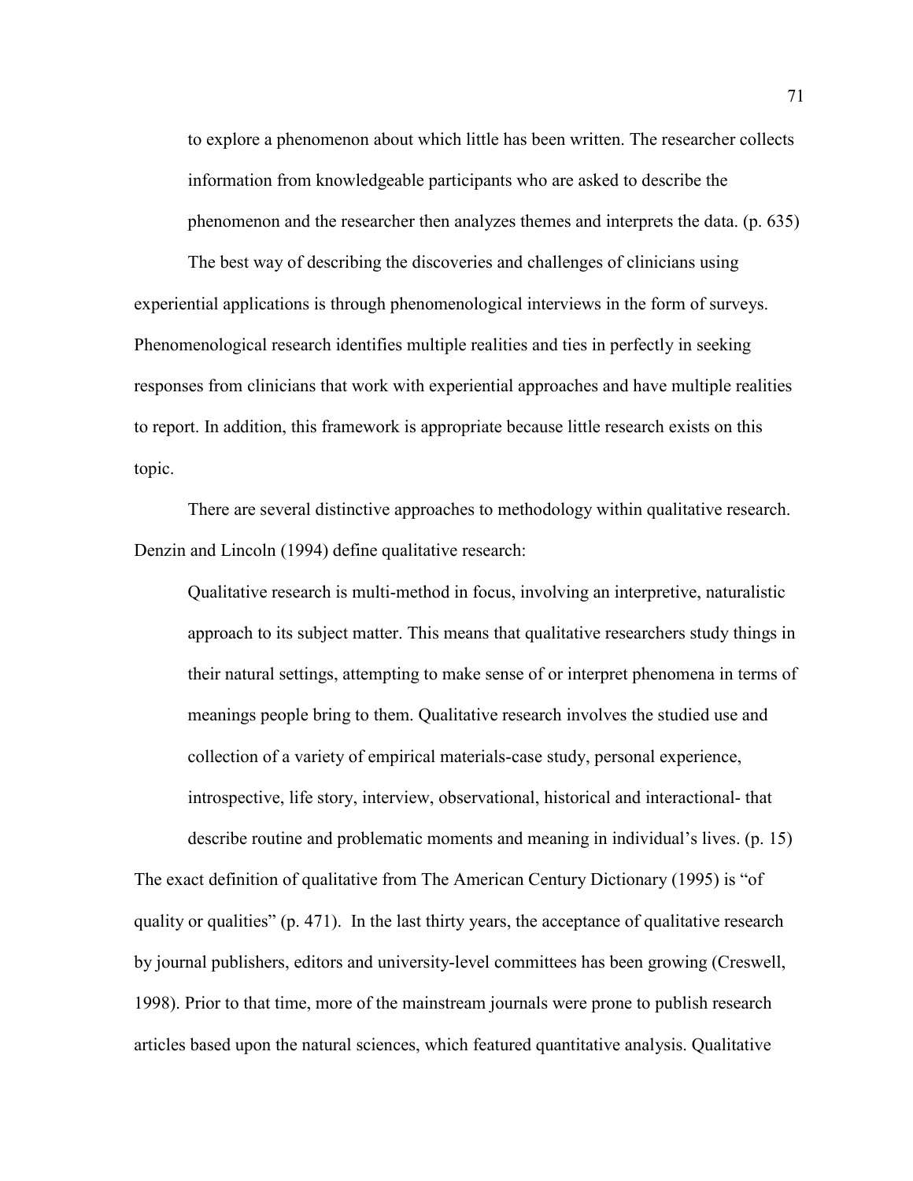> to explore a phenomenon about which little has been written. The researcher collects information from knowledgeable participants who are asked to describe the phenomenon and the researcher then analyzes themes and interprets the data. (p. 635)

The best way of describing the discoveries and challenges of clinicians using experiential applications is through phenomenological interviews in the form of surveys. Phenomenological research identifies multiple realities and ties in perfectly in seeking responses from clinicians that work with experiential approaches and have multiple realities to report. In addition, this framework is appropriate because little research exists on this topic.

There are several distinctive approaches to methodology within qualitative research. Denzin and Lincoln (1994) define qualitative research:

> Qualitative research is multi-method in focus, involving an interpretive, naturalistic approach to its subject matter. This means that qualitative researchers study things in their natural settings, attempting to make sense of or interpret phenomena in terms of meanings people bring to them. Qualitative research involves the studied use and collection of a variety of empirical materials-case study, personal experience, introspective, life story, interview, observational, historical and interactional- that describe routine and problematic moments and meaning in individual's lives. (p. 15)

The exact definition of qualitative from The American Century Dictionary (1995) is "of quality or qualities" (p. 471). In the last thirty years, the acceptance of qualitative research by journal publishers, editors and university-level committees has been growing (Creswell, 1998). Prior to that time, more of the mainstream journals were prone to publish research articles based upon the natural sciences, which featured quantitative analysis. Qualitative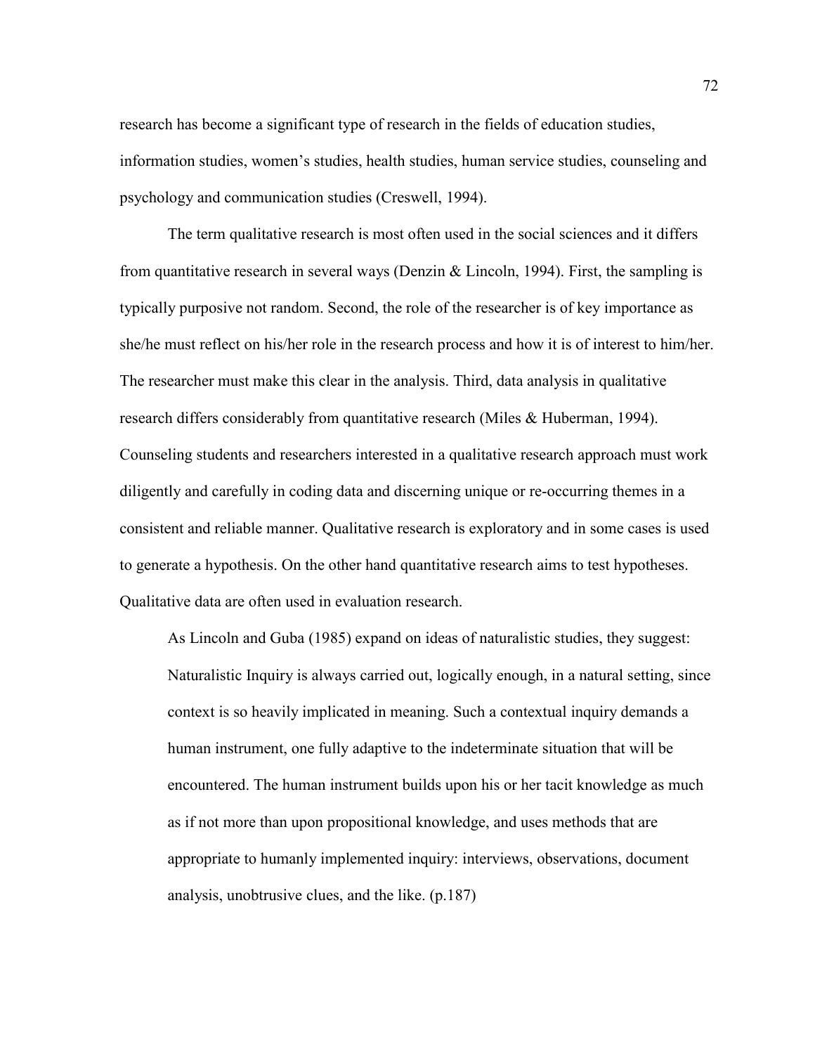research has become a significant type of research in the fields of education studies, information studies, women's studies, health studies, human service studies, counseling and psychology and communication studies (Creswell, 1994).

The term qualitative research is most often used in the social sciences and it differs from quantitative research in several ways (Denzin & Lincoln, 1994). First, the sampling is typically purposive not random. Second, the role of the researcher is of key importance as she/he must reflect on his/her role in the research process and how it is of interest to him/her. The researcher must make this clear in the analysis. Third, data analysis in qualitative research differs considerably from quantitative research (Miles & Huberman, 1994). Counseling students and researchers interested in a qualitative research approach must work diligently and carefully in coding data and discerning unique or re-occurring themes in a consistent and reliable manner. Qualitative research is exploratory and in some cases is used to generate a hypothesis. On the other hand quantitative research aims to test hypotheses. Qualitative data are often used in evaluation research.

As Lincoln and Guba (1985) expand on ideas of naturalistic studies, they suggest:

> Naturalistic Inquiry is always carried out, logically enough, in a natural setting, since context is so heavily implicated in meaning. Such a contextual inquiry demands a human instrument, one fully adaptive to the indeterminate situation that will be encountered. The human instrument builds upon his or her tacit knowledge as much as if not more than upon propositional knowledge, and uses methods that are appropriate to humanly implemented inquiry: interviews, observations, document analysis, unobtrusive clues, and the like. (p.187)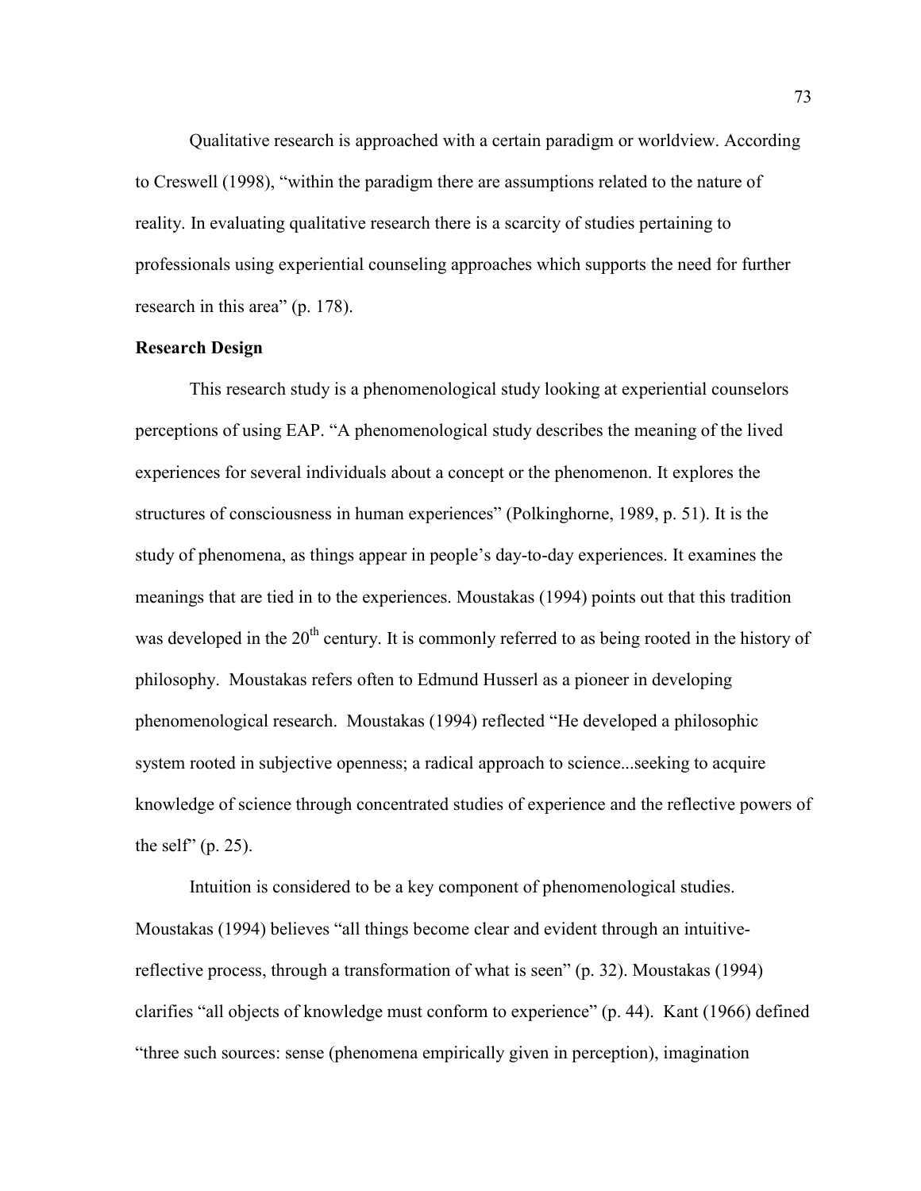Qualitative research is approached with a certain paradigm or worldview. According to Creswell (1998), "within the paradigm there are assumptions related to the nature of reality. In evaluating qualitative research there is a scarcity of studies pertaining to professionals using experiential counseling approaches which supports the need for further research in this area" (p. 178).

**Research Design**

This research study is a phenomenological study looking at experiential counselors perceptions of using EAP. "A phenomenological study describes the meaning of the lived experiences for several individuals about a concept or the phenomenon. It explores the structures of consciousness in human experiences" (Polkinghorne, 1989, p. 51). It is the study of phenomena, as things appear in people's day-to-day experiences. It examines the meanings that are tied in to the experiences. Moustakas (1994) points out that this tradition was developed in the 20th century. It is commonly referred to as being rooted in the history of philosophy. Moustakas refers often to Edmund Husserl as a pioneer in developing phenomenological research. Moustakas (1994) reflected "He developed a philosophic system rooted in subjective openness; a radical approach to science...seeking to acquire knowledge of science through concentrated studies of experience and the reflective powers of the self" (p. 25).

Intuition is considered to be a key component of phenomenological studies. Moustakas (1994) believes "all things become clear and evident through an intuitive-reflective process, through a transformation of what is seen" (p. 32). Moustakas (1994) clarifies "all objects of knowledge must conform to experience" (p. 44). Kant (1966) defined "three such sources: sense (phenomena empirically given in perception), imagination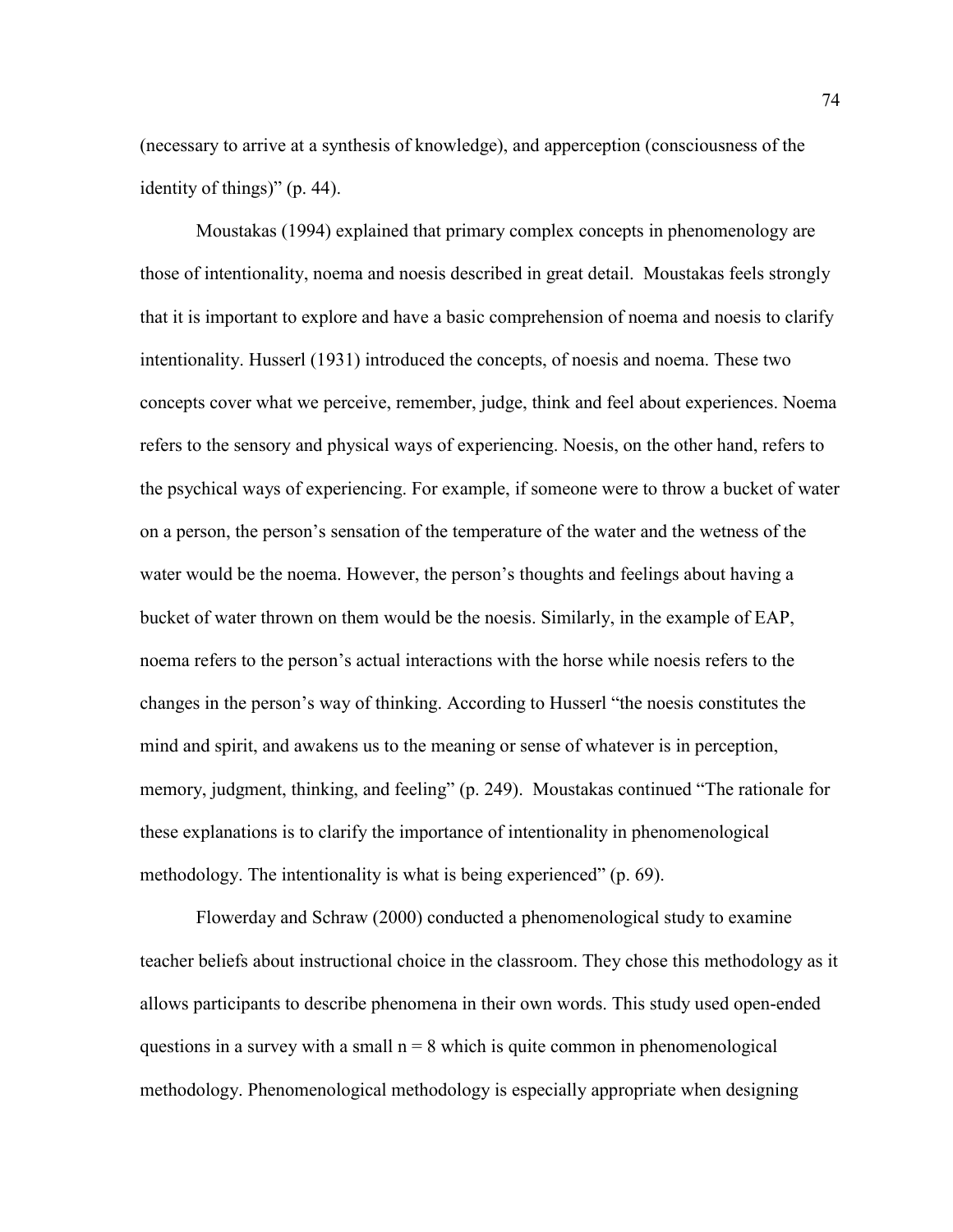(necessary to arrive at a synthesis of knowledge), and apperception (consciousness of the identity of things)" (p. 44).

Moustakas (1994) explained that primary complex concepts in phenomenology are those of intentionality, noema and noesis described in great detail. Moustakas feels strongly that it is important to explore and have a basic comprehension of noema and noesis to clarify intentionality. Husserl (1931) introduced the concepts, of noesis and noema. These two concepts cover what we perceive, remember, judge, think and feel about experiences. Noema refers to the sensory and physical ways of experiencing. Noesis, on the other hand, refers to the psychical ways of experiencing. For example, if someone were to throw a bucket of water on a person, the person's sensation of the temperature of the water and the wetness of the water would be the noema. However, the person's thoughts and feelings about having a bucket of water thrown on them would be the noesis. Similarly, in the example of EAP, noema refers to the person's actual interactions with the horse while noesis refers to the changes in the person's way of thinking. According to Husserl "the noesis constitutes the mind and spirit, and awakens us to the meaning or sense of whatever is in perception, memory, judgment, thinking, and feeling" (p. 249). Moustakas continued "The rationale for these explanations is to clarify the importance of intentionality in phenomenological methodology. The intentionality is what is being experienced" (p. 69).

Flowerday and Schraw (2000) conducted a phenomenological study to examine teacher beliefs about instructional choice in the classroom. They chose this methodology as it allows participants to describe phenomena in their own words. This study used open-ended questions in a survey with a small $n = 8$ which is quite common in phenomenological methodology. Phenomenological methodology is especially appropriate when designing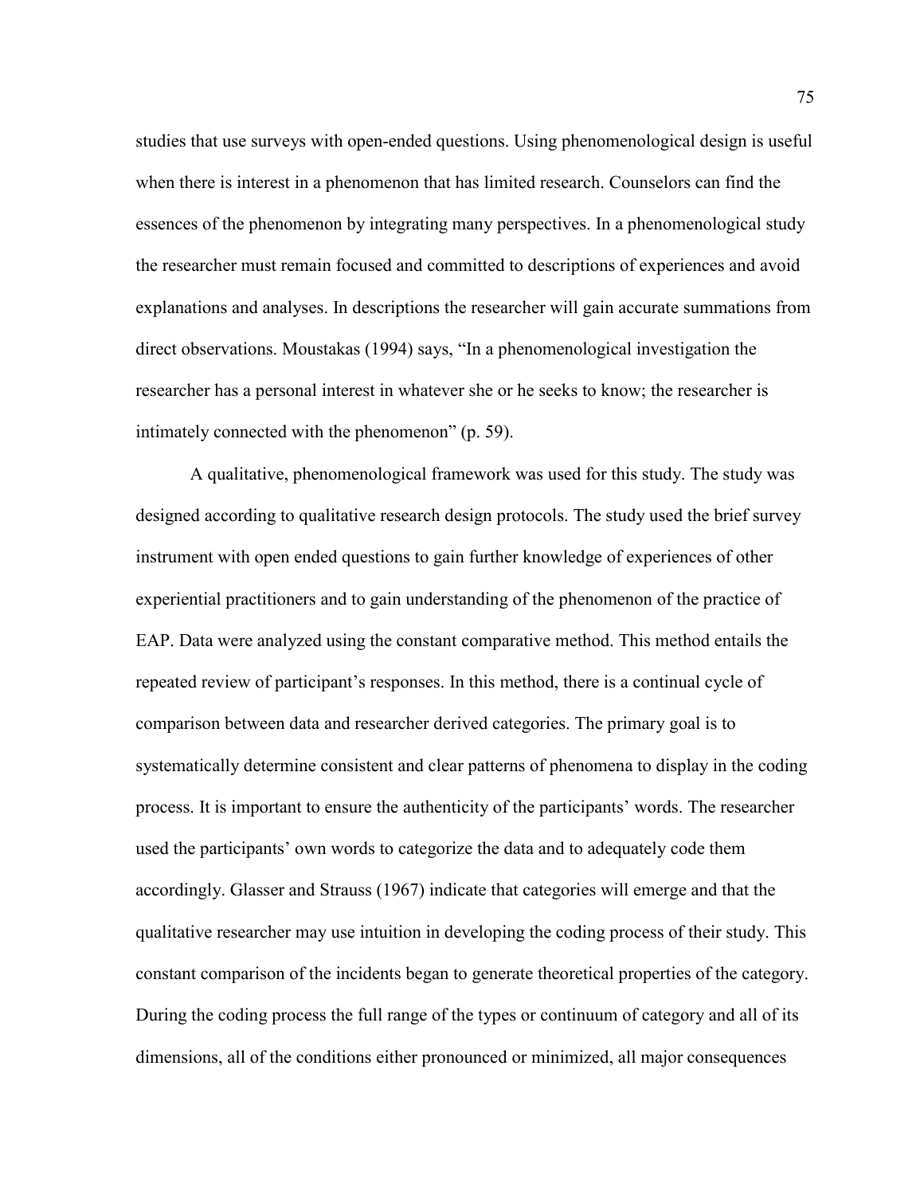studies that use surveys with open-ended questions. Using phenomenological design is useful when there is interest in a phenomenon that has limited research. Counselors can find the essences of the phenomenon by integrating many perspectives. In a phenomenological study the researcher must remain focused and committed to descriptions of experiences and avoid explanations and analyses. In descriptions the researcher will gain accurate summations from direct observations. Moustakas (1994) says, "In a phenomenological investigation the researcher has a personal interest in whatever she or he seeks to know; the researcher is intimately connected with the phenomenon" (p. 59).

A qualitative, phenomenological framework was used for this study. The study was designed according to qualitative research design protocols. The study used the brief survey instrument with open ended questions to gain further knowledge of experiences of other experiential practitioners and to gain understanding of the phenomenon of the practice of EAP. Data were analyzed using the constant comparative method. This method entails the repeated review of participant's responses. In this method, there is a continual cycle of comparison between data and researcher derived categories. The primary goal is to systematically determine consistent and clear patterns of phenomena to display in the coding process. It is important to ensure the authenticity of the participants' words. The researcher used the participants' own words to categorize the data and to adequately code them accordingly. Glasser and Strauss (1967) indicate that categories will emerge and that the qualitative researcher may use intuition in developing the coding process of their study. This constant comparison of the incidents began to generate theoretical properties of the category. During the coding process the full range of the types or continuum of category and all of its dimensions, all of the conditions either pronounced or minimized, all major consequences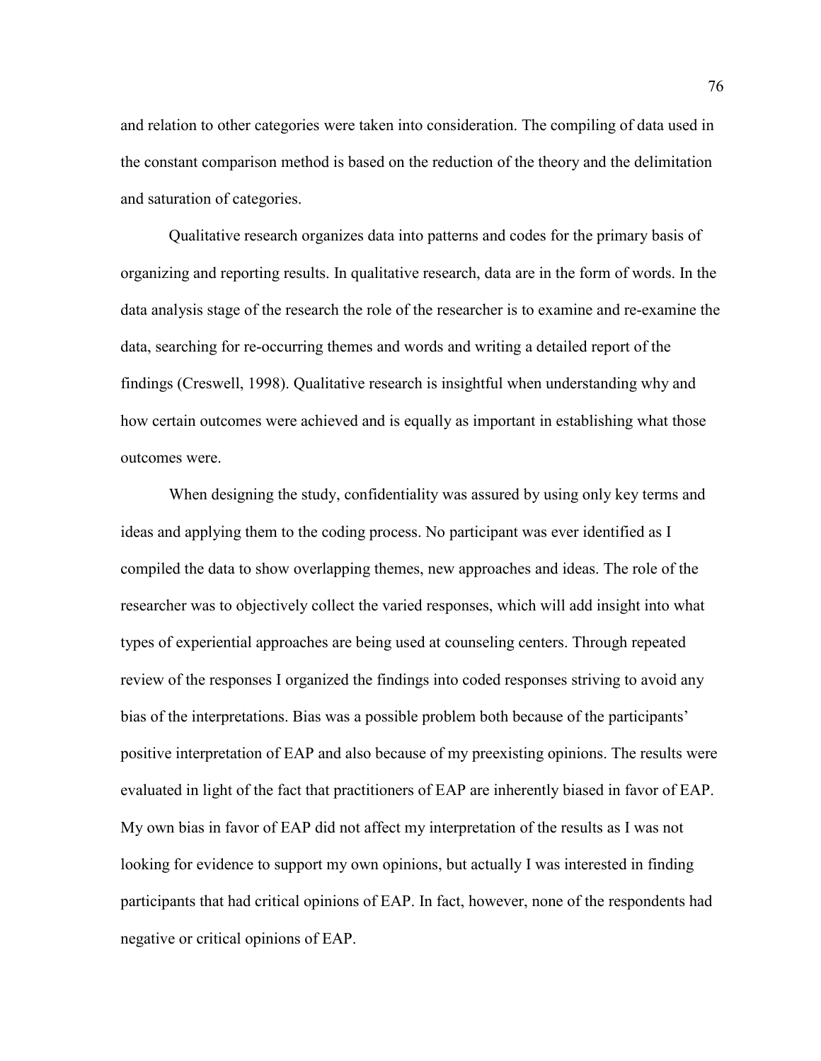and relation to other categories were taken into consideration. The compiling of data used in the constant comparison method is based on the reduction of the theory and the delimitation and saturation of categories.

Qualitative research organizes data into patterns and codes for the primary basis of organizing and reporting results. In qualitative research, data are in the form of words. In the data analysis stage of the research the role of the researcher is to examine and re-examine the data, searching for re-occurring themes and words and writing a detailed report of the findings (Creswell, 1998). Qualitative research is insightful when understanding why and how certain outcomes were achieved and is equally as important in establishing what those outcomes were.

When designing the study, confidentiality was assured by using only key terms and ideas and applying them to the coding process. No participant was ever identified as I compiled the data to show overlapping themes, new approaches and ideas. The role of the researcher was to objectively collect the varied responses, which will add insight into what types of experiential approaches are being used at counseling centers. Through repeated review of the responses I organized the findings into coded responses striving to avoid any bias of the interpretations. Bias was a possible problem both because of the participants' positive interpretation of EAP and also because of my preexisting opinions. The results were evaluated in light of the fact that practitioners of EAP are inherently biased in favor of EAP. My own bias in favor of EAP did not affect my interpretation of the results as I was not looking for evidence to support my own opinions, but actually I was interested in finding participants that had critical opinions of EAP. In fact, however, none of the respondents had negative or critical opinions of EAP.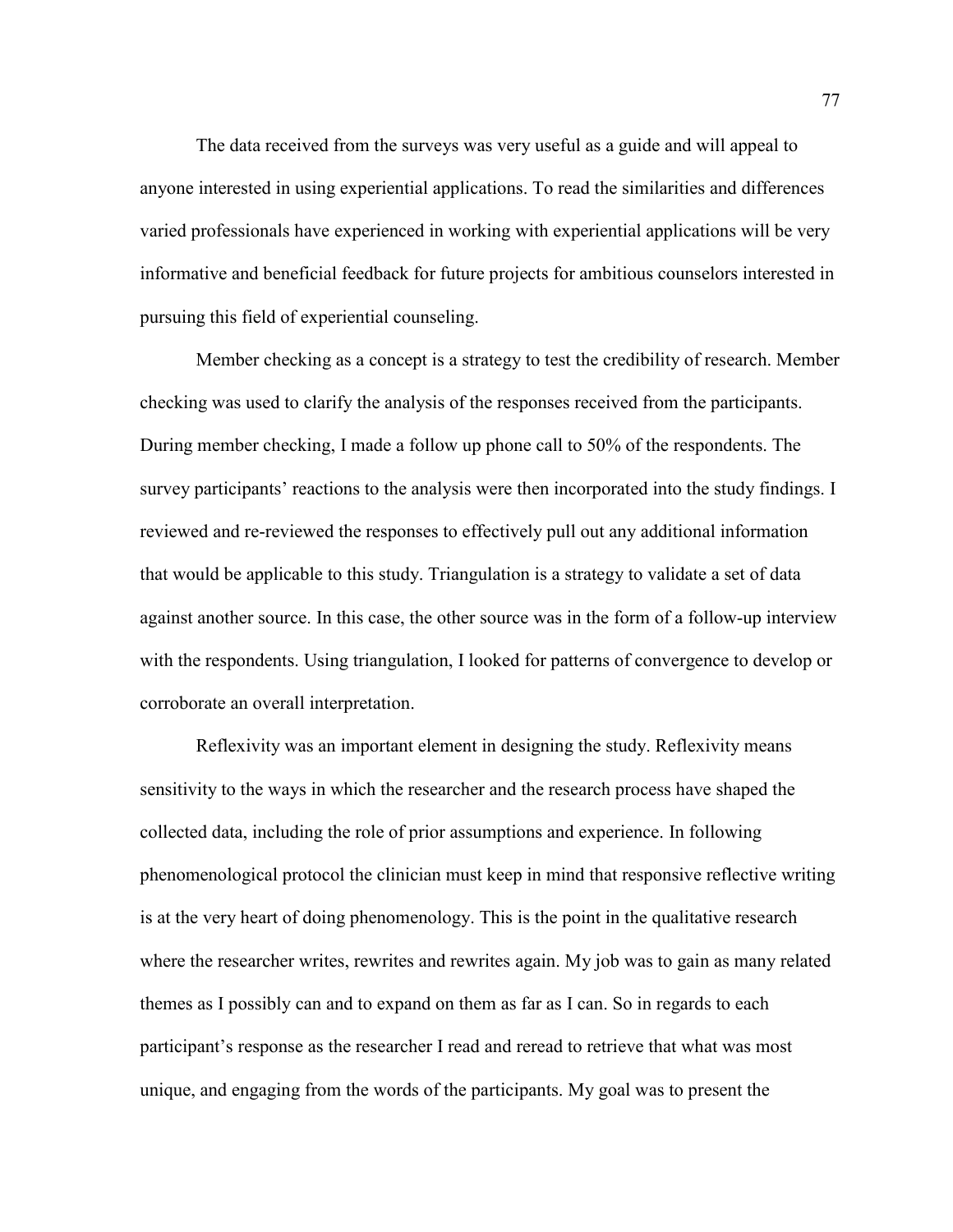The data received from the surveys was very useful as a guide and will appeal to anyone interested in using experiential applications. To read the similarities and differences varied professionals have experienced in working with experiential applications will be very informative and beneficial feedback for future projects for ambitious counselors interested in pursuing this field of experiential counseling.

Member checking as a concept is a strategy to test the credibility of research. Member checking was used to clarify the analysis of the responses received from the participants. During member checking, I made a follow up phone call to 50% of the respondents. The survey participants' reactions to the analysis were then incorporated into the study findings. I reviewed and re-reviewed the responses to effectively pull out any additional information that would be applicable to this study. Triangulation is a strategy to validate a set of data against another source. In this case, the other source was in the form of a follow-up interview with the respondents. Using triangulation, I looked for patterns of convergence to develop or corroborate an overall interpretation.

Reflexivity was an important element in designing the study. Reflexivity means sensitivity to the ways in which the researcher and the research process have shaped the collected data, including the role of prior assumptions and experience. In following phenomenological protocol the clinician must keep in mind that responsive reflective writing is at the very heart of doing phenomenology. This is the point in the qualitative research where the researcher writes, rewrites and rewrites again. My job was to gain as many related themes as I possibly can and to expand on them as far as I can. So in regards to each participant's response as the researcher I read and reread to retrieve that what was most unique, and engaging from the words of the participants. My goal was to present the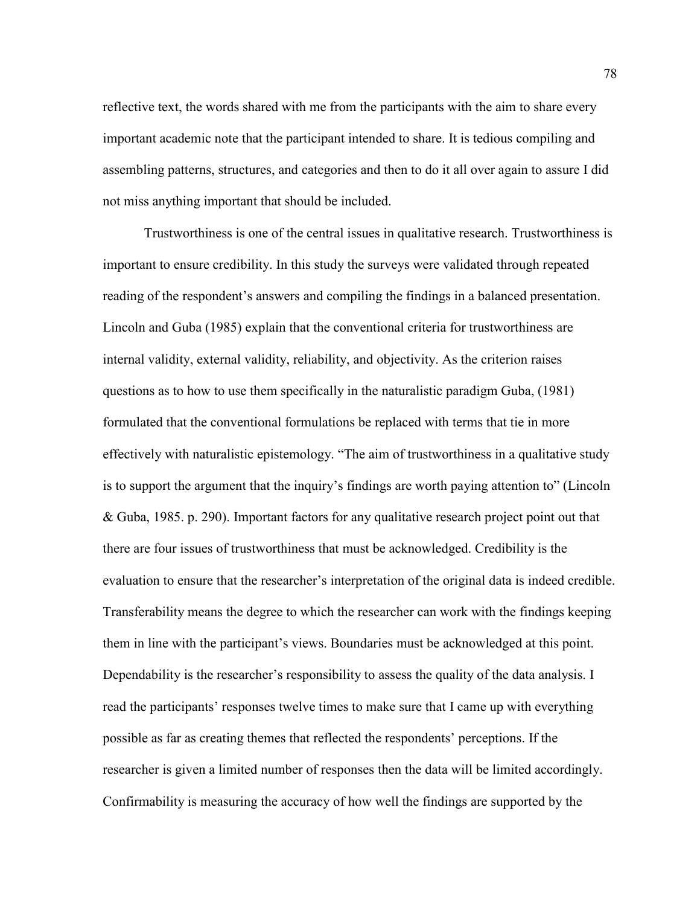reflective text, the words shared with me from the participants with the aim to share every important academic note that the participant intended to share. It is tedious compiling and assembling patterns, structures, and categories and then to do it all over again to assure I did not miss anything important that should be included.

Trustworthiness is one of the central issues in qualitative research. Trustworthiness is important to ensure credibility. In this study the surveys were validated through repeated reading of the respondent's answers and compiling the findings in a balanced presentation. Lincoln and Guba (1985) explain that the conventional criteria for trustworthiness are internal validity, external validity, reliability, and objectivity. As the criterion raises questions as to how to use them specifically in the naturalistic paradigm Guba, (1981) formulated that the conventional formulations be replaced with terms that tie in more effectively with naturalistic epistemology. "The aim of trustworthiness in a qualitative study is to support the argument that the inquiry's findings are worth paying attention to" (Lincoln & Guba, 1985. p. 290). Important factors for any qualitative research project point out that there are four issues of trustworthiness that must be acknowledged. Credibility is the evaluation to ensure that the researcher's interpretation of the original data is indeed credible. Transferability means the degree to which the researcher can work with the findings keeping them in line with the participant's views. Boundaries must be acknowledged at this point. Dependability is the researcher's responsibility to assess the quality of the data analysis. I read the participants' responses twelve times to make sure that I came up with everything possible as far as creating themes that reflected the respondents' perceptions. If the researcher is given a limited number of responses then the data will be limited accordingly. Confirmability is measuring the accuracy of how well the findings are supported by the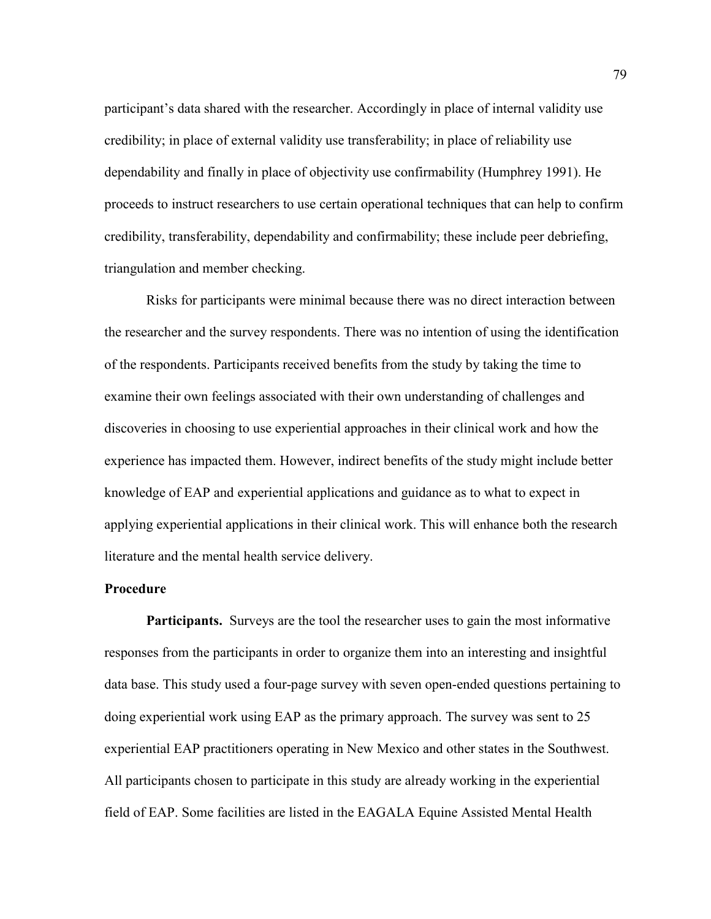participant's data shared with the researcher. Accordingly in place of internal validity use credibility; in place of external validity use transferability; in place of reliability use dependability and finally in place of objectivity use confirmability (Humphrey 1991). He proceeds to instruct researchers to use certain operational techniques that can help to confirm credibility, transferability, dependability and confirmability; these include peer debriefing, triangulation and member checking.

Risks for participants were minimal because there was no direct interaction between the researcher and the survey respondents. There was no intention of using the identification of the respondents. Participants received benefits from the study by taking the time to examine their own feelings associated with their own understanding of challenges and discoveries in choosing to use experiential approaches in their clinical work and how the experience has impacted them. However, indirect benefits of the study might include better knowledge of EAP and experiential applications and guidance as to what to expect in applying experiential applications in their clinical work. This will enhance both the research literature and the mental health service delivery.

### Procedure

**Participants.** Surveys are the tool the researcher uses to gain the most informative responses from the participants in order to organize them into an interesting and insightful data base. This study used a four-page survey with seven open-ended questions pertaining to doing experiential work using EAP as the primary approach. The survey was sent to 25 experiential EAP practitioners operating in New Mexico and other states in the Southwest. All participants chosen to participate in this study are already working in the experiential field of EAP. Some facilities are listed in the EAGALA Equine Assisted Mental Health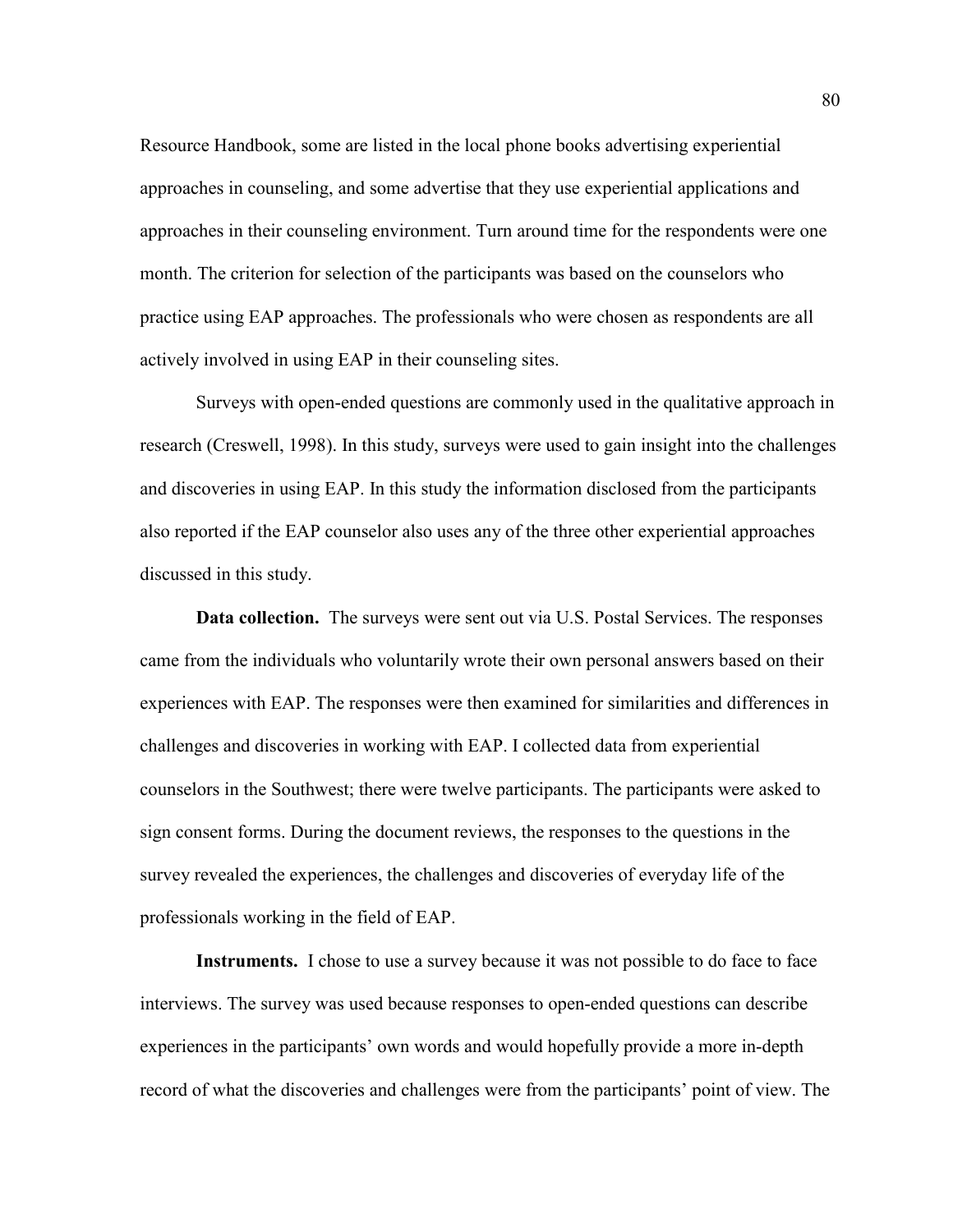Resource Handbook, some are listed in the local phone books advertising experiential approaches in counseling, and some advertise that they use experiential applications and approaches in their counseling environment. Turn around time for the respondents were one month. The criterion for selection of the participants was based on the counselors who practice using EAP approaches. The professionals who were chosen as respondents are all actively involved in using EAP in their counseling sites.

Surveys with open-ended questions are commonly used in the qualitative approach in research (Creswell, 1998). In this study, surveys were used to gain insight into the challenges and discoveries in using EAP. In this study the information disclosed from the participants also reported if the EAP counselor also uses any of the three other experiential approaches discussed in this study.

**Data collection.** The surveys were sent out via U.S. Postal Services. The responses came from the individuals who voluntarily wrote their own personal answers based on their experiences with EAP. The responses were then examined for similarities and differences in challenges and discoveries in working with EAP. I collected data from experiential counselors in the Southwest; there were twelve participants. The participants were asked to sign consent forms. During the document reviews, the responses to the questions in the survey revealed the experiences, the challenges and discoveries of everyday life of the professionals working in the field of EAP.

**Instruments.** I chose to use a survey because it was not possible to do face to face interviews. The survey was used because responses to open-ended questions can describe experiences in the participants' own words and would hopefully provide a more in-depth record of what the discoveries and challenges were from the participants' point of view. The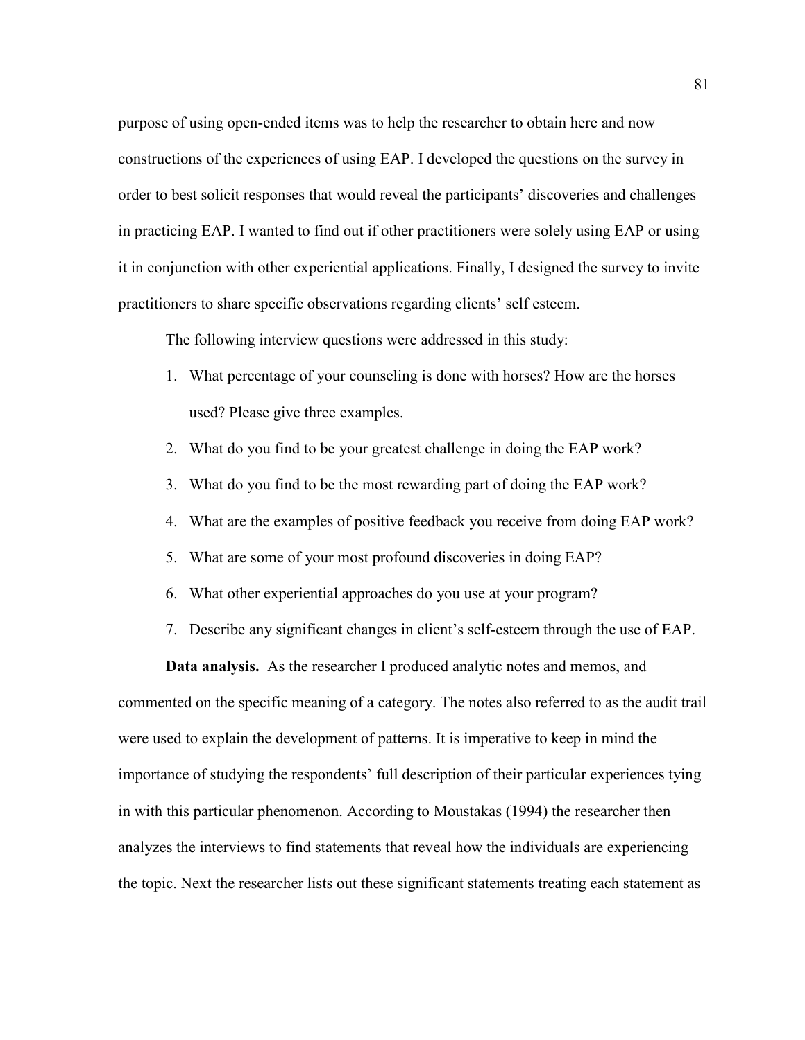purpose of using open-ended items was to help the researcher to obtain here and now constructions of the experiences of using EAP. I developed the questions on the survey in order to best solicit responses that would reveal the participants' discoveries and challenges in practicing EAP. I wanted to find out if other practitioners were solely using EAP or using it in conjunction with other experiential applications. Finally, I designed the survey to invite practitioners to share specific observations regarding clients' self esteem.

The following interview questions were addressed in this study:

1. What percentage of your counseling is done with horses? How are the horses used? Please give three examples.
2. What do you find to be your greatest challenge in doing the EAP work?
3. What do you find to be the most rewarding part of doing the EAP work?
4. What are the examples of positive feedback you receive from doing EAP work?
5. What are some of your most profound discoveries in doing EAP?
6. What other experiential approaches do you use at your program?
7. Describe any significant changes in client's self-esteem through the use of EAP.

**Data analysis.** As the researcher I produced analytic notes and memos, and commented on the specific meaning of a category. The notes also referred to as the audit trail were used to explain the development of patterns. It is imperative to keep in mind the importance of studying the respondents' full description of their particular experiences tying in with this particular phenomenon. According to Moustakas (1994) the researcher then analyzes the interviews to find statements that reveal how the individuals are experiencing the topic. Next the researcher lists out these significant statements treating each statement as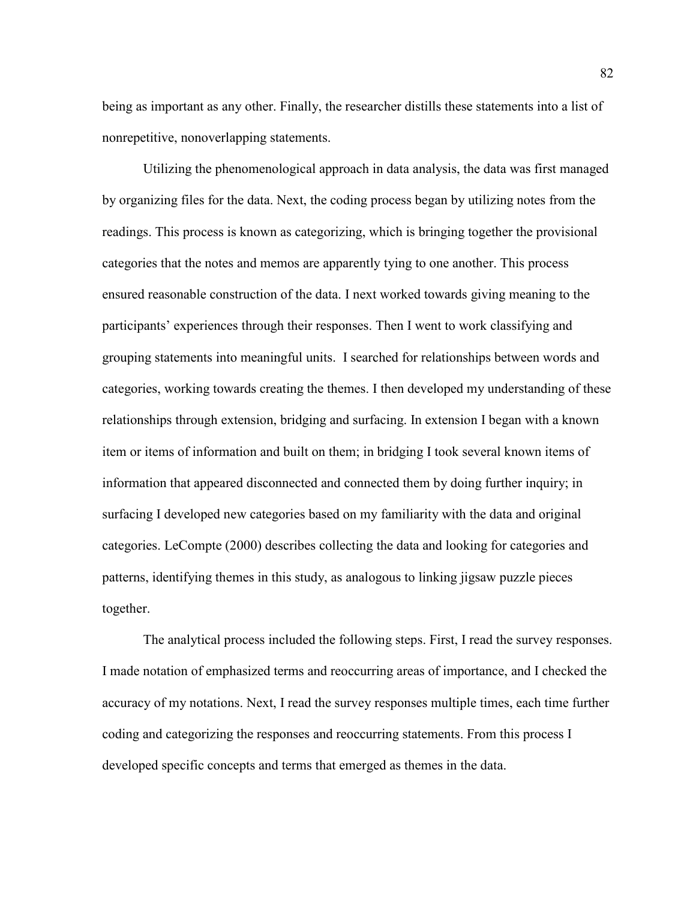being as important as any other. Finally, the researcher distills these statements into a list of nonrepetitive, nonoverlapping statements.

Utilizing the phenomenological approach in data analysis, the data was first managed by organizing files for the data. Next, the coding process began by utilizing notes from the readings. This process is known as categorizing, which is bringing together the provisional categories that the notes and memos are apparently tying to one another. This process ensured reasonable construction of the data. I next worked towards giving meaning to the participants' experiences through their responses. Then I went to work classifying and grouping statements into meaningful units. I searched for relationships between words and categories, working towards creating the themes. I then developed my understanding of these relationships through extension, bridging and surfacing. In extension I began with a known item or items of information and built on them; in bridging I took several known items of information that appeared disconnected and connected them by doing further inquiry; in surfacing I developed new categories based on my familiarity with the data and original categories. LeCompte (2000) describes collecting the data and looking for categories and patterns, identifying themes in this study, as analogous to linking jigsaw puzzle pieces together.

The analytical process included the following steps. First, I read the survey responses. I made notation of emphasized terms and reoccurring areas of importance, and I checked the accuracy of my notations. Next, I read the survey responses multiple times, each time further coding and categorizing the responses and reoccurring statements. From this process I developed specific concepts and terms that emerged as themes in the data.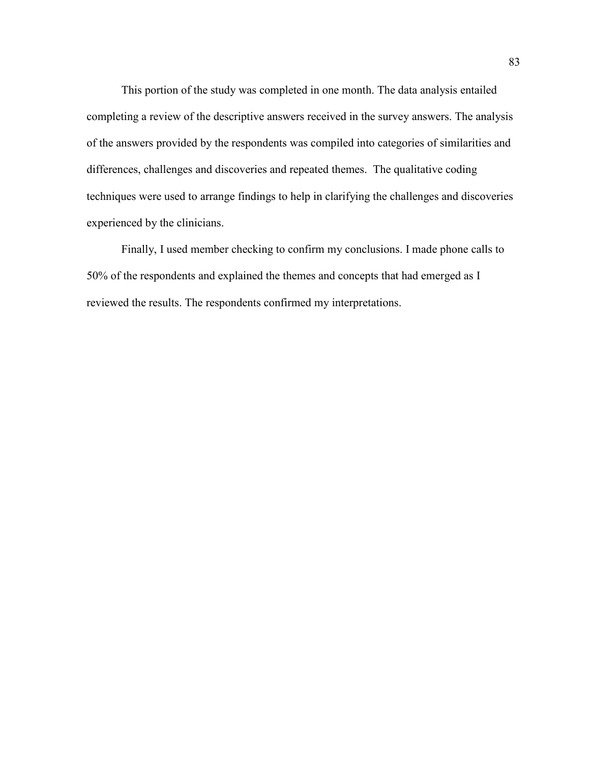This portion of the study was completed in one month. The data analysis entailed completing a review of the descriptive answers received in the survey answers. The analysis of the answers provided by the respondents was compiled into categories of similarities and differences, challenges and discoveries and repeated themes. The qualitative coding techniques were used to arrange findings to help in clarifying the challenges and discoveries experienced by the clinicians.

Finally, I used member checking to confirm my conclusions. I made phone calls to 50% of the respondents and explained the themes and concepts that had emerged as I reviewed the results. The respondents confirmed my interpretations.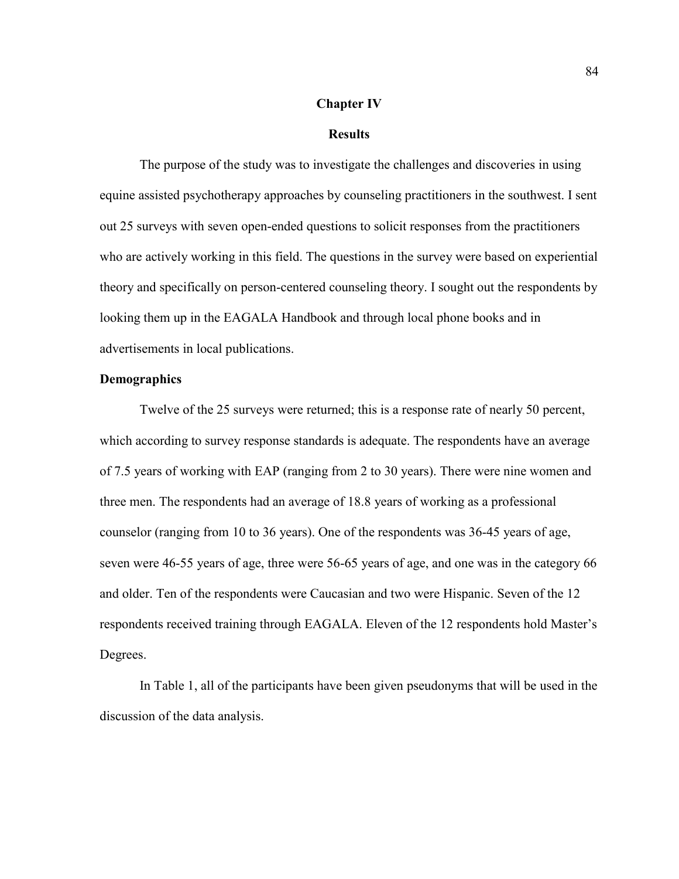# Chapter IV

## Results

The purpose of the study was to investigate the challenges and discoveries in using equine assisted psychotherapy approaches by counseling practitioners in the southwest. I sent out 25 surveys with seven open-ended questions to solicit responses from the practitioners who are actively working in this field. The questions in the survey were based on experiential theory and specifically on person-centered counseling theory. I sought out the respondents by looking them up in the EAGALA Handbook and through local phone books and in advertisements in local publications.

### Demographics

Twelve of the 25 surveys were returned; this is a response rate of nearly 50 percent, which according to survey response standards is adequate. The respondents have an average of 7.5 years of working with EAP (ranging from 2 to 30 years). There were nine women and three men. The respondents had an average of 18.8 years of working as a professional counselor (ranging from 10 to 36 years). One of the respondents was 36-45 years of age, seven were 46-55 years of age, three were 56-65 years of age, and one was in the category 66 and older. Ten of the respondents were Caucasian and two were Hispanic. Seven of the 12 respondents received training through EAGALA. Eleven of the 12 respondents hold Master's Degrees.

In Table 1, all of the participants have been given pseudonyms that will be used in the discussion of the data analysis.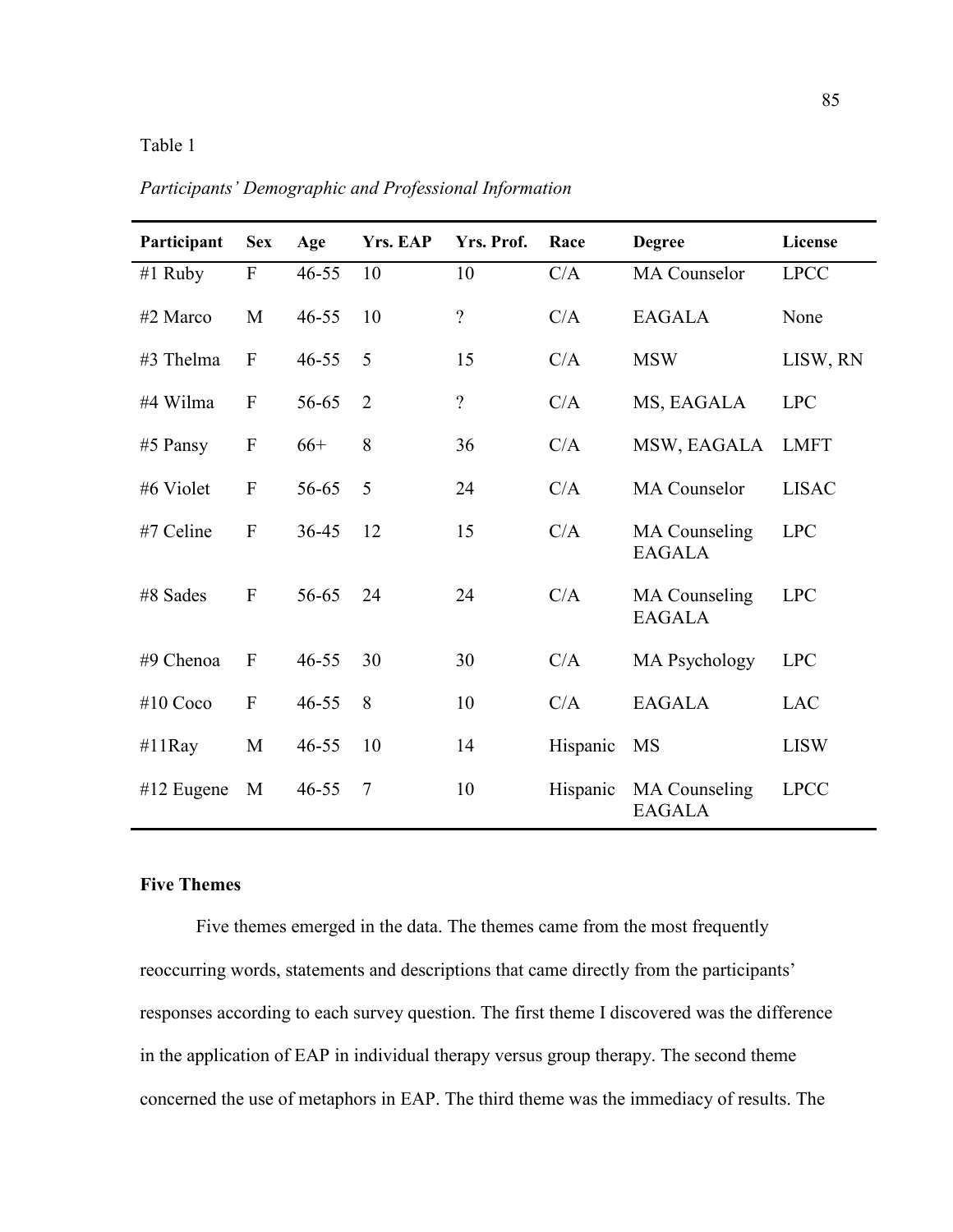Table 1

*Participants' Demographic and Professional Information*

| Participant | Sex | Age | Yrs. EAP | Yrs. Prof. | Race | Degree | License |
|---|---|---|---|---|---|---|---|
| #1 Ruby | F | 46-55 | 10 | 10 | C/A | MA Counselor | LPCC |
| #2 Marco | M | 46-55 | 10 | ? | C/A | EAGALA | None |
| #3 Thelma | F | 46-55 | 5 | 15 | C/A | MSW | LISW, RN |
| #4 Wilma | F | 56-65 | 2 | ? | C/A | MS, EAGALA | LPC |
| #5 Pansy | F | 66+ | 8 | 36 | C/A | MSW, EAGALA | LMFT |
| #6 Violet | F | 56-65 | 5 | 24 | C/A | MA Counselor | LISAC |
| #7 Celine | F | 36-45 | 12 | 15 | C/A | MA Counseling EAGALA | LPC |
| #8 Sades | F | 56-65 | 24 | 24 | C/A | MA Counseling EAGALA | LPC |
| #9 Chenoa | F | 46-55 | 30 | 30 | C/A | MA Psychology | LPC |
| #10 Coco | F | 46-55 | 8 | 10 | C/A | EAGALA | LAC |
| #11Ray | M | 46-55 | 10 | 14 | Hispanic | MS | LISW |
| #12 Eugene | M | 46-55 | 7 | 10 | Hispanic | MA Counseling EAGALA | LPCC |

**Five Themes**

Five themes emerged in the data. The themes came from the most frequently reoccurring words, statements and descriptions that came directly from the participants' responses according to each survey question. The first theme I discovered was the difference in the application of EAP in individual therapy versus group therapy. The second theme concerned the use of metaphors in EAP. The third theme was the immediacy of results. The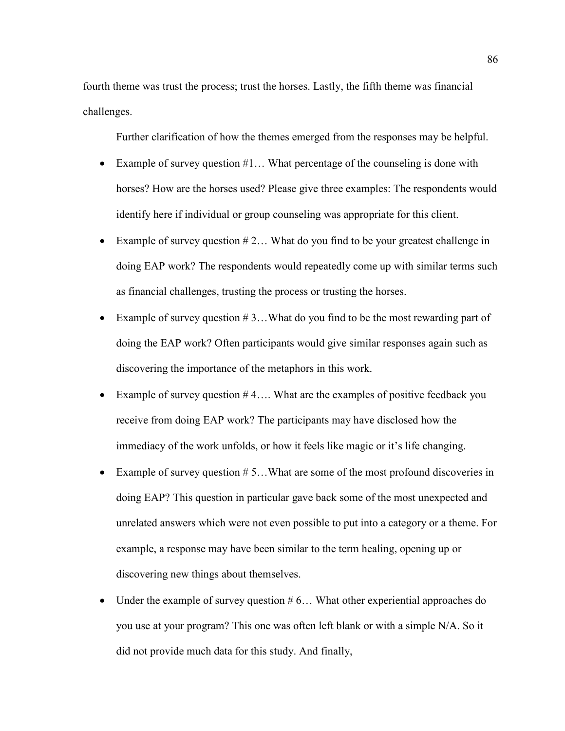fourth theme was trust the process; trust the horses. Lastly, the fifth theme was financial challenges.

Further clarification of how the themes emerged from the responses may be helpful.

- Example of survey question #1… What percentage of the counseling is done with horses? How are the horses used? Please give three examples: The respondents would identify here if individual or group counseling was appropriate for this client.
- Example of survey question # 2… What do you find to be your greatest challenge in doing EAP work? The respondents would repeatedly come up with similar terms such as financial challenges, trusting the process or trusting the horses.
- Example of survey question # 3…What do you find to be the most rewarding part of doing the EAP work? Often participants would give similar responses again such as discovering the importance of the metaphors in this work.
- Example of survey question # 4…. What are the examples of positive feedback you receive from doing EAP work? The participants may have disclosed how the immediacy of the work unfolds, or how it feels like magic or it's life changing.
- Example of survey question # 5…What are some of the most profound discoveries in doing EAP? This question in particular gave back some of the most unexpected and unrelated answers which were not even possible to put into a category or a theme. For example, a response may have been similar to the term healing, opening up or discovering new things about themselves.
- Under the example of survey question # 6… What other experiential approaches do you use at your program? This one was often left blank or with a simple N/A. So it did not provide much data for this study. And finally,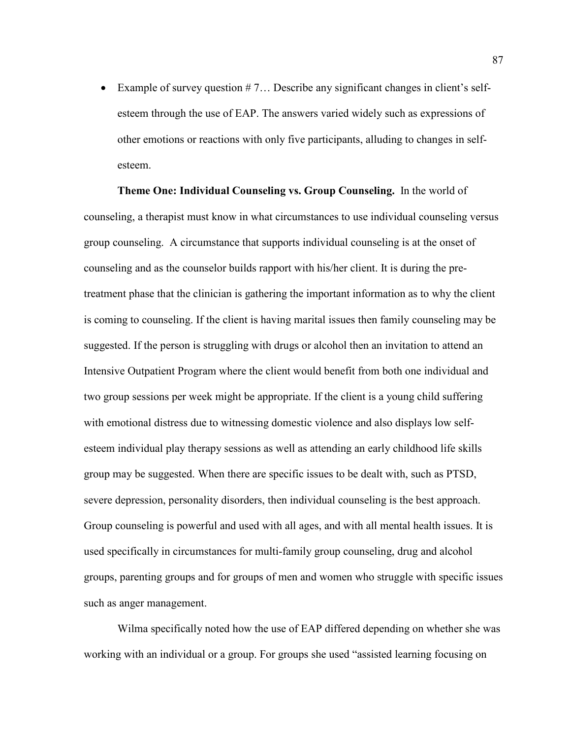- Example of survey question # 7… Describe any significant changes in client's self-esteem through the use of EAP. The answers varied widely such as expressions of other emotions or reactions with only five participants, alluding to changes in self-esteem.

**Theme One: Individual Counseling vs. Group Counseling.** In the world of counseling, a therapist must know in what circumstances to use individual counseling versus group counseling. A circumstance that supports individual counseling is at the onset of counseling and as the counselor builds rapport with his/her client. It is during the pre-treatment phase that the clinician is gathering the important information as to why the client is coming to counseling. If the client is having marital issues then family counseling may be suggested. If the person is struggling with drugs or alcohol then an invitation to attend an Intensive Outpatient Program where the client would benefit from both one individual and two group sessions per week might be appropriate. If the client is a young child suffering with emotional distress due to witnessing domestic violence and also displays low self-esteem individual play therapy sessions as well as attending an early childhood life skills group may be suggested. When there are specific issues to be dealt with, such as PTSD, severe depression, personality disorders, then individual counseling is the best approach. Group counseling is powerful and used with all ages, and with all mental health issues. It is used specifically in circumstances for multi-family group counseling, drug and alcohol groups, parenting groups and for groups of men and women who struggle with specific issues such as anger management.

Wilma specifically noted how the use of EAP differed depending on whether she was working with an individual or a group. For groups she used "assisted learning focusing on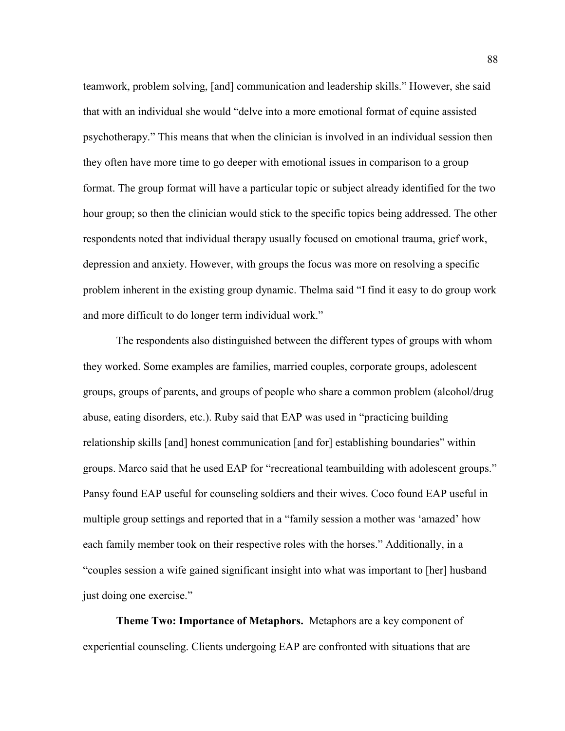teamwork, problem solving, [and] communication and leadership skills." However, she said that with an individual she would "delve into a more emotional format of equine assisted psychotherapy." This means that when the clinician is involved in an individual session then they often have more time to go deeper with emotional issues in comparison to a group format. The group format will have a particular topic or subject already identified for the two hour group; so then the clinician would stick to the specific topics being addressed. The other respondents noted that individual therapy usually focused on emotional trauma, grief work, depression and anxiety. However, with groups the focus was more on resolving a specific problem inherent in the existing group dynamic. Thelma said "I find it easy to do group work and more difficult to do longer term individual work."

The respondents also distinguished between the different types of groups with whom they worked. Some examples are families, married couples, corporate groups, adolescent groups, groups of parents, and groups of people who share a common problem (alcohol/drug abuse, eating disorders, etc.). Ruby said that EAP was used in "practicing building relationship skills [and] honest communication [and for] establishing boundaries" within groups. Marco said that he used EAP for "recreational teambuilding with adolescent groups." Pansy found EAP useful for counseling soldiers and their wives. Coco found EAP useful in multiple group settings and reported that in a "family session a mother was 'amazed' how each family member took on their respective roles with the horses." Additionally, in a "couples session a wife gained significant insight into what was important to [her] husband just doing one exercise."

**Theme Two: Importance of Metaphors.** Metaphors are a key component of experiential counseling. Clients undergoing EAP are confronted with situations that are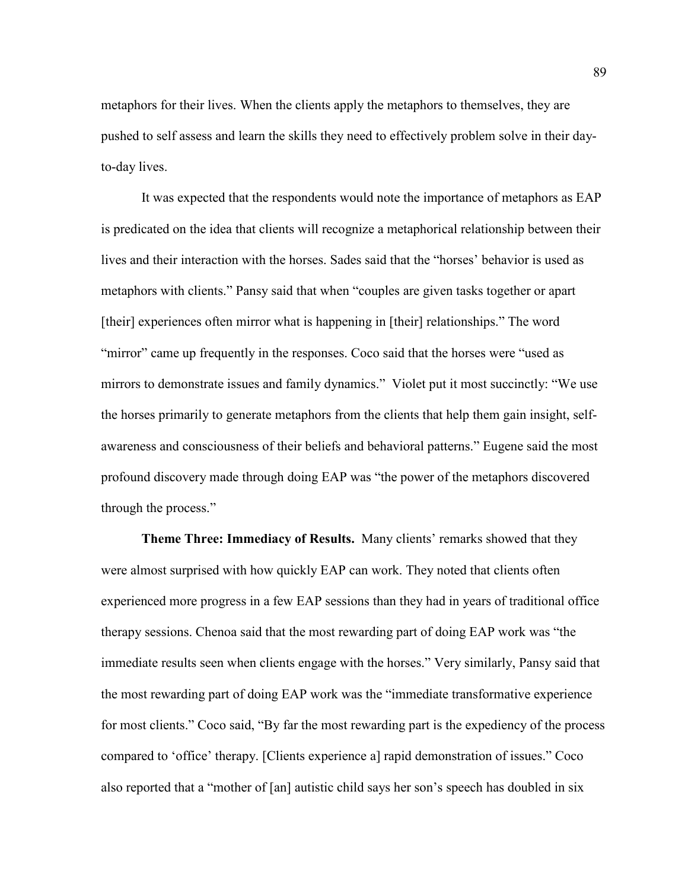metaphors for their lives. When the clients apply the metaphors to themselves, they are pushed to self assess and learn the skills they need to effectively problem solve in their day-to-day lives.

It was expected that the respondents would note the importance of metaphors as EAP is predicated on the idea that clients will recognize a metaphorical relationship between their lives and their interaction with the horses. Sades said that the "horses' behavior is used as metaphors with clients." Pansy said that when "couples are given tasks together or apart [their] experiences often mirror what is happening in [their] relationships." The word "mirror" came up frequently in the responses. Coco said that the horses were "used as mirrors to demonstrate issues and family dynamics." Violet put it most succinctly: "We use the horses primarily to generate metaphors from the clients that help them gain insight, self-awareness and consciousness of their beliefs and behavioral patterns." Eugene said the most profound discovery made through doing EAP was "the power of the metaphors discovered through the process."

**Theme Three: Immediacy of Results.** Many clients' remarks showed that they were almost surprised with how quickly EAP can work. They noted that clients often experienced more progress in a few EAP sessions than they had in years of traditional office therapy sessions. Chenoa said that the most rewarding part of doing EAP work was "the immediate results seen when clients engage with the horses." Very similarly, Pansy said that the most rewarding part of doing EAP work was the "immediate transformative experience for most clients." Coco said, "By far the most rewarding part is the expediency of the process compared to 'office' therapy. [Clients experience a] rapid demonstration of issues." Coco also reported that a "mother of [an] autistic child says her son's speech has doubled in six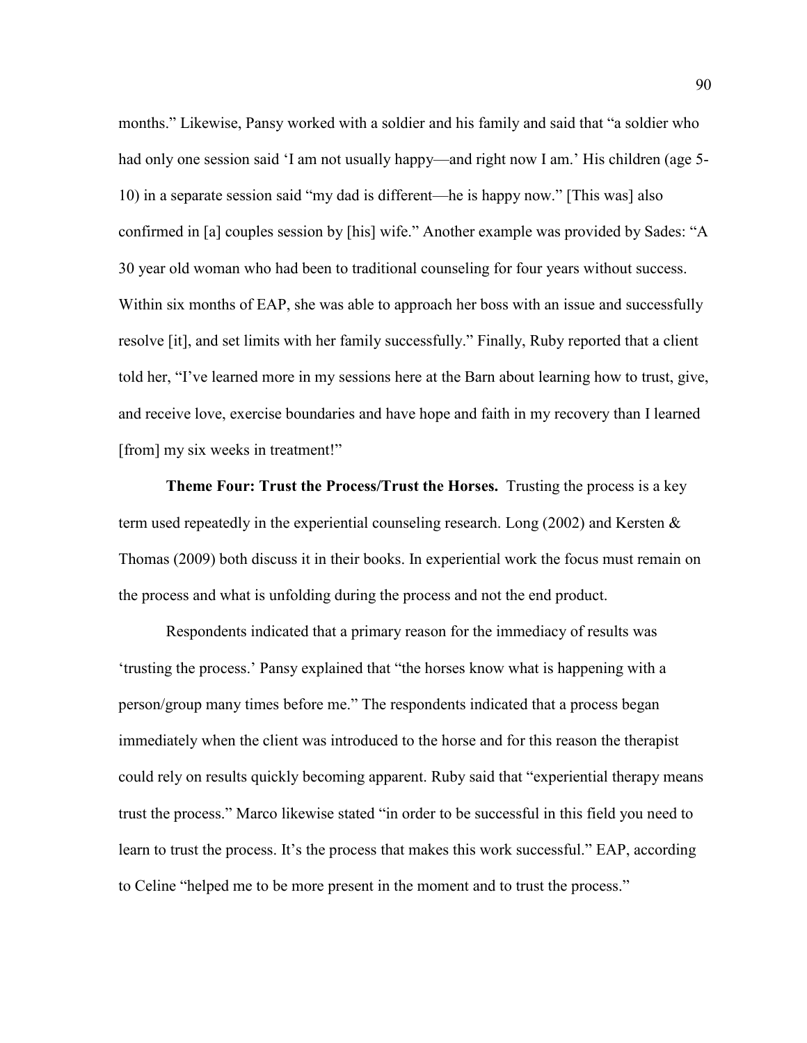months." Likewise, Pansy worked with a soldier and his family and said that "a soldier who had only one session said 'I am not usually happy—and right now I am.' His children (age 5-10) in a separate session said "my dad is different—he is happy now." [This was] also confirmed in [a] couples session by [his] wife." Another example was provided by Sades: "A 30 year old woman who had been to traditional counseling for four years without success. Within six months of EAP, she was able to approach her boss with an issue and successfully resolve [it], and set limits with her family successfully." Finally, Ruby reported that a client told her, "I've learned more in my sessions here at the Barn about learning how to trust, give, and receive love, exercise boundaries and have hope and faith in my recovery than I learned [from] my six weeks in treatment!"

**Theme Four: Trust the Process/Trust the Horses.** Trusting the process is a key term used repeatedly in the experiential counseling research. Long (2002) and Kersten & Thomas (2009) both discuss it in their books. In experiential work the focus must remain on the process and what is unfolding during the process and not the end product.

Respondents indicated that a primary reason for the immediacy of results was 'trusting the process.' Pansy explained that "the horses know what is happening with a person/group many times before me." The respondents indicated that a process began immediately when the client was introduced to the horse and for this reason the therapist could rely on results quickly becoming apparent. Ruby said that "experiential therapy means trust the process." Marco likewise stated "in order to be successful in this field you need to learn to trust the process. It's the process that makes this work successful." EAP, according to Celine "helped me to be more present in the moment and to trust the process."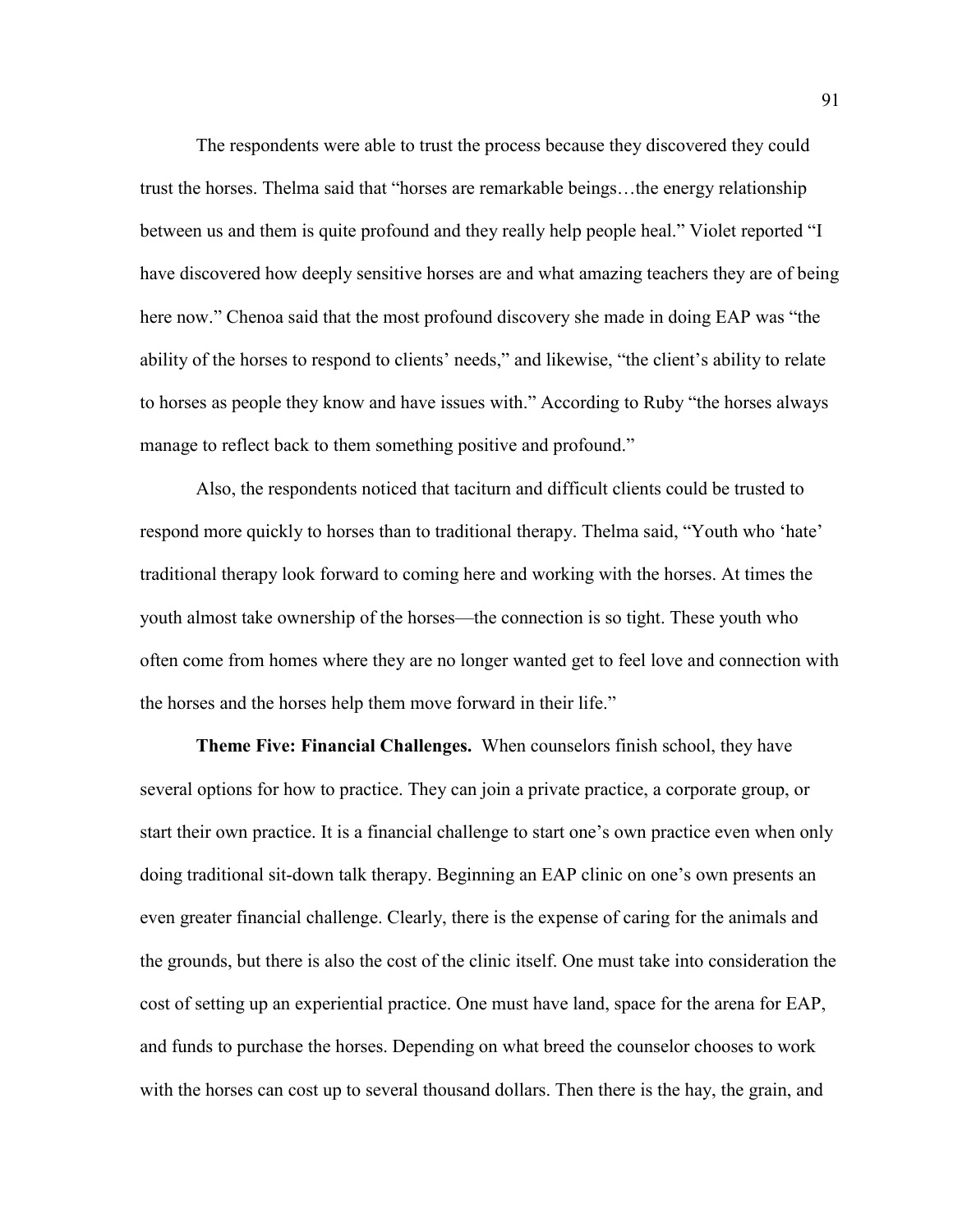The respondents were able to trust the process because they discovered they could trust the horses. Thelma said that "horses are remarkable beings…the energy relationship between us and them is quite profound and they really help people heal." Violet reported "I have discovered how deeply sensitive horses are and what amazing teachers they are of being here now." Chenoa said that the most profound discovery she made in doing EAP was "the ability of the horses to respond to clients' needs," and likewise, "the client's ability to relate to horses as people they know and have issues with." According to Ruby "the horses always manage to reflect back to them something positive and profound."

Also, the respondents noticed that taciturn and difficult clients could be trusted to respond more quickly to horses than to traditional therapy. Thelma said, "Youth who 'hate' traditional therapy look forward to coming here and working with the horses. At times the youth almost take ownership of the horses—the connection is so tight. These youth who often come from homes where they are no longer wanted get to feel love and connection with the horses and the horses help them move forward in their life."

**Theme Five: Financial Challenges.** When counselors finish school, they have several options for how to practice. They can join a private practice, a corporate group, or start their own practice. It is a financial challenge to start one's own practice even when only doing traditional sit-down talk therapy. Beginning an EAP clinic on one's own presents an even greater financial challenge. Clearly, there is the expense of caring for the animals and the grounds, but there is also the cost of the clinic itself. One must take into consideration the cost of setting up an experiential practice. One must have land, space for the arena for EAP, and funds to purchase the horses. Depending on what breed the counselor chooses to work with the horses can cost up to several thousand dollars. Then there is the hay, the grain, and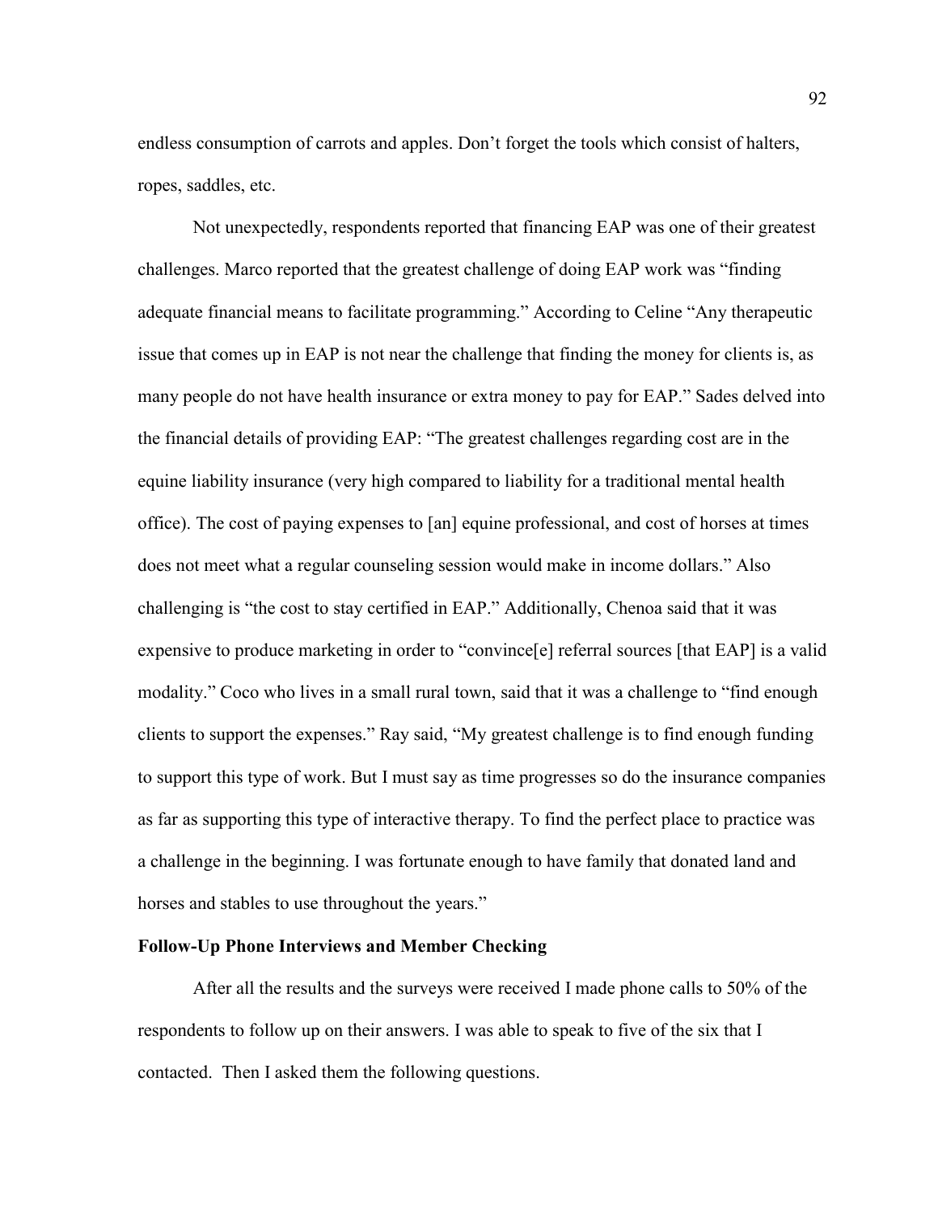endless consumption of carrots and apples. Don't forget the tools which consist of halters, ropes, saddles, etc.

Not unexpectedly, respondents reported that financing EAP was one of their greatest challenges. Marco reported that the greatest challenge of doing EAP work was "finding adequate financial means to facilitate programming." According to Celine "Any therapeutic issue that comes up in EAP is not near the challenge that finding the money for clients is, as many people do not have health insurance or extra money to pay for EAP." Sades delved into the financial details of providing EAP: "The greatest challenges regarding cost are in the equine liability insurance (very high compared to liability for a traditional mental health office). The cost of paying expenses to [an] equine professional, and cost of horses at times does not meet what a regular counseling session would make in income dollars." Also challenging is "the cost to stay certified in EAP." Additionally, Chenoa said that it was expensive to produce marketing in order to "convince[e] referral sources [that EAP] is a valid modality." Coco who lives in a small rural town, said that it was a challenge to "find enough clients to support the expenses." Ray said, "My greatest challenge is to find enough funding to support this type of work. But I must say as time progresses so do the insurance companies as far as supporting this type of interactive therapy. To find the perfect place to practice was a challenge in the beginning. I was fortunate enough to have family that donated land and horses and stables to use throughout the years."

**Follow-Up Phone Interviews and Member Checking**

After all the results and the surveys were received I made phone calls to 50% of the respondents to follow up on their answers. I was able to speak to five of the six that I contacted. Then I asked them the following questions.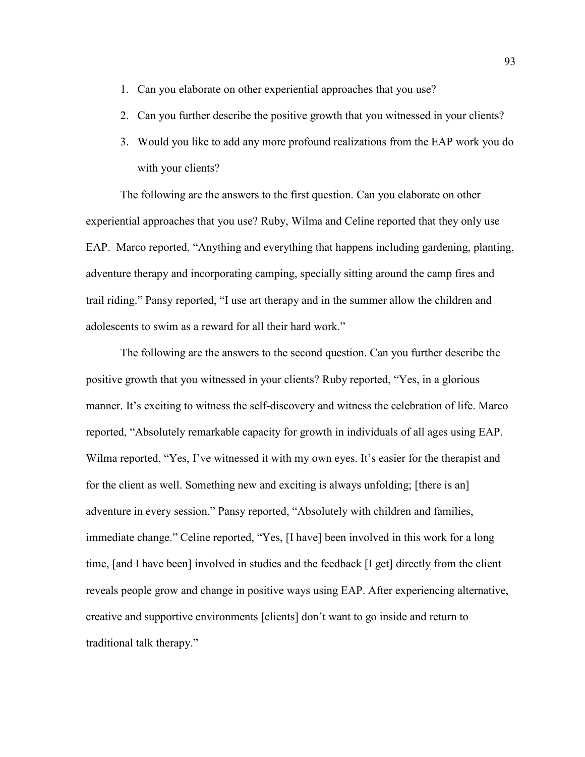1. Can you elaborate on other experiential approaches that you use?
2. Can you further describe the positive growth that you witnessed in your clients?
3. Would you like to add any more profound realizations from the EAP work you do with your clients?

The following are the answers to the first question. Can you elaborate on other experiential approaches that you use? Ruby, Wilma and Celine reported that they only use EAP. Marco reported, "Anything and everything that happens including gardening, planting, adventure therapy and incorporating camping, specially sitting around the camp fires and trail riding." Pansy reported, "I use art therapy and in the summer allow the children and adolescents to swim as a reward for all their hard work."

The following are the answers to the second question. Can you further describe the positive growth that you witnessed in your clients? Ruby reported, "Yes, in a glorious manner. It's exciting to witness the self-discovery and witness the celebration of life. Marco reported, "Absolutely remarkable capacity for growth in individuals of all ages using EAP. Wilma reported, "Yes, I've witnessed it with my own eyes. It's easier for the therapist and for the client as well. Something new and exciting is always unfolding; [there is an] adventure in every session." Pansy reported, "Absolutely with children and families, immediate change." Celine reported, "Yes, [I have] been involved in this work for a long time, [and I have been] involved in studies and the feedback [I get] directly from the client reveals people grow and change in positive ways using EAP. After experiencing alternative, creative and supportive environments [clients] don't want to go inside and return to traditional talk therapy."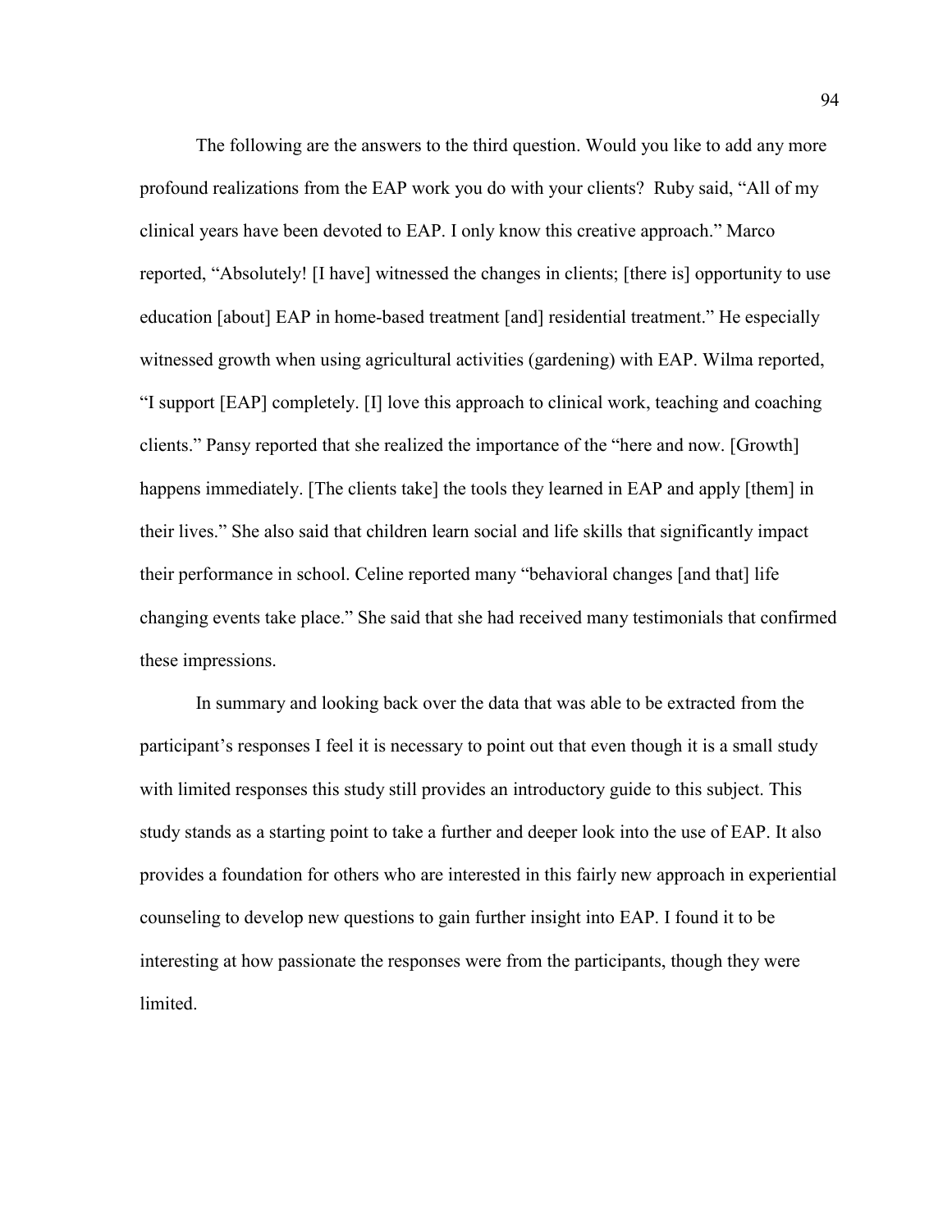The following are the answers to the third question. Would you like to add any more profound realizations from the EAP work you do with your clients? Ruby said, "All of my clinical years have been devoted to EAP. I only know this creative approach." Marco reported, "Absolutely! [I have] witnessed the changes in clients; [there is] opportunity to use education [about] EAP in home-based treatment [and] residential treatment." He especially witnessed growth when using agricultural activities (gardening) with EAP. Wilma reported, "I support [EAP] completely. [I] love this approach to clinical work, teaching and coaching clients." Pansy reported that she realized the importance of the "here and now. [Growth] happens immediately. [The clients take] the tools they learned in EAP and apply [them] in their lives." She also said that children learn social and life skills that significantly impact their performance in school. Celine reported many "behavioral changes [and that] life changing events take place." She said that she had received many testimonials that confirmed these impressions.

In summary and looking back over the data that was able to be extracted from the participant's responses I feel it is necessary to point out that even though it is a small study with limited responses this study still provides an introductory guide to this subject. This study stands as a starting point to take a further and deeper look into the use of EAP. It also provides a foundation for others who are interested in this fairly new approach in experiential counseling to develop new questions to gain further insight into EAP. I found it to be interesting at how passionate the responses were from the participants, though they were limited.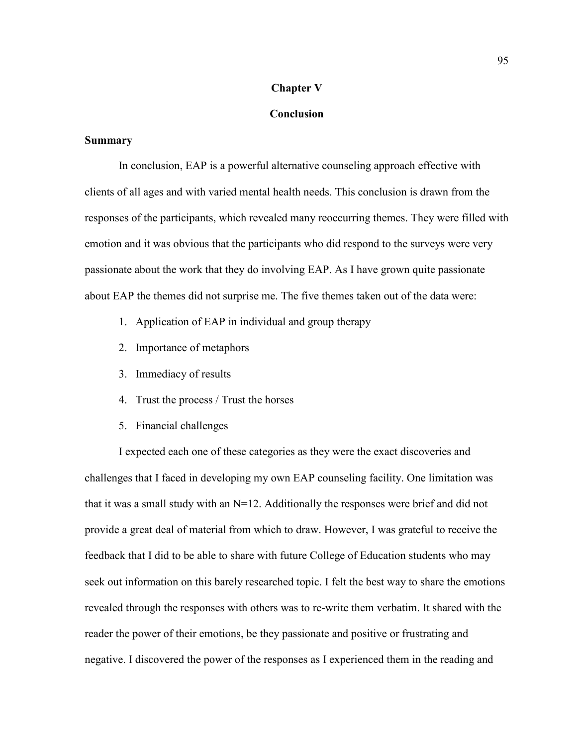# Chapter V

# Conclusion

## Summary

In conclusion, EAP is a powerful alternative counseling approach effective with clients of all ages and with varied mental health needs. This conclusion is drawn from the responses of the participants, which revealed many reoccurring themes. They were filled with emotion and it was obvious that the participants who did respond to the surveys were very passionate about the work that they do involving EAP. As I have grown quite passionate about EAP the themes did not surprise me. The five themes taken out of the data were:

1. Application of EAP in individual and group therapy
2. Importance of metaphors
3. Immediacy of results
4. Trust the process / Trust the horses
5. Financial challenges

I expected each one of these categories as they were the exact discoveries and challenges that I faced in developing my own EAP counseling facility. One limitation was that it was a small study with an N=12. Additionally the responses were brief and did not provide a great deal of material from which to draw. However, I was grateful to receive the feedback that I did to be able to share with future College of Education students who may seek out information on this barely researched topic. I felt the best way to share the emotions revealed through the responses with others was to re-write them verbatim. It shared with the reader the power of their emotions, be they passionate and positive or frustrating and negative. I discovered the power of the responses as I experienced them in the reading and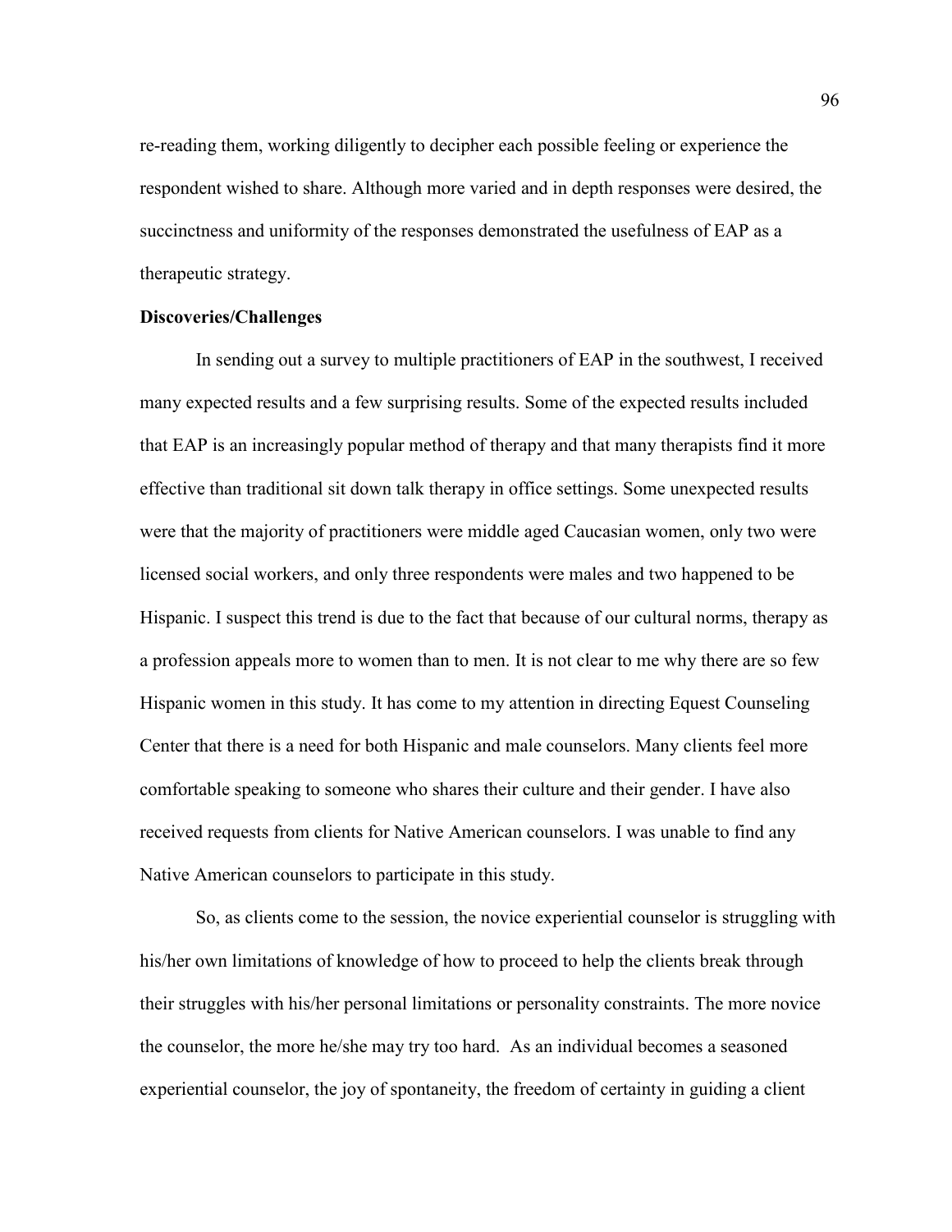re-reading them, working diligently to decipher each possible feeling or experience the respondent wished to share. Although more varied and in depth responses were desired, the succinctness and uniformity of the responses demonstrated the usefulness of EAP as a therapeutic strategy.

**Discoveries/Challenges**

In sending out a survey to multiple practitioners of EAP in the southwest, I received many expected results and a few surprising results. Some of the expected results included that EAP is an increasingly popular method of therapy and that many therapists find it more effective than traditional sit down talk therapy in office settings. Some unexpected results were that the majority of practitioners were middle aged Caucasian women, only two were licensed social workers, and only three respondents were males and two happened to be Hispanic. I suspect this trend is due to the fact that because of our cultural norms, therapy as a profession appeals more to women than to men. It is not clear to me why there are so few Hispanic women in this study. It has come to my attention in directing Equest Counseling Center that there is a need for both Hispanic and male counselors. Many clients feel more comfortable speaking to someone who shares their culture and their gender. I have also received requests from clients for Native American counselors. I was unable to find any Native American counselors to participate in this study.

So, as clients come to the session, the novice experiential counselor is struggling with his/her own limitations of knowledge of how to proceed to help the clients break through their struggles with his/her personal limitations or personality constraints. The more novice the counselor, the more he/she may try too hard. As an individual becomes a seasoned experiential counselor, the joy of spontaneity, the freedom of certainty in guiding a client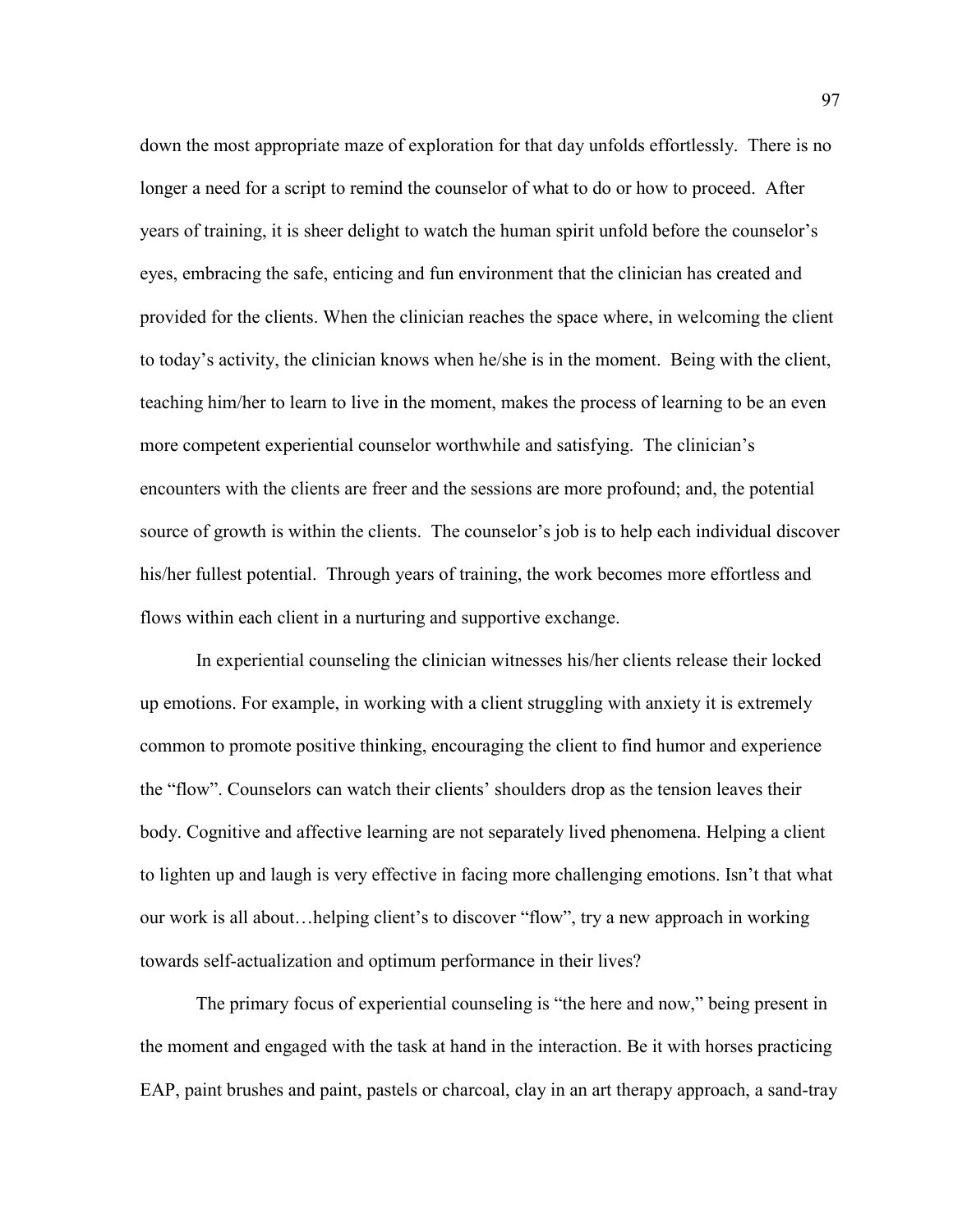down the most appropriate maze of exploration for that day unfolds effortlessly. There is no longer a need for a script to remind the counselor of what to do or how to proceed. After years of training, it is sheer delight to watch the human spirit unfold before the counselor's eyes, embracing the safe, enticing and fun environment that the clinician has created and provided for the clients. When the clinician reaches the space where, in welcoming the client to today's activity, the clinician knows when he/she is in the moment. Being with the client, teaching him/her to learn to live in the moment, makes the process of learning to be an even more competent experiential counselor worthwhile and satisfying. The clinician's encounters with the clients are freer and the sessions are more profound; and, the potential source of growth is within the clients. The counselor's job is to help each individual discover his/her fullest potential. Through years of training, the work becomes more effortless and flows within each client in a nurturing and supportive exchange.

In experiential counseling the clinician witnesses his/her clients release their locked up emotions. For example, in working with a client struggling with anxiety it is extremely common to promote positive thinking, encouraging the client to find humor and experience the "flow". Counselors can watch their clients' shoulders drop as the tension leaves their body. Cognitive and affective learning are not separately lived phenomena. Helping a client to lighten up and laugh is very effective in facing more challenging emotions. Isn't that what our work is all about…helping client's to discover "flow", try a new approach in working towards self-actualization and optimum performance in their lives?

The primary focus of experiential counseling is "the here and now," being present in the moment and engaged with the task at hand in the interaction. Be it with horses practicing EAP, paint brushes and paint, pastels or charcoal, clay in an art therapy approach, a sand-tray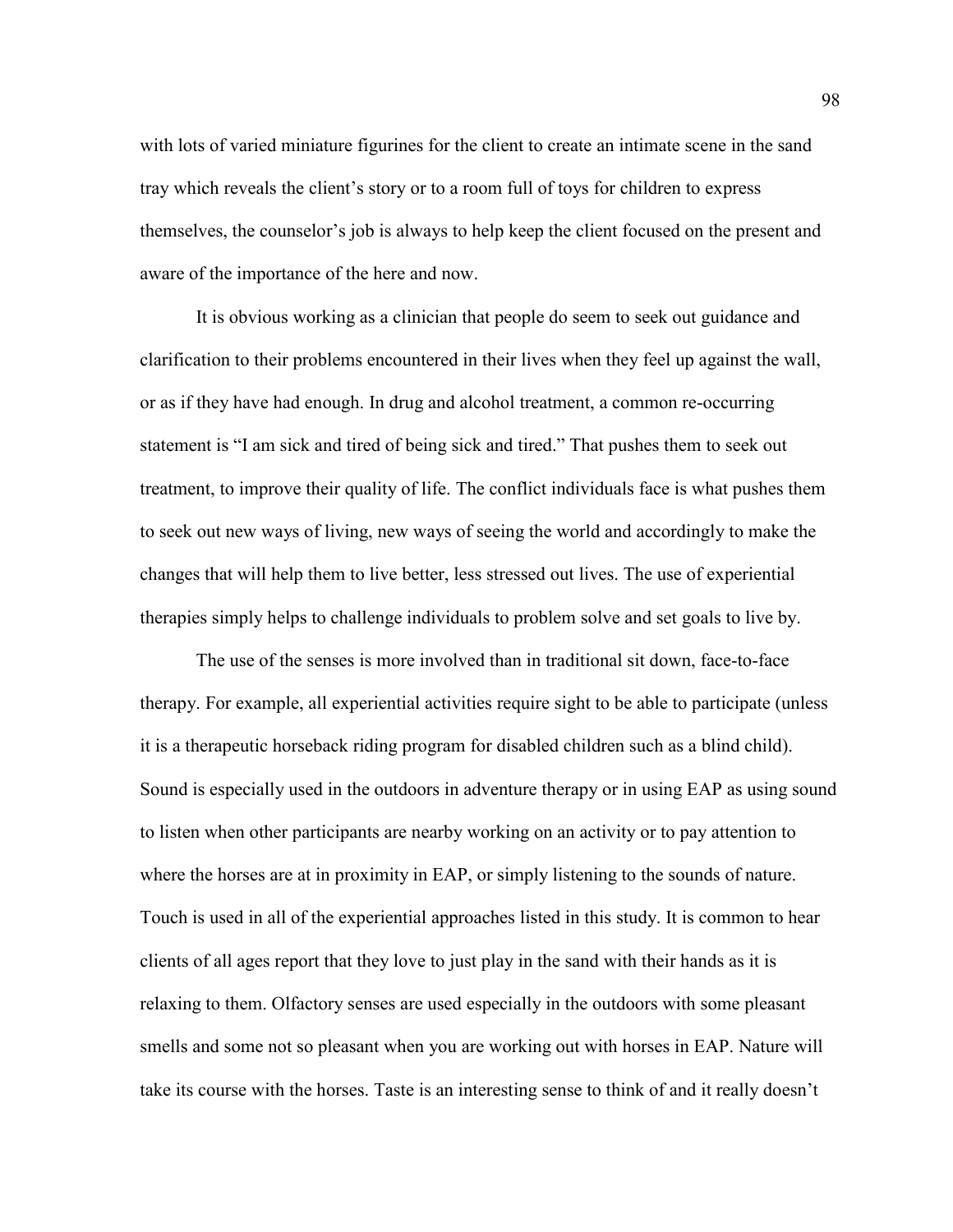with lots of varied miniature figurines for the client to create an intimate scene in the sand tray which reveals the client's story or to a room full of toys for children to express themselves, the counselor's job is always to help keep the client focused on the present and aware of the importance of the here and now.

It is obvious working as a clinician that people do seem to seek out guidance and clarification to their problems encountered in their lives when they feel up against the wall, or as if they have had enough. In drug and alcohol treatment, a common re-occurring statement is "I am sick and tired of being sick and tired." That pushes them to seek out treatment, to improve their quality of life. The conflict individuals face is what pushes them to seek out new ways of living, new ways of seeing the world and accordingly to make the changes that will help them to live better, less stressed out lives. The use of experiential therapies simply helps to challenge individuals to problem solve and set goals to live by.

The use of the senses is more involved than in traditional sit down, face-to-face therapy. For example, all experiential activities require sight to be able to participate (unless it is a therapeutic horseback riding program for disabled children such as a blind child). Sound is especially used in the outdoors in adventure therapy or in using EAP as using sound to listen when other participants are nearby working on an activity or to pay attention to where the horses are at in proximity in EAP, or simply listening to the sounds of nature. Touch is used in all of the experiential approaches listed in this study. It is common to hear clients of all ages report that they love to just play in the sand with their hands as it is relaxing to them. Olfactory senses are used especially in the outdoors with some pleasant smells and some not so pleasant when you are working out with horses in EAP. Nature will take its course with the horses. Taste is an interesting sense to think of and it really doesn't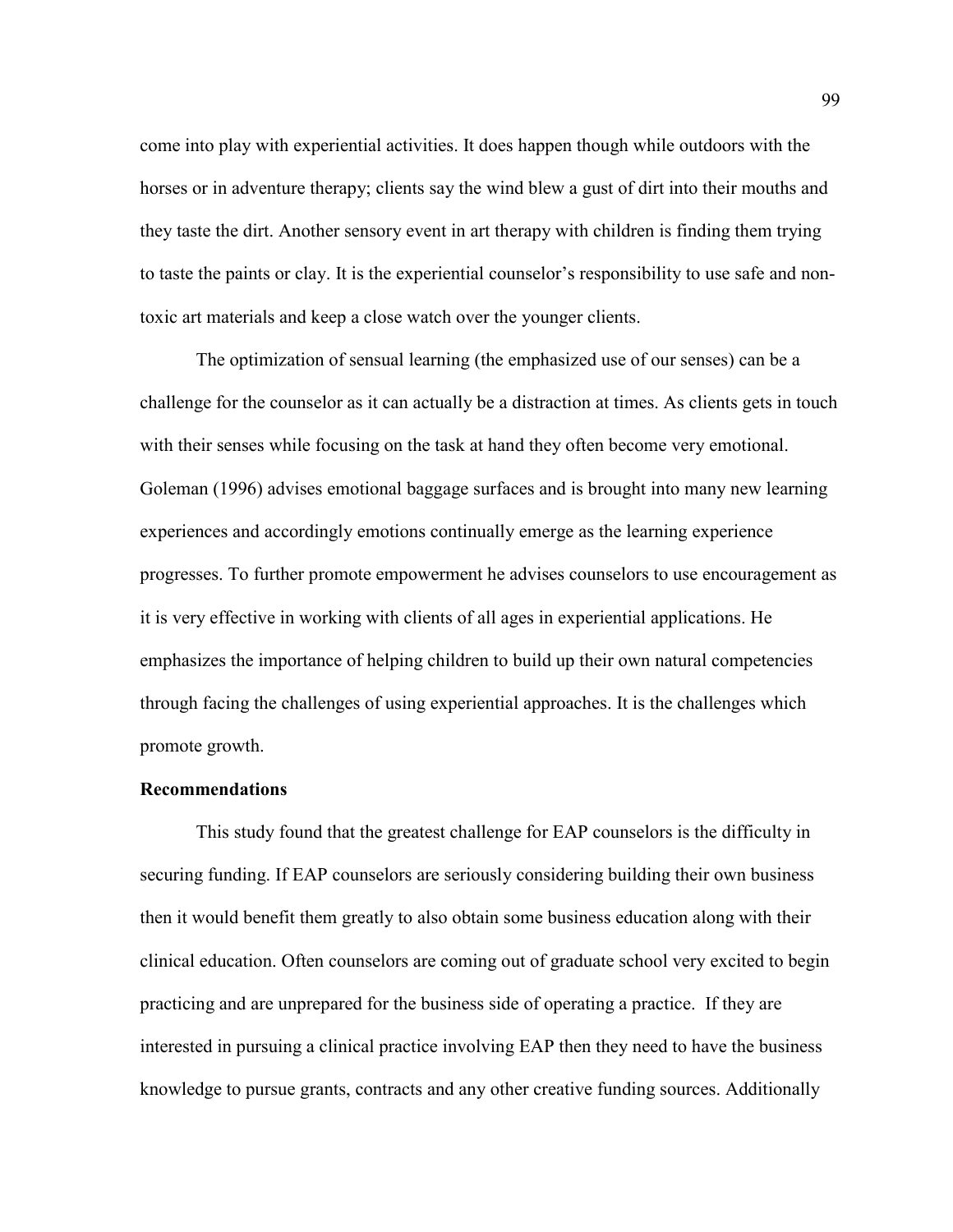come into play with experiential activities. It does happen though while outdoors with the horses or in adventure therapy; clients say the wind blew a gust of dirt into their mouths and they taste the dirt. Another sensory event in art therapy with children is finding them trying to taste the paints or clay. It is the experiential counselor's responsibility to use safe and non-toxic art materials and keep a close watch over the younger clients.

The optimization of sensual learning (the emphasized use of our senses) can be a challenge for the counselor as it can actually be a distraction at times. As clients gets in touch with their senses while focusing on the task at hand they often become very emotional. Goleman (1996) advises emotional baggage surfaces and is brought into many new learning experiences and accordingly emotions continually emerge as the learning experience progresses. To further promote empowerment he advises counselors to use encouragement as it is very effective in working with clients of all ages in experiential applications. He emphasizes the importance of helping children to build up their own natural competencies through facing the challenges of using experiential approaches. It is the challenges which promote growth.

**Recommendations**

This study found that the greatest challenge for EAP counselors is the difficulty in securing funding. If EAP counselors are seriously considering building their own business then it would benefit them greatly to also obtain some business education along with their clinical education. Often counselors are coming out of graduate school very excited to begin practicing and are unprepared for the business side of operating a practice. If they are interested in pursuing a clinical practice involving EAP then they need to have the business knowledge to pursue grants, contracts and any other creative funding sources. Additionally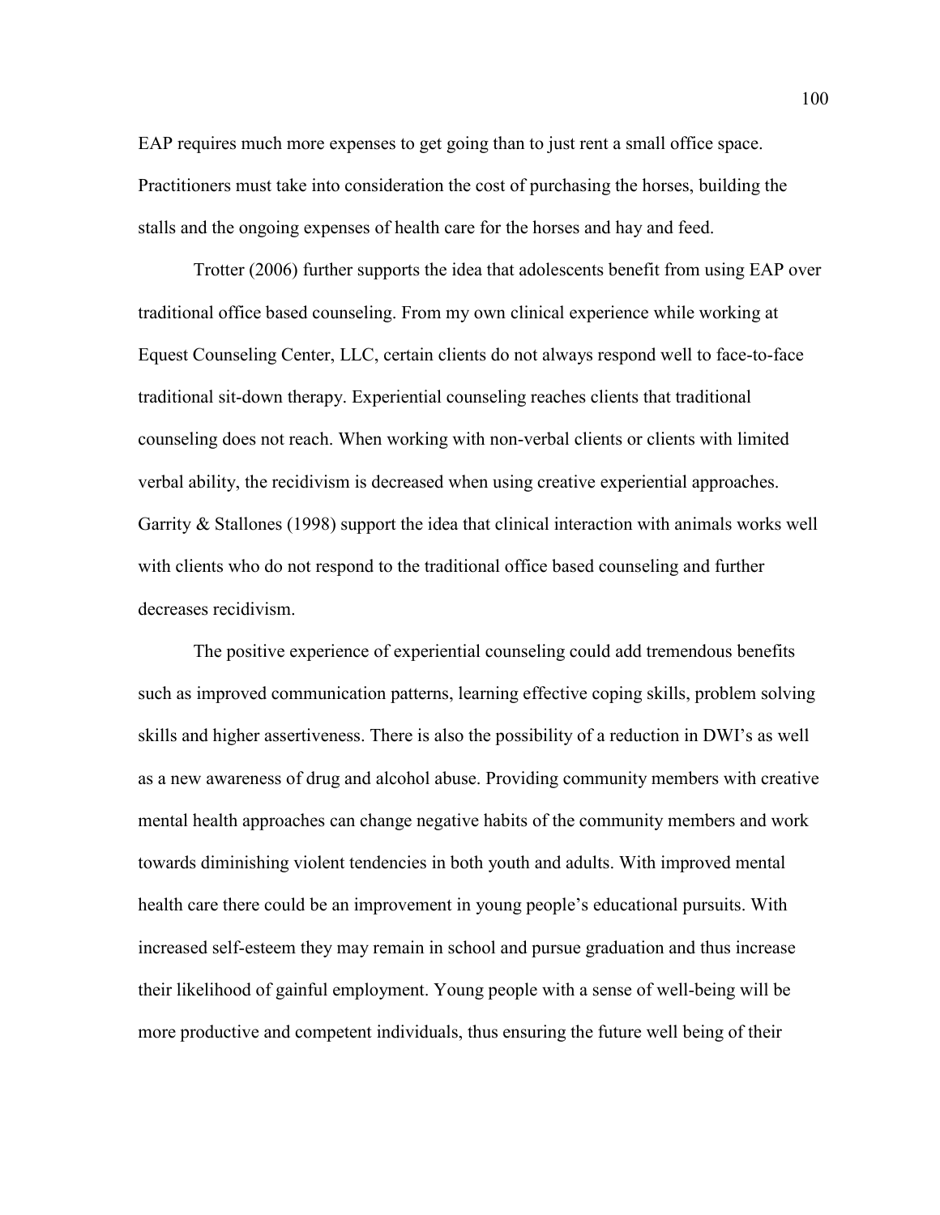EAP requires much more expenses to get going than to just rent a small office space. Practitioners must take into consideration the cost of purchasing the horses, building the stalls and the ongoing expenses of health care for the horses and hay and feed.

Trotter (2006) further supports the idea that adolescents benefit from using EAP over traditional office based counseling. From my own clinical experience while working at Equest Counseling Center, LLC, certain clients do not always respond well to face-to-face traditional sit-down therapy. Experiential counseling reaches clients that traditional counseling does not reach. When working with non-verbal clients or clients with limited verbal ability, the recidivism is decreased when using creative experiential approaches. Garrity & Stallones (1998) support the idea that clinical interaction with animals works well with clients who do not respond to the traditional office based counseling and further decreases recidivism.

The positive experience of experiential counseling could add tremendous benefits such as improved communication patterns, learning effective coping skills, problem solving skills and higher assertiveness. There is also the possibility of a reduction in DWI's as well as a new awareness of drug and alcohol abuse. Providing community members with creative mental health approaches can change negative habits of the community members and work towards diminishing violent tendencies in both youth and adults. With improved mental health care there could be an improvement in young people's educational pursuits. With increased self-esteem they may remain in school and pursue graduation and thus increase their likelihood of gainful employment. Young people with a sense of well-being will be more productive and competent individuals, thus ensuring the future well being of their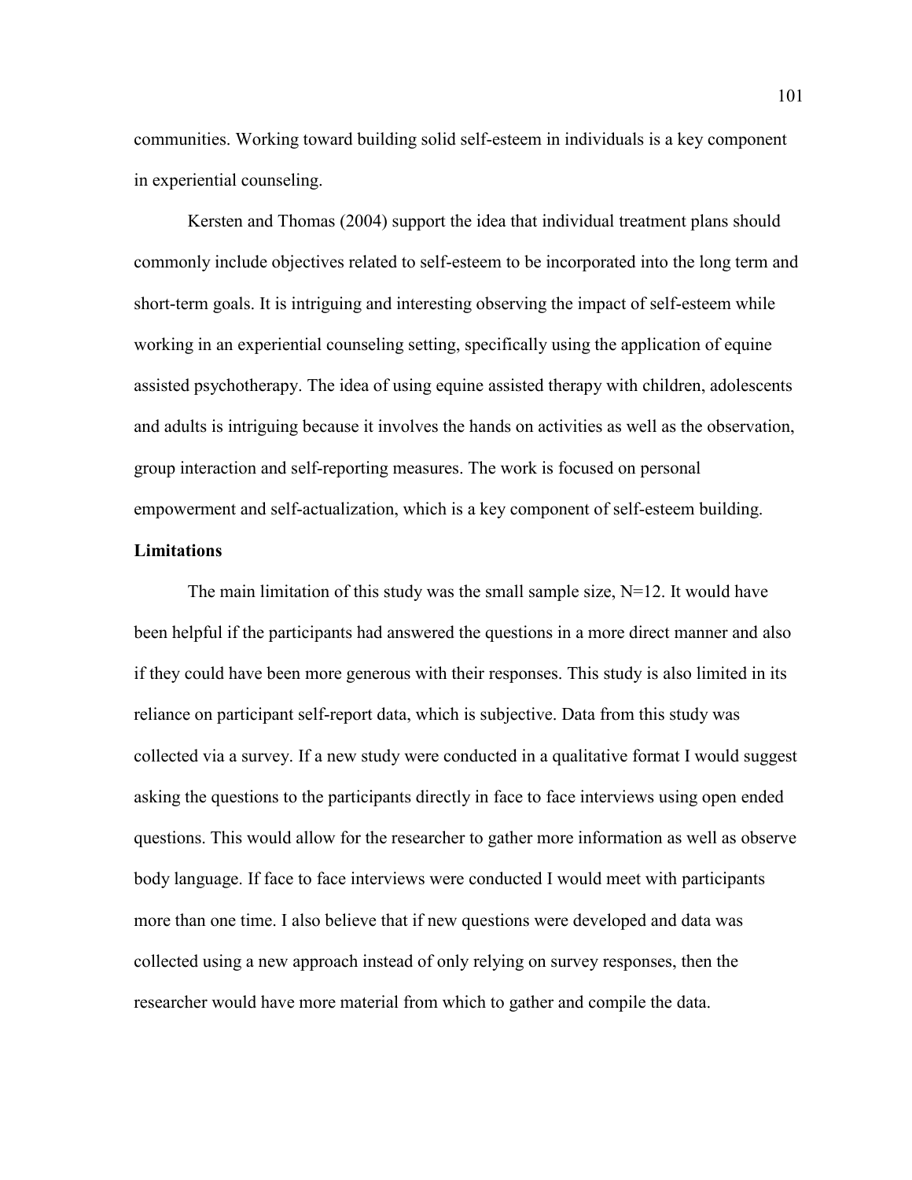communities. Working toward building solid self-esteem in individuals is a key component in experiential counseling.

Kersten and Thomas (2004) support the idea that individual treatment plans should commonly include objectives related to self-esteem to be incorporated into the long term and short-term goals. It is intriguing and interesting observing the impact of self-esteem while working in an experiential counseling setting, specifically using the application of equine assisted psychotherapy. The idea of using equine assisted therapy with children, adolescents and adults is intriguing because it involves the hands on activities as well as the observation, group interaction and self-reporting measures. The work is focused on personal empowerment and self-actualization, which is a key component of self-esteem building.

**Limitations**

The main limitation of this study was the small sample size, N=12. It would have been helpful if the participants had answered the questions in a more direct manner and also if they could have been more generous with their responses. This study is also limited in its reliance on participant self-report data, which is subjective. Data from this study was collected via a survey. If a new study were conducted in a qualitative format I would suggest asking the questions to the participants directly in face to face interviews using open ended questions. This would allow for the researcher to gather more information as well as observe body language. If face to face interviews were conducted I would meet with participants more than one time. I also believe that if new questions were developed and data was collected using a new approach instead of only relying on survey responses, then the researcher would have more material from which to gather and compile the data.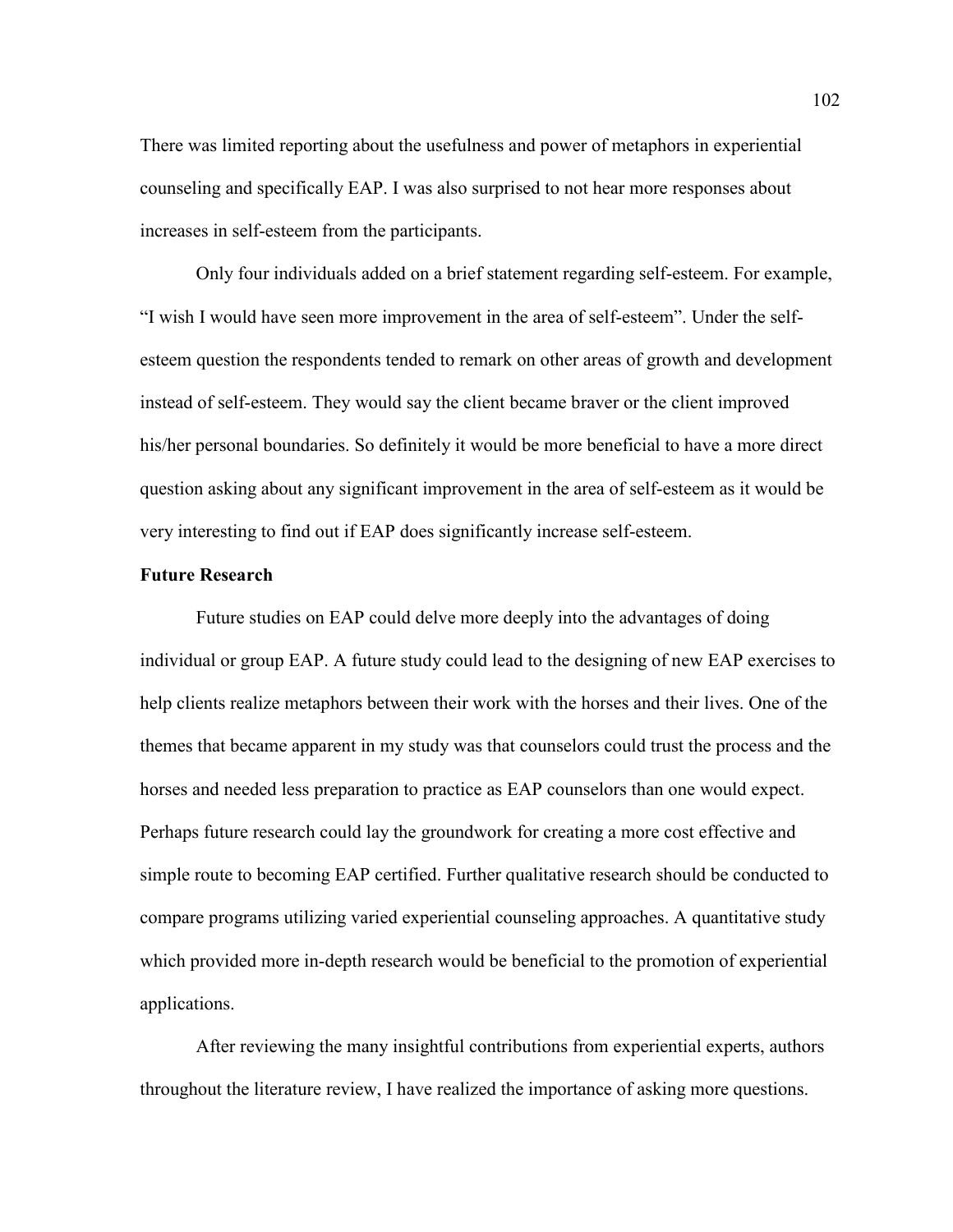There was limited reporting about the usefulness and power of metaphors in experiential counseling and specifically EAP. I was also surprised to not hear more responses about increases in self-esteem from the participants.

Only four individuals added on a brief statement regarding self-esteem. For example, "I wish I would have seen more improvement in the area of self-esteem". Under the self-esteem question the respondents tended to remark on other areas of growth and development instead of self-esteem. They would say the client became braver or the client improved his/her personal boundaries. So definitely it would be more beneficial to have a more direct question asking about any significant improvement in the area of self-esteem as it would be very interesting to find out if EAP does significantly increase self-esteem.

**Future Research**

Future studies on EAP could delve more deeply into the advantages of doing individual or group EAP. A future study could lead to the designing of new EAP exercises to help clients realize metaphors between their work with the horses and their lives. One of the themes that became apparent in my study was that counselors could trust the process and the horses and needed less preparation to practice as EAP counselors than one would expect. Perhaps future research could lay the groundwork for creating a more cost effective and simple route to becoming EAP certified. Further qualitative research should be conducted to compare programs utilizing varied experiential counseling approaches. A quantitative study which provided more in-depth research would be beneficial to the promotion of experiential applications.

After reviewing the many insightful contributions from experiential experts, authors throughout the literature review, I have realized the importance of asking more questions.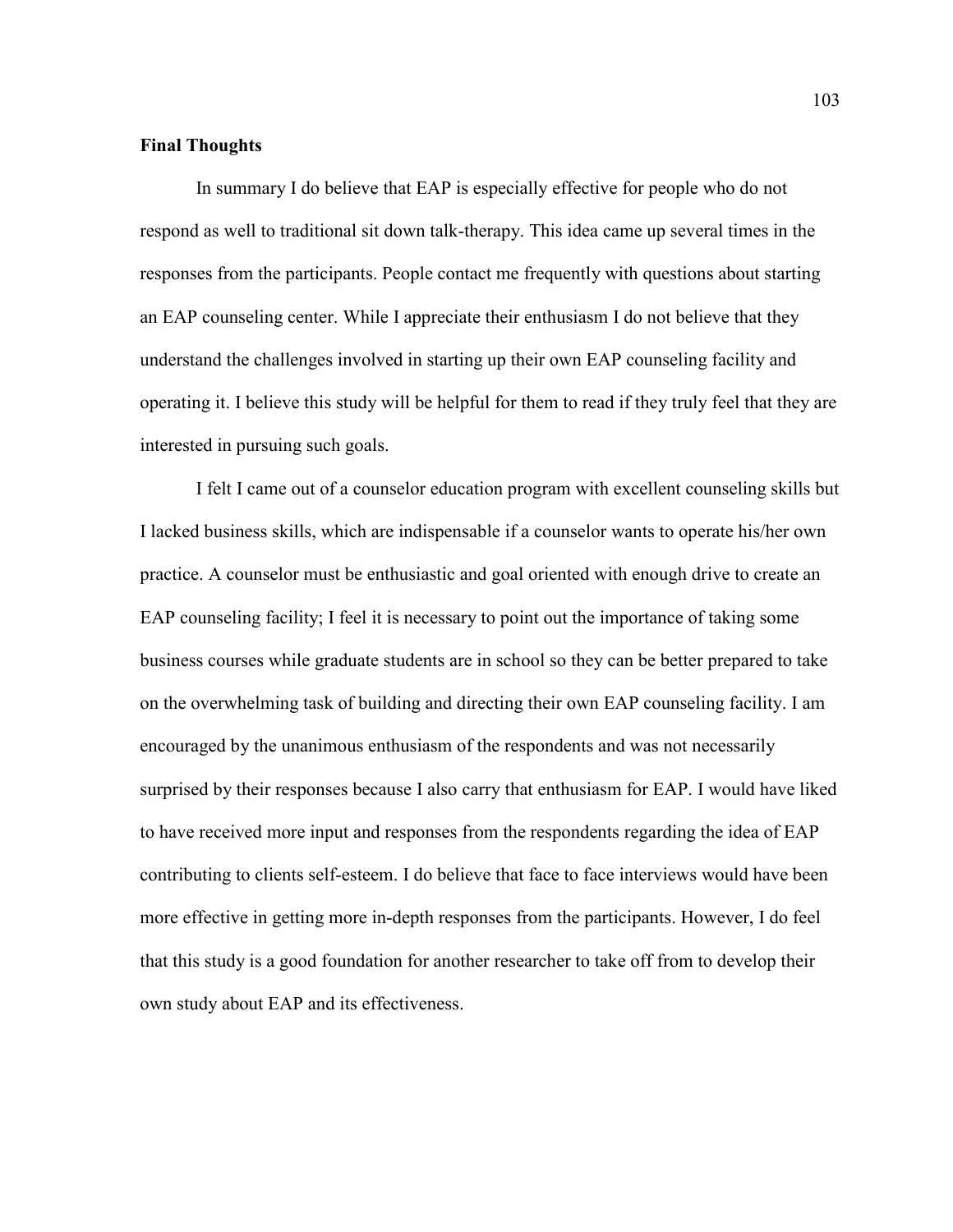**Final Thoughts**

In summary I do believe that EAP is especially effective for people who do not respond as well to traditional sit down talk-therapy. This idea came up several times in the responses from the participants. People contact me frequently with questions about starting an EAP counseling center. While I appreciate their enthusiasm I do not believe that they understand the challenges involved in starting up their own EAP counseling facility and operating it. I believe this study will be helpful for them to read if they truly feel that they are interested in pursuing such goals.

I felt I came out of a counselor education program with excellent counseling skills but I lacked business skills, which are indispensable if a counselor wants to operate his/her own practice. A counselor must be enthusiastic and goal oriented with enough drive to create an EAP counseling facility; I feel it is necessary to point out the importance of taking some business courses while graduate students are in school so they can be better prepared to take on the overwhelming task of building and directing their own EAP counseling facility. I am encouraged by the unanimous enthusiasm of the respondents and was not necessarily surprised by their responses because I also carry that enthusiasm for EAP. I would have liked to have received more input and responses from the respondents regarding the idea of EAP contributing to clients self-esteem. I do believe that face to face interviews would have been more effective in getting more in-depth responses from the participants. However, I do feel that this study is a good foundation for another researcher to take off from to develop their own study about EAP and its effectiveness.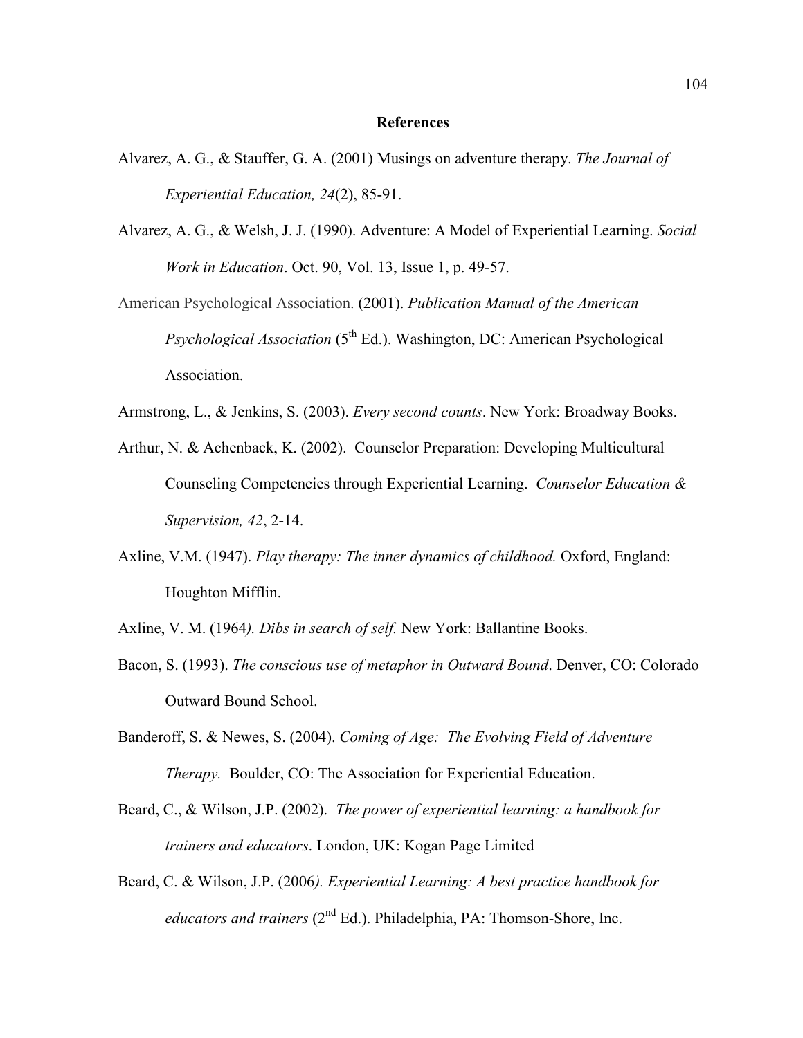## References

Alvarez, A. G., & Stauffer, G. A. (2001) Musings on adventure therapy. *The Journal of Experiential Education, 24*(2), 85-91.

Alvarez, A. G., & Welsh, J. J. (1990). Adventure: A Model of Experiential Learning. *Social Work in Education*. Oct. 90, Vol. 13, Issue 1, p. 49-57.

American Psychological Association. (2001). *Publication Manual of the American Psychological Association* (5th Ed.). Washington, DC: American Psychological Association.

Armstrong, L., & Jenkins, S. (2003). *Every second counts*. New York: Broadway Books.

Arthur, N. & Achenback, K. (2002). Counselor Preparation: Developing Multicultural Counseling Competencies through Experiential Learning. *Counselor Education & Supervision, 42*, 2-14.

Axline, V.M. (1947). *Play therapy: The inner dynamics of childhood.* Oxford, England: Houghton Mifflin.

Axline, V. M. (1964*). Dibs in search of self.* New York: Ballantine Books.

Bacon, S. (1993). *The conscious use of metaphor in Outward Bound*. Denver, CO: Colorado Outward Bound School.

Banderoff, S. & Newes, S. (2004). *Coming of Age: The Evolving Field of Adventure Therapy.* Boulder, CO: The Association for Experiential Education.

Beard, C., & Wilson, J.P. (2002). *The power of experiential learning: a handbook for trainers and educators*. London, UK: Kogan Page Limited

Beard, C. & Wilson, J.P. (2006*). Experiential Learning: A best practice handbook for educators and trainers* (2nd Ed.). Philadelphia, PA: Thomson-Shore, Inc.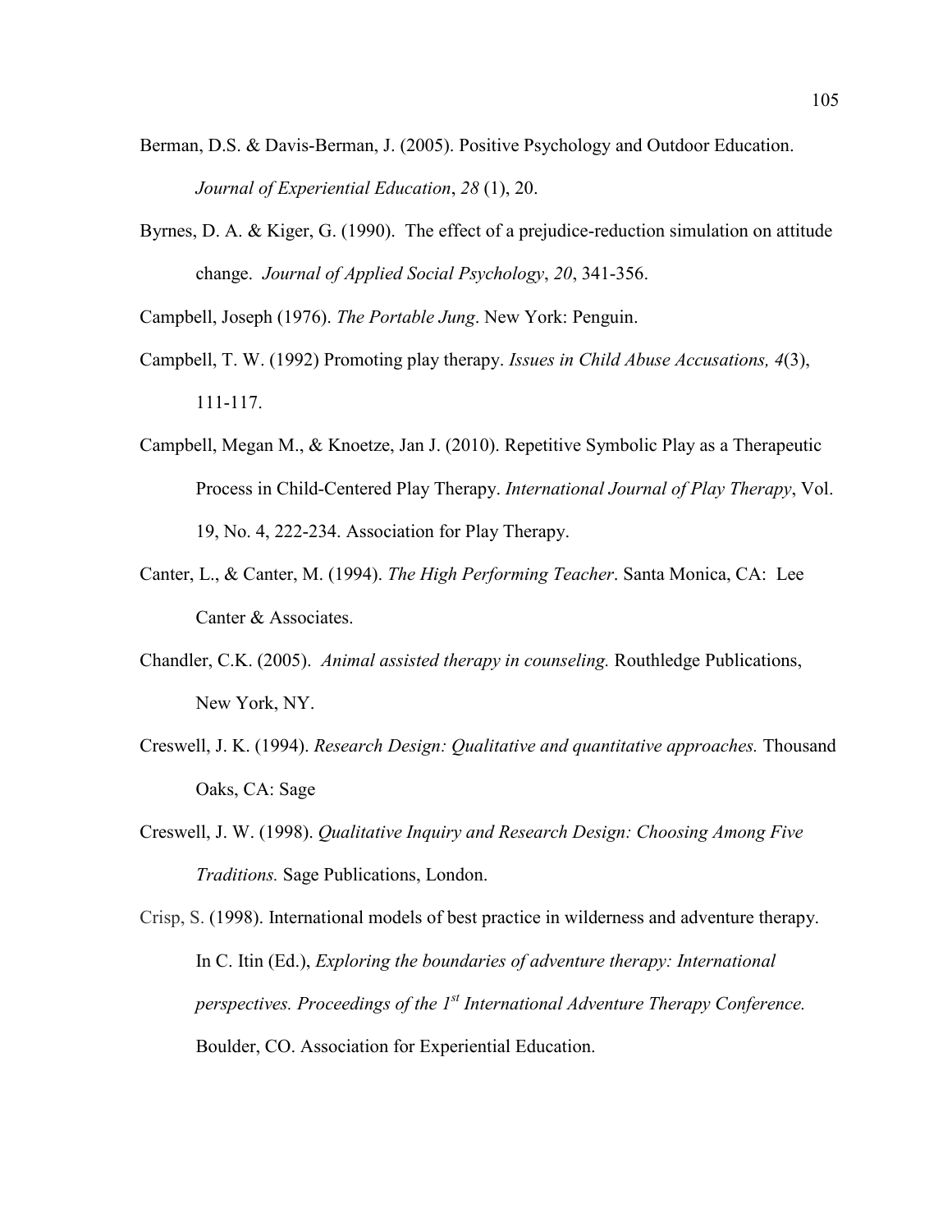Berman, D.S. & Davis-Berman, J. (2005). Positive Psychology and Outdoor Education. *Journal of Experiential Education*, *28* (1), 20.

Byrnes, D. A. & Kiger, G. (1990). The effect of a prejudice-reduction simulation on attitude change. *Journal of Applied Social Psychology*, *20*, 341-356.

Campbell, Joseph (1976). *The Portable Jung*. New York: Penguin.

Campbell, T. W. (1992) Promoting play therapy. *Issues in Child Abuse Accusations, 4*(3), 111-117.

Campbell, Megan M., & Knoetze, Jan J. (2010). Repetitive Symbolic Play as a Therapeutic Process in Child-Centered Play Therapy. *International Journal of Play Therapy*, Vol. 19, No. 4, 222-234. Association for Play Therapy.

Canter, L., & Canter, M. (1994). *The High Performing Teacher*. Santa Monica, CA: Lee Canter & Associates.

Chandler, C.K. (2005). *Animal assisted therapy in counseling.* Routhledge Publications, New York, NY.

Creswell, J. K. (1994). *Research Design: Qualitative and quantitative approaches.* Thousand Oaks, CA: Sage

Creswell, J. W. (1998). *Qualitative Inquiry and Research Design: Choosing Among Five Traditions.* Sage Publications, London.

Crisp, S. (1998). International models of best practice in wilderness and adventure therapy. In C. Itin (Ed.), *Exploring the boundaries of adventure therapy: International perspectives. Proceedings of the 1st International Adventure Therapy Conference.* Boulder, CO. Association for Experiential Education.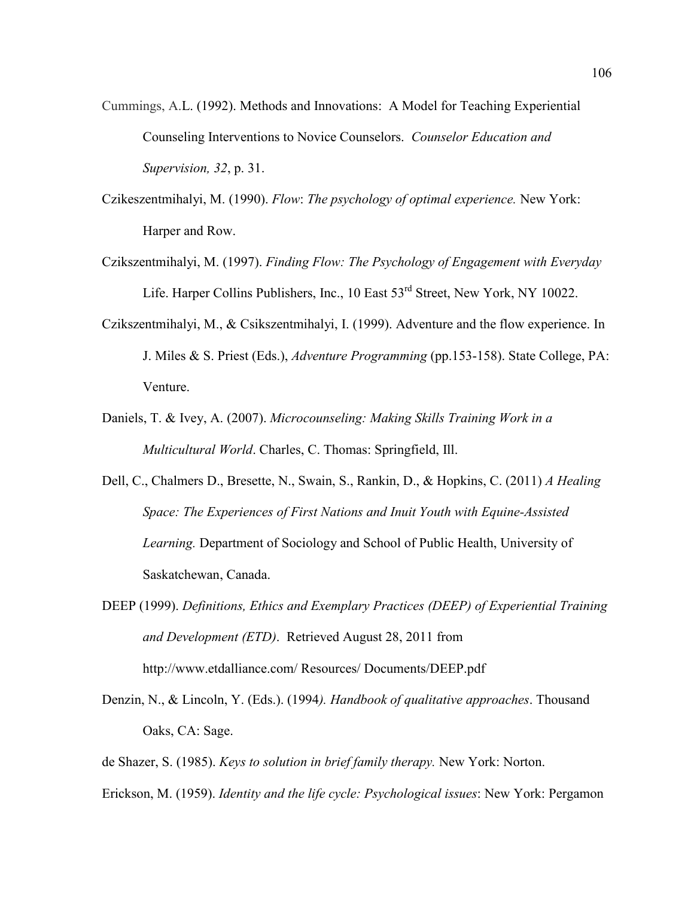Cummings, A.L. (1992). Methods and Innovations: A Model for Teaching Experiential Counseling Interventions to Novice Counselors. *Counselor Education and Supervision, 32*, p. 31.

Czikeszentmihalyi, M. (1990). *Flow*: *The psychology of optimal experience.* New York: Harper and Row.

Czikszentmihalyi, M. (1997). *Finding Flow: The Psychology of Engagement with Everyday* Life. Harper Collins Publishers, Inc., 10 East 53rd Street, New York, NY 10022.

Czikszentmihalyi, M., & Csikszentmihalyi, I. (1999). Adventure and the flow experience. In J. Miles & S. Priest (Eds.), *Adventure Programming* (pp.153-158). State College, PA: Venture.

Daniels, T. & Ivey, A. (2007). *Microcounseling: Making Skills Training Work in a Multicultural World*. Charles, C. Thomas: Springfield, Ill.

Dell, C., Chalmers D., Bresette, N., Swain, S., Rankin, D., & Hopkins, C. (2011) *A Healing Space: The Experiences of First Nations and Inuit Youth with Equine-Assisted Learning.* Department of Sociology and School of Public Health, University of Saskatchewan, Canada.

DEEP (1999). *Definitions, Ethics and Exemplary Practices (DEEP) of Experiential Training and Development (ETD)*. Retrieved August 28, 2011 from http://www.etdalliance.com/ Resources/ Documents/DEEP.pdf

Denzin, N., & Lincoln, Y. (Eds.). (1994*). Handbook of qualitative approaches*. Thousand Oaks, CA: Sage.

de Shazer, S. (1985). *Keys to solution in brief family therapy.* New York: Norton.

Erickson, M. (1959). *Identity and the life cycle: Psychological issues*: New York: Pergamon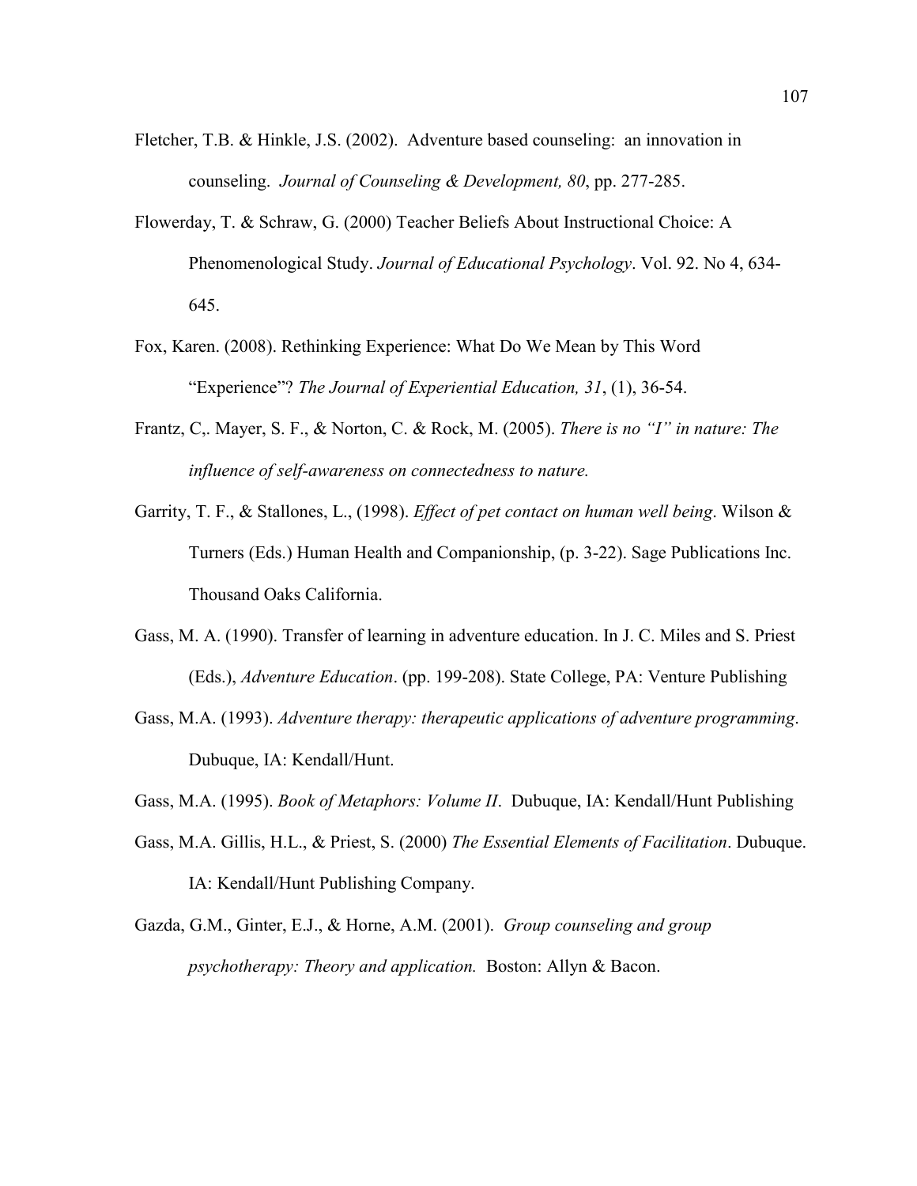Fletcher, T.B. & Hinkle, J.S. (2002). Adventure based counseling: an innovation in counseling. *Journal of Counseling & Development, 80*, pp. 277-285.

Flowerday, T. & Schraw, G. (2000) Teacher Beliefs About Instructional Choice: A Phenomenological Study. *Journal of Educational Psychology*. Vol. 92. No 4, 634-645.

Fox, Karen. (2008). Rethinking Experience: What Do We Mean by This Word "Experience"? *The Journal of Experiential Education, 31*, (1), 36-54.

Frantz, C,. Mayer, S. F., & Norton, C. & Rock, M. (2005). *There is no "I" in nature: The influence of self-awareness on connectedness to nature.*

Garrity, T. F., & Stallones, L., (1998). *Effect of pet contact on human well being*. Wilson & Turners (Eds.) Human Health and Companionship, (p. 3-22). Sage Publications Inc. Thousand Oaks California.

Gass, M. A. (1990). Transfer of learning in adventure education. In J. C. Miles and S. Priest (Eds.), *Adventure Education*. (pp. 199-208). State College, PA: Venture Publishing

Gass, M.A. (1993). *Adventure therapy: therapeutic applications of adventure programming*. Dubuque, IA: Kendall/Hunt.

Gass, M.A. (1995). *Book of Metaphors: Volume II*. Dubuque, IA: Kendall/Hunt Publishing

Gass, M.A. Gillis, H.L., & Priest, S. (2000) *The Essential Elements of Facilitation*. Dubuque. IA: Kendall/Hunt Publishing Company.

Gazda, G.M., Ginter, E.J., & Horne, A.M. (2001). *Group counseling and group psychotherapy: Theory and application.* Boston: Allyn & Bacon.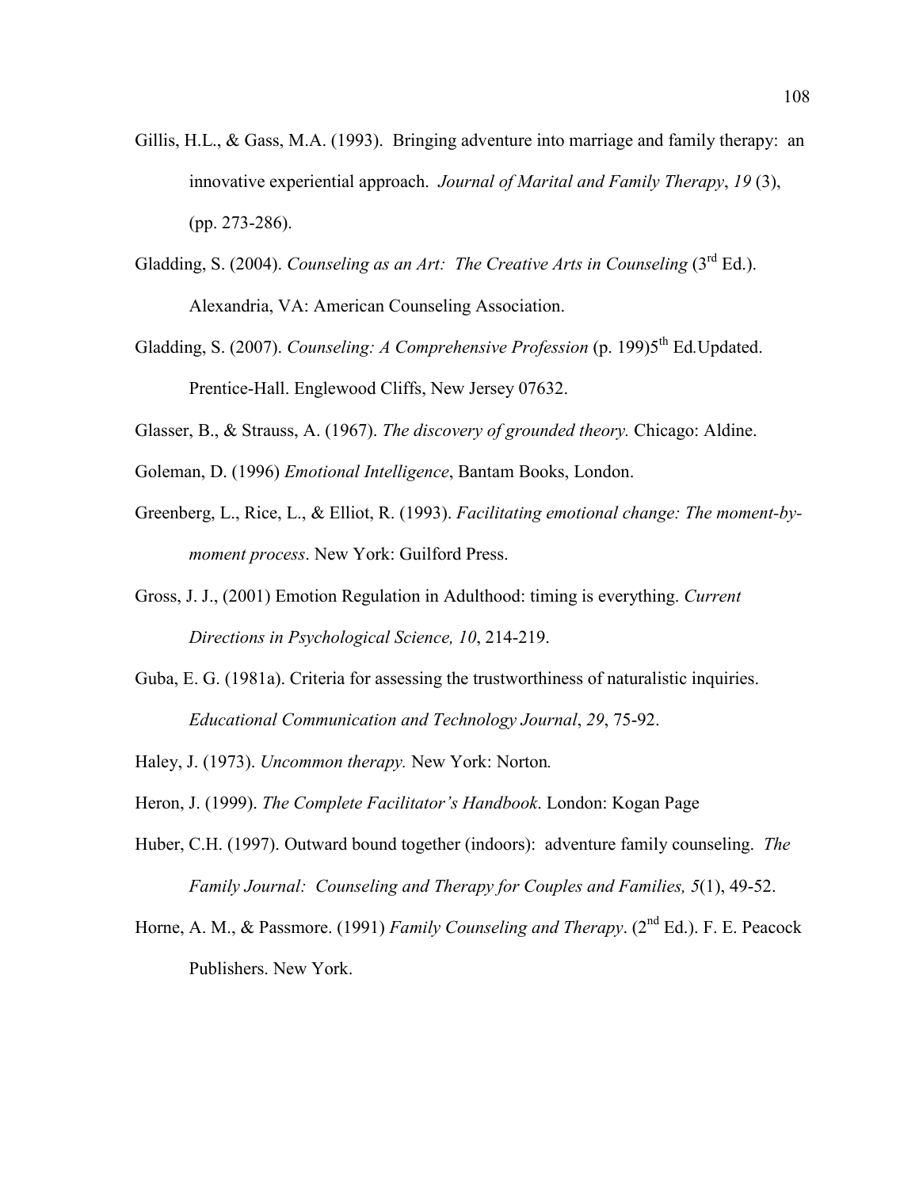Gillis, H.L., & Gass, M.A. (1993). Bringing adventure into marriage and family therapy: an innovative experiential approach. *Journal of Marital and Family Therapy*, *19* (3), (pp. 273-286).

Gladding, S. (2004). *Counseling as an Art: The Creative Arts in Counseling* (3rd Ed.). Alexandria, VA: American Counseling Association.

Gladding, S. (2007). *Counseling: A Comprehensive Profession* (p. 199)5th Ed.Updated. Prentice-Hall. Englewood Cliffs, New Jersey 07632.

Glasser, B., & Strauss, A. (1967). *The discovery of grounded theory.* Chicago: Aldine.

Goleman, D. (1996) *Emotional Intelligence*, Bantam Books, London.

Greenberg, L., Rice, L., & Elliot, R. (1993). *Facilitating emotional change: The moment-by-moment process*. New York: Guilford Press.

Gross, J. J., (2001) Emotion Regulation in Adulthood: timing is everything. *Current Directions in Psychological Science, 10*, 214-219.

Guba, E. G. (1981a). Criteria for assessing the trustworthiness of naturalistic inquiries. *Educational Communication and Technology Journal*, *29*, 75-92.

Haley, J. (1973). *Uncommon therapy.* New York: Norton*.*

Heron, J. (1999). *The Complete Facilitator's Handbook*. London: Kogan Page

Huber, C.H. (1997). Outward bound together (indoors): adventure family counseling. *The Family Journal: Counseling and Therapy for Couples and Families, 5*(1), 49-52.

Horne, A. M., & Passmore. (1991) *Family Counseling and Therapy*. (2nd Ed.). F. E. Peacock Publishers. New York.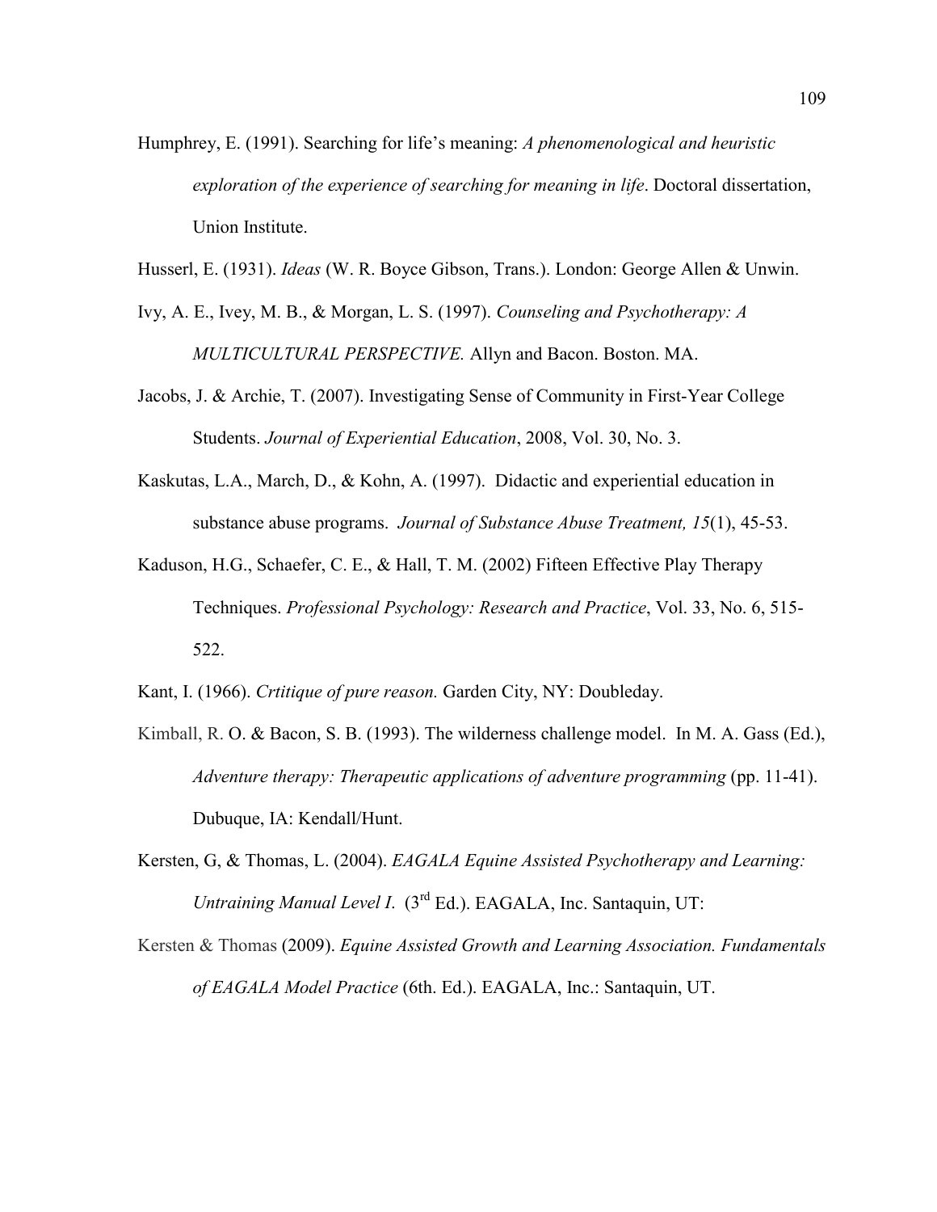Humphrey, E. (1991). Searching for life's meaning: *A phenomenological and heuristic exploration of the experience of searching for meaning in life*. Doctoral dissertation, Union Institute.

Husserl, E. (1931). *Ideas* (W. R. Boyce Gibson, Trans.). London: George Allen & Unwin.

Ivy, A. E., Ivey, M. B., & Morgan, L. S. (1997). *Counseling and Psychotherapy: A MULTICULTURAL PERSPECTIVE.* Allyn and Bacon. Boston. MA.

Jacobs, J. & Archie, T. (2007). Investigating Sense of Community in First-Year College Students. *Journal of Experiential Education*, 2008, Vol. 30, No. 3.

Kaskutas, L.A., March, D., & Kohn, A. (1997). Didactic and experiential education in substance abuse programs. *Journal of Substance Abuse Treatment, 15*(1), 45-53.

Kaduson, H.G., Schaefer, C. E., & Hall, T. M. (2002) Fifteen Effective Play Therapy Techniques. *Professional Psychology: Research and Practice*, Vol. 33, No. 6, 515-522.

Kant, I. (1966). *Crtitique of pure reason.* Garden City, NY: Doubleday.

Kimball, R. O. & Bacon, S. B. (1993). The wilderness challenge model. In M. A. Gass (Ed.), *Adventure therapy: Therapeutic applications of adventure programming* (pp. 11-41). Dubuque, IA: Kendall/Hunt.

Kersten, G, & Thomas, L. (2004). *EAGALA Equine Assisted Psychotherapy and Learning: Untraining Manual Level I*. (3rd Ed.). EAGALA, Inc. Santaquin, UT:

Kersten & Thomas (2009). *Equine Assisted Growth and Learning Association. Fundamentals of EAGALA Model Practice* (6th. Ed.). EAGALA, Inc.: Santaquin, UT.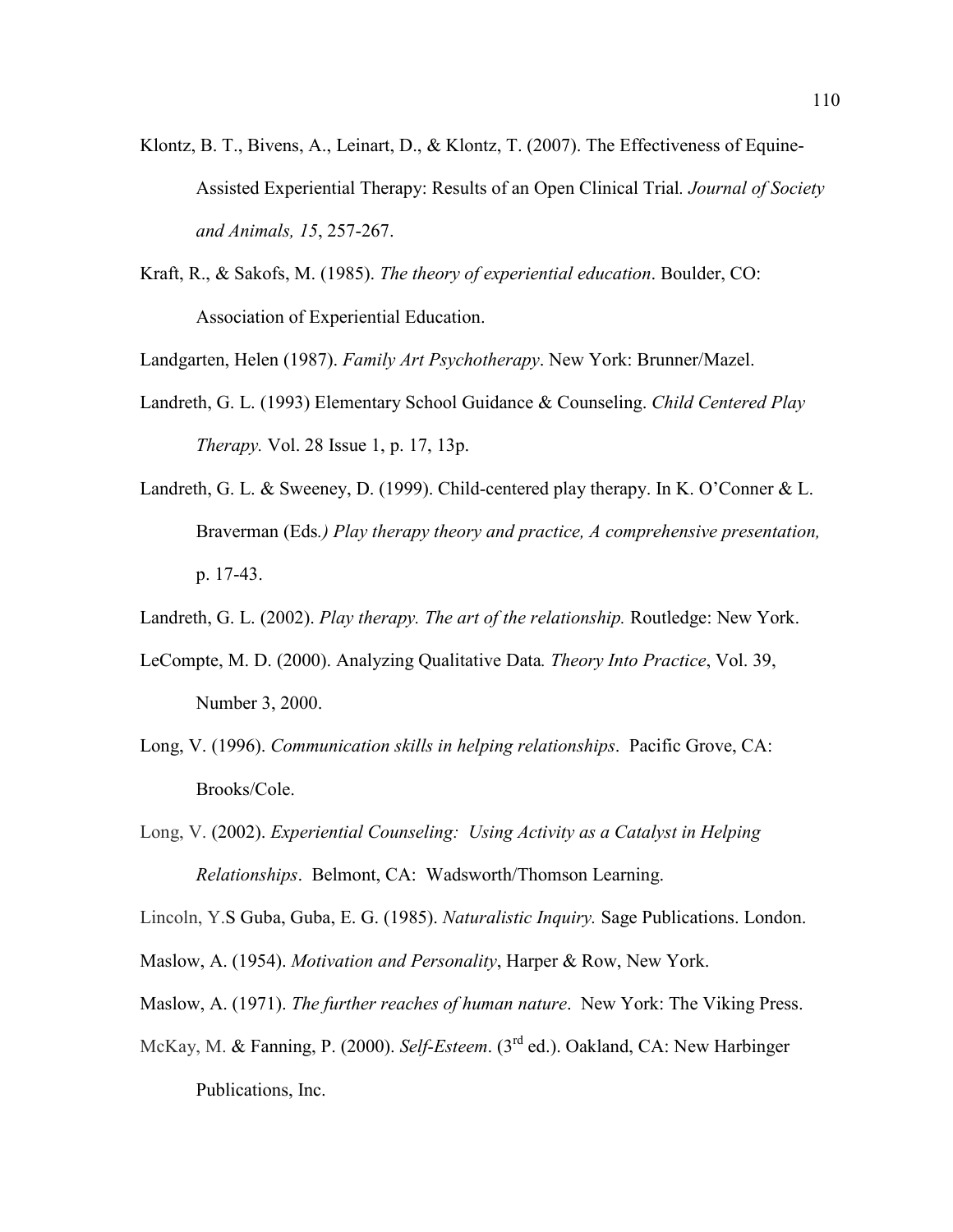Klontz, B. T., Bivens, A., Leinart, D., & Klontz, T. (2007). The Effectiveness of Equine-Assisted Experiential Therapy: Results of an Open Clinical Trial. *Journal of Society and Animals, 15*, 257-267.

Kraft, R., & Sakofs, M. (1985). *The theory of experiential education*. Boulder, CO: Association of Experiential Education.

Landgarten, Helen (1987). *Family Art Psychotherapy*. New York: Brunner/Mazel.

Landreth, G. L. (1993) Elementary School Guidance & Counseling. *Child Centered Play Therapy.* Vol. 28 Issue 1, p. 17, 13p.

Landreth, G. L. & Sweeney, D. (1999). Child-centered play therapy. In K. O'Conner & L. Braverman (Eds*.) Play therapy theory and practice, A comprehensive presentation,* p. 17-43.

Landreth, G. L. (2002). *Play therapy. The art of the relationship.* Routledge: New York.

LeCompte, M. D. (2000). Analyzing Qualitative Data*. Theory Into Practice*, Vol. 39, Number 3, 2000.

Long, V. (1996). *Communication skills in helping relationships*. Pacific Grove, CA: Brooks/Cole.

Long, V. (2002). *Experiential Counseling: Using Activity as a Catalyst in Helping Relationships*. Belmont, CA: Wadsworth/Thomson Learning.

Lincoln, Y.S Guba, Guba, E. G. (1985). *Naturalistic Inquiry.* Sage Publications. London.

Maslow, A. (1954). *Motivation and Personality*, Harper & Row, New York.

Maslow, A. (1971). *The further reaches of human nature*. New York: The Viking Press.

McKay, M. & Fanning, P. (2000). *Self-Esteem*. (3rd ed.). Oakland, CA: New Harbinger Publications, Inc.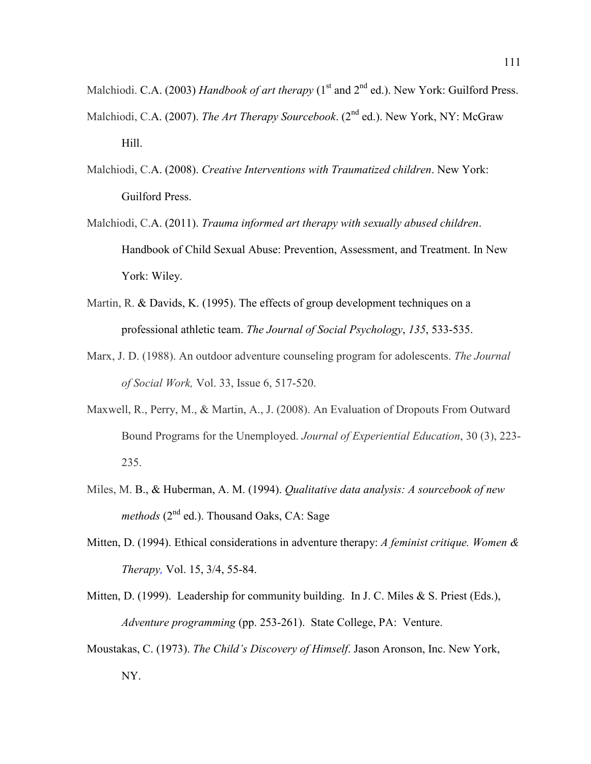Malchiodi. C.A. (2003) *Handbook of art therapy* (1st and 2nd ed.). New York: Guilford Press.

Malchiodi, C.A. (2007). *The Art Therapy Sourcebook*. (2nd ed.). New York, NY: McGraw Hill.

Malchiodi, C.A. (2008). *Creative Interventions with Traumatized children*. New York: Guilford Press.

Malchiodi, C.A. (2011). *Trauma informed art therapy with sexually abused children*. Handbook of Child Sexual Abuse: Prevention, Assessment, and Treatment. In New York: Wiley.

Martin, R. & Davids, K. (1995). The effects of group development techniques on a professional athletic team. *The Journal of Social Psychology*, *135*, 533-535.

Marx, J. D. (1988). An outdoor adventure counseling program for adolescents. *The Journal of Social Work,* Vol. 33, Issue 6, 517-520.

Maxwell, R., Perry, M., & Martin, A., J. (2008). An Evaluation of Dropouts From Outward Bound Programs for the Unemployed. *Journal of Experiential Education*, 30 (3), 223-235.

Miles, M. B., & Huberman, A. M. (1994). *Qualitative data analysis: A sourcebook of new methods* (2nd ed.). Thousand Oaks, CA: Sage

Mitten, D. (1994). Ethical considerations in adventure therapy: *A feminist critique. Women & Therapy,* Vol. 15, 3/4, 55-84.

Mitten, D. (1999). Leadership for community building. In J. C. Miles & S. Priest (Eds.), *Adventure programming* (pp. 253-261). State College, PA: Venture.

Moustakas, C. (1973). *The Child's Discovery of Himself*. Jason Aronson, Inc. New York, NY.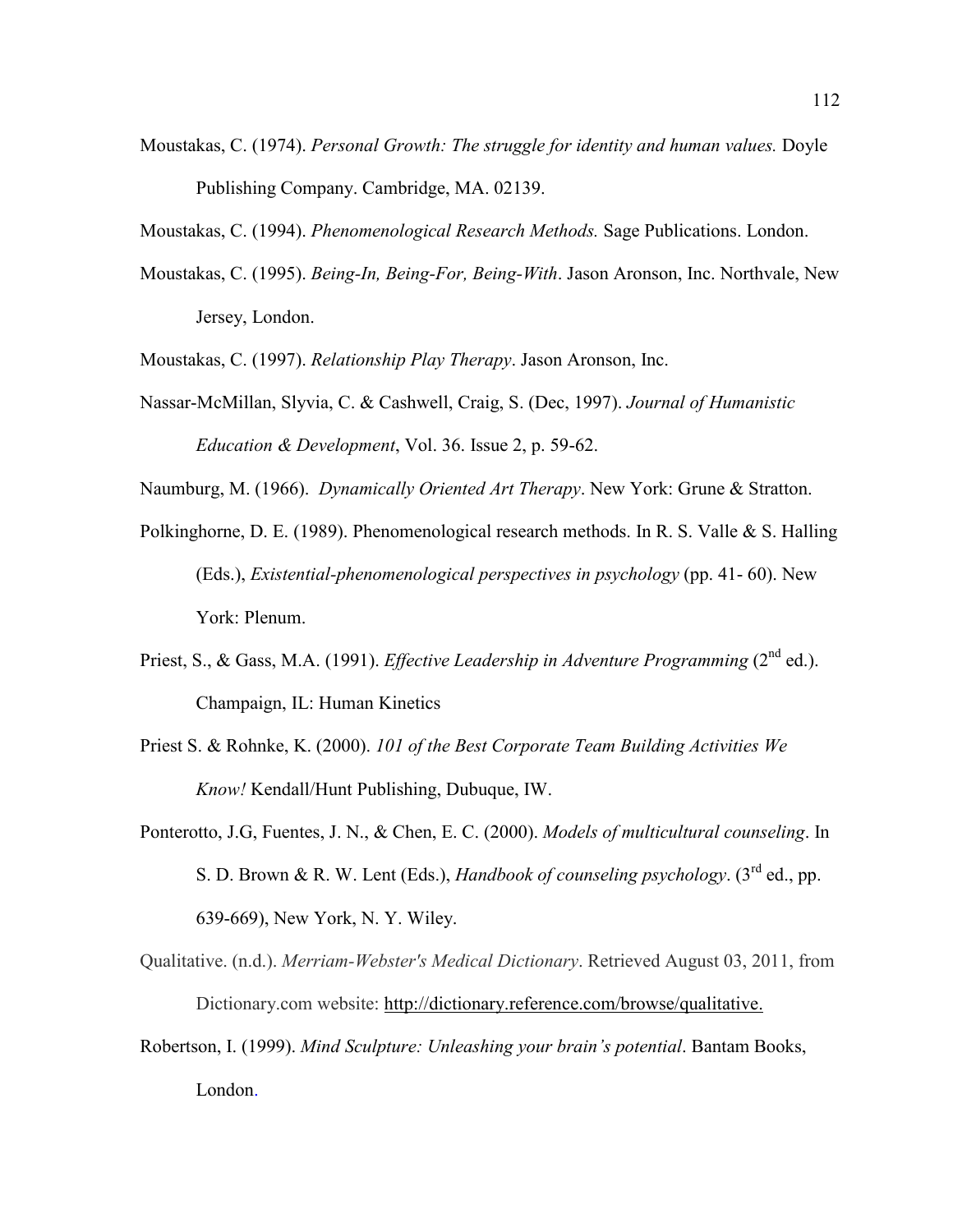Moustakas, C. (1974). *Personal Growth: The struggle for identity and human values.* Doyle Publishing Company. Cambridge, MA. 02139.

Moustakas, C. (1994). *Phenomenological Research Methods.* Sage Publications. London.

Moustakas, C. (1995). *Being-In, Being-For, Being-With*. Jason Aronson, Inc. Northvale, New Jersey, London.

Moustakas, C. (1997). *Relationship Play Therapy*. Jason Aronson, Inc.

Nassar-McMillan, Slyvia, C. & Cashwell, Craig, S. (Dec, 1997). *Journal of Humanistic Education & Development*, Vol. 36. Issue 2, p. 59-62.

Naumburg, M. (1966). *Dynamically Oriented Art Therapy*. New York: Grune & Stratton.

Polkinghorne, D. E. (1989). Phenomenological research methods. In R. S. Valle & S. Halling (Eds.), *Existential-phenomenological perspectives in psychology* (pp. 41- 60). New York: Plenum.

Priest, S., & Gass, M.A. (1991). *Effective Leadership in Adventure Programming* (2nd ed.). Champaign, IL: Human Kinetics

Priest S. & Rohnke, K. (2000). *101 of the Best Corporate Team Building Activities We Know!* Kendall/Hunt Publishing, Dubuque, IW.

Ponterotto, J.G, Fuentes, J. N., & Chen, E. C. (2000). *Models of multicultural counseling*. In S. D. Brown & R. W. Lent (Eds.), *Handbook of counseling psychology*. (3rd ed., pp. 639-669), New York, N. Y. Wiley.

Qualitative. (n.d.). *Merriam-Webster's Medical Dictionary*. Retrieved August 03, 2011, from Dictionary.com website: http://dictionary.reference.com/browse/qualitative.

Robertson, I. (1999). *Mind Sculpture: Unleashing your brain's potential*. Bantam Books, London.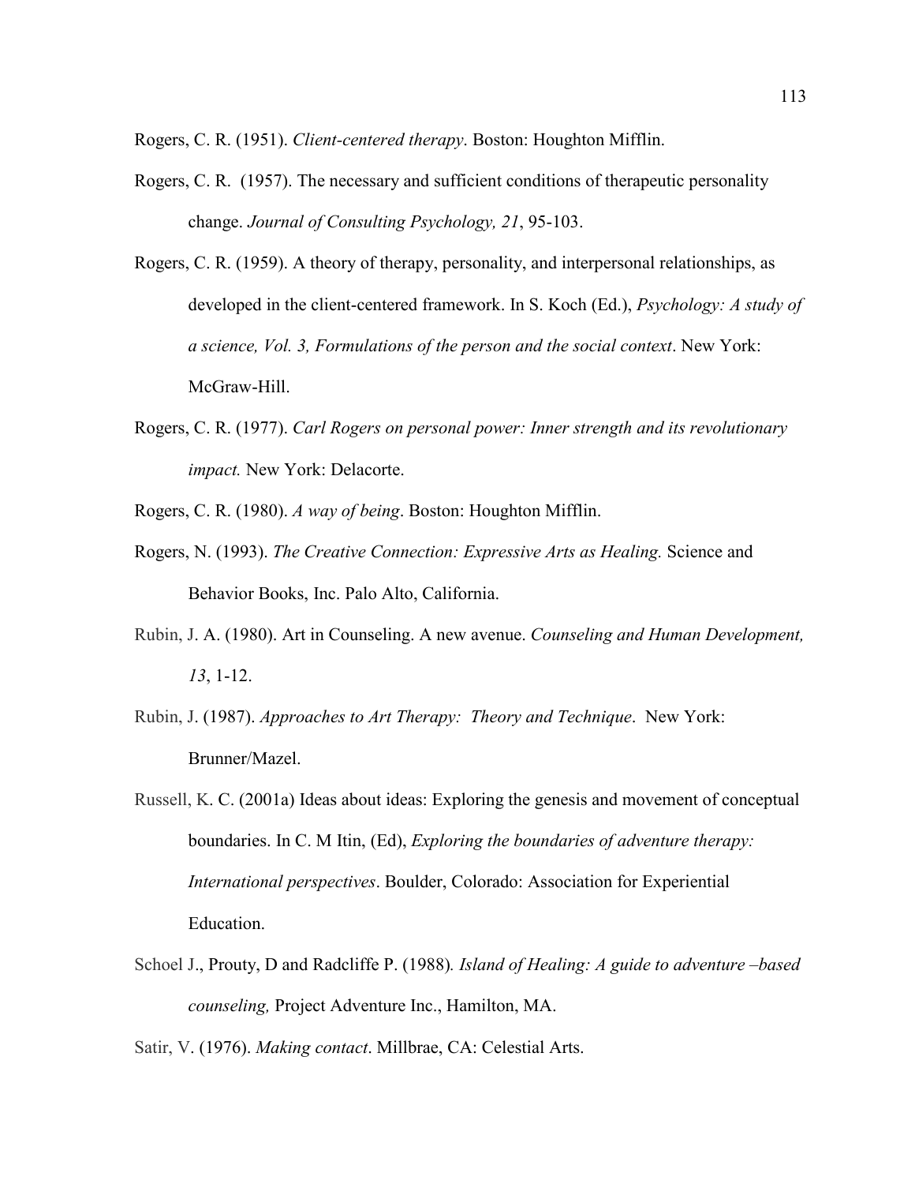Rogers, C. R. (1951). *Client-centered therapy*. Boston: Houghton Mifflin.

Rogers, C. R. (1957). The necessary and sufficient conditions of therapeutic personality change. *Journal of Consulting Psychology, 21*, 95-103.

Rogers, C. R. (1959). A theory of therapy, personality, and interpersonal relationships, as developed in the client-centered framework. In S. Koch (Ed.), *Psychology: A study of a science, Vol. 3, Formulations of the person and the social context*. New York: McGraw-Hill.

Rogers, C. R. (1977). *Carl Rogers on personal power: Inner strength and its revolutionary impact.* New York: Delacorte.

Rogers, C. R. (1980). *A way of being*. Boston: Houghton Mifflin.

Rogers, N. (1993). *The Creative Connection: Expressive Arts as Healing.* Science and Behavior Books, Inc. Palo Alto, California.

Rubin, J. A. (1980). Art in Counseling. A new avenue. *Counseling and Human Development, 13*, 1-12.

Rubin, J. (1987). *Approaches to Art Therapy: Theory and Technique*. New York: Brunner/Mazel.

Russell, K. C. (2001a) Ideas about ideas: Exploring the genesis and movement of conceptual boundaries. In C. M Itin, (Ed), *Exploring the boundaries of adventure therapy: International perspectives*. Boulder, Colorado: Association for Experiential Education.

Schoel J., Prouty, D and Radcliffe P. (1988). *Island of Healing: A guide to adventure –based counseling,* Project Adventure Inc., Hamilton, MA.

Satir, V. (1976). *Making contact*. Millbrae, CA: Celestial Arts.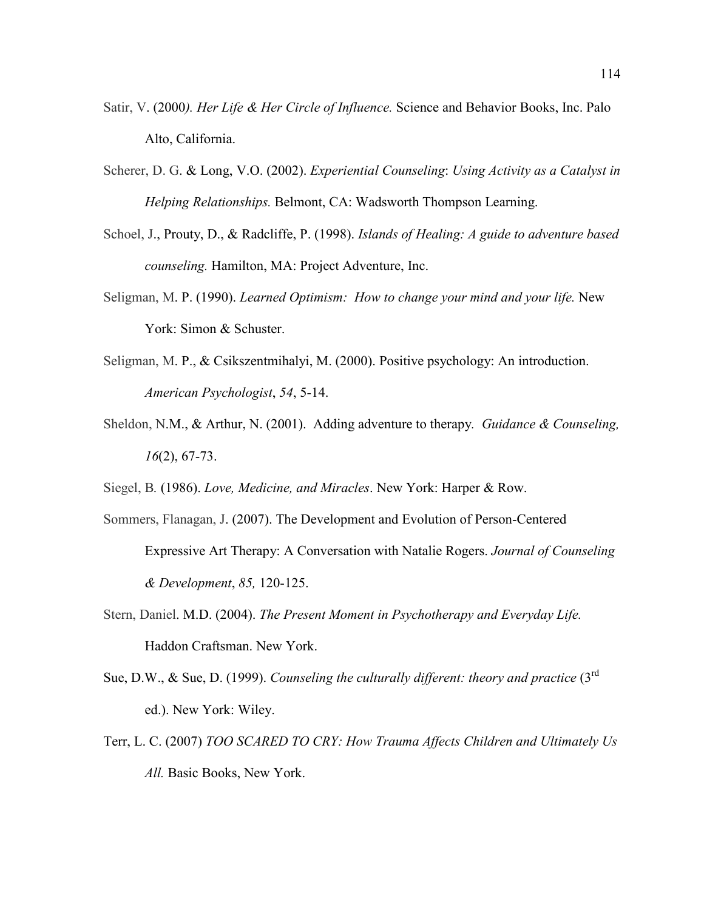Satir, V. (2000*). Her Life & Her Circle of Influence.* Science and Behavior Books, Inc. Palo Alto, California.

Scherer, D. G. & Long, V.O. (2002). *Experiential Counseling*: *Using Activity as a Catalyst in Helping Relationships.* Belmont, CA: Wadsworth Thompson Learning.

Schoel, J., Prouty, D., & Radcliffe, P. (1998). *Islands of Healing: A guide to adventure based counseling.* Hamilton, MA: Project Adventure, Inc.

Seligman, M. P. (1990). *Learned Optimism: How to change your mind and your life.* New York: Simon & Schuster.

Seligman, M. P., & Csikszentmihalyi, M. (2000). Positive psychology: An introduction. *American Psychologist*, *54*, 5-14.

Sheldon, N.M., & Arthur, N. (2001). Adding adventure to therapy. *Guidance & Counseling, 16*(2), 67-73.

Siegel, B. (1986). *Love, Medicine, and Miracles*. New York: Harper & Row.

Sommers, Flanagan, J. (2007). The Development and Evolution of Person-Centered Expressive Art Therapy: A Conversation with Natalie Rogers. *Journal of Counseling & Development*, *85,* 120-125.

Stern, Daniel. M.D. (2004). *The Present Moment in Psychotherapy and Everyday Life.* Haddon Craftsman. New York.

Sue, D.W., & Sue, D. (1999). *Counseling the culturally different: theory and practice* (3rd ed.). New York: Wiley.

Terr, L. C. (2007) *TOO SCARED TO CRY: How Trauma Affects Children and Ultimately Us All.* Basic Books, New York.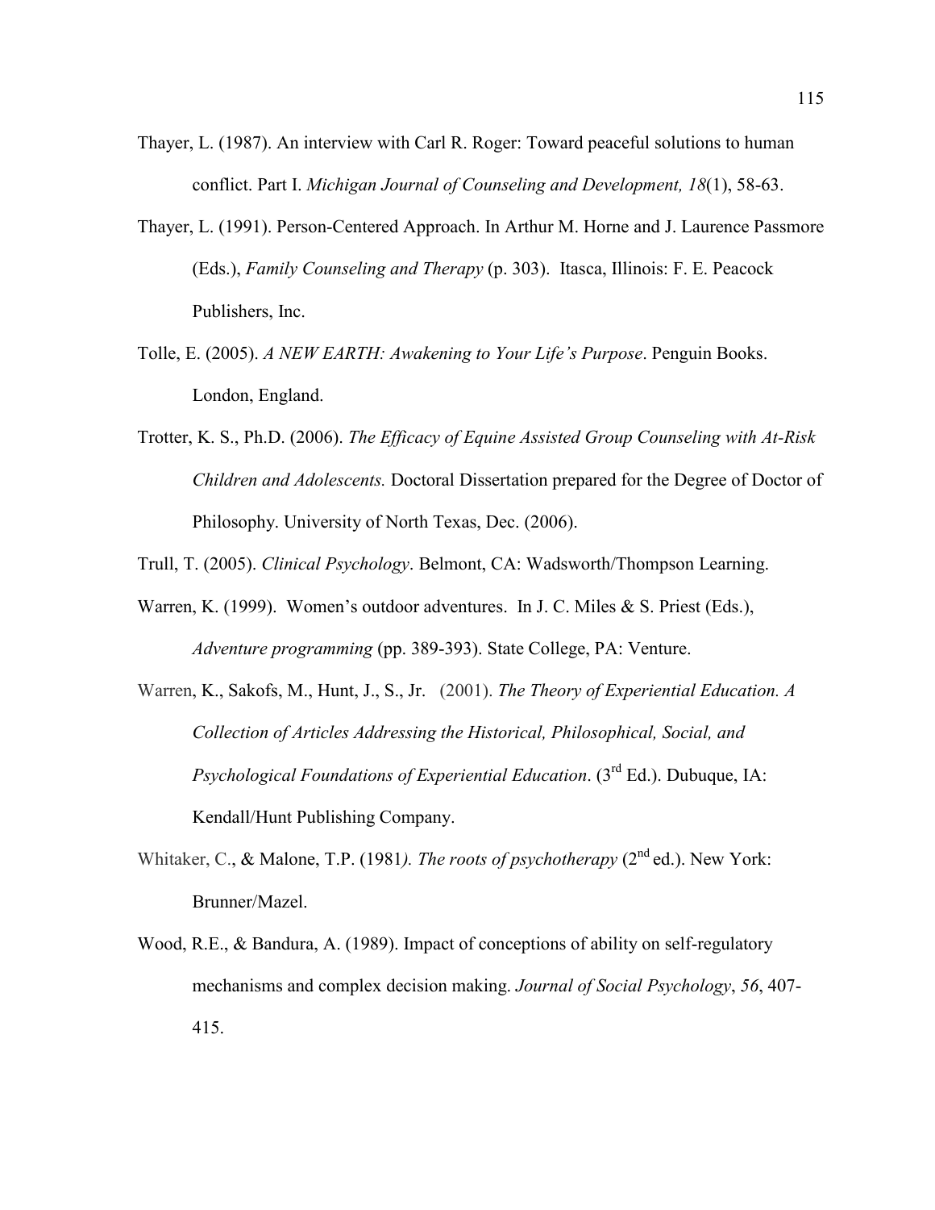Thayer, L. (1987). An interview with Carl R. Roger: Toward peaceful solutions to human conflict. Part I. *Michigan Journal of Counseling and Development, 18*(1), 58-63.

Thayer, L. (1991). Person-Centered Approach. In Arthur M. Horne and J. Laurence Passmore (Eds.), *Family Counseling and Therapy* (p. 303). Itasca, Illinois: F. E. Peacock Publishers, Inc.

Tolle, E. (2005). *A NEW EARTH: Awakening to Your Life's Purpose*. Penguin Books. London, England.

Trotter, K. S., Ph.D. (2006). *The Efficacy of Equine Assisted Group Counseling with At-Risk Children and Adolescents.* Doctoral Dissertation prepared for the Degree of Doctor of Philosophy. University of North Texas, Dec. (2006).

Trull, T. (2005). *Clinical Psychology*. Belmont, CA: Wadsworth/Thompson Learning.

Warren, K. (1999). Women's outdoor adventures. In J. C. Miles & S. Priest (Eds.), *Adventure programming* (pp. 389-393). State College, PA: Venture.

Warren, K., Sakofs, M., Hunt, J., S., Jr. (2001). *The Theory of Experiential Education. A Collection of Articles Addressing the Historical, Philosophical, Social, and Psychological Foundations of Experiential Education*. (3rd Ed.). Dubuque, IA: Kendall/Hunt Publishing Company.

Whitaker, C., & Malone, T.P. (1981*). The roots of psychotherapy* (2nd ed.). New York: Brunner/Mazel.

Wood, R.E., & Bandura, A. (1989). Impact of conceptions of ability on self-regulatory mechanisms and complex decision making. *Journal of Social Psychology*, *56*, 407-415.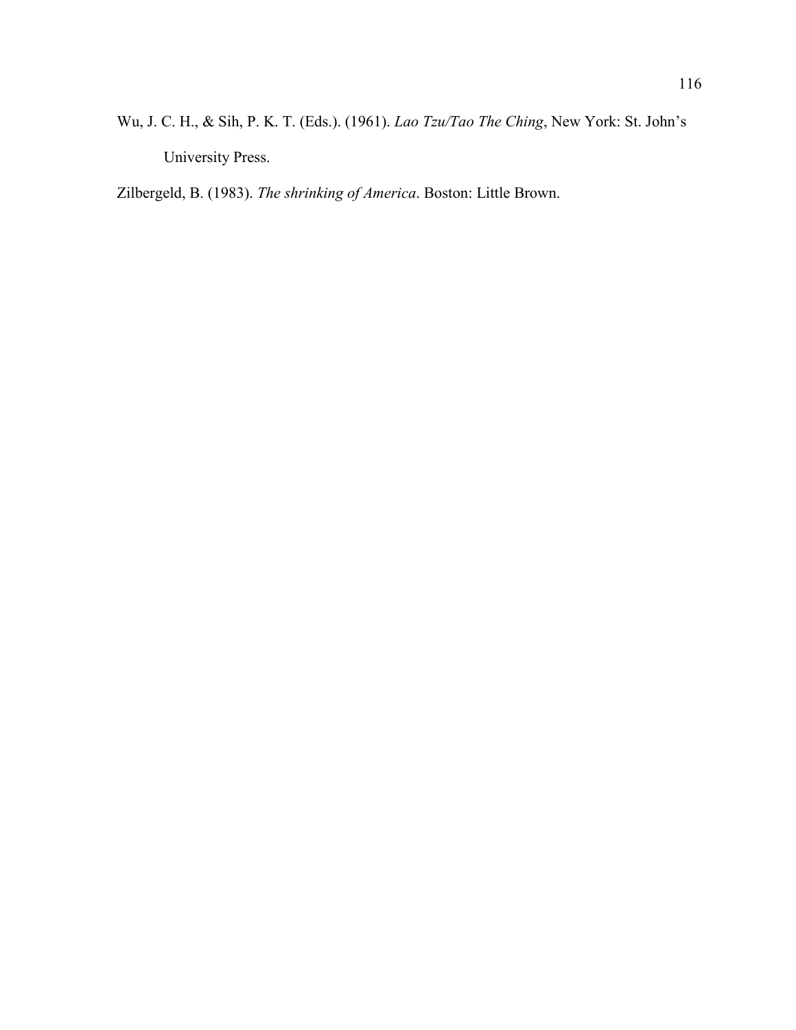Wu, J. C. H., & Sih, P. K. T. (Eds.). (1961). *Lao Tzu/Tao The Ching*, New York: St. John's University Press.

Zilbergeld, B. (1983). *The shrinking of America*. Boston: Little Brown.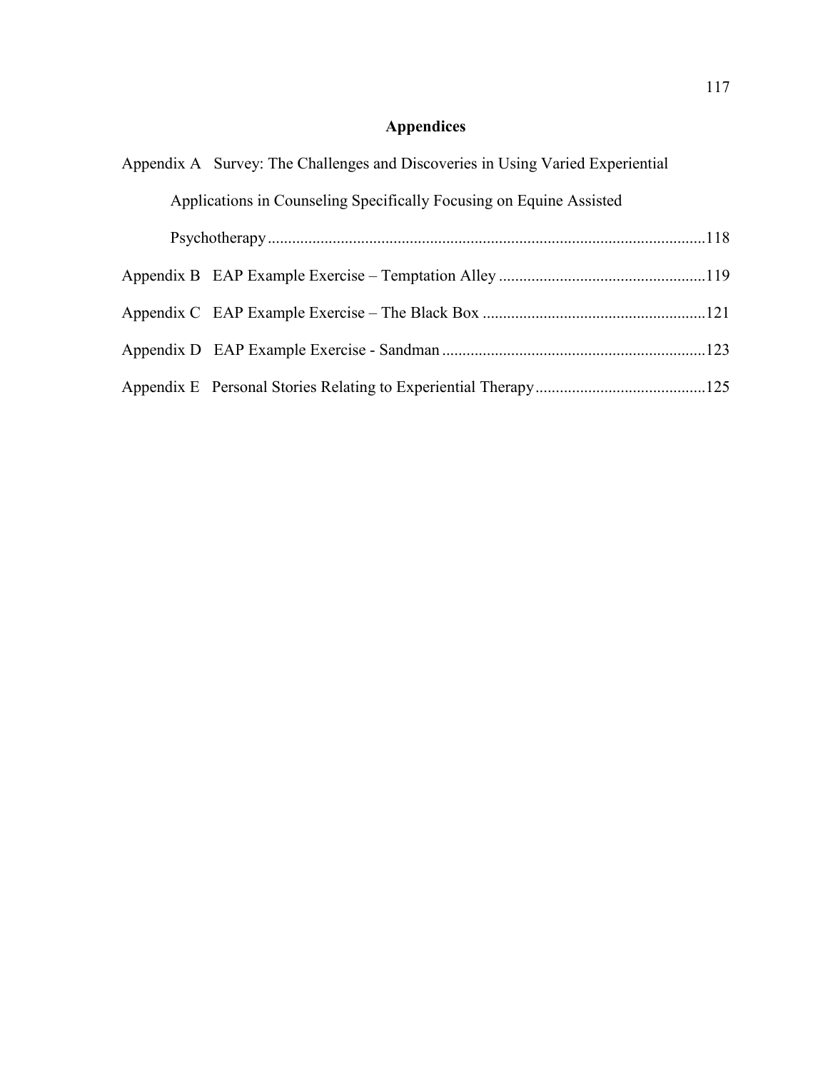# Appendices

Appendix A Survey: The Challenges and Discoveries in Using Varied Experiential Applications in Counseling Specifically Focusing on Equine Assisted Psychotherapy ........................................................................................................118

Appendix B EAP Example Exercise – Temptation Alley ..................................................119

Appendix C EAP Example Exercise – The Black Box ......................................................121

Appendix D EAP Example Exercise - Sandman ................................................................123

Appendix E Personal Stories Relating to Experiential Therapy.........................................125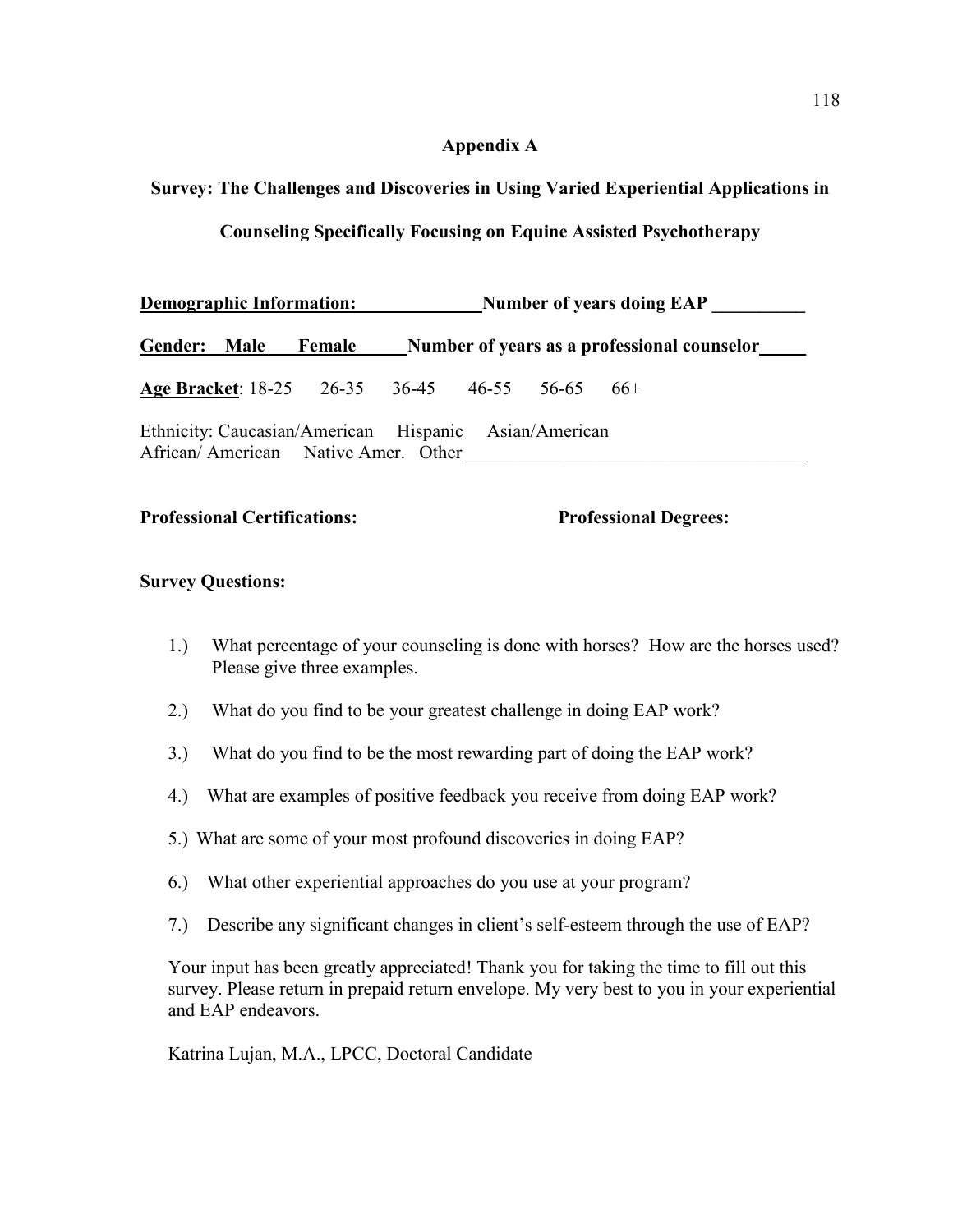## Appendix A

### Survey: The Challenges and Discoveries in Using Varied Experiential Applications in Counseling Specifically Focusing on Equine Assisted Psychotherapy

**Demographic Information:** **Number of years doing EAP** __________

**Gender: Male Female** **Number of years as a professional counselor** _____

**Age Bracket**: 18-25 26-35 36-45 46-55 56-65 66+

Ethnicity: Caucasian/American Hispanic Asian/American
African/ American Native Amer. Other_____________________________________

**Professional Certifications:** **Professional Degrees:**

**Survey Questions:**

1.) What percentage of your counseling is done with horses? How are the horses used? Please give three examples.

2.) What do you find to be your greatest challenge in doing EAP work?

3.) What do you find to be the most rewarding part of doing the EAP work?

4.) What are examples of positive feedback you receive from doing EAP work?

5.) What are some of your most profound discoveries in doing EAP?

6.) What other experiential approaches do you use at your program?

7.) Describe any significant changes in client's self-esteem through the use of EAP?

Your input has been greatly appreciated! Thank you for taking the time to fill out this survey. Please return in prepaid return envelope. My very best to you in your experiential and EAP endeavors.

Katrina Lujan, M.A., LPCC, Doctoral Candidate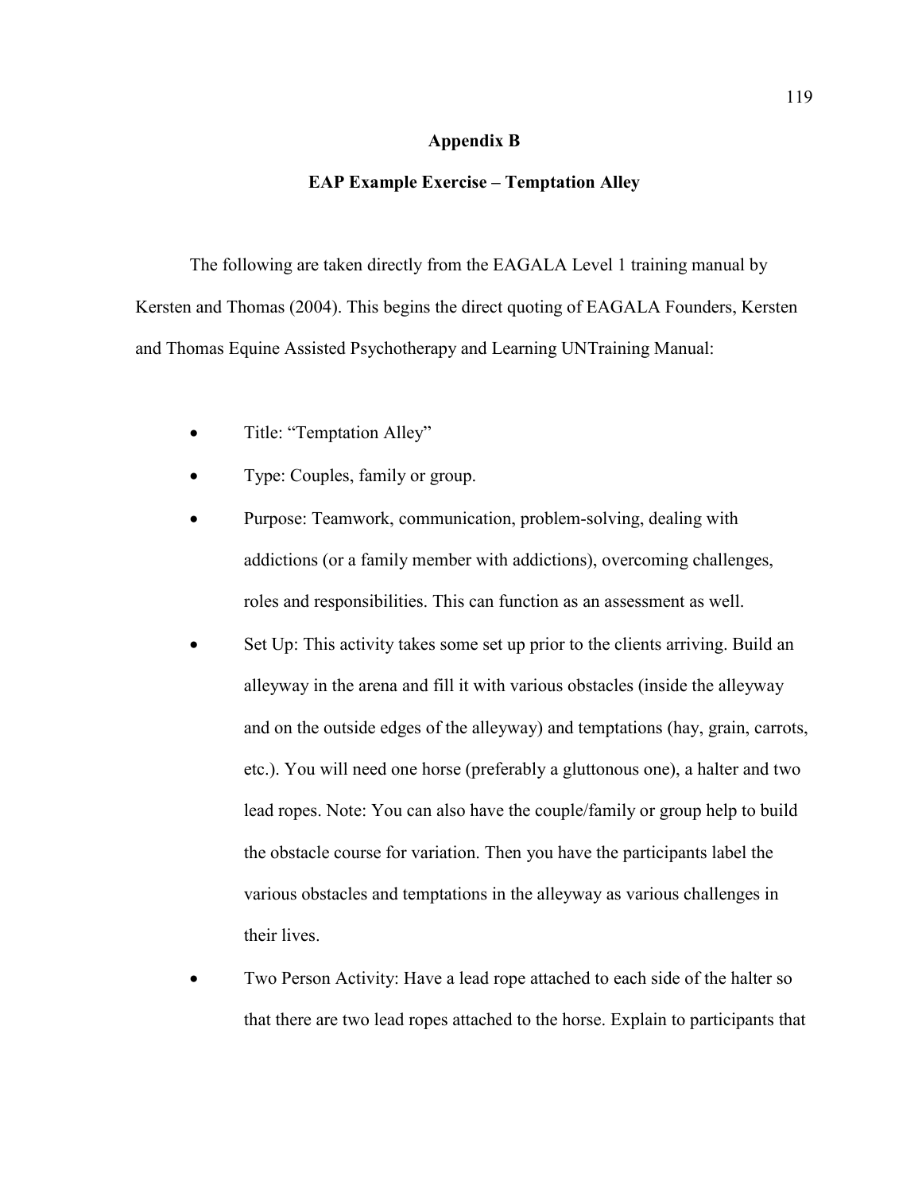# Appendix B

## EAP Example Exercise – Temptation Alley

The following are taken directly from the EAGALA Level 1 training manual by Kersten and Thomas (2004). This begins the direct quoting of EAGALA Founders, Kersten and Thomas Equine Assisted Psychotherapy and Learning UNTraining Manual:

- Title: "Temptation Alley"
- Type: Couples, family or group.
- Purpose: Teamwork, communication, problem-solving, dealing with addictions (or a family member with addictions), overcoming challenges, roles and responsibilities. This can function as an assessment as well.
- Set Up: This activity takes some set up prior to the clients arriving. Build an alleyway in the arena and fill it with various obstacles (inside the alleyway and on the outside edges of the alleyway) and temptations (hay, grain, carrots, etc.). You will need one horse (preferably a gluttonous one), a halter and two lead ropes. Note: You can also have the couple/family or group help to build the obstacle course for variation. Then you have the participants label the various obstacles and temptations in the alleyway as various challenges in their lives.
- Two Person Activity: Have a lead rope attached to each side of the halter so that there are two lead ropes attached to the horse. Explain to participants that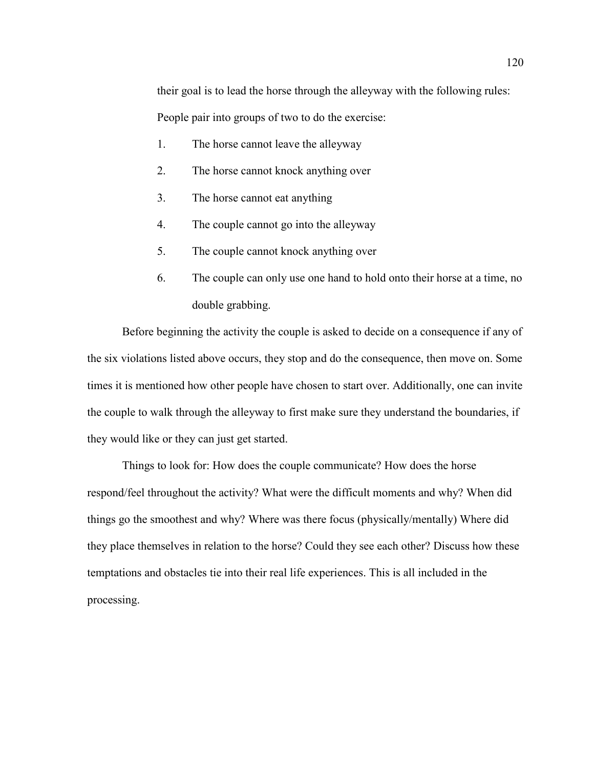their goal is to lead the horse through the alleyway with the following rules: People pair into groups of two to do the exercise:

1. The horse cannot leave the alleyway
2. The horse cannot knock anything over
3. The horse cannot eat anything
4. The couple cannot go into the alleyway
5. The couple cannot knock anything over
6. The couple can only use one hand to hold onto their horse at a time, no double grabbing.

Before beginning the activity the couple is asked to decide on a consequence if any of the six violations listed above occurs, they stop and do the consequence, then move on. Some times it is mentioned how other people have chosen to start over. Additionally, one can invite the couple to walk through the alleyway to first make sure they understand the boundaries, if they would like or they can just get started.

Things to look for: How does the couple communicate? How does the horse respond/feel throughout the activity? What were the difficult moments and why? When did things go the smoothest and why? Where was there focus (physically/mentally) Where did they place themselves in relation to the horse? Could they see each other? Discuss how these temptations and obstacles tie into their real life experiences. This is all included in the processing.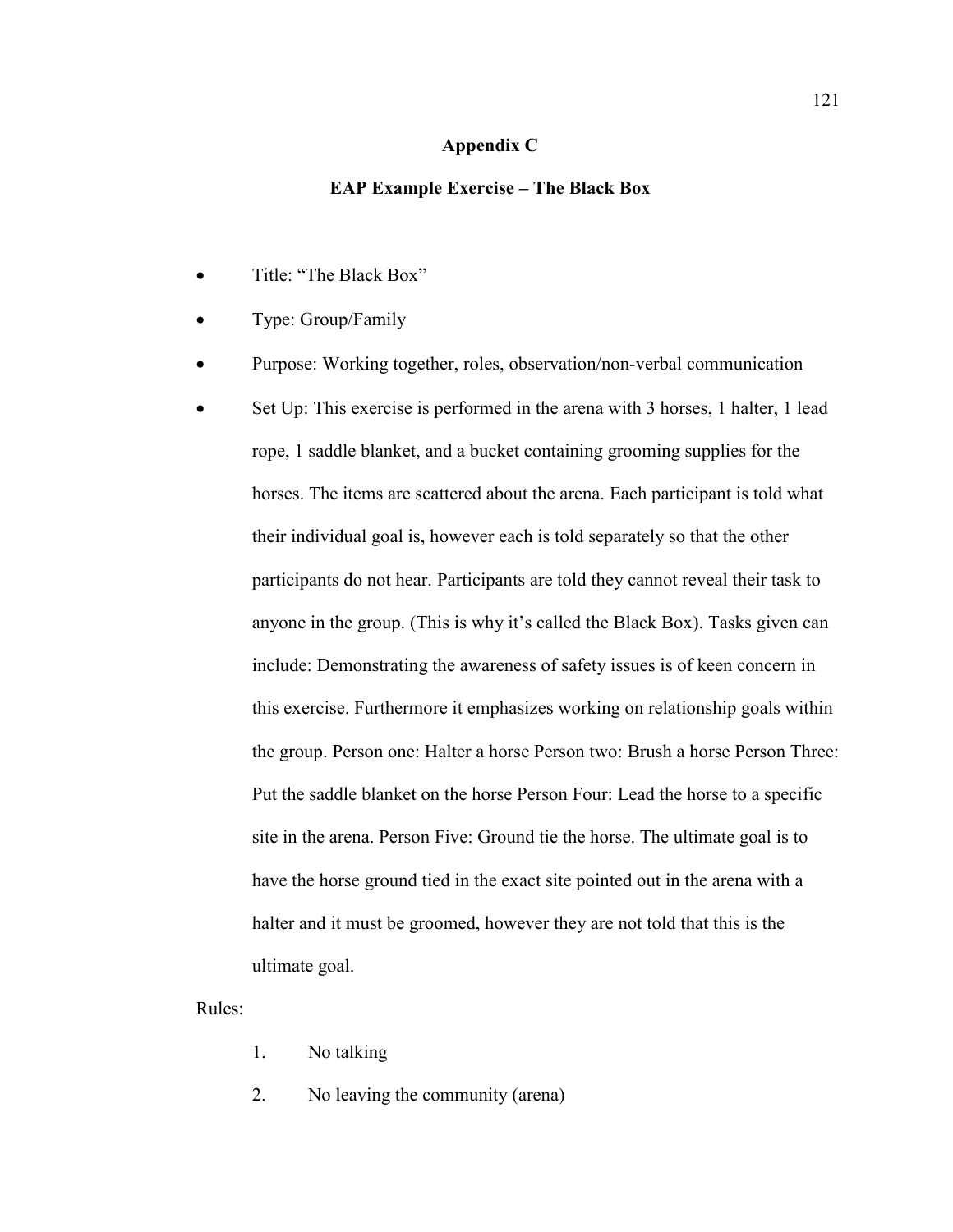# Appendix C

## EAP Example Exercise – The Black Box

- Title: "The Black Box"
- Type: Group/Family
- Purpose: Working together, roles, observation/non-verbal communication
- Set Up: This exercise is performed in the arena with 3 horses, 1 halter, 1 lead rope, 1 saddle blanket, and a bucket containing grooming supplies for the horses. The items are scattered about the arena. Each participant is told what their individual goal is, however each is told separately so that the other participants do not hear. Participants are told they cannot reveal their task to anyone in the group. (This is why it's called the Black Box). Tasks given can include: Demonstrating the awareness of safety issues is of keen concern in this exercise. Furthermore it emphasizes working on relationship goals within the group. Person one: Halter a horse Person two: Brush a horse Person Three: Put the saddle blanket on the horse Person Four: Lead the horse to a specific site in the arena. Person Five: Ground tie the horse. The ultimate goal is to have the horse ground tied in the exact site pointed out in the arena with a halter and it must be groomed, however they are not told that this is the ultimate goal.

Rules:

1. No talking
2. No leaving the community (arena)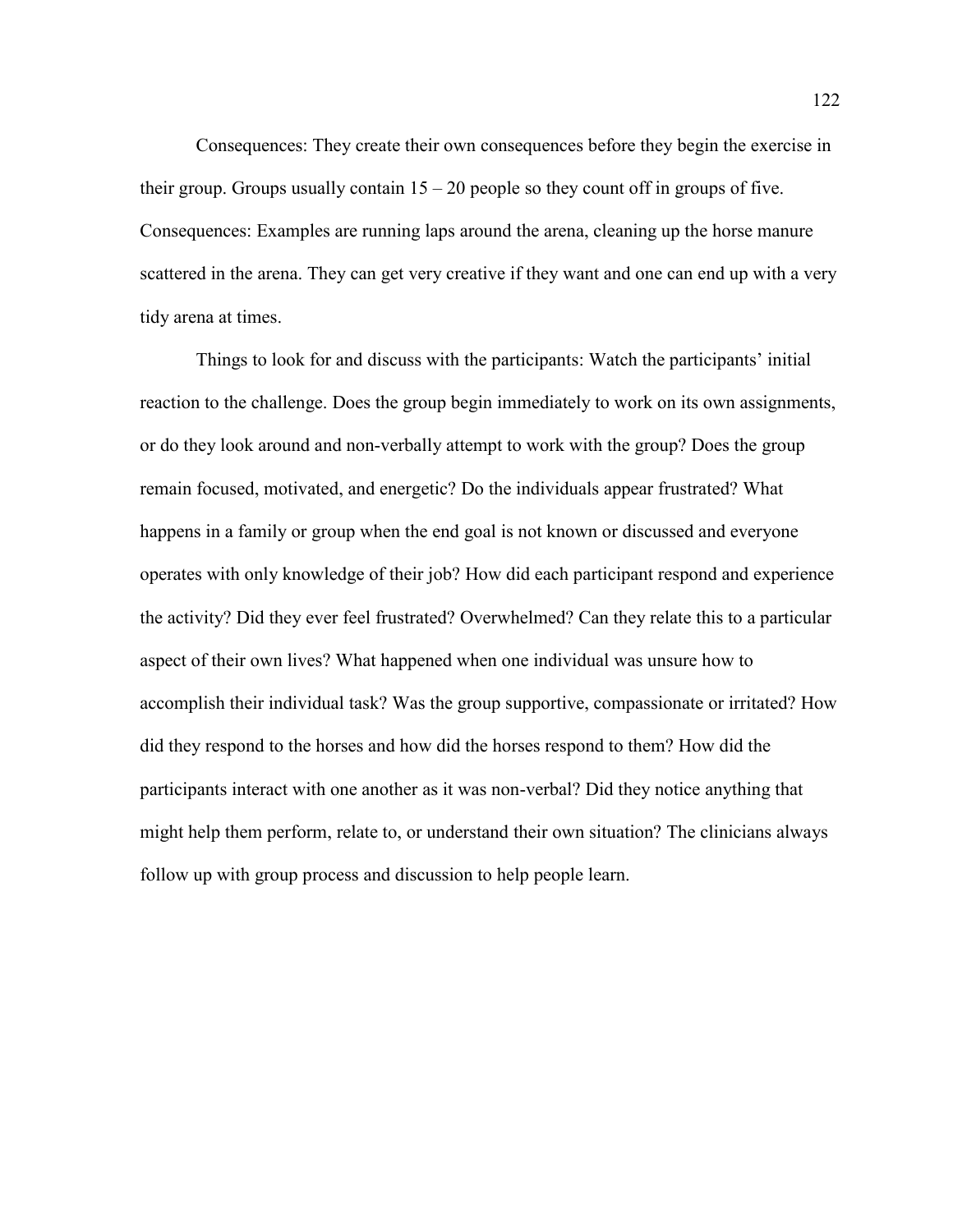Consequences: They create their own consequences before they begin the exercise in their group. Groups usually contain 15 – 20 people so they count off in groups of five. Consequences: Examples are running laps around the arena, cleaning up the horse manure scattered in the arena. They can get very creative if they want and one can end up with a very tidy arena at times.

Things to look for and discuss with the participants: Watch the participants' initial reaction to the challenge. Does the group begin immediately to work on its own assignments, or do they look around and non-verbally attempt to work with the group? Does the group remain focused, motivated, and energetic? Do the individuals appear frustrated? What happens in a family or group when the end goal is not known or discussed and everyone operates with only knowledge of their job? How did each participant respond and experience the activity? Did they ever feel frustrated? Overwhelmed? Can they relate this to a particular aspect of their own lives? What happened when one individual was unsure how to accomplish their individual task? Was the group supportive, compassionate or irritated? How did they respond to the horses and how did the horses respond to them? How did the participants interact with one another as it was non-verbal? Did they notice anything that might help them perform, relate to, or understand their own situation? The clinicians always follow up with group process and discussion to help people learn.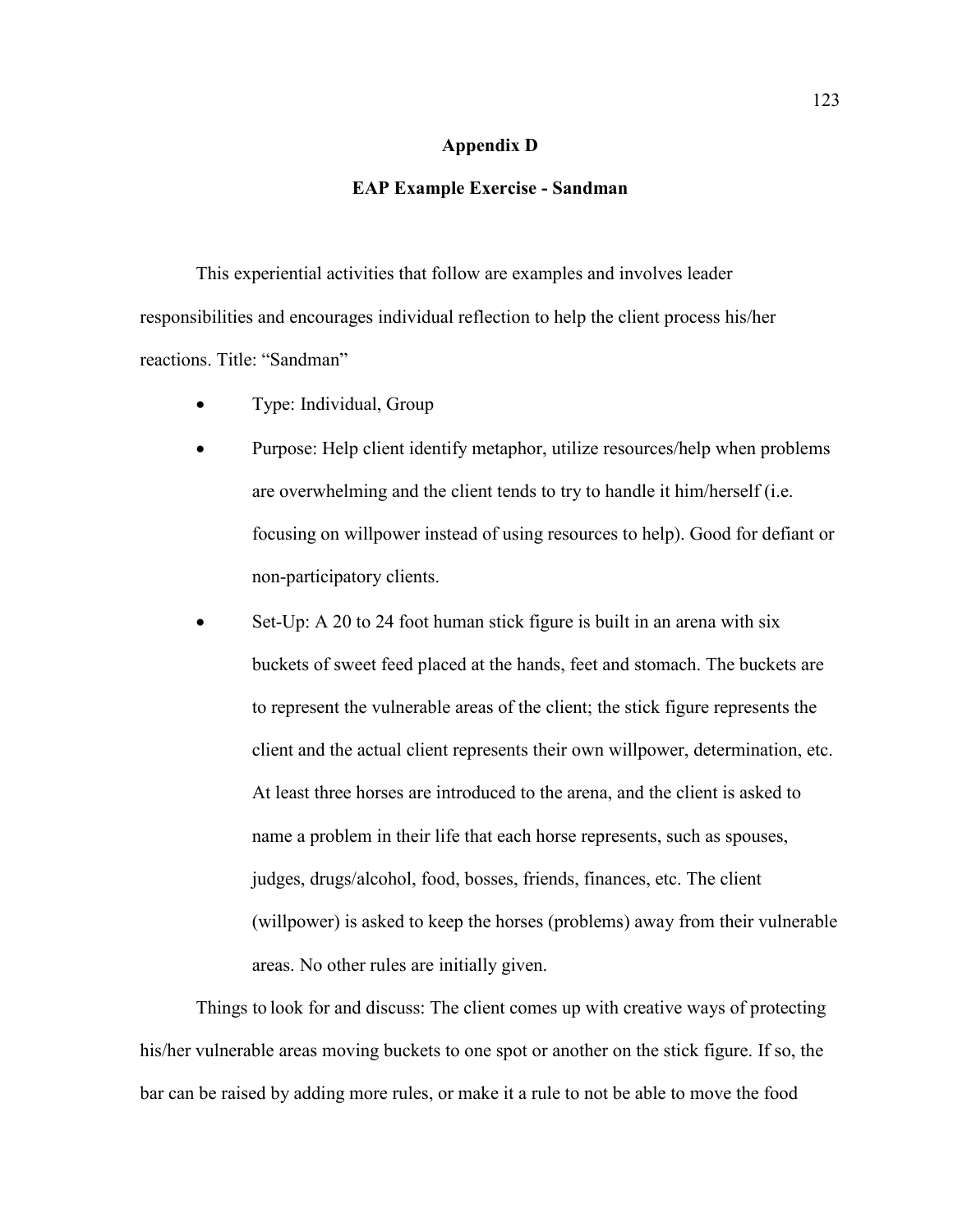## Appendix D

## EAP Example Exercise - Sandman

This experiential activities that follow are examples and involves leader responsibilities and encourages individual reflection to help the client process his/her reactions. Title: "Sandman"

- Type: Individual, Group
- Purpose: Help client identify metaphor, utilize resources/help when problems are overwhelming and the client tends to try to handle it him/herself (i.e. focusing on willpower instead of using resources to help). Good for defiant or non-participatory clients.
- Set-Up: A 20 to 24 foot human stick figure is built in an arena with six buckets of sweet feed placed at the hands, feet and stomach. The buckets are to represent the vulnerable areas of the client; the stick figure represents the client and the actual client represents their own willpower, determination, etc. At least three horses are introduced to the arena, and the client is asked to name a problem in their life that each horse represents, such as spouses, judges, drugs/alcohol, food, bosses, friends, finances, etc. The client (willpower) is asked to keep the horses (problems) away from their vulnerable areas. No other rules are initially given.

Things to look for and discuss: The client comes up with creative ways of protecting his/her vulnerable areas moving buckets to one spot or another on the stick figure. If so, the bar can be raised by adding more rules, or make it a rule to not be able to move the food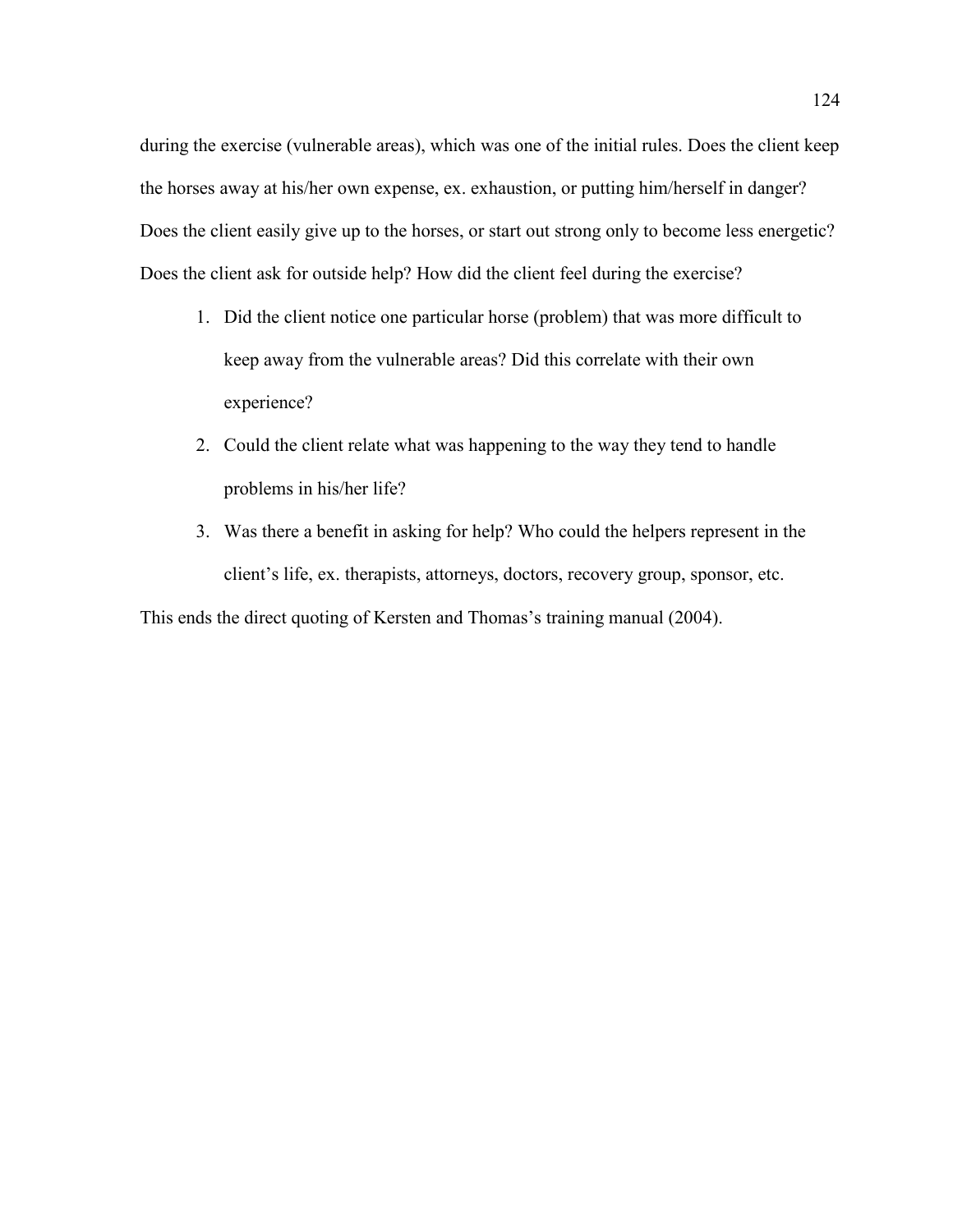during the exercise (vulnerable areas), which was one of the initial rules. Does the client keep the horses away at his/her own expense, ex. exhaustion, or putting him/herself in danger? Does the client easily give up to the horses, or start out strong only to become less energetic? Does the client ask for outside help? How did the client feel during the exercise?

1. Did the client notice one particular horse (problem) that was more difficult to keep away from the vulnerable areas? Did this correlate with their own experience?
2. Could the client relate what was happening to the way they tend to handle problems in his/her life?
3. Was there a benefit in asking for help? Who could the helpers represent in the client's life, ex. therapists, attorneys, doctors, recovery group, sponsor, etc.

This ends the direct quoting of Kersten and Thomas's training manual (2004).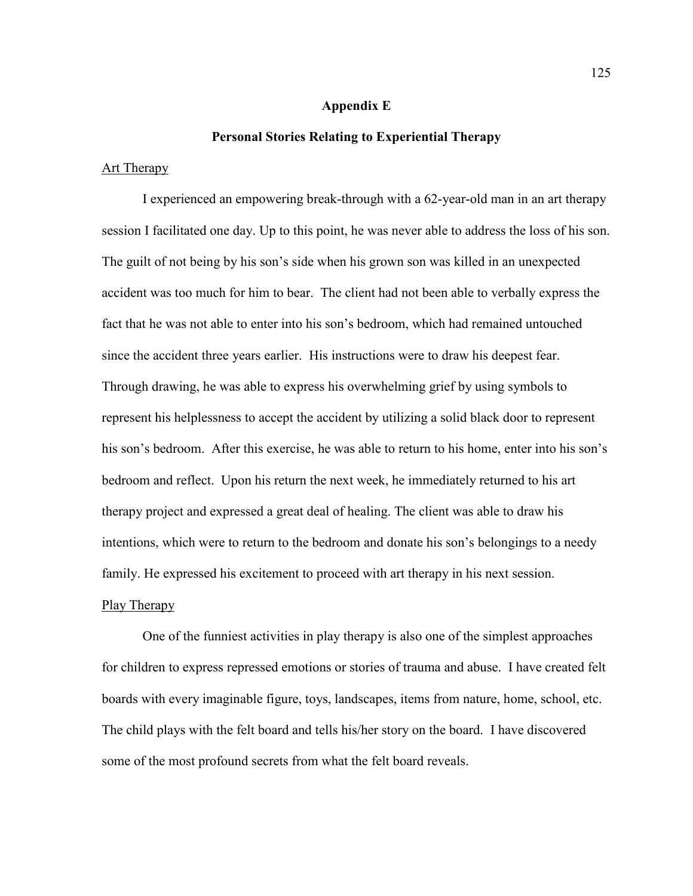# Appendix E

## Personal Stories Relating to Experiential Therapy

<u>Art Therapy</u>

I experienced an empowering break-through with a 62-year-old man in an art therapy session I facilitated one day. Up to this point, he was never able to address the loss of his son. The guilt of not being by his son's side when his grown son was killed in an unexpected accident was too much for him to bear. The client had not been able to verbally express the fact that he was not able to enter into his son's bedroom, which had remained untouched since the accident three years earlier. His instructions were to draw his deepest fear. Through drawing, he was able to express his overwhelming grief by using symbols to represent his helplessness to accept the accident by utilizing a solid black door to represent his son's bedroom. After this exercise, he was able to return to his home, enter into his son's bedroom and reflect. Upon his return the next week, he immediately returned to his art therapy project and expressed a great deal of healing. The client was able to draw his intentions, which were to return to the bedroom and donate his son's belongings to a needy family. He expressed his excitement to proceed with art therapy in his next session.

<u>Play Therapy</u>

One of the funniest activities in play therapy is also one of the simplest approaches for children to express repressed emotions or stories of trauma and abuse. I have created felt boards with every imaginable figure, toys, landscapes, items from nature, home, school, etc. The child plays with the felt board and tells his/her story on the board. I have discovered some of the most profound secrets from what the felt board reveals.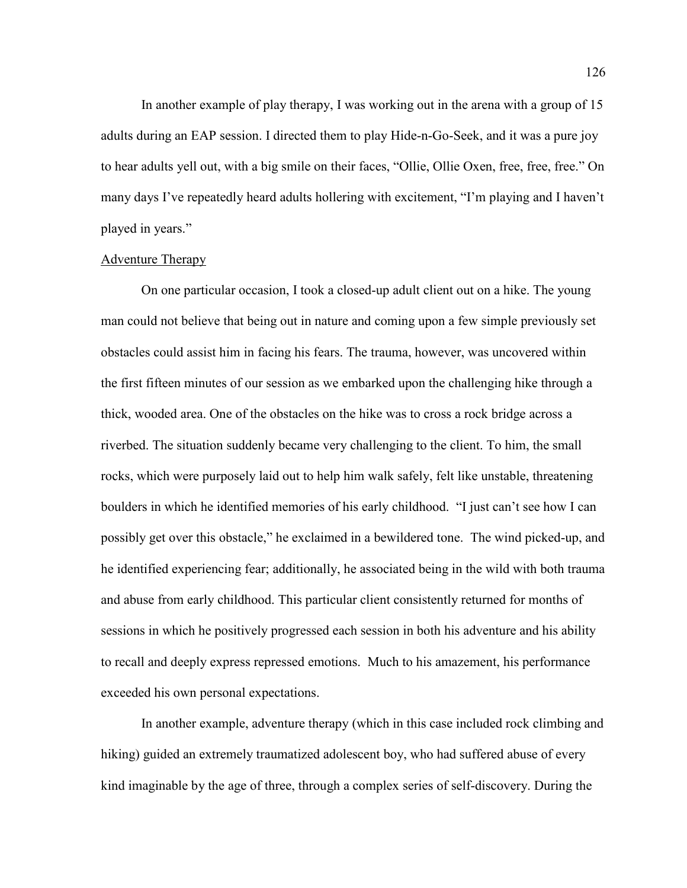In another example of play therapy, I was working out in the arena with a group of 15 adults during an EAP session. I directed them to play Hide-n-Go-Seek, and it was a pure joy to hear adults yell out, with a big smile on their faces, "Ollie, Ollie Oxen, free, free, free." On many days I've repeatedly heard adults hollering with excitement, "I'm playing and I haven't played in years."

<u>Adventure Therapy</u>

On one particular occasion, I took a closed-up adult client out on a hike. The young man could not believe that being out in nature and coming upon a few simple previously set obstacles could assist him in facing his fears. The trauma, however, was uncovered within the first fifteen minutes of our session as we embarked upon the challenging hike through a thick, wooded area. One of the obstacles on the hike was to cross a rock bridge across a riverbed. The situation suddenly became very challenging to the client. To him, the small rocks, which were purposely laid out to help him walk safely, felt like unstable, threatening boulders in which he identified memories of his early childhood. "I just can't see how I can possibly get over this obstacle," he exclaimed in a bewildered tone. The wind picked-up, and he identified experiencing fear; additionally, he associated being in the wild with both trauma and abuse from early childhood. This particular client consistently returned for months of sessions in which he positively progressed each session in both his adventure and his ability to recall and deeply express repressed emotions. Much to his amazement, his performance exceeded his own personal expectations.

In another example, adventure therapy (which in this case included rock climbing and hiking) guided an extremely traumatized adolescent boy, who had suffered abuse of every kind imaginable by the age of three, through a complex series of self-discovery. During the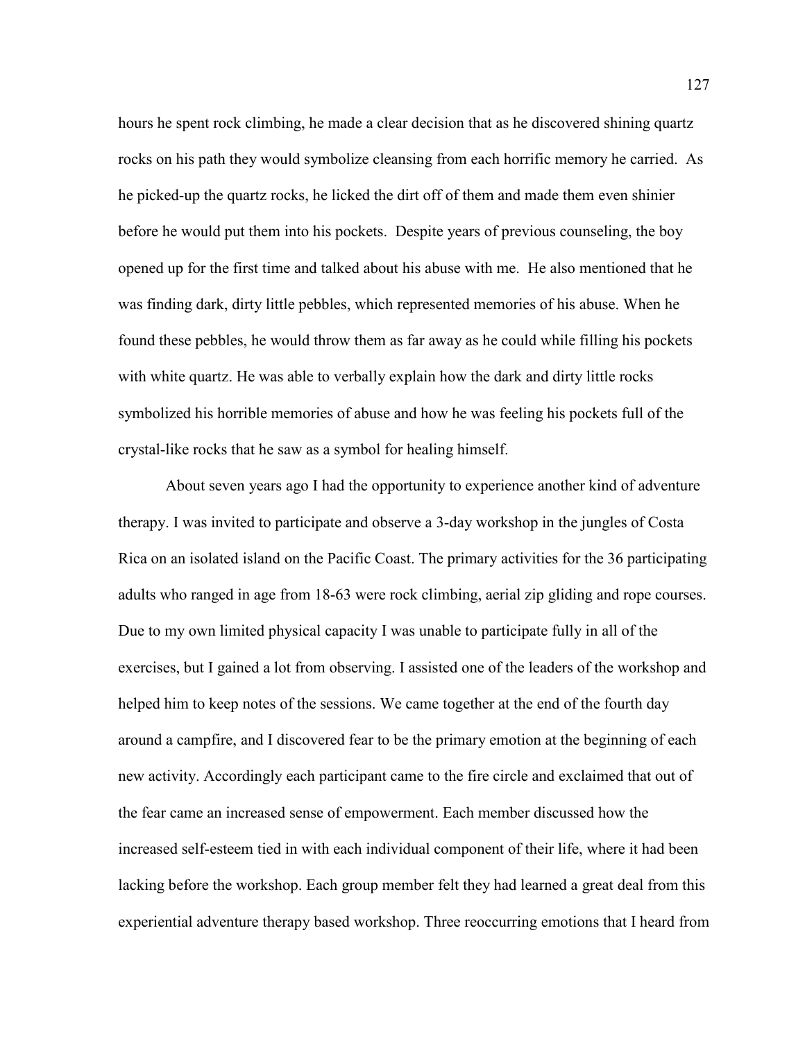hours he spent rock climbing, he made a clear decision that as he discovered shining quartz rocks on his path they would symbolize cleansing from each horrific memory he carried. As he picked-up the quartz rocks, he licked the dirt off of them and made them even shinier before he would put them into his pockets. Despite years of previous counseling, the boy opened up for the first time and talked about his abuse with me. He also mentioned that he was finding dark, dirty little pebbles, which represented memories of his abuse. When he found these pebbles, he would throw them as far away as he could while filling his pockets with white quartz. He was able to verbally explain how the dark and dirty little rocks symbolized his horrible memories of abuse and how he was feeling his pockets full of the crystal-like rocks that he saw as a symbol for healing himself.

About seven years ago I had the opportunity to experience another kind of adventure therapy. I was invited to participate and observe a 3-day workshop in the jungles of Costa Rica on an isolated island on the Pacific Coast. The primary activities for the 36 participating adults who ranged in age from 18-63 were rock climbing, aerial zip gliding and rope courses. Due to my own limited physical capacity I was unable to participate fully in all of the exercises, but I gained a lot from observing. I assisted one of the leaders of the workshop and helped him to keep notes of the sessions. We came together at the end of the fourth day around a campfire, and I discovered fear to be the primary emotion at the beginning of each new activity. Accordingly each participant came to the fire circle and exclaimed that out of the fear came an increased sense of empowerment. Each member discussed how the increased self-esteem tied in with each individual component of their life, where it had been lacking before the workshop. Each group member felt they had learned a great deal from this experiential adventure therapy based workshop. Three reoccurring emotions that I heard from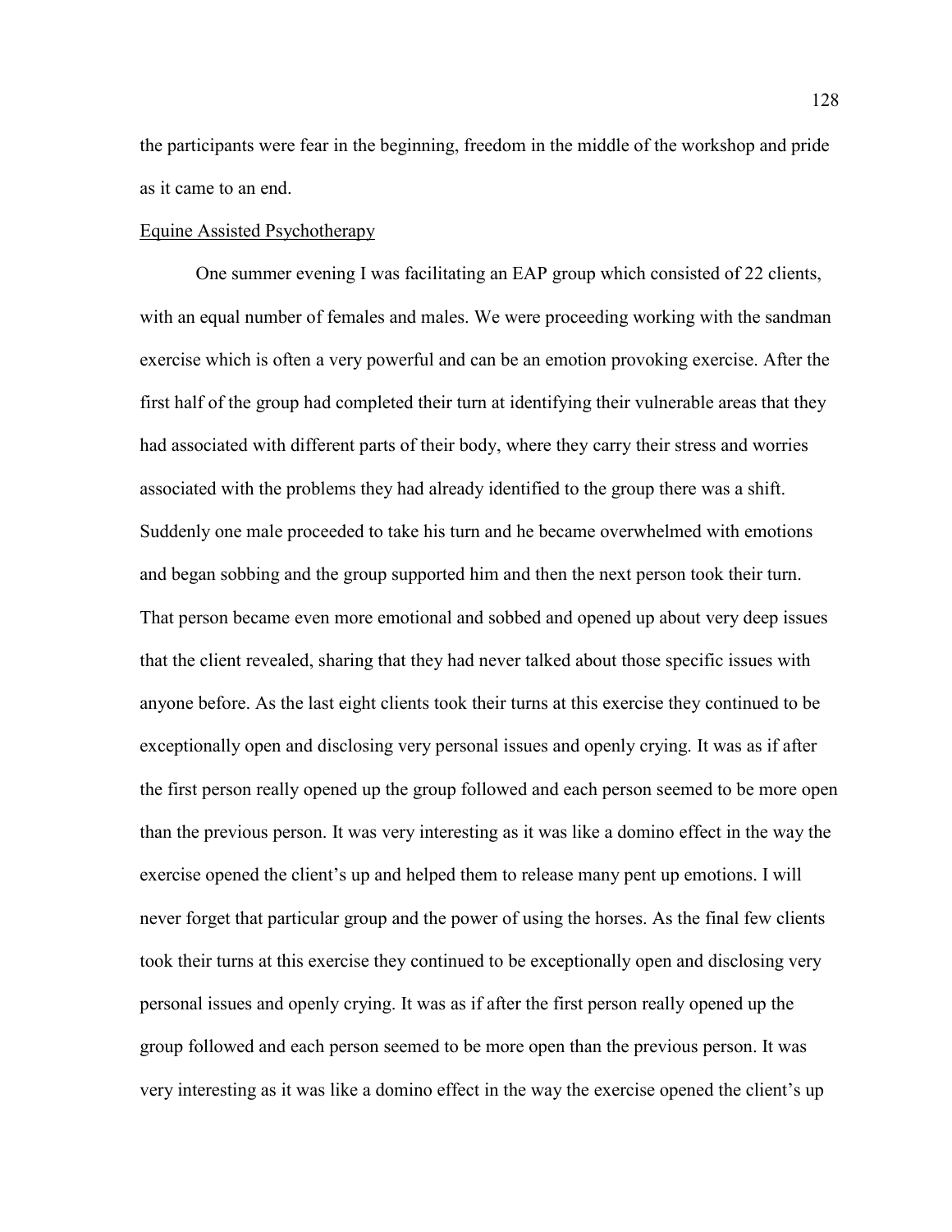the participants were fear in the beginning, freedom in the middle of the workshop and pride as it came to an end.

Equine Assisted Psychotherapy

One summer evening I was facilitating an EAP group which consisted of 22 clients, with an equal number of females and males. We were proceeding working with the sandman exercise which is often a very powerful and can be an emotion provoking exercise. After the first half of the group had completed their turn at identifying their vulnerable areas that they had associated with different parts of their body, where they carry their stress and worries associated with the problems they had already identified to the group there was a shift. Suddenly one male proceeded to take his turn and he became overwhelmed with emotions and began sobbing and the group supported him and then the next person took their turn. That person became even more emotional and sobbed and opened up about very deep issues that the client revealed, sharing that they had never talked about those specific issues with anyone before. As the last eight clients took their turns at this exercise they continued to be exceptionally open and disclosing very personal issues and openly crying. It was as if after the first person really opened up the group followed and each person seemed to be more open than the previous person. It was very interesting as it was like a domino effect in the way the exercise opened the client's up and helped them to release many pent up emotions. I will never forget that particular group and the power of using the horses. As the final few clients took their turns at this exercise they continued to be exceptionally open and disclosing very personal issues and openly crying. It was as if after the first person really opened up the group followed and each person seemed to be more open than the previous person. It was very interesting as it was like a domino effect in the way the exercise opened the client's up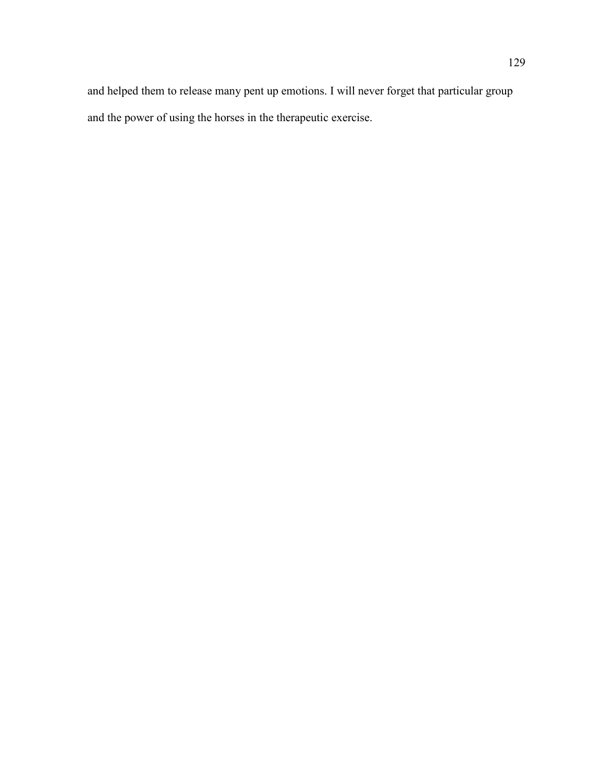and helped them to release many pent up emotions. I will never forget that particular group and the power of using the horses in the therapeutic exercise.